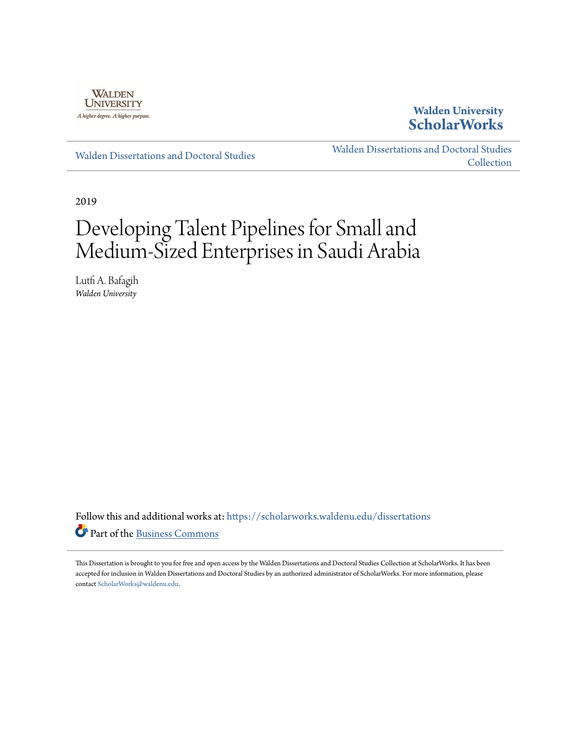Walden University

A higher degree. A higher purpose.

**Walden University ScholarWorks**

Walden Dissertations and Doctoral Studies

Walden Dissertations and Doctoral Studies Collection

2019

# Developing Talent Pipelines for Small and Medium-Sized Enterprises in Saudi Arabia

Lutfi A. Bafagih
*Walden University*

Follow this and additional works at: https://scholarworks.waldenu.edu/dissertations

Part of the Business Commons

This Dissertation is brought to you for free and open access by the Walden Dissertations and Doctoral Studies Collection at ScholarWorks. It has been accepted for inclusion in Walden Dissertations and Doctoral Studies by an authorized administrator of ScholarWorks. For more information, please contact ScholarWorks@waldenu.edu.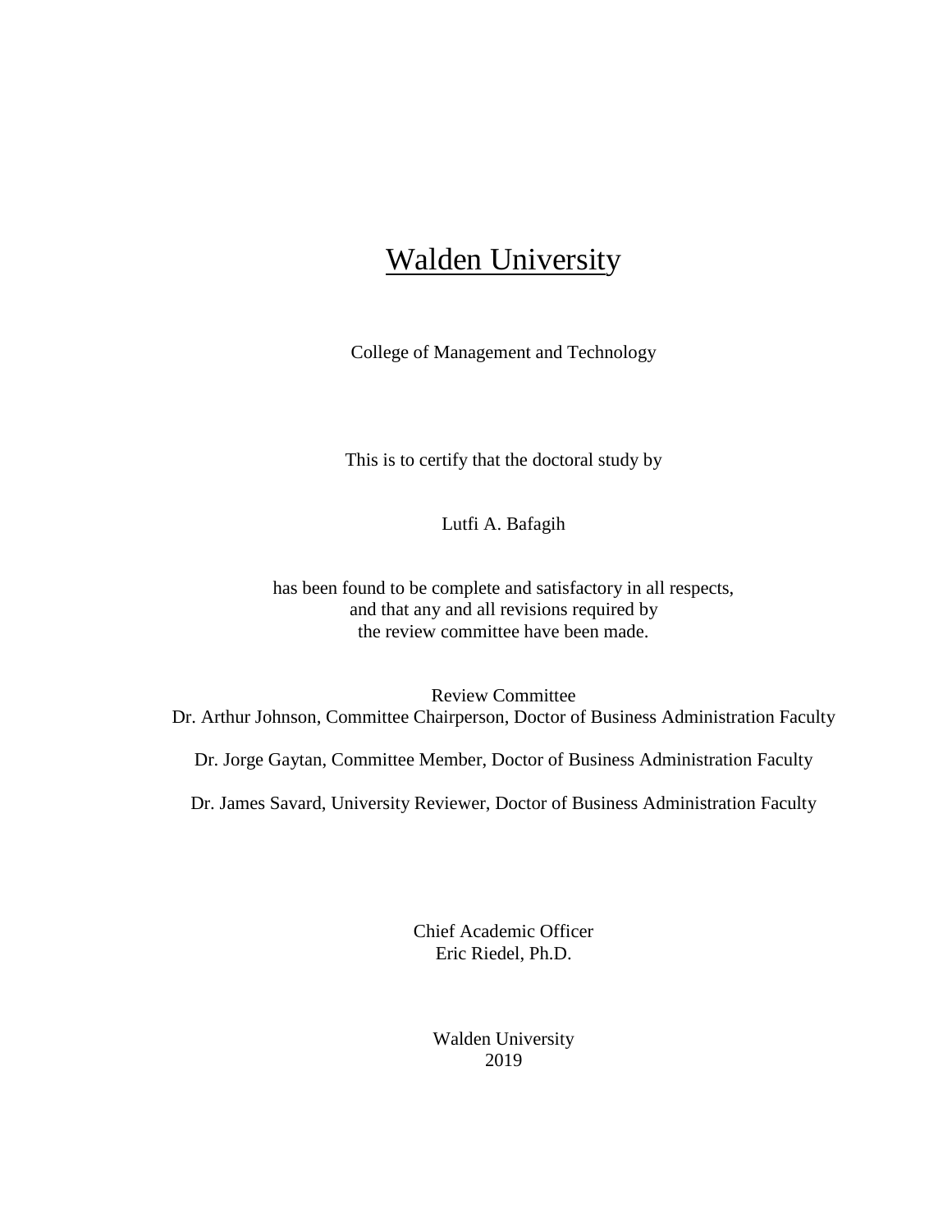# Walden University

College of Management and Technology

This is to certify that the doctoral study by

Lutfi A. Bafagih

has been found to be complete and satisfactory in all respects,
and that any and all revisions required by
the review committee have been made.

Review Committee
Dr. Arthur Johnson, Committee Chairperson, Doctor of Business Administration Faculty

Dr. Jorge Gaytan, Committee Member, Doctor of Business Administration Faculty

Dr. James Savard, University Reviewer, Doctor of Business Administration Faculty

Chief Academic Officer
Eric Riedel, Ph.D.

Walden University
2019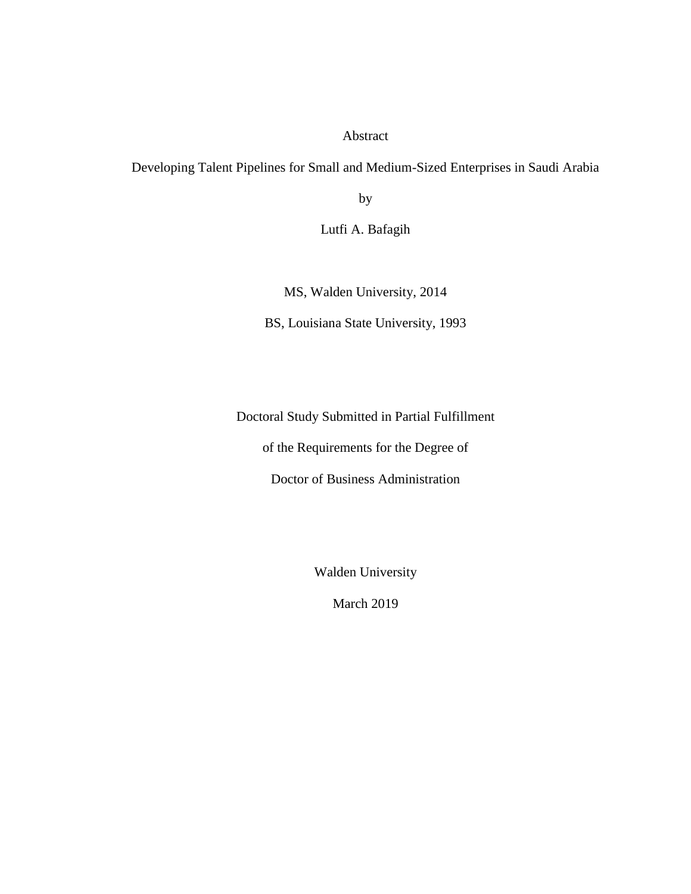Abstract

Developing Talent Pipelines for Small and Medium-Sized Enterprises in Saudi Arabia

by

Lutfi A. Bafagih

MS, Walden University, 2014

BS, Louisiana State University, 1993

Doctoral Study Submitted in Partial Fulfillment

of the Requirements for the Degree of

Doctor of Business Administration

Walden University

March 2019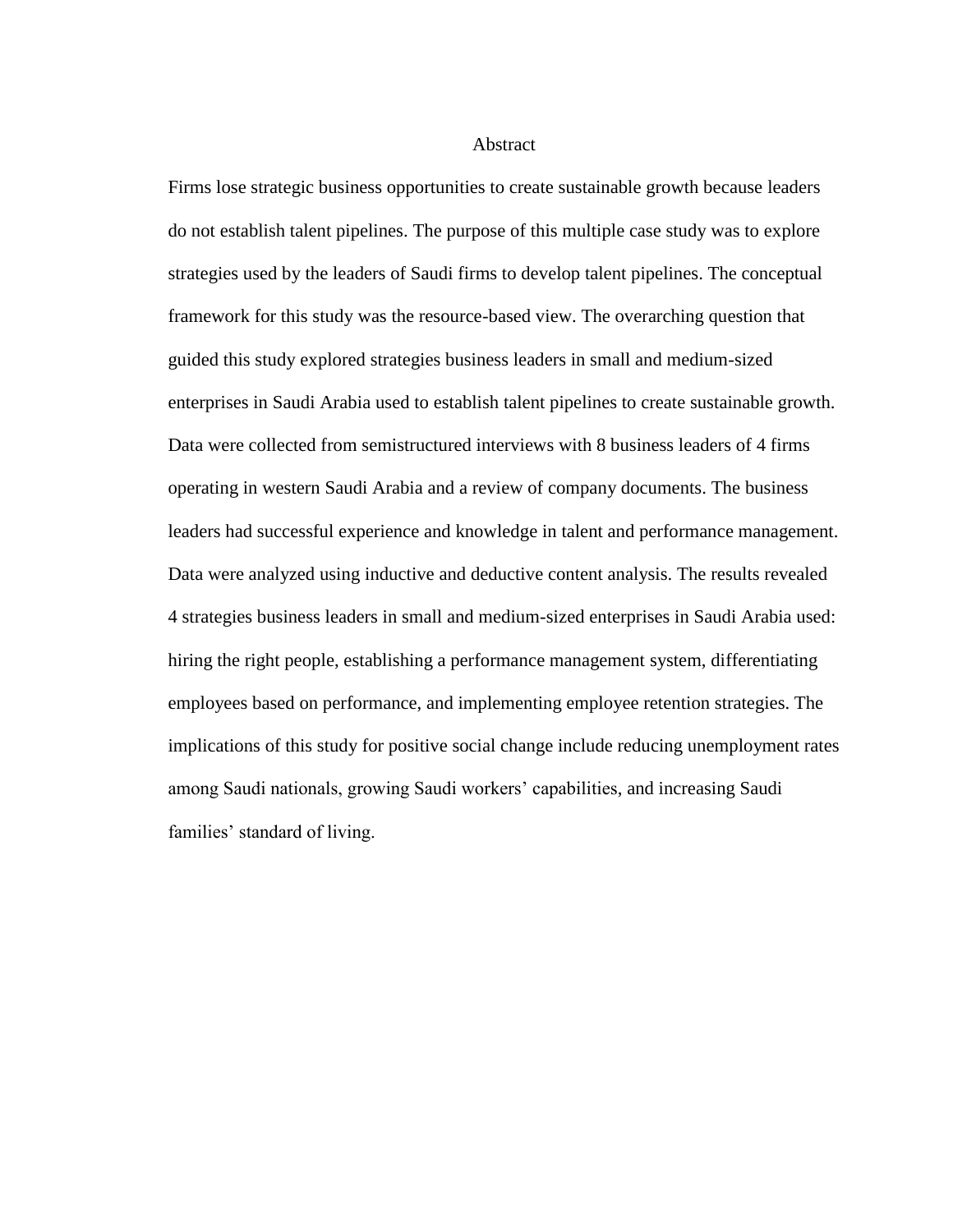# Abstract

Firms lose strategic business opportunities to create sustainable growth because leaders do not establish talent pipelines. The purpose of this multiple case study was to explore strategies used by the leaders of Saudi firms to develop talent pipelines. The conceptual framework for this study was the resource-based view. The overarching question that guided this study explored strategies business leaders in small and medium-sized enterprises in Saudi Arabia used to establish talent pipelines to create sustainable growth. Data were collected from semistructured interviews with 8 business leaders of 4 firms operating in western Saudi Arabia and a review of company documents. The business leaders had successful experience and knowledge in talent and performance management. Data were analyzed using inductive and deductive content analysis. The results revealed 4 strategies business leaders in small and medium-sized enterprises in Saudi Arabia used: hiring the right people, establishing a performance management system, differentiating employees based on performance, and implementing employee retention strategies. The implications of this study for positive social change include reducing unemployment rates among Saudi nationals, growing Saudi workers' capabilities, and increasing Saudi families' standard of living.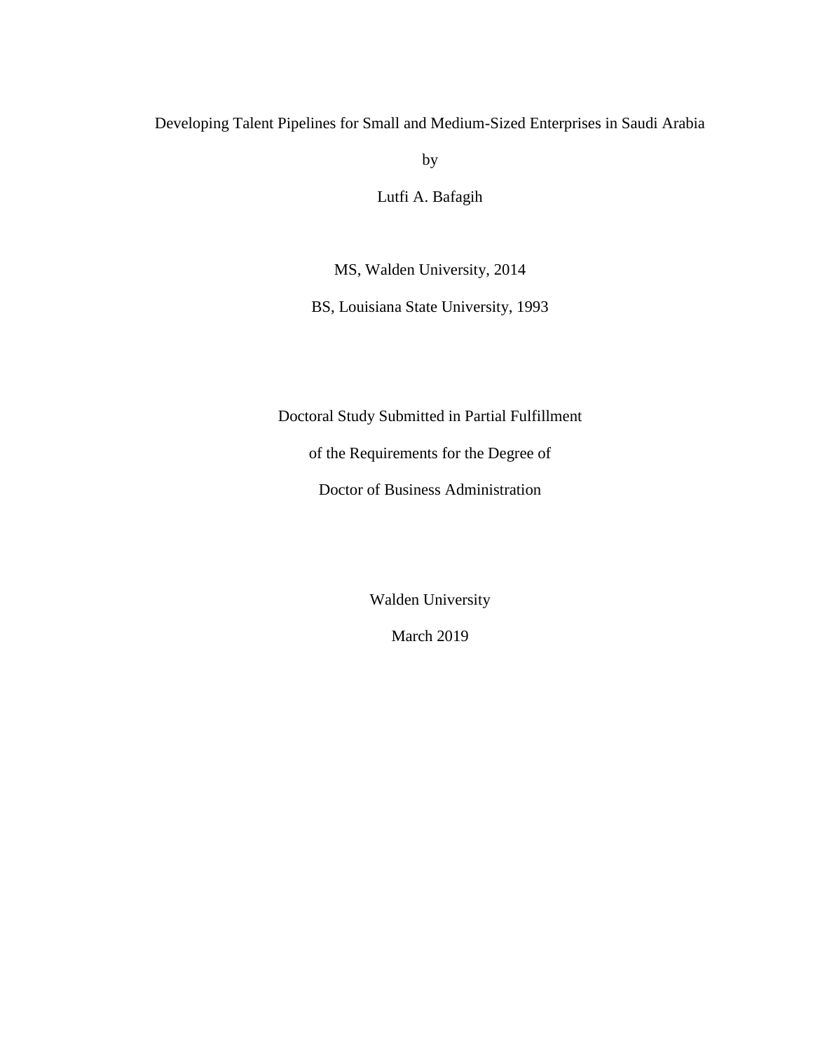Developing Talent Pipelines for Small and Medium-Sized Enterprises in Saudi Arabia

by

Lutfi A. Bafagih

MS, Walden University, 2014

BS, Louisiana State University, 1993

Doctoral Study Submitted in Partial Fulfillment

of the Requirements for the Degree of

Doctor of Business Administration

Walden University

March 2019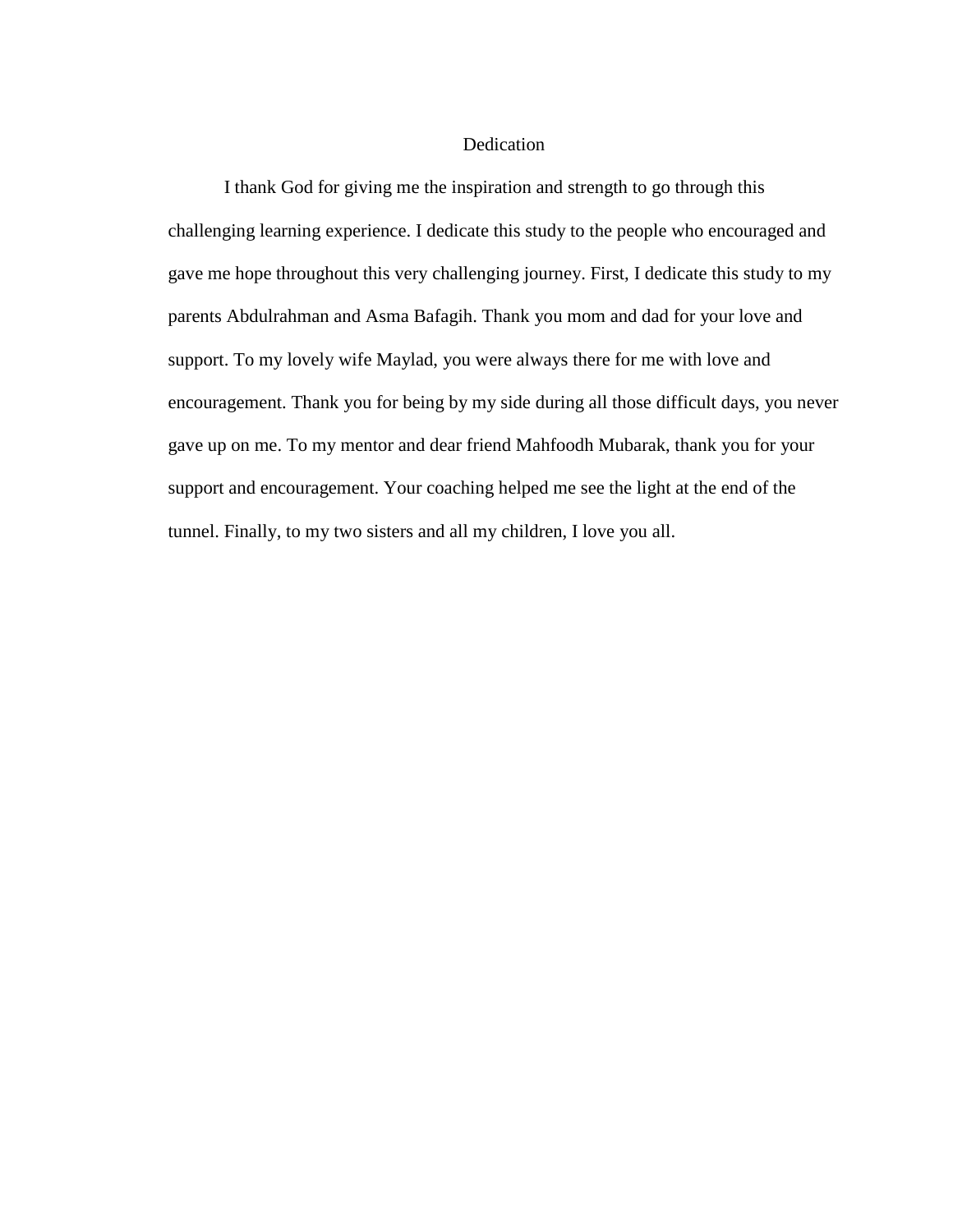# Dedication

I thank God for giving me the inspiration and strength to go through this challenging learning experience. I dedicate this study to the people who encouraged and gave me hope throughout this very challenging journey. First, I dedicate this study to my parents Abdulrahman and Asma Bafagih. Thank you mom and dad for your love and support. To my lovely wife Maylad, you were always there for me with love and encouragement. Thank you for being by my side during all those difficult days, you never gave up on me. To my mentor and dear friend Mahfoodh Mubarak, thank you for your support and encouragement. Your coaching helped me see the light at the end of the tunnel. Finally, to my two sisters and all my children, I love you all.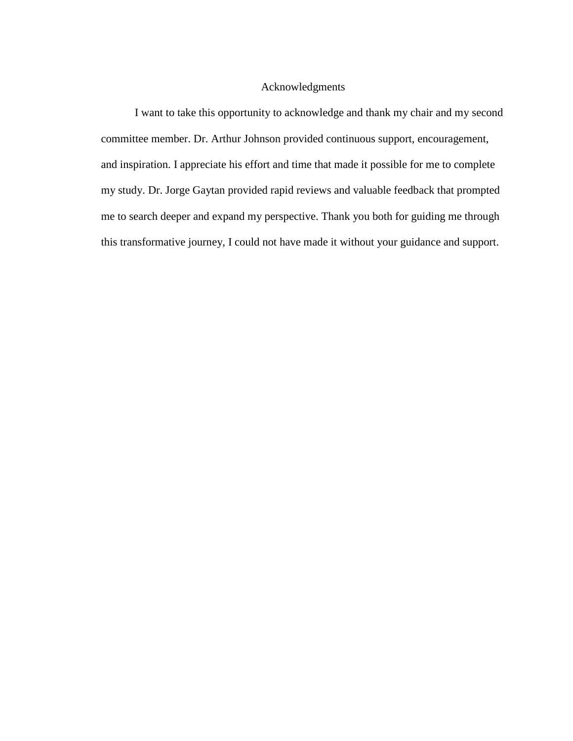# Acknowledgments

I want to take this opportunity to acknowledge and thank my chair and my second committee member. Dr. Arthur Johnson provided continuous support, encouragement, and inspiration. I appreciate his effort and time that made it possible for me to complete my study. Dr. Jorge Gaytan provided rapid reviews and valuable feedback that prompted me to search deeper and expand my perspective. Thank you both for guiding me through this transformative journey, I could not have made it without your guidance and support.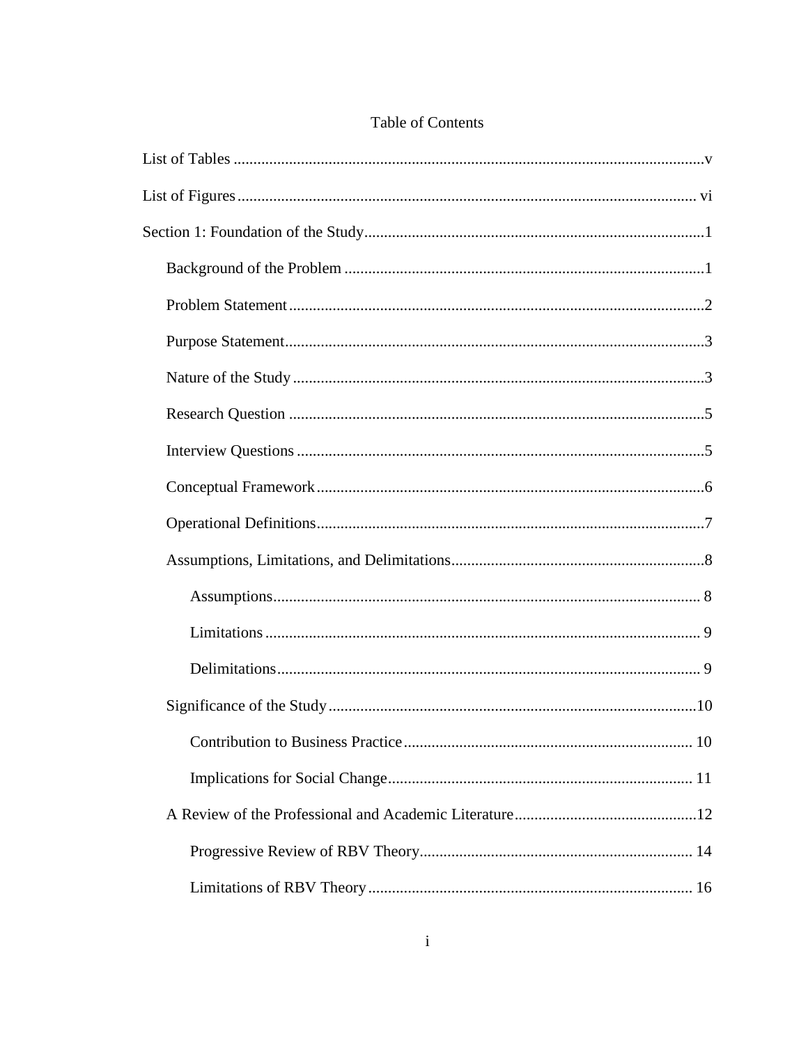# Table of Contents

List of Tables ....................................................................................................................v

List of Figures .................................................................................................................. vi

Section 1: Foundation of the Study ....................................................................................1

Background of the Problem ..........................................................................................1

Problem Statement ........................................................................................................2

Purpose Statement .........................................................................................................3

Nature of the Study .......................................................................................................3

Research Question ........................................................................................................5

Interview Questions ......................................................................................................5

Conceptual Framework .................................................................................................6

Operational Definitions .................................................................................................7

Assumptions, Limitations, and Delimitations ................................................................8

Assumptions ........................................................................................................... 8

Limitations ............................................................................................................. 9

Delimitations ........................................................................................................... 9

Significance of the Study .............................................................................................10

Contribution to Business Practice ......................................................................... 10

Implications for Social Change ............................................................................. 11

A Review of the Professional and Academic Literature ..............................................12

Progressive Review of RBV Theory ..................................................................... 14

Limitations of RBV Theory .................................................................................. 16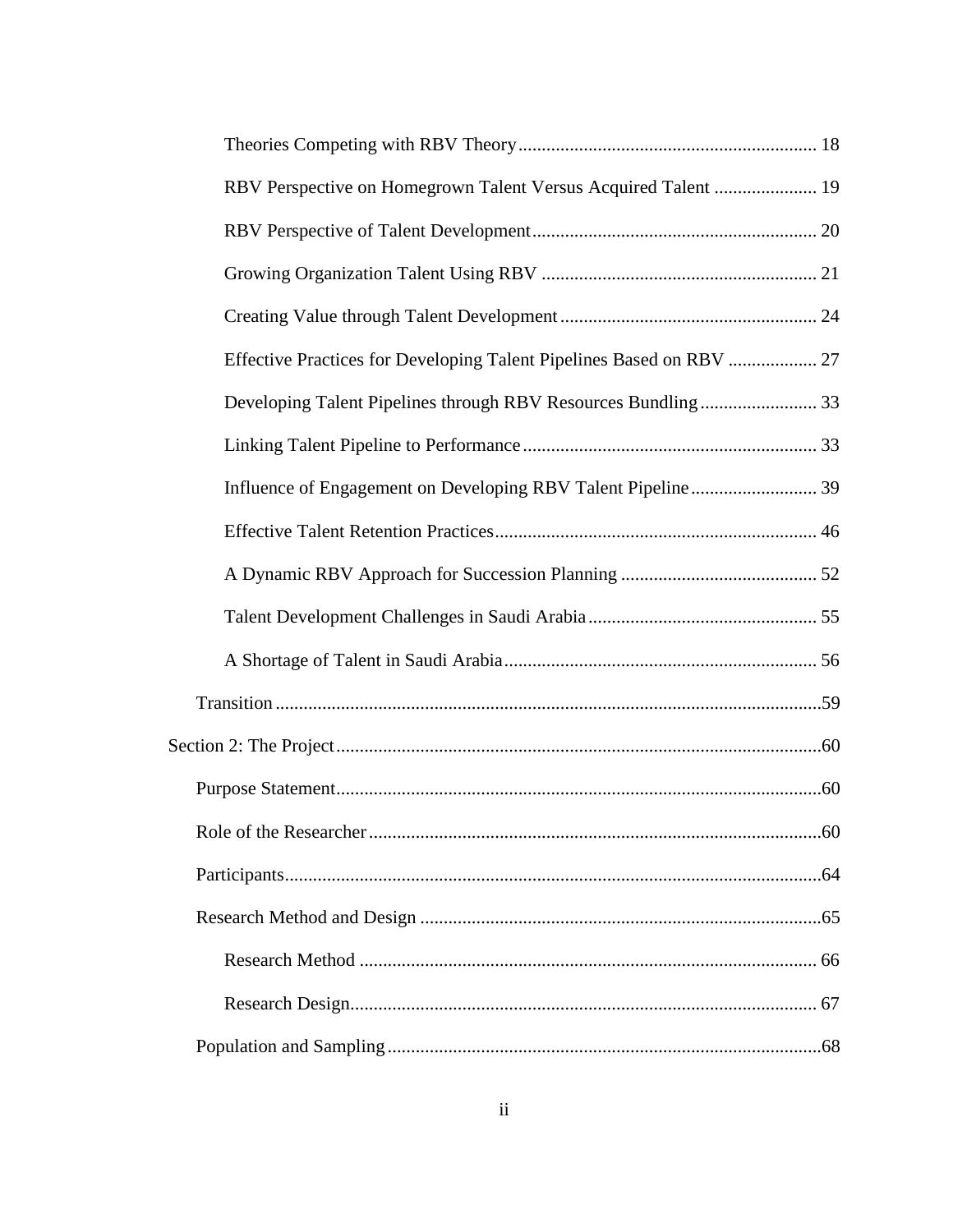Theories Competing with RBV Theory ........................................................................ 18

RBV Perspective on Homegrown Talent Versus Acquired Talent ...................... 19

RBV Perspective of Talent Development ............................................................ 20

Growing Organization Talent Using RBV .......................................................... 21

Creating Value through Talent Development ...................................................... 24

Effective Practices for Developing Talent Pipelines Based on RBV ................... 27

Developing Talent Pipelines through RBV Resources Bundling ......................... 33

Linking Talent Pipeline to Performance .............................................................. 33

Influence of Engagement on Developing RBV Talent Pipeline ........................... 39

Effective Talent Retention Practices .................................................................... 46

A Dynamic RBV Approach for Succession Planning .......................................... 52

Talent Development Challenges in Saudi Arabia ................................................. 55

A Shortage of Talent in Saudi Arabia ................................................................... 56

Transition ....................................................................................................................59

Section 2: The Project .......................................................................................................60

Purpose Statement........................................................................................................60

Role of the Researcher .................................................................................................60

Participants..................................................................................................................64

Research Method and Design .....................................................................................65

Research Method ................................................................................................. 66

Research Design................................................................................................... 67

Population and Sampling ............................................................................................68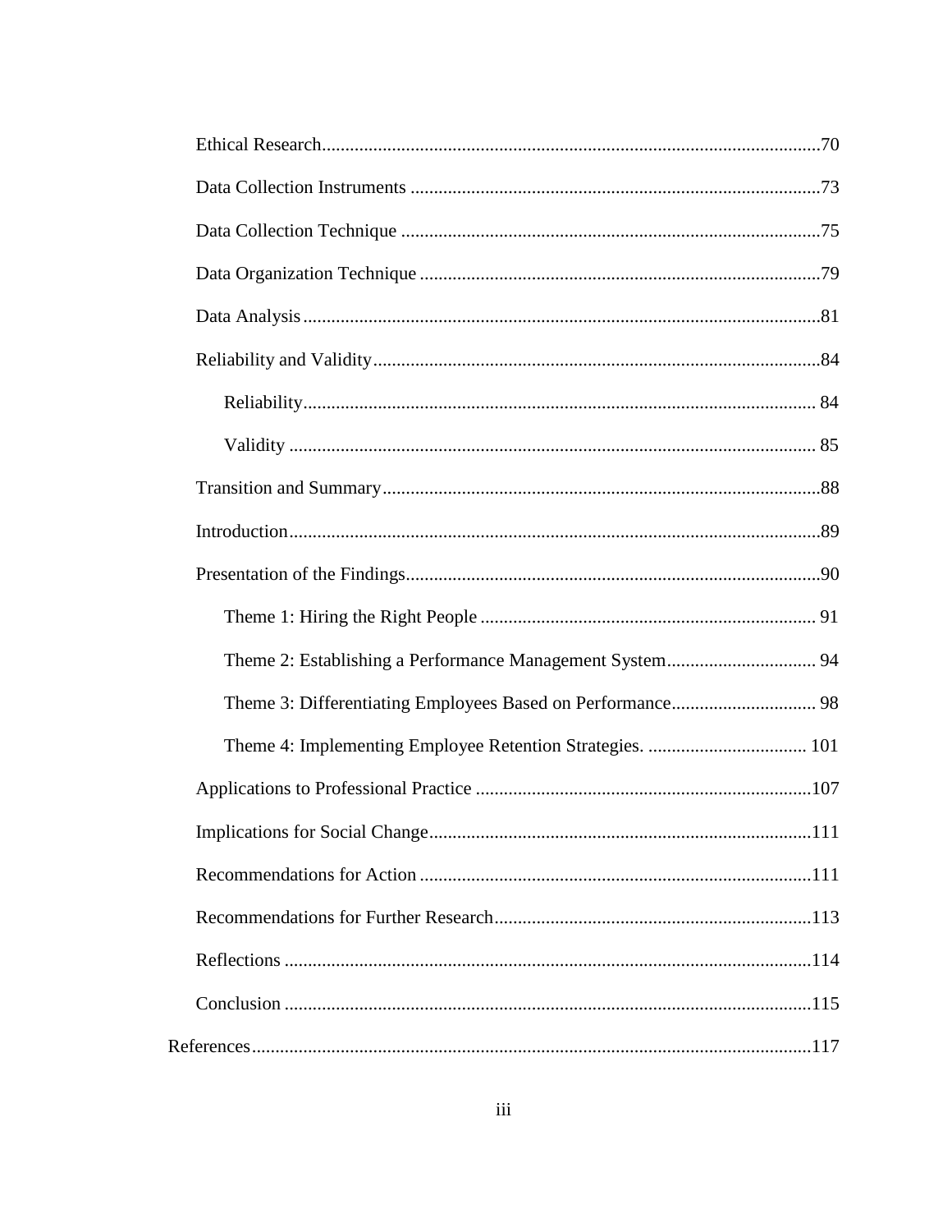Ethical Research 70

Data Collection Instruments 73

Data Collection Technique 75

Data Organization Technique 79

Data Analysis 81

Reliability and Validity 84

Reliability 84

Validity 85

Transition and Summary 88

Introduction 89

Presentation of the Findings 90

Theme 1: Hiring the Right People 91

Theme 2: Establishing a Performance Management System 94

Theme 3: Differentiating Employees Based on Performance 98

Theme 4: Implementing Employee Retention Strategies. 101

Applications to Professional Practice 107

Implications for Social Change 111

Recommendations for Action 111

Recommendations for Further Research 113

Reflections 114

Conclusion 115

References 117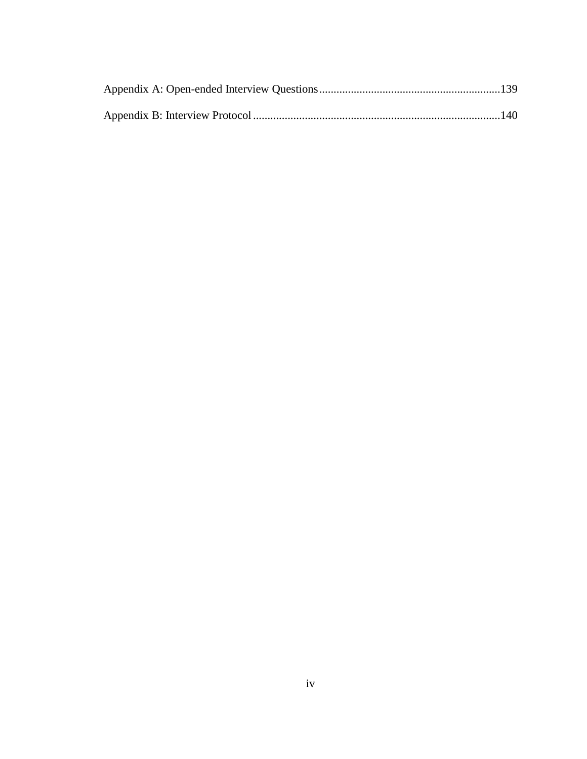Appendix A: Open-ended Interview Questions ....................................................139

Appendix B: Interview Protocol ....................................................................140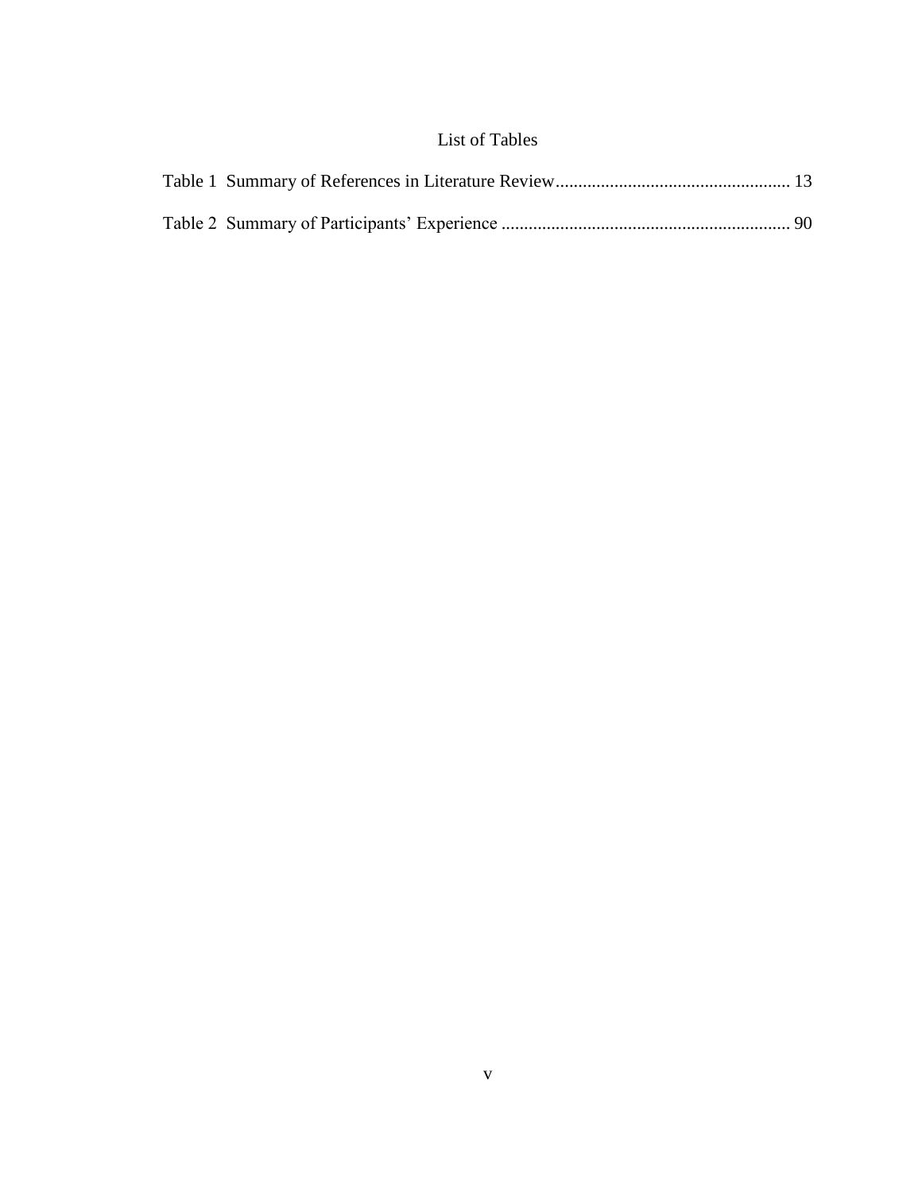# List of Tables

Table 1 Summary of References in Literature Review .................................................... 13

Table 2 Summary of Participants' Experience ............................................................... 90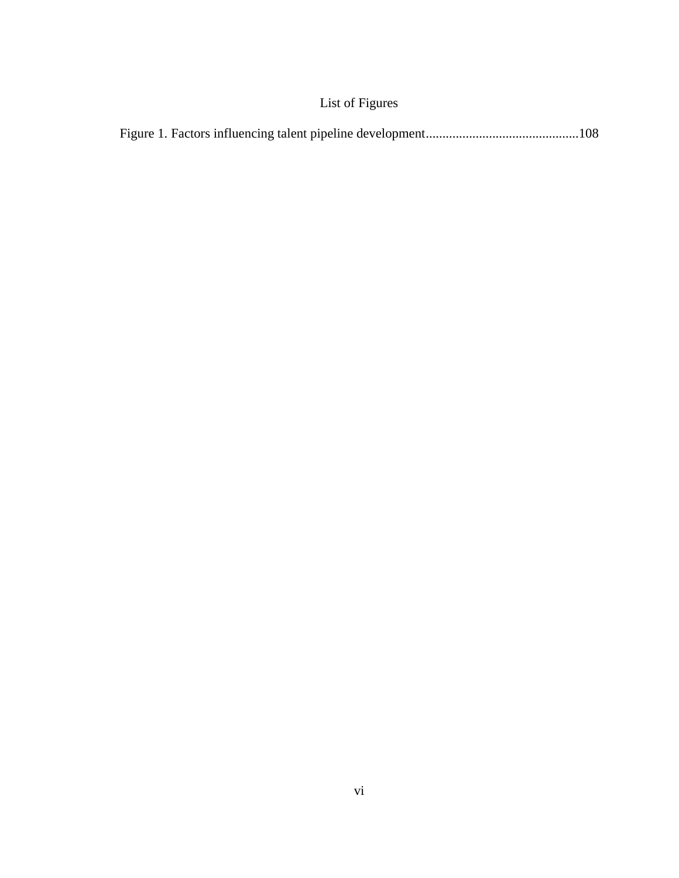# List of Figures

Figure 1. Factors influencing talent pipeline development..............................................108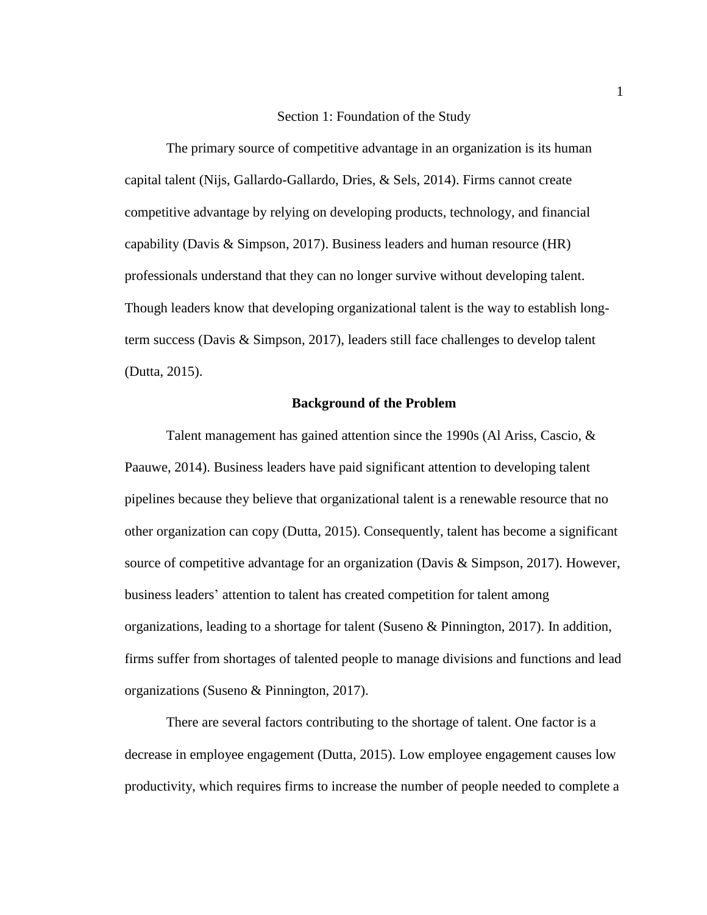# Section 1: Foundation of the Study

The primary source of competitive advantage in an organization is its human capital talent (Nijs, Gallardo-Gallardo, Dries, & Sels, 2014). Firms cannot create competitive advantage by relying on developing products, technology, and financial capability (Davis & Simpson, 2017). Business leaders and human resource (HR) professionals understand that they can no longer survive without developing talent. Though leaders know that developing organizational talent is the way to establish long-term success (Davis & Simpson, 2017), leaders still face challenges to develop talent (Dutta, 2015).

## Background of the Problem

Talent management has gained attention since the 1990s (Al Ariss, Cascio, & Paauwe, 2014). Business leaders have paid significant attention to developing talent pipelines because they believe that organizational talent is a renewable resource that no other organization can copy (Dutta, 2015). Consequently, talent has become a significant source of competitive advantage for an organization (Davis & Simpson, 2017). However, business leaders' attention to talent has created competition for talent among organizations, leading to a shortage for talent (Suseno & Pinnington, 2017). In addition, firms suffer from shortages of talented people to manage divisions and functions and lead organizations (Suseno & Pinnington, 2017).

There are several factors contributing to the shortage of talent. One factor is a decrease in employee engagement (Dutta, 2015). Low employee engagement causes low productivity, which requires firms to increase the number of people needed to complete a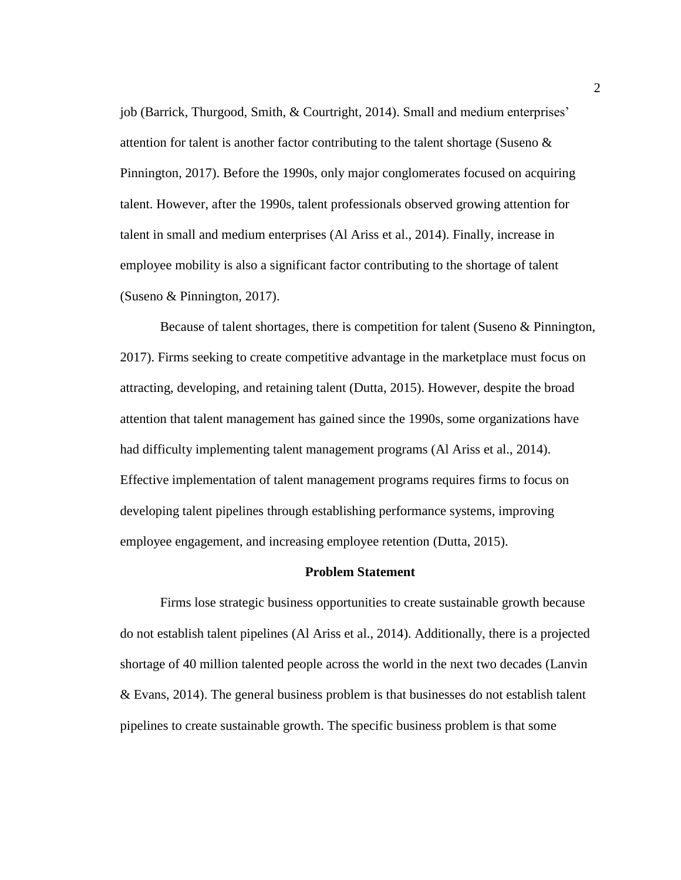job (Barrick, Thurgood, Smith, & Courtright, 2014). Small and medium enterprises' attention for talent is another factor contributing to the talent shortage (Suseno & Pinnington, 2017). Before the 1990s, only major conglomerates focused on acquiring talent. However, after the 1990s, talent professionals observed growing attention for talent in small and medium enterprises (Al Ariss et al., 2014). Finally, increase in employee mobility is also a significant factor contributing to the shortage of talent (Suseno & Pinnington, 2017).

Because of talent shortages, there is competition for talent (Suseno & Pinnington, 2017). Firms seeking to create competitive advantage in the marketplace must focus on attracting, developing, and retaining talent (Dutta, 2015). However, despite the broad attention that talent management has gained since the 1990s, some organizations have had difficulty implementing talent management programs (Al Ariss et al., 2014). Effective implementation of talent management programs requires firms to focus on developing talent pipelines through establishing performance systems, improving employee engagement, and increasing employee retention (Dutta, 2015).

## Problem Statement

Firms lose strategic business opportunities to create sustainable growth because do not establish talent pipelines (Al Ariss et al., 2014). Additionally, there is a projected shortage of 40 million talented people across the world in the next two decades (Lanvin & Evans, 2014). The general business problem is that businesses do not establish talent pipelines to create sustainable growth. The specific business problem is that some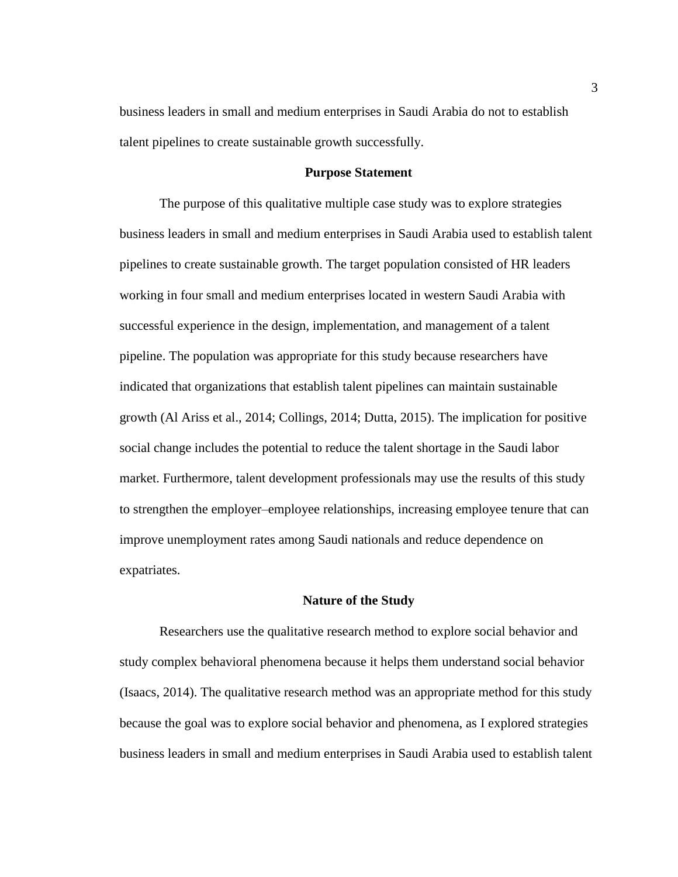business leaders in small and medium enterprises in Saudi Arabia do not to establish talent pipelines to create sustainable growth successfully.

## Purpose Statement

The purpose of this qualitative multiple case study was to explore strategies business leaders in small and medium enterprises in Saudi Arabia used to establish talent pipelines to create sustainable growth. The target population consisted of HR leaders working in four small and medium enterprises located in western Saudi Arabia with successful experience in the design, implementation, and management of a talent pipeline. The population was appropriate for this study because researchers have indicated that organizations that establish talent pipelines can maintain sustainable growth (Al Ariss et al., 2014; Collings, 2014; Dutta, 2015). The implication for positive social change includes the potential to reduce the talent shortage in the Saudi labor market. Furthermore, talent development professionals may use the results of this study to strengthen the employer–employee relationships, increasing employee tenure that can improve unemployment rates among Saudi nationals and reduce dependence on expatriates.

## Nature of the Study

Researchers use the qualitative research method to explore social behavior and study complex behavioral phenomena because it helps them understand social behavior (Isaacs, 2014). The qualitative research method was an appropriate method for this study because the goal was to explore social behavior and phenomena, as I explored strategies business leaders in small and medium enterprises in Saudi Arabia used to establish talent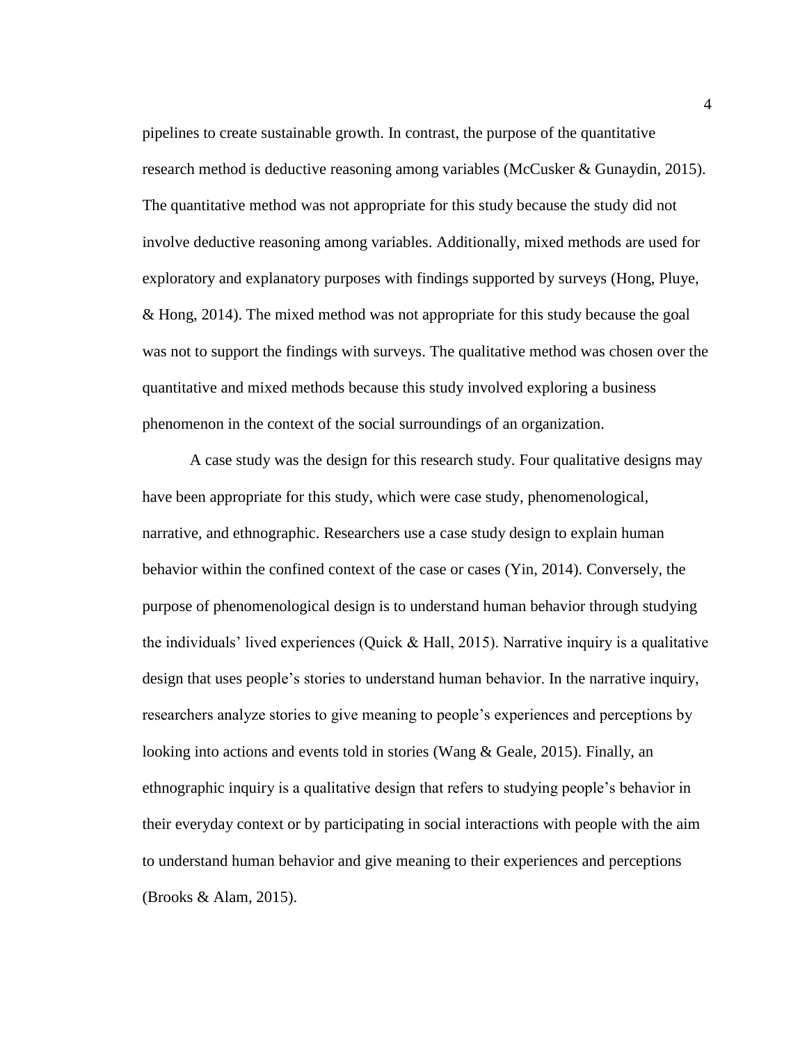pipelines to create sustainable growth. In contrast, the purpose of the quantitative research method is deductive reasoning among variables (McCusker & Gunaydin, 2015). The quantitative method was not appropriate for this study because the study did not involve deductive reasoning among variables. Additionally, mixed methods are used for exploratory and explanatory purposes with findings supported by surveys (Hong, Pluye, & Hong, 2014). The mixed method was not appropriate for this study because the goal was not to support the findings with surveys. The qualitative method was chosen over the quantitative and mixed methods because this study involved exploring a business phenomenon in the context of the social surroundings of an organization.

A case study was the design for this research study. Four qualitative designs may have been appropriate for this study, which were case study, phenomenological, narrative, and ethnographic. Researchers use a case study design to explain human behavior within the confined context of the case or cases (Yin, 2014). Conversely, the purpose of phenomenological design is to understand human behavior through studying the individuals' lived experiences (Quick & Hall, 2015). Narrative inquiry is a qualitative design that uses people's stories to understand human behavior. In the narrative inquiry, researchers analyze stories to give meaning to people's experiences and perceptions by looking into actions and events told in stories (Wang & Geale, 2015). Finally, an ethnographic inquiry is a qualitative design that refers to studying people's behavior in their everyday context or by participating in social interactions with people with the aim to understand human behavior and give meaning to their experiences and perceptions (Brooks & Alam, 2015).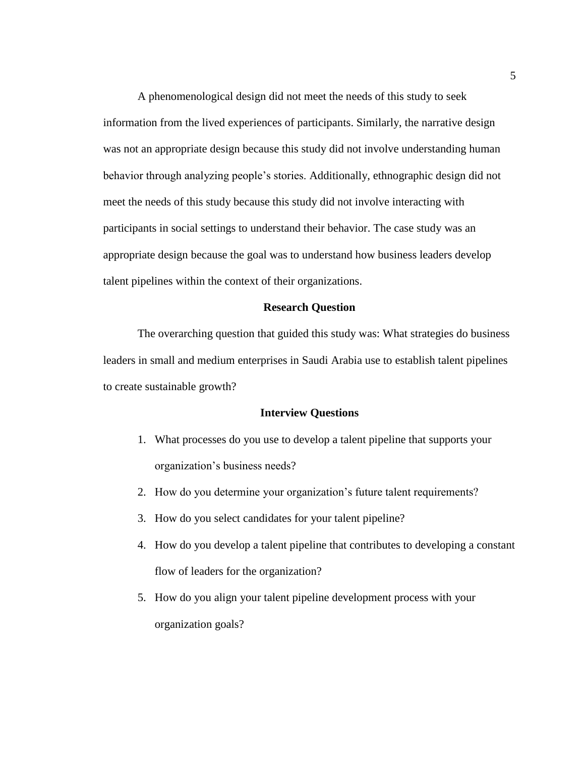A phenomenological design did not meet the needs of this study to seek information from the lived experiences of participants. Similarly, the narrative design was not an appropriate design because this study did not involve understanding human behavior through analyzing people's stories. Additionally, ethnographic design did not meet the needs of this study because this study did not involve interacting with participants in social settings to understand their behavior. The case study was an appropriate design because the goal was to understand how business leaders develop talent pipelines within the context of their organizations.

## Research Question

The overarching question that guided this study was: What strategies do business leaders in small and medium enterprises in Saudi Arabia use to establish talent pipelines to create sustainable growth?

## Interview Questions

1. What processes do you use to develop a talent pipeline that supports your organization's business needs?
2. How do you determine your organization's future talent requirements?
3. How do you select candidates for your talent pipeline?
4. How do you develop a talent pipeline that contributes to developing a constant flow of leaders for the organization?
5. How do you align your talent pipeline development process with your organization goals?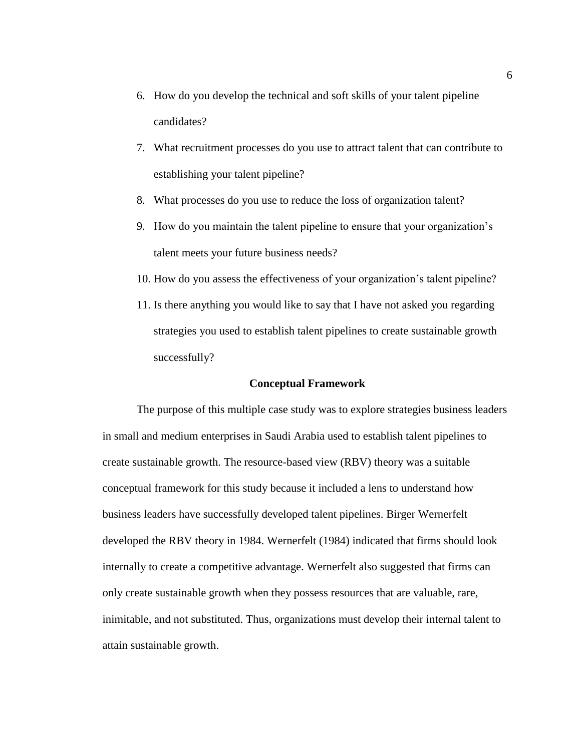6. How do you develop the technical and soft skills of your talent pipeline candidates?
7. What recruitment processes do you use to attract talent that can contribute to establishing your talent pipeline?
8. What processes do you use to reduce the loss of organization talent?
9. How do you maintain the talent pipeline to ensure that your organization's talent meets your future business needs?
10. How do you assess the effectiveness of your organization's talent pipeline?
11. Is there anything you would like to say that I have not asked you regarding strategies you used to establish talent pipelines to create sustainable growth successfully?

## Conceptual Framework

The purpose of this multiple case study was to explore strategies business leaders in small and medium enterprises in Saudi Arabia used to establish talent pipelines to create sustainable growth. The resource-based view (RBV) theory was a suitable conceptual framework for this study because it included a lens to understand how business leaders have successfully developed talent pipelines. Birger Wernerfelt developed the RBV theory in 1984. Wernerfelt (1984) indicated that firms should look internally to create a competitive advantage. Wernerfelt also suggested that firms can only create sustainable growth when they possess resources that are valuable, rare, inimitable, and not substituted. Thus, organizations must develop their internal talent to attain sustainable growth.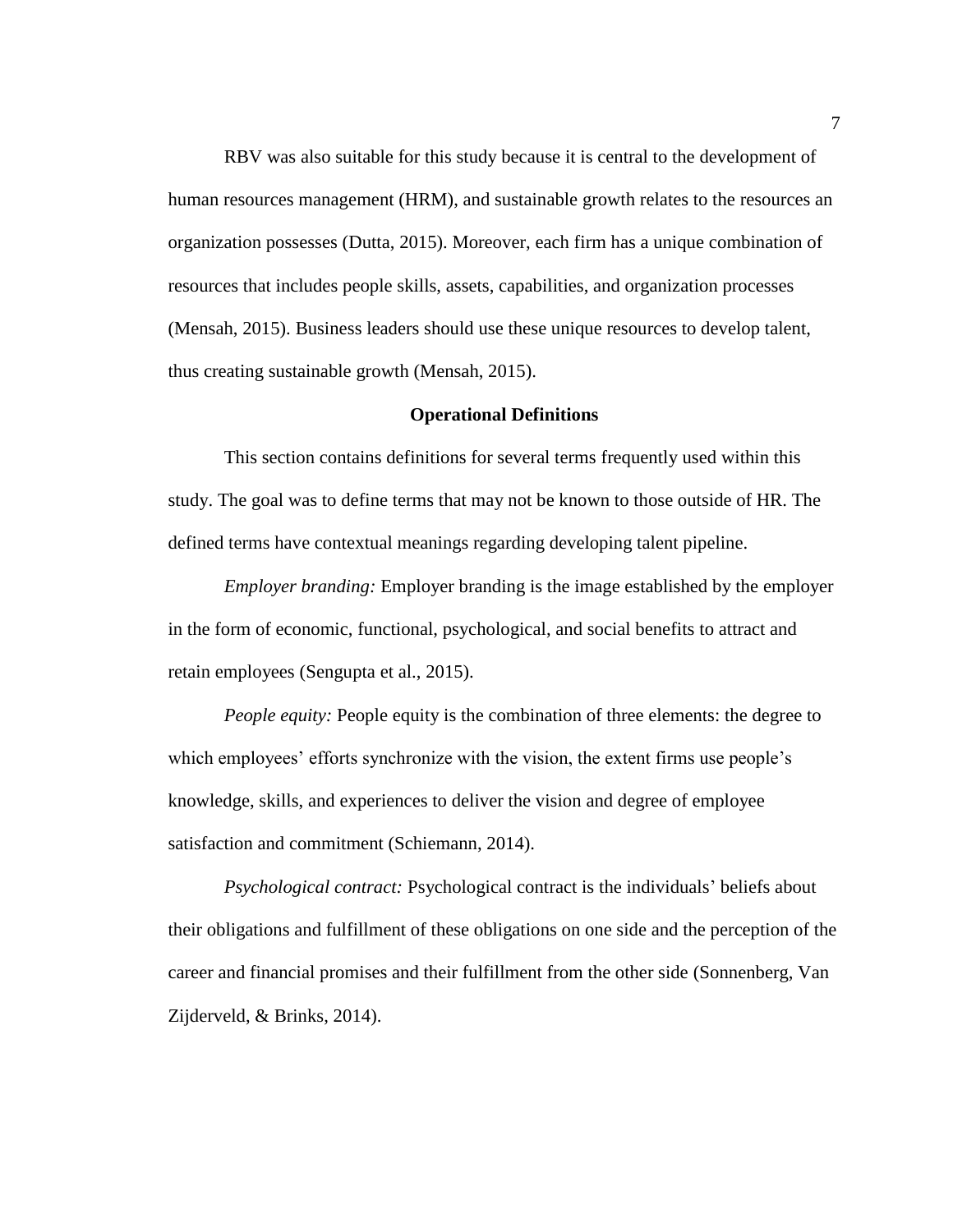RBV was also suitable for this study because it is central to the development of human resources management (HRM), and sustainable growth relates to the resources an organization possesses (Dutta, 2015). Moreover, each firm has a unique combination of resources that includes people skills, assets, capabilities, and organization processes (Mensah, 2015). Business leaders should use these unique resources to develop talent, thus creating sustainable growth (Mensah, 2015).

## Operational Definitions

This section contains definitions for several terms frequently used within this study. The goal was to define terms that may not be known to those outside of HR. The defined terms have contextual meanings regarding developing talent pipeline.

*Employer branding:* Employer branding is the image established by the employer in the form of economic, functional, psychological, and social benefits to attract and retain employees (Sengupta et al., 2015).

*People equity:* People equity is the combination of three elements: the degree to which employees' efforts synchronize with the vision, the extent firms use people's knowledge, skills, and experiences to deliver the vision and degree of employee satisfaction and commitment (Schiemann, 2014).

*Psychological contract:* Psychological contract is the individuals' beliefs about their obligations and fulfillment of these obligations on one side and the perception of the career and financial promises and their fulfillment from the other side (Sonnenberg, Van Zijderveld, & Brinks, 2014).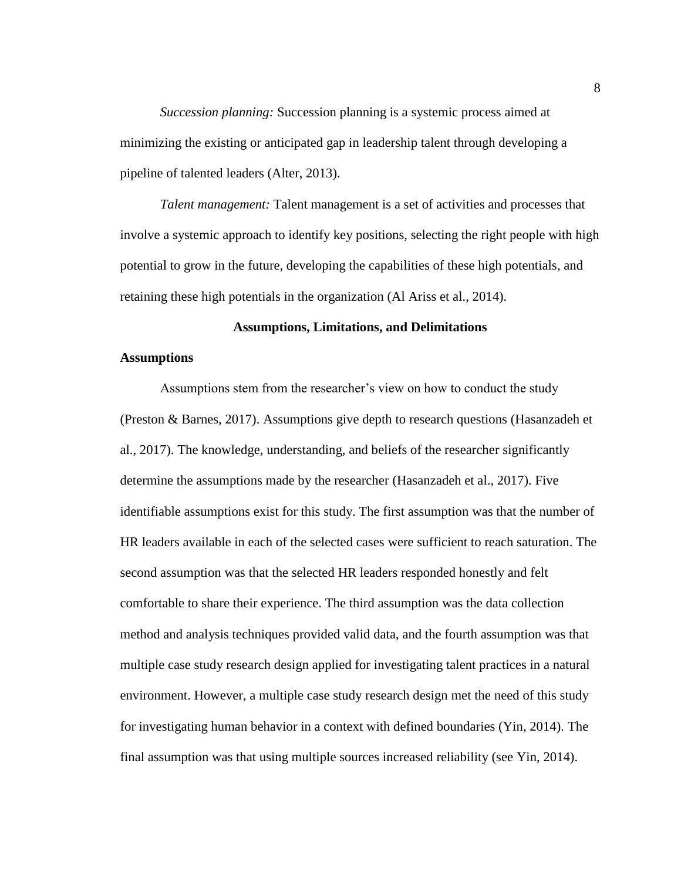*Succession planning:* Succession planning is a systemic process aimed at minimizing the existing or anticipated gap in leadership talent through developing a pipeline of talented leaders (Alter, 2013).

*Talent management:* Talent management is a set of activities and processes that involve a systemic approach to identify key positions, selecting the right people with high potential to grow in the future, developing the capabilities of these high potentials, and retaining these high potentials in the organization (Al Ariss et al., 2014).

## Assumptions, Limitations, and Delimitations

### Assumptions

Assumptions stem from the researcher's view on how to conduct the study (Preston & Barnes, 2017). Assumptions give depth to research questions (Hasanzadeh et al., 2017). The knowledge, understanding, and beliefs of the researcher significantly determine the assumptions made by the researcher (Hasanzadeh et al., 2017). Five identifiable assumptions exist for this study. The first assumption was that the number of HR leaders available in each of the selected cases were sufficient to reach saturation. The second assumption was that the selected HR leaders responded honestly and felt comfortable to share their experience. The third assumption was the data collection method and analysis techniques provided valid data, and the fourth assumption was that multiple case study research design applied for investigating talent practices in a natural environment. However, a multiple case study research design met the need of this study for investigating human behavior in a context with defined boundaries (Yin, 2014). The final assumption was that using multiple sources increased reliability (see Yin, 2014).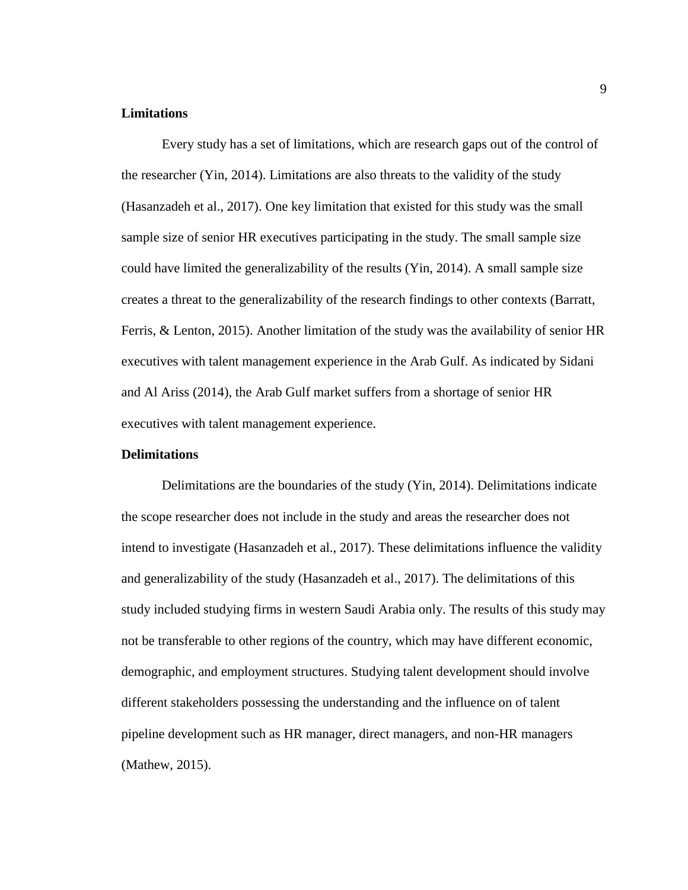### Limitations

Every study has a set of limitations, which are research gaps out of the control of the researcher (Yin, 2014). Limitations are also threats to the validity of the study (Hasanzadeh et al., 2017). One key limitation that existed for this study was the small sample size of senior HR executives participating in the study. The small sample size could have limited the generalizability of the results (Yin, 2014). A small sample size creates a threat to the generalizability of the research findings to other contexts (Barratt, Ferris, & Lenton, 2015). Another limitation of the study was the availability of senior HR executives with talent management experience in the Arab Gulf. As indicated by Sidani and Al Ariss (2014), the Arab Gulf market suffers from a shortage of senior HR executives with talent management experience.

### Delimitations

Delimitations are the boundaries of the study (Yin, 2014). Delimitations indicate the scope researcher does not include in the study and areas the researcher does not intend to investigate (Hasanzadeh et al., 2017). These delimitations influence the validity and generalizability of the study (Hasanzadeh et al., 2017). The delimitations of this study included studying firms in western Saudi Arabia only. The results of this study may not be transferable to other regions of the country, which may have different economic, demographic, and employment structures. Studying talent development should involve different stakeholders possessing the understanding and the influence on of talent pipeline development such as HR manager, direct managers, and non-HR managers (Mathew, 2015).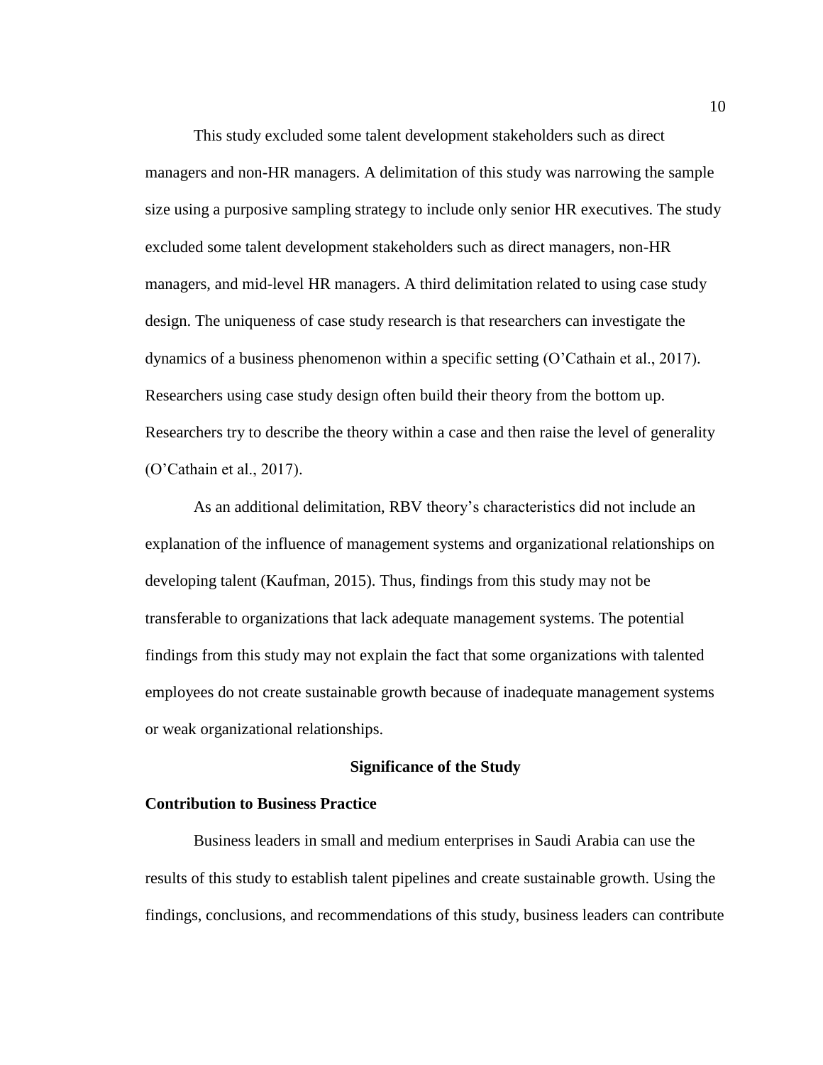This study excluded some talent development stakeholders such as direct managers and non-HR managers. A delimitation of this study was narrowing the sample size using a purposive sampling strategy to include only senior HR executives. The study excluded some talent development stakeholders such as direct managers, non-HR managers, and mid-level HR managers. A third delimitation related to using case study design. The uniqueness of case study research is that researchers can investigate the dynamics of a business phenomenon within a specific setting (O'Cathain et al., 2017). Researchers using case study design often build their theory from the bottom up. Researchers try to describe the theory within a case and then raise the level of generality (O'Cathain et al., 2017).

As an additional delimitation, RBV theory's characteristics did not include an explanation of the influence of management systems and organizational relationships on developing talent (Kaufman, 2015). Thus, findings from this study may not be transferable to organizations that lack adequate management systems. The potential findings from this study may not explain the fact that some organizations with talented employees do not create sustainable growth because of inadequate management systems or weak organizational relationships.

## Significance of the Study

### Contribution to Business Practice

Business leaders in small and medium enterprises in Saudi Arabia can use the results of this study to establish talent pipelines and create sustainable growth. Using the findings, conclusions, and recommendations of this study, business leaders can contribute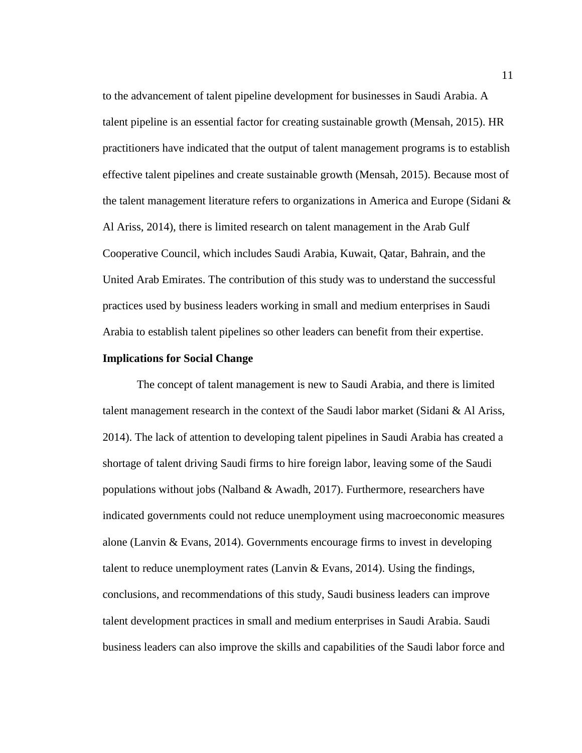to the advancement of talent pipeline development for businesses in Saudi Arabia. A talent pipeline is an essential factor for creating sustainable growth (Mensah, 2015). HR practitioners have indicated that the output of talent management programs is to establish effective talent pipelines and create sustainable growth (Mensah, 2015). Because most of the talent management literature refers to organizations in America and Europe (Sidani & Al Ariss, 2014), there is limited research on talent management in the Arab Gulf Cooperative Council, which includes Saudi Arabia, Kuwait, Qatar, Bahrain, and the United Arab Emirates. The contribution of this study was to understand the successful practices used by business leaders working in small and medium enterprises in Saudi Arabia to establish talent pipelines so other leaders can benefit from their expertise.

**Implications for Social Change**

The concept of talent management is new to Saudi Arabia, and there is limited talent management research in the context of the Saudi labor market (Sidani & Al Ariss, 2014). The lack of attention to developing talent pipelines in Saudi Arabia has created a shortage of talent driving Saudi firms to hire foreign labor, leaving some of the Saudi populations without jobs (Nalband & Awadh, 2017). Furthermore, researchers have indicated governments could not reduce unemployment using macroeconomic measures alone (Lanvin & Evans, 2014). Governments encourage firms to invest in developing talent to reduce unemployment rates (Lanvin & Evans, 2014). Using the findings, conclusions, and recommendations of this study, Saudi business leaders can improve talent development practices in small and medium enterprises in Saudi Arabia. Saudi business leaders can also improve the skills and capabilities of the Saudi labor force and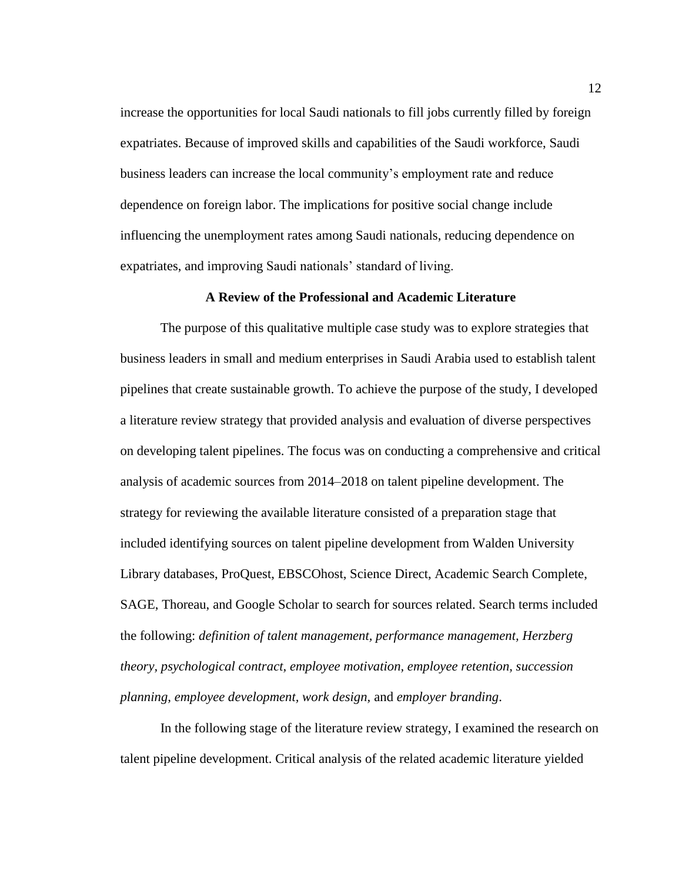increase the opportunities for local Saudi nationals to fill jobs currently filled by foreign expatriates. Because of improved skills and capabilities of the Saudi workforce, Saudi business leaders can increase the local community's employment rate and reduce dependence on foreign labor. The implications for positive social change include influencing the unemployment rates among Saudi nationals, reducing dependence on expatriates, and improving Saudi nationals' standard of living.

## A Review of the Professional and Academic Literature

The purpose of this qualitative multiple case study was to explore strategies that business leaders in small and medium enterprises in Saudi Arabia used to establish talent pipelines that create sustainable growth. To achieve the purpose of the study, I developed a literature review strategy that provided analysis and evaluation of diverse perspectives on developing talent pipelines. The focus was on conducting a comprehensive and critical analysis of academic sources from 2014–2018 on talent pipeline development. The strategy for reviewing the available literature consisted of a preparation stage that included identifying sources on talent pipeline development from Walden University Library databases, ProQuest, EBSCOhost, Science Direct, Academic Search Complete, SAGE, Thoreau, and Google Scholar to search for sources related. Search terms included the following: *definition of talent management, performance management, Herzberg theory, psychological contract, employee motivation, employee retention, succession planning, employee development, work design,* and *employer branding*.

In the following stage of the literature review strategy, I examined the research on talent pipeline development. Critical analysis of the related academic literature yielded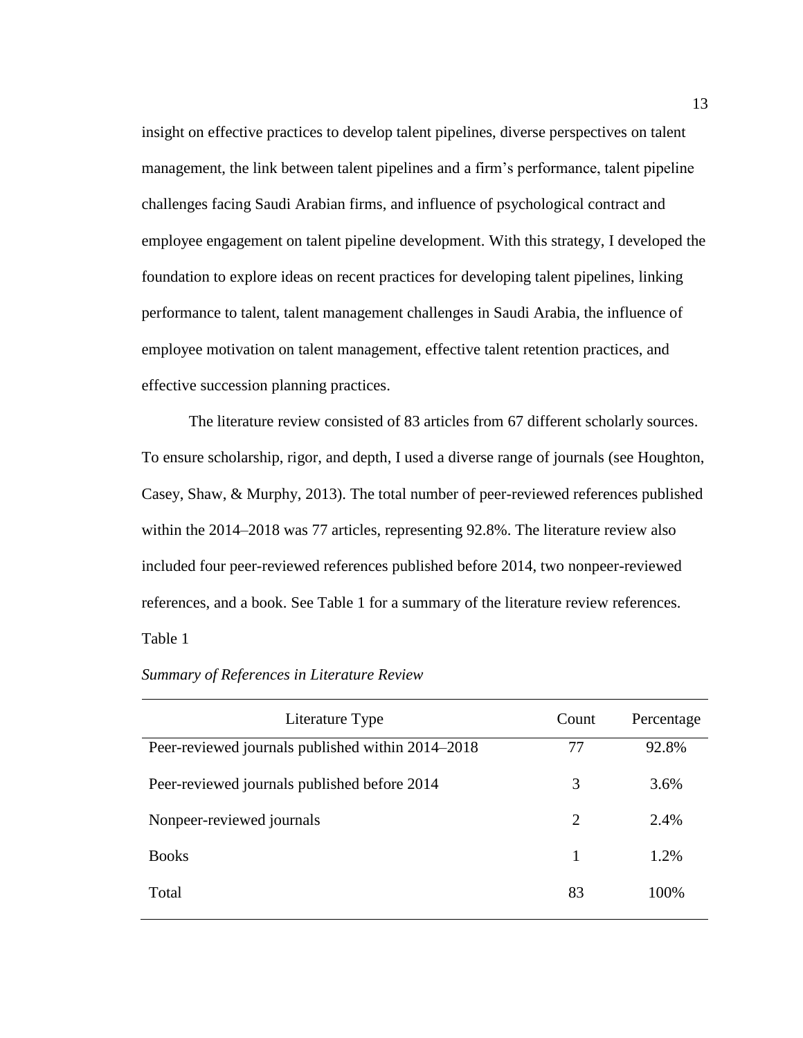insight on effective practices to develop talent pipelines, diverse perspectives on talent management, the link between talent pipelines and a firm's performance, talent pipeline challenges facing Saudi Arabian firms, and influence of psychological contract and employee engagement on talent pipeline development. With this strategy, I developed the foundation to explore ideas on recent practices for developing talent pipelines, linking performance to talent, talent management challenges in Saudi Arabia, the influence of employee motivation on talent management, effective talent retention practices, and effective succession planning practices.

The literature review consisted of 83 articles from 67 different scholarly sources. To ensure scholarship, rigor, and depth, I used a diverse range of journals (see Houghton, Casey, Shaw, & Murphy, 2013). The total number of peer-reviewed references published within the 2014–2018 was 77 articles, representing 92.8%. The literature review also included four peer-reviewed references published before 2014, two nonpeer-reviewed references, and a book. See Table 1 for a summary of the literature review references.

Table 1

*Summary of References in Literature Review*

| Literature Type | Count | Percentage |
|---|---|---|
| Peer-reviewed journals published within 2014–2018 | 77 | 92.8% |
| Peer-reviewed journals published before 2014 | 3 | 3.6% |
| Nonpeer-reviewed journals | 2 | 2.4% |
| Books | 1 | 1.2% |
| Total | 83 | 100% |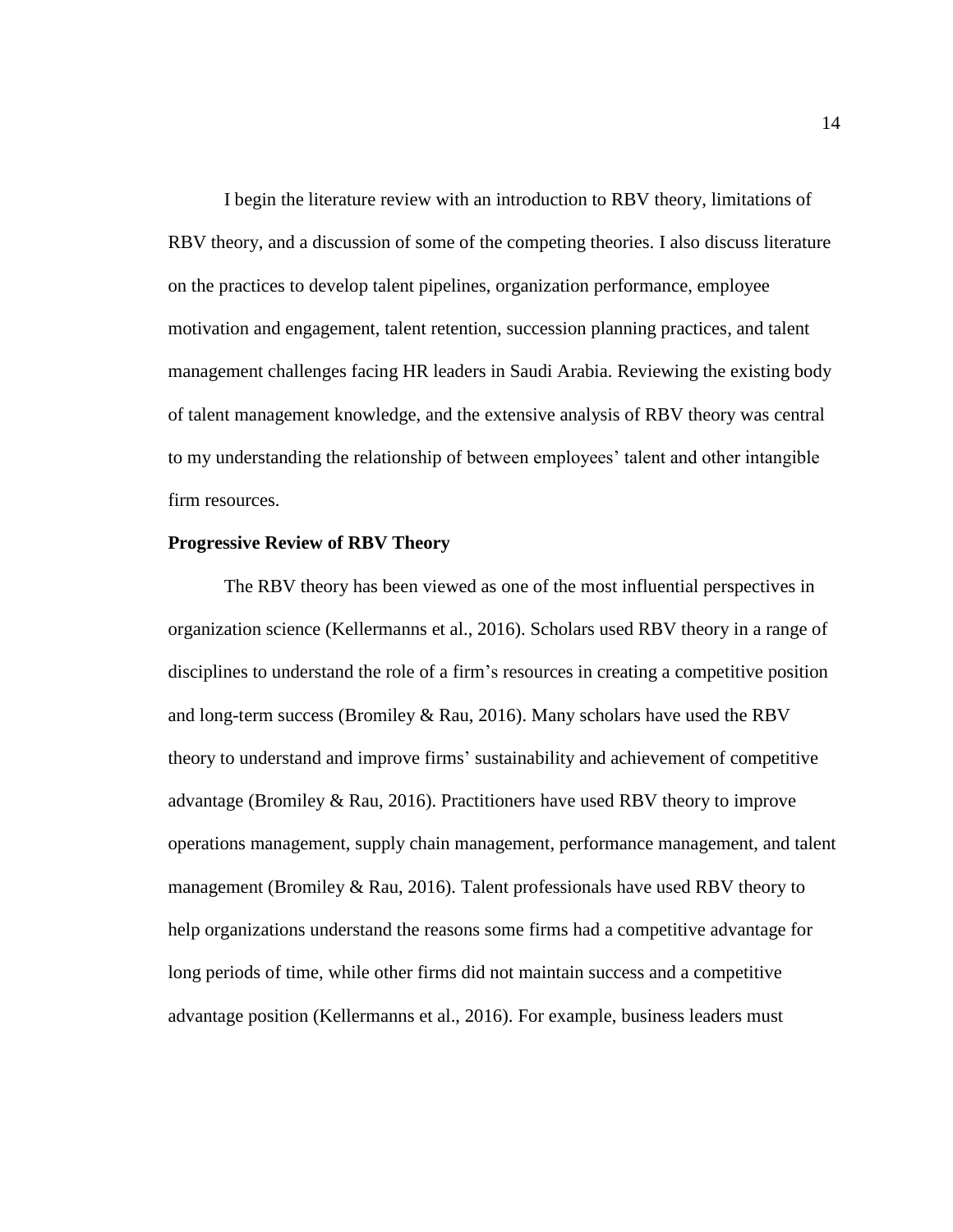I begin the literature review with an introduction to RBV theory, limitations of RBV theory, and a discussion of some of the competing theories. I also discuss literature on the practices to develop talent pipelines, organization performance, employee motivation and engagement, talent retention, succession planning practices, and talent management challenges facing HR leaders in Saudi Arabia. Reviewing the existing body of talent management knowledge, and the extensive analysis of RBV theory was central to my understanding the relationship of between employees' talent and other intangible firm resources.

**Progressive Review of RBV Theory**

The RBV theory has been viewed as one of the most influential perspectives in organization science (Kellermanns et al., 2016). Scholars used RBV theory in a range of disciplines to understand the role of a firm's resources in creating a competitive position and long-term success (Bromiley & Rau, 2016). Many scholars have used the RBV theory to understand and improve firms' sustainability and achievement of competitive advantage (Bromiley & Rau, 2016). Practitioners have used RBV theory to improve operations management, supply chain management, performance management, and talent management (Bromiley & Rau, 2016). Talent professionals have used RBV theory to help organizations understand the reasons some firms had a competitive advantage for long periods of time, while other firms did not maintain success and a competitive advantage position (Kellermanns et al., 2016). For example, business leaders must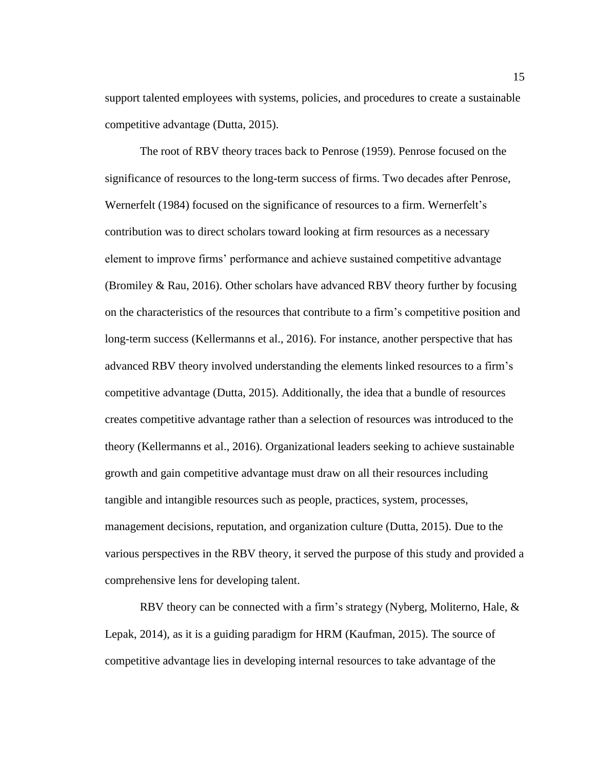support talented employees with systems, policies, and procedures to create a sustainable competitive advantage (Dutta, 2015).

The root of RBV theory traces back to Penrose (1959). Penrose focused on the significance of resources to the long-term success of firms. Two decades after Penrose, Wernerfelt (1984) focused on the significance of resources to a firm. Wernerfelt's contribution was to direct scholars toward looking at firm resources as a necessary element to improve firms' performance and achieve sustained competitive advantage (Bromiley & Rau, 2016). Other scholars have advanced RBV theory further by focusing on the characteristics of the resources that contribute to a firm's competitive position and long-term success (Kellermanns et al., 2016). For instance, another perspective that has advanced RBV theory involved understanding the elements linked resources to a firm's competitive advantage (Dutta, 2015). Additionally, the idea that a bundle of resources creates competitive advantage rather than a selection of resources was introduced to the theory (Kellermanns et al., 2016). Organizational leaders seeking to achieve sustainable growth and gain competitive advantage must draw on all their resources including tangible and intangible resources such as people, practices, system, processes, management decisions, reputation, and organization culture (Dutta, 2015). Due to the various perspectives in the RBV theory, it served the purpose of this study and provided a comprehensive lens for developing talent.

RBV theory can be connected with a firm's strategy (Nyberg, Moliterno, Hale, & Lepak, 2014), as it is a guiding paradigm for HRM (Kaufman, 2015). The source of competitive advantage lies in developing internal resources to take advantage of the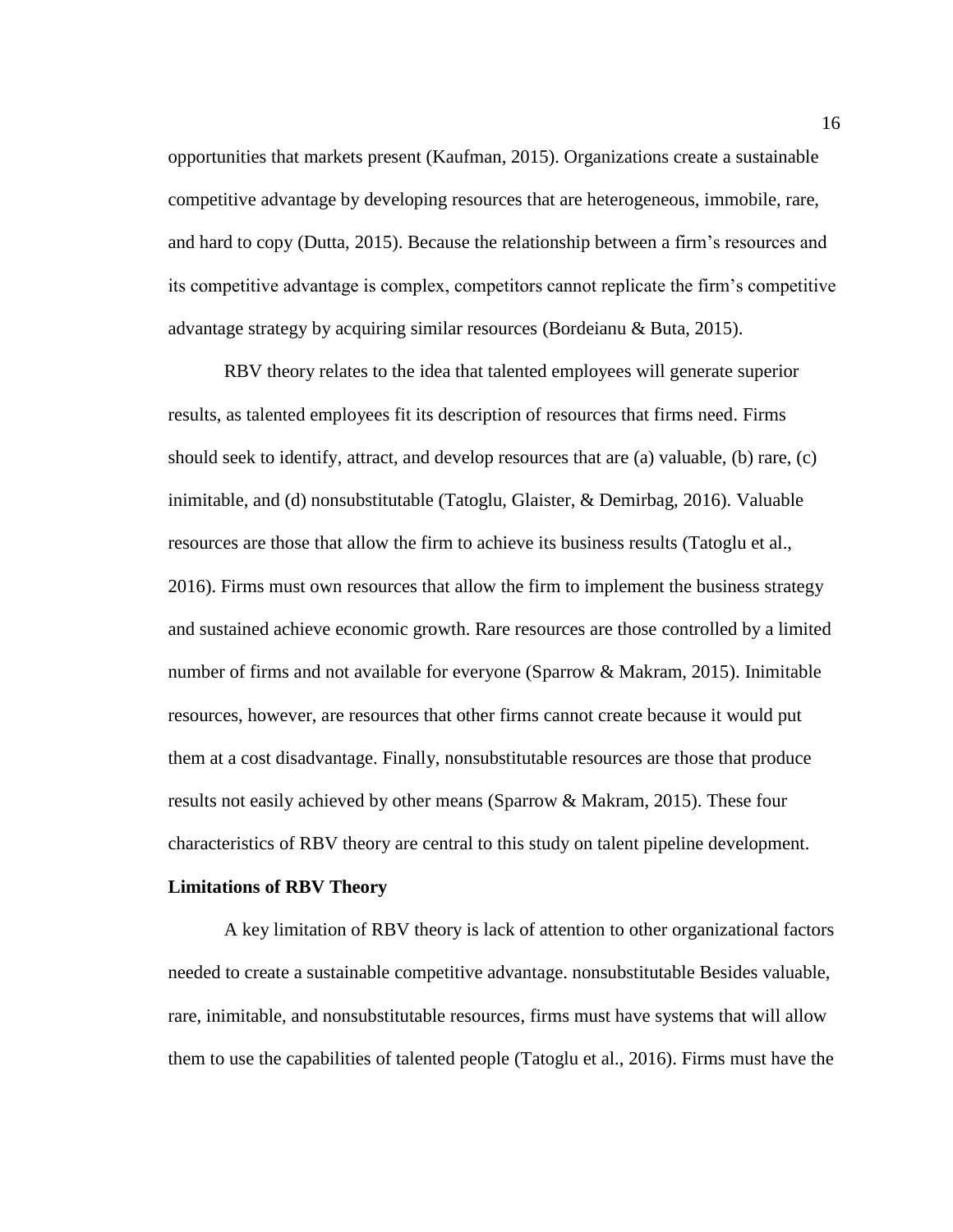opportunities that markets present (Kaufman, 2015). Organizations create a sustainable competitive advantage by developing resources that are heterogeneous, immobile, rare, and hard to copy (Dutta, 2015). Because the relationship between a firm's resources and its competitive advantage is complex, competitors cannot replicate the firm's competitive advantage strategy by acquiring similar resources (Bordeianu & Buta, 2015).

RBV theory relates to the idea that talented employees will generate superior results, as talented employees fit its description of resources that firms need. Firms should seek to identify, attract, and develop resources that are (a) valuable, (b) rare, (c) inimitable, and (d) nonsubstitutable (Tatoglu, Glaister, & Demirbag, 2016). Valuable resources are those that allow the firm to achieve its business results (Tatoglu et al., 2016). Firms must own resources that allow the firm to implement the business strategy and sustained achieve economic growth. Rare resources are those controlled by a limited number of firms and not available for everyone (Sparrow & Makram, 2015). Inimitable resources, however, are resources that other firms cannot create because it would put them at a cost disadvantage. Finally, nonsubstitutable resources are those that produce results not easily achieved by other means (Sparrow & Makram, 2015). These four characteristics of RBV theory are central to this study on talent pipeline development.

**Limitations of RBV Theory**

A key limitation of RBV theory is lack of attention to other organizational factors needed to create a sustainable competitive advantage. nonsubstitutable Besides valuable, rare, inimitable, and nonsubstitutable resources, firms must have systems that will allow them to use the capabilities of talented people (Tatoglu et al., 2016). Firms must have the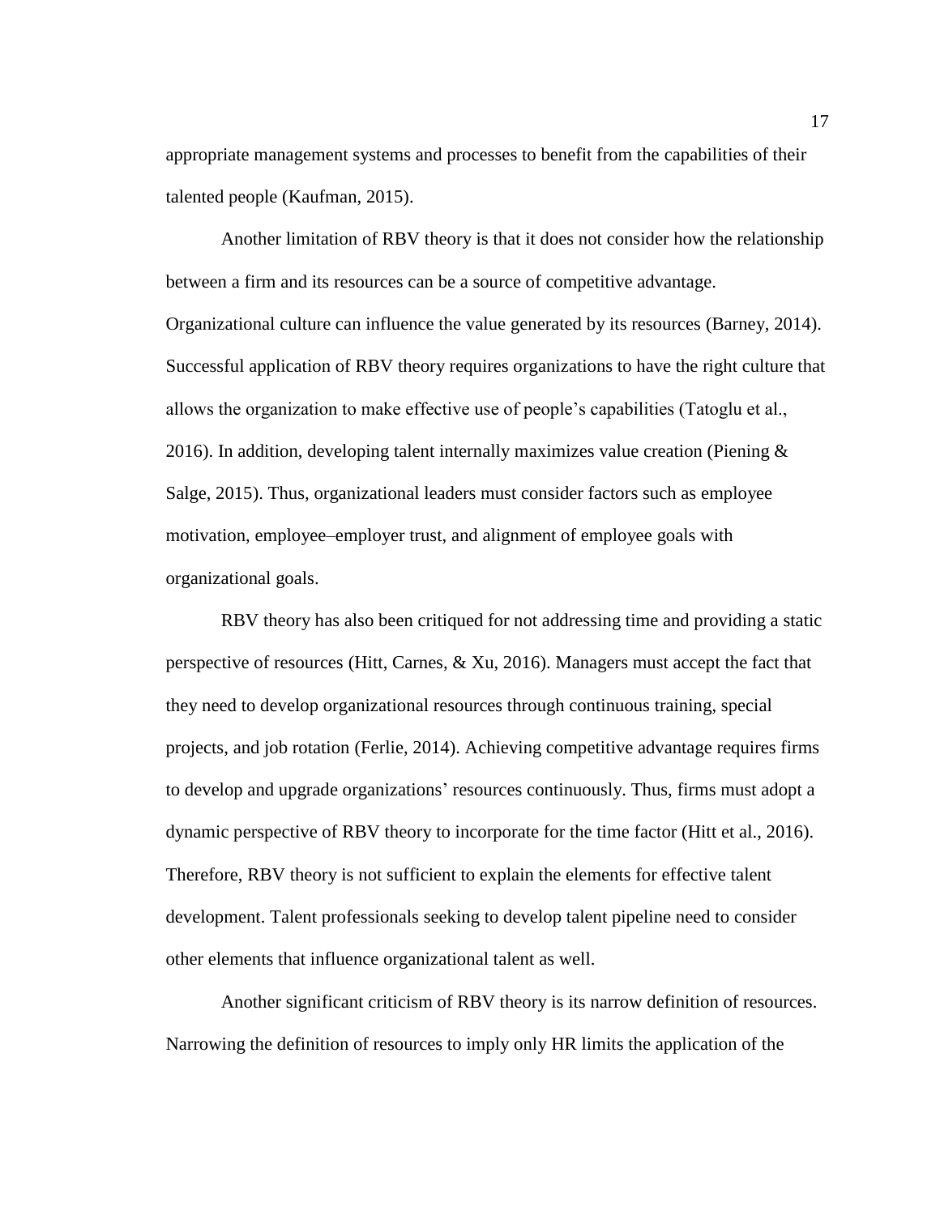appropriate management systems and processes to benefit from the capabilities of their talented people (Kaufman, 2015).

Another limitation of RBV theory is that it does not consider how the relationship between a firm and its resources can be a source of competitive advantage. Organizational culture can influence the value generated by its resources (Barney, 2014). Successful application of RBV theory requires organizations to have the right culture that allows the organization to make effective use of people's capabilities (Tatoglu et al., 2016). In addition, developing talent internally maximizes value creation (Piening & Salge, 2015). Thus, organizational leaders must consider factors such as employee motivation, employee–employer trust, and alignment of employee goals with organizational goals.

RBV theory has also been critiqued for not addressing time and providing a static perspective of resources (Hitt, Carnes, & Xu, 2016). Managers must accept the fact that they need to develop organizational resources through continuous training, special projects, and job rotation (Ferlie, 2014). Achieving competitive advantage requires firms to develop and upgrade organizations' resources continuously. Thus, firms must adopt a dynamic perspective of RBV theory to incorporate for the time factor (Hitt et al., 2016). Therefore, RBV theory is not sufficient to explain the elements for effective talent development. Talent professionals seeking to develop talent pipeline need to consider other elements that influence organizational talent as well.

Another significant criticism of RBV theory is its narrow definition of resources. Narrowing the definition of resources to imply only HR limits the application of the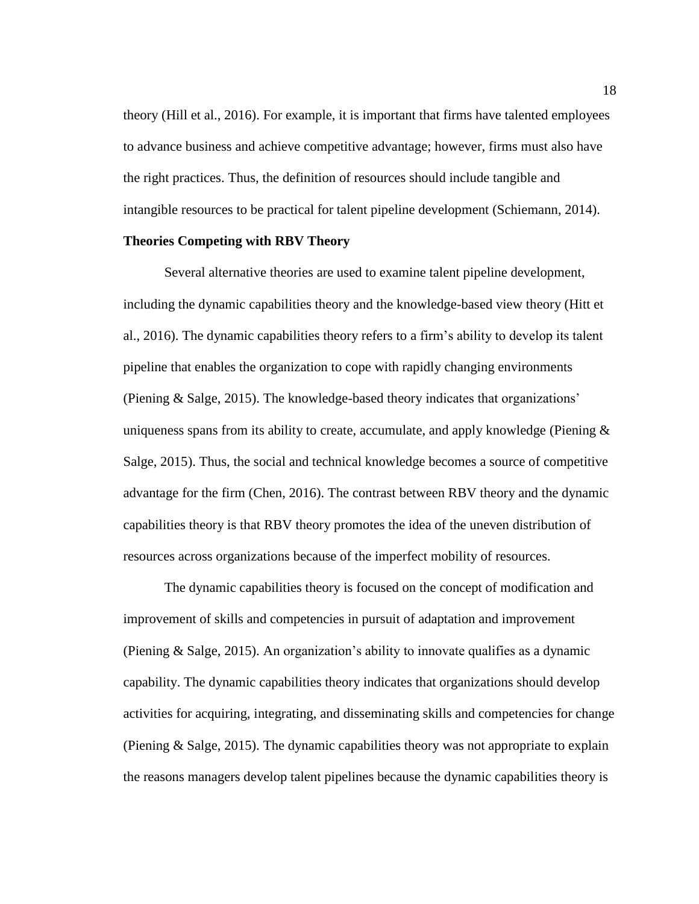theory (Hill et al., 2016). For example, it is important that firms have talented employees to advance business and achieve competitive advantage; however, firms must also have the right practices. Thus, the definition of resources should include tangible and intangible resources to be practical for talent pipeline development (Schiemann, 2014).

**Theories Competing with RBV Theory**

Several alternative theories are used to examine talent pipeline development, including the dynamic capabilities theory and the knowledge-based view theory (Hitt et al., 2016). The dynamic capabilities theory refers to a firm's ability to develop its talent pipeline that enables the organization to cope with rapidly changing environments (Piening & Salge, 2015). The knowledge-based theory indicates that organizations' uniqueness spans from its ability to create, accumulate, and apply knowledge (Piening & Salge, 2015). Thus, the social and technical knowledge becomes a source of competitive advantage for the firm (Chen, 2016). The contrast between RBV theory and the dynamic capabilities theory is that RBV theory promotes the idea of the uneven distribution of resources across organizations because of the imperfect mobility of resources.

The dynamic capabilities theory is focused on the concept of modification and improvement of skills and competencies in pursuit of adaptation and improvement (Piening & Salge, 2015). An organization's ability to innovate qualifies as a dynamic capability. The dynamic capabilities theory indicates that organizations should develop activities for acquiring, integrating, and disseminating skills and competencies for change (Piening & Salge, 2015). The dynamic capabilities theory was not appropriate to explain the reasons managers develop talent pipelines because the dynamic capabilities theory is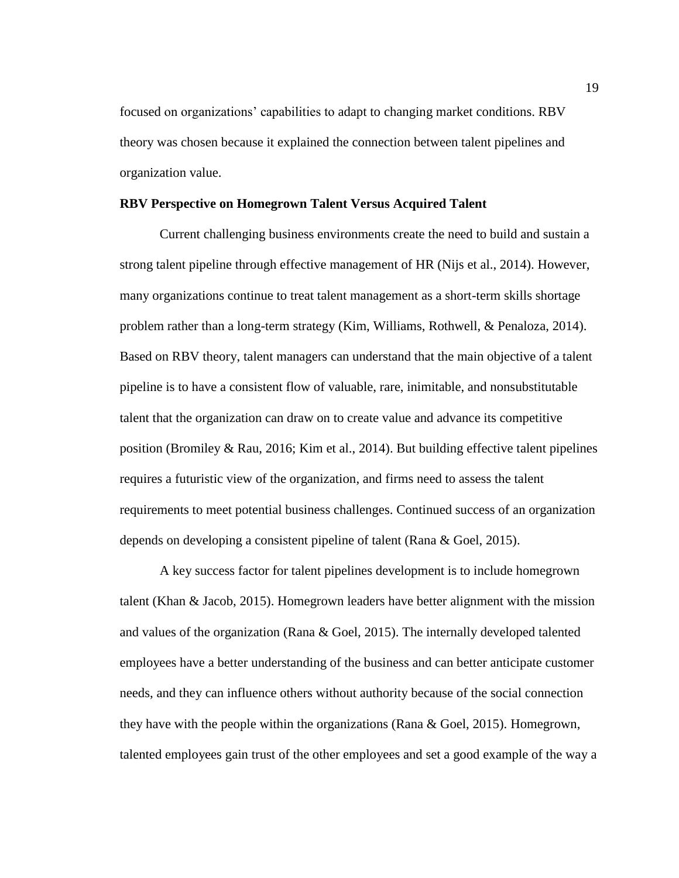focused on organizations' capabilities to adapt to changing market conditions. RBV theory was chosen because it explained the connection between talent pipelines and organization value.

### RBV Perspective on Homegrown Talent Versus Acquired Talent

Current challenging business environments create the need to build and sustain a strong talent pipeline through effective management of HR (Nijs et al., 2014). However, many organizations continue to treat talent management as a short-term skills shortage problem rather than a long-term strategy (Kim, Williams, Rothwell, & Penaloza, 2014). Based on RBV theory, talent managers can understand that the main objective of a talent pipeline is to have a consistent flow of valuable, rare, inimitable, and nonsubstitutable talent that the organization can draw on to create value and advance its competitive position (Bromiley & Rau, 2016; Kim et al., 2014). But building effective talent pipelines requires a futuristic view of the organization, and firms need to assess the talent requirements to meet potential business challenges. Continued success of an organization depends on developing a consistent pipeline of talent (Rana & Goel, 2015).

A key success factor for talent pipelines development is to include homegrown talent (Khan & Jacob, 2015). Homegrown leaders have better alignment with the mission and values of the organization (Rana & Goel, 2015). The internally developed talented employees have a better understanding of the business and can better anticipate customer needs, and they can influence others without authority because of the social connection they have with the people within the organizations (Rana & Goel, 2015). Homegrown, talented employees gain trust of the other employees and set a good example of the way a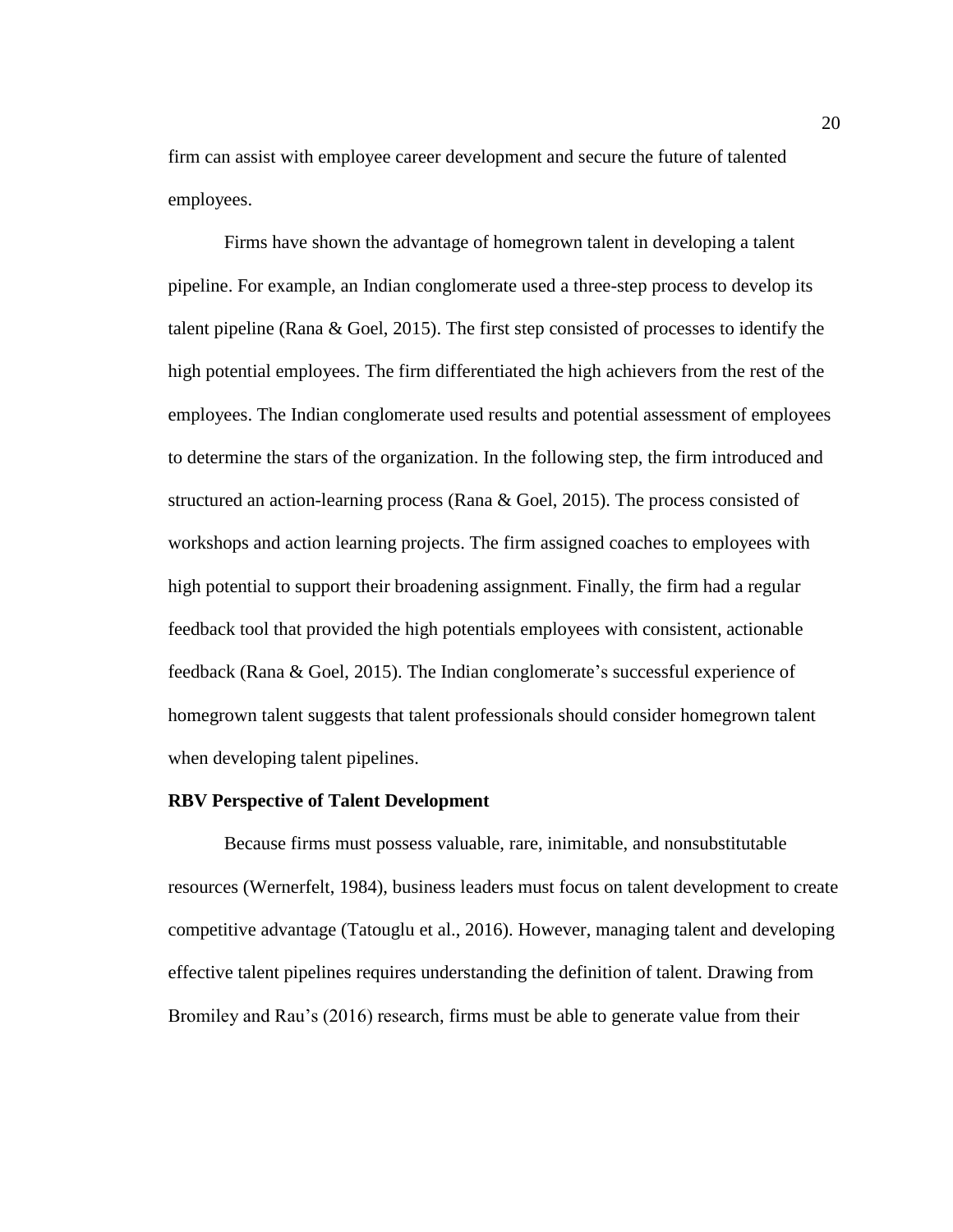firm can assist with employee career development and secure the future of talented employees.

Firms have shown the advantage of homegrown talent in developing a talent pipeline. For example, an Indian conglomerate used a three-step process to develop its talent pipeline (Rana & Goel, 2015). The first step consisted of processes to identify the high potential employees. The firm differentiated the high achievers from the rest of the employees. The Indian conglomerate used results and potential assessment of employees to determine the stars of the organization. In the following step, the firm introduced and structured an action-learning process (Rana & Goel, 2015). The process consisted of workshops and action learning projects. The firm assigned coaches to employees with high potential to support their broadening assignment. Finally, the firm had a regular feedback tool that provided the high potentials employees with consistent, actionable feedback (Rana & Goel, 2015). The Indian conglomerate's successful experience of homegrown talent suggests that talent professionals should consider homegrown talent when developing talent pipelines.

**RBV Perspective of Talent Development**

Because firms must possess valuable, rare, inimitable, and nonsubstitutable resources (Wernerfelt, 1984), business leaders must focus on talent development to create competitive advantage (Tatouglu et al., 2016). However, managing talent and developing effective talent pipelines requires understanding the definition of talent. Drawing from Bromiley and Rau's (2016) research, firms must be able to generate value from their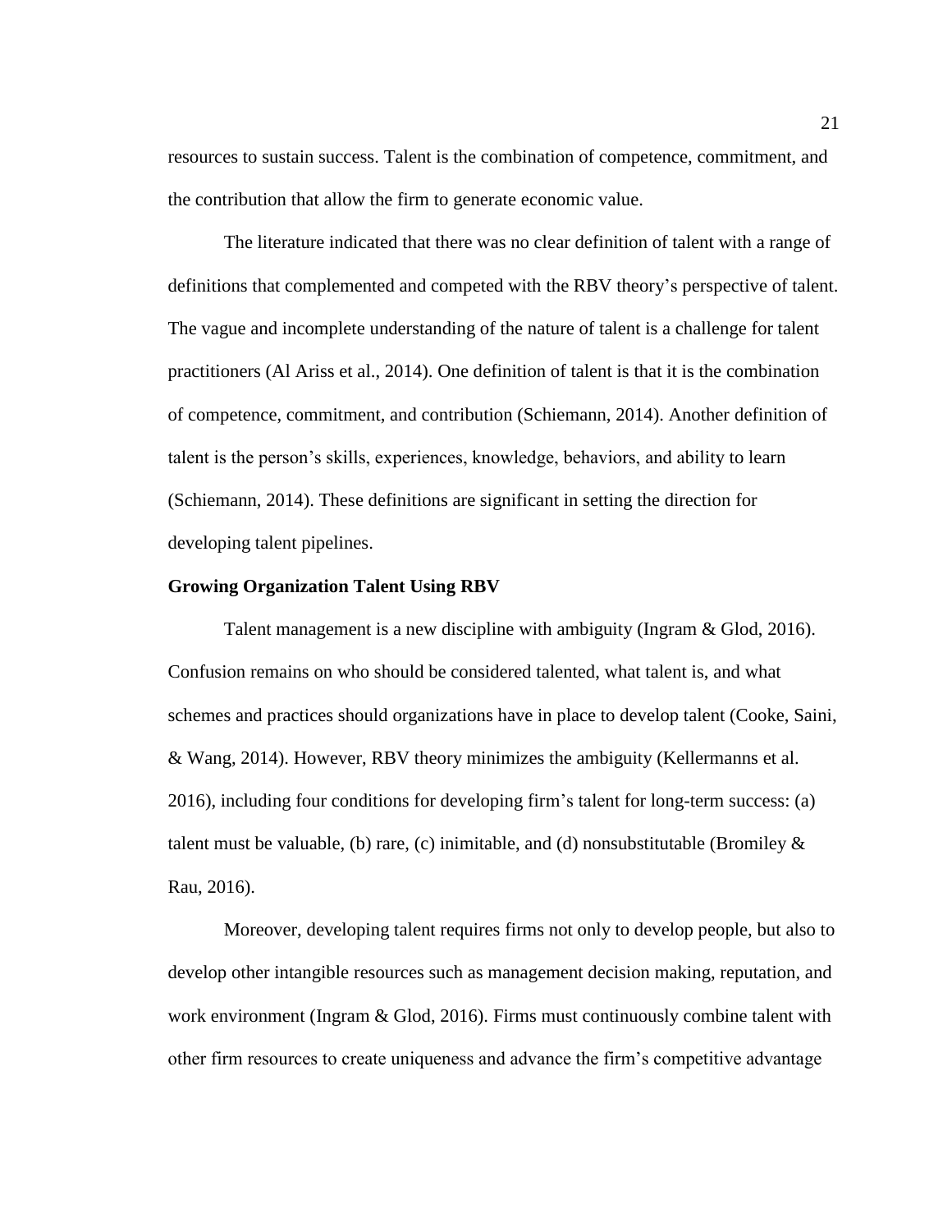resources to sustain success. Talent is the combination of competence, commitment, and the contribution that allow the firm to generate economic value.

The literature indicated that there was no clear definition of talent with a range of definitions that complemented and competed with the RBV theory's perspective of talent. The vague and incomplete understanding of the nature of talent is a challenge for talent practitioners (Al Ariss et al., 2014). One definition of talent is that it is the combination of competence, commitment, and contribution (Schiemann, 2014). Another definition of talent is the person's skills, experiences, knowledge, behaviors, and ability to learn (Schiemann, 2014). These definitions are significant in setting the direction for developing talent pipelines.

**Growing Organization Talent Using RBV**

Talent management is a new discipline with ambiguity (Ingram & Glod, 2016). Confusion remains on who should be considered talented, what talent is, and what schemes and practices should organizations have in place to develop talent (Cooke, Saini, & Wang, 2014). However, RBV theory minimizes the ambiguity (Kellermanns et al. 2016), including four conditions for developing firm's talent for long-term success: (a) talent must be valuable, (b) rare, (c) inimitable, and (d) nonsubstitutable (Bromiley & Rau, 2016).

Moreover, developing talent requires firms not only to develop people, but also to develop other intangible resources such as management decision making, reputation, and work environment (Ingram & Glod, 2016). Firms must continuously combine talent with other firm resources to create uniqueness and advance the firm's competitive advantage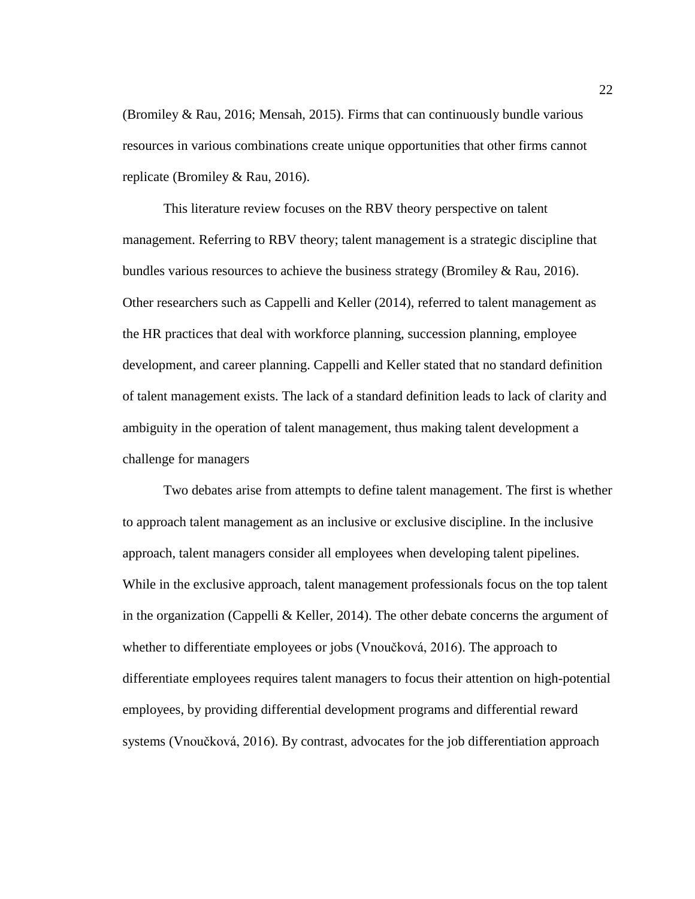(Bromiley & Rau, 2016; Mensah, 2015). Firms that can continuously bundle various resources in various combinations create unique opportunities that other firms cannot replicate (Bromiley & Rau, 2016).

This literature review focuses on the RBV theory perspective on talent management. Referring to RBV theory; talent management is a strategic discipline that bundles various resources to achieve the business strategy (Bromiley & Rau, 2016). Other researchers such as Cappelli and Keller (2014), referred to talent management as the HR practices that deal with workforce planning, succession planning, employee development, and career planning. Cappelli and Keller stated that no standard definition of talent management exists. The lack of a standard definition leads to lack of clarity and ambiguity in the operation of talent management, thus making talent development a challenge for managers

Two debates arise from attempts to define talent management. The first is whether to approach talent management as an inclusive or exclusive discipline. In the inclusive approach, talent managers consider all employees when developing talent pipelines. While in the exclusive approach, talent management professionals focus on the top talent in the organization (Cappelli & Keller, 2014). The other debate concerns the argument of whether to differentiate employees or jobs (Vnoučková, 2016). The approach to differentiate employees requires talent managers to focus their attention on high-potential employees, by providing differential development programs and differential reward systems (Vnoučková, 2016). By contrast, advocates for the job differentiation approach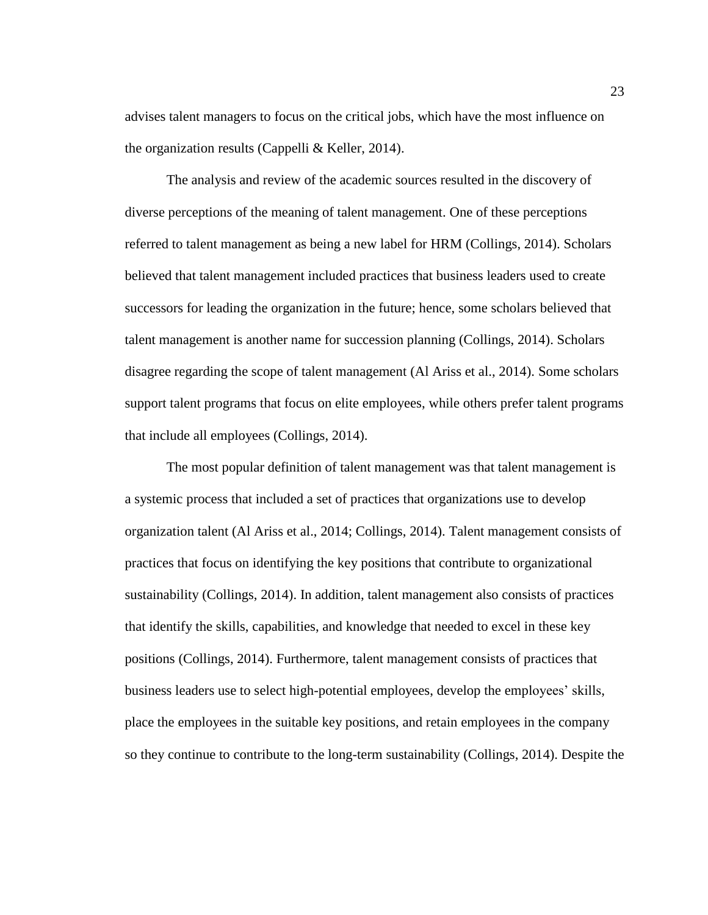advises talent managers to focus on the critical jobs, which have the most influence on the organization results (Cappelli & Keller, 2014).

The analysis and review of the academic sources resulted in the discovery of diverse perceptions of the meaning of talent management. One of these perceptions referred to talent management as being a new label for HRM (Collings, 2014). Scholars believed that talent management included practices that business leaders used to create successors for leading the organization in the future; hence, some scholars believed that talent management is another name for succession planning (Collings, 2014). Scholars disagree regarding the scope of talent management (Al Ariss et al., 2014). Some scholars support talent programs that focus on elite employees, while others prefer talent programs that include all employees (Collings, 2014).

The most popular definition of talent management was that talent management is a systemic process that included a set of practices that organizations use to develop organization talent (Al Ariss et al., 2014; Collings, 2014). Talent management consists of practices that focus on identifying the key positions that contribute to organizational sustainability (Collings, 2014). In addition, talent management also consists of practices that identify the skills, capabilities, and knowledge that needed to excel in these key positions (Collings, 2014). Furthermore, talent management consists of practices that business leaders use to select high-potential employees, develop the employees' skills, place the employees in the suitable key positions, and retain employees in the company so they continue to contribute to the long-term sustainability (Collings, 2014). Despite the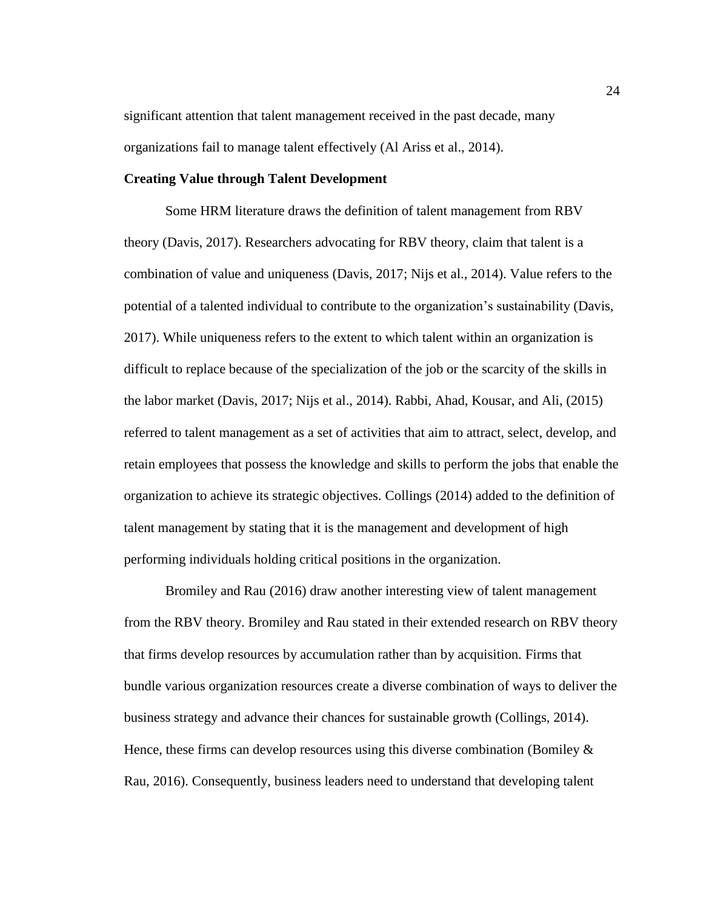significant attention that talent management received in the past decade, many organizations fail to manage talent effectively (Al Ariss et al., 2014).

**Creating Value through Talent Development**

Some HRM literature draws the definition of talent management from RBV theory (Davis, 2017). Researchers advocating for RBV theory, claim that talent is a combination of value and uniqueness (Davis, 2017; Nijs et al., 2014). Value refers to the potential of a talented individual to contribute to the organization's sustainability (Davis, 2017). While uniqueness refers to the extent to which talent within an organization is difficult to replace because of the specialization of the job or the scarcity of the skills in the labor market (Davis, 2017; Nijs et al., 2014). Rabbi, Ahad, Kousar, and Ali, (2015) referred to talent management as a set of activities that aim to attract, select, develop, and retain employees that possess the knowledge and skills to perform the jobs that enable the organization to achieve its strategic objectives. Collings (2014) added to the definition of talent management by stating that it is the management and development of high performing individuals holding critical positions in the organization.

Bromiley and Rau (2016) draw another interesting view of talent management from the RBV theory. Bromiley and Rau stated in their extended research on RBV theory that firms develop resources by accumulation rather than by acquisition. Firms that bundle various organization resources create a diverse combination of ways to deliver the business strategy and advance their chances for sustainable growth (Collings, 2014). Hence, these firms can develop resources using this diverse combination (Bomiley & Rau, 2016). Consequently, business leaders need to understand that developing talent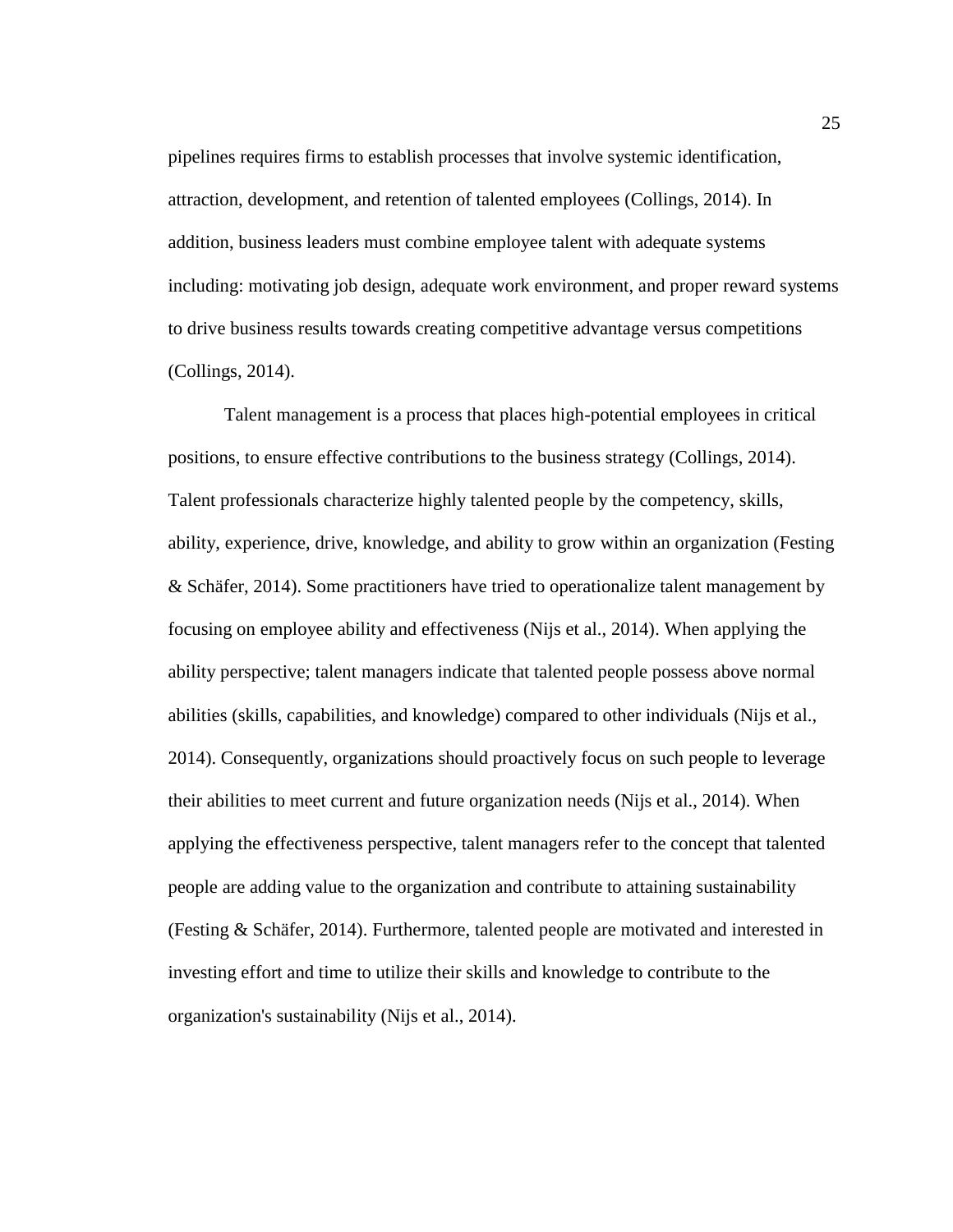pipelines requires firms to establish processes that involve systemic identification, attraction, development, and retention of talented employees (Collings, 2014). In addition, business leaders must combine employee talent with adequate systems including: motivating job design, adequate work environment, and proper reward systems to drive business results towards creating competitive advantage versus competitions (Collings, 2014).

Talent management is a process that places high-potential employees in critical positions, to ensure effective contributions to the business strategy (Collings, 2014). Talent professionals characterize highly talented people by the competency, skills, ability, experience, drive, knowledge, and ability to grow within an organization (Festing & Schäfer, 2014). Some practitioners have tried to operationalize talent management by focusing on employee ability and effectiveness (Nijs et al., 2014). When applying the ability perspective; talent managers indicate that talented people possess above normal abilities (skills, capabilities, and knowledge) compared to other individuals (Nijs et al., 2014). Consequently, organizations should proactively focus on such people to leverage their abilities to meet current and future organization needs (Nijs et al., 2014). When applying the effectiveness perspective, talent managers refer to the concept that talented people are adding value to the organization and contribute to attaining sustainability (Festing & Schäfer, 2014). Furthermore, talented people are motivated and interested in investing effort and time to utilize their skills and knowledge to contribute to the organization's sustainability (Nijs et al., 2014).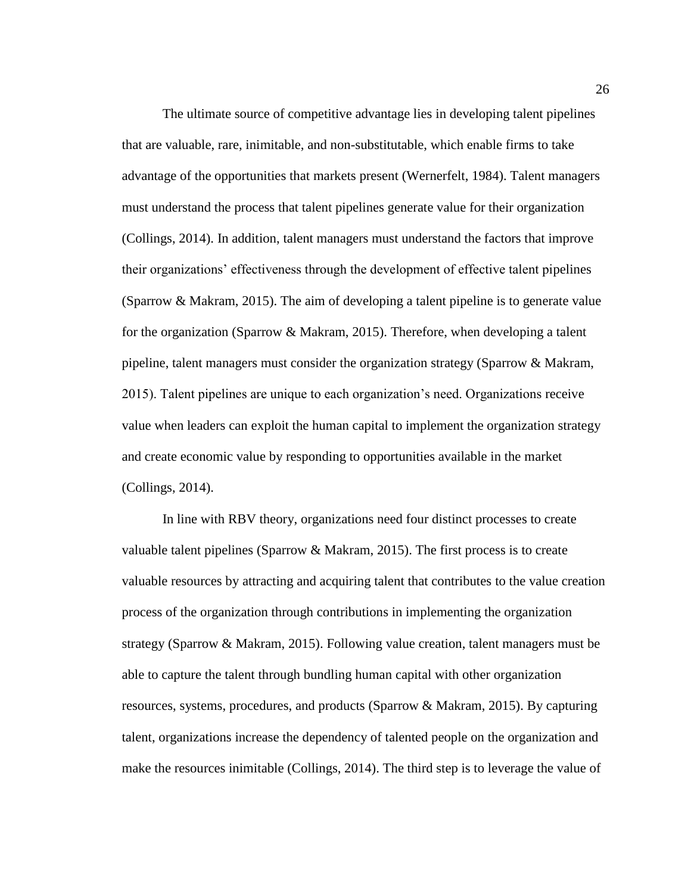The ultimate source of competitive advantage lies in developing talent pipelines that are valuable, rare, inimitable, and non-substitutable, which enable firms to take advantage of the opportunities that markets present (Wernerfelt, 1984). Talent managers must understand the process that talent pipelines generate value for their organization (Collings, 2014). In addition, talent managers must understand the factors that improve their organizations' effectiveness through the development of effective talent pipelines (Sparrow & Makram, 2015). The aim of developing a talent pipeline is to generate value for the organization (Sparrow & Makram, 2015). Therefore, when developing a talent pipeline, talent managers must consider the organization strategy (Sparrow & Makram, 2015). Talent pipelines are unique to each organization's need. Organizations receive value when leaders can exploit the human capital to implement the organization strategy and create economic value by responding to opportunities available in the market (Collings, 2014).

In line with RBV theory, organizations need four distinct processes to create valuable talent pipelines (Sparrow & Makram, 2015). The first process is to create valuable resources by attracting and acquiring talent that contributes to the value creation process of the organization through contributions in implementing the organization strategy (Sparrow & Makram, 2015). Following value creation, talent managers must be able to capture the talent through bundling human capital with other organization resources, systems, procedures, and products (Sparrow & Makram, 2015). By capturing talent, organizations increase the dependency of talented people on the organization and make the resources inimitable (Collings, 2014). The third step is to leverage the value of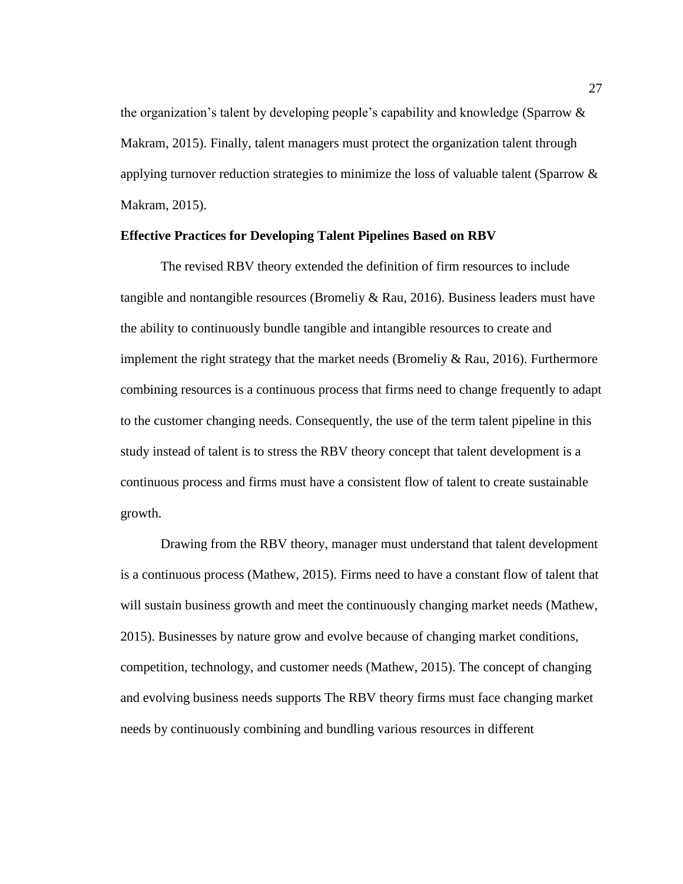the organization's talent by developing people's capability and knowledge (Sparrow & Makram, 2015). Finally, talent managers must protect the organization talent through applying turnover reduction strategies to minimize the loss of valuable talent (Sparrow & Makram, 2015).

### Effective Practices for Developing Talent Pipelines Based on RBV

The revised RBV theory extended the definition of firm resources to include tangible and nontangible resources (Bromeliy & Rau, 2016). Business leaders must have the ability to continuously bundle tangible and intangible resources to create and implement the right strategy that the market needs (Bromeliy & Rau, 2016). Furthermore combining resources is a continuous process that firms need to change frequently to adapt to the customer changing needs. Consequently, the use of the term talent pipeline in this study instead of talent is to stress the RBV theory concept that talent development is a continuous process and firms must have a consistent flow of talent to create sustainable growth.

Drawing from the RBV theory, manager must understand that talent development is a continuous process (Mathew, 2015). Firms need to have a constant flow of talent that will sustain business growth and meet the continuously changing market needs (Mathew, 2015). Businesses by nature grow and evolve because of changing market conditions, competition, technology, and customer needs (Mathew, 2015). The concept of changing and evolving business needs supports The RBV theory firms must face changing market needs by continuously combining and bundling various resources in different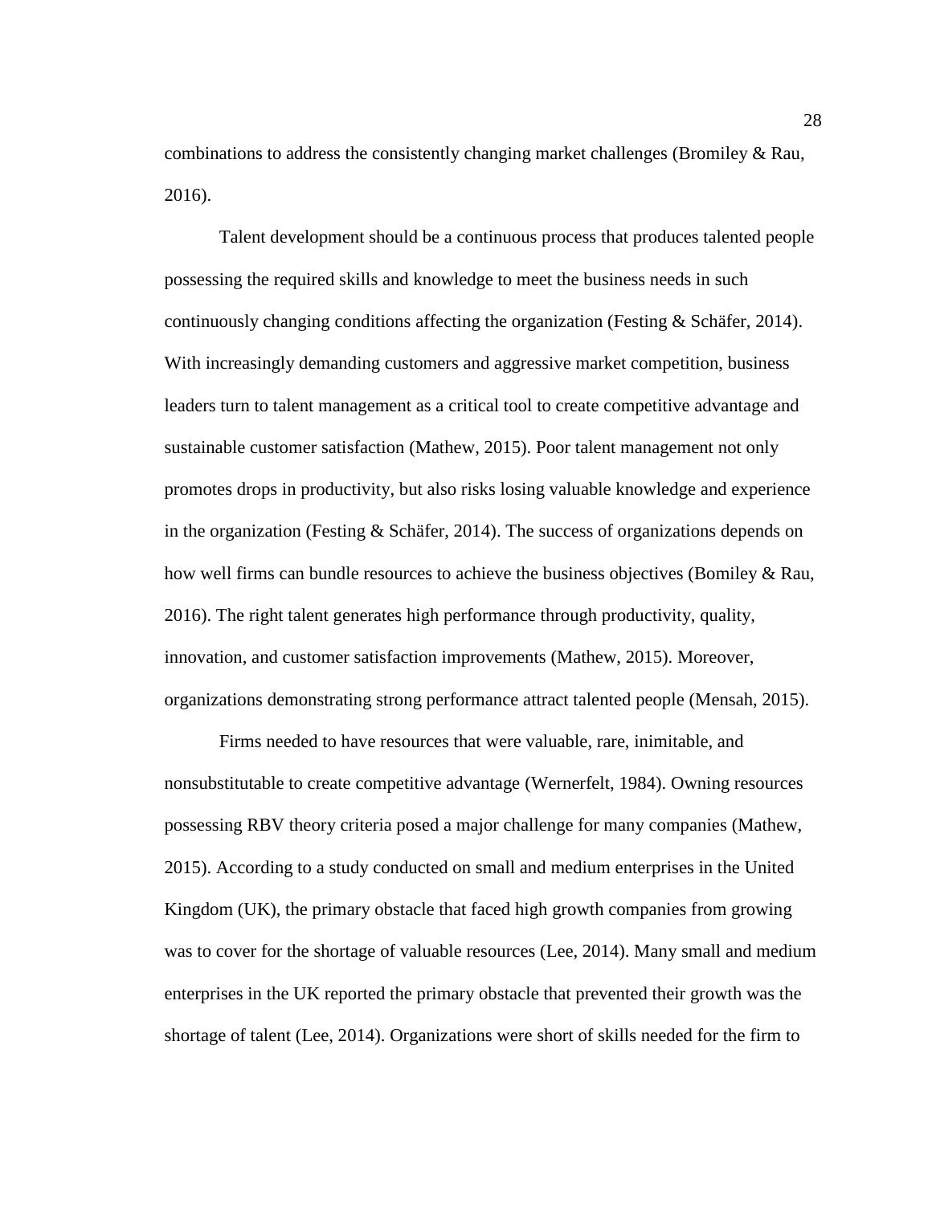combinations to address the consistently changing market challenges (Bromiley & Rau, 2016).

Talent development should be a continuous process that produces talented people possessing the required skills and knowledge to meet the business needs in such continuously changing conditions affecting the organization (Festing & Schäfer, 2014). With increasingly demanding customers and aggressive market competition, business leaders turn to talent management as a critical tool to create competitive advantage and sustainable customer satisfaction (Mathew, 2015). Poor talent management not only promotes drops in productivity, but also risks losing valuable knowledge and experience in the organization (Festing & Schäfer, 2014). The success of organizations depends on how well firms can bundle resources to achieve the business objectives (Bomiley & Rau, 2016). The right talent generates high performance through productivity, quality, innovation, and customer satisfaction improvements (Mathew, 2015). Moreover, organizations demonstrating strong performance attract talented people (Mensah, 2015).

Firms needed to have resources that were valuable, rare, inimitable, and nonsubstitutable to create competitive advantage (Wernerfelt, 1984). Owning resources possessing RBV theory criteria posed a major challenge for many companies (Mathew, 2015). According to a study conducted on small and medium enterprises in the United Kingdom (UK), the primary obstacle that faced high growth companies from growing was to cover for the shortage of valuable resources (Lee, 2014). Many small and medium enterprises in the UK reported the primary obstacle that prevented their growth was the shortage of talent (Lee, 2014). Organizations were short of skills needed for the firm to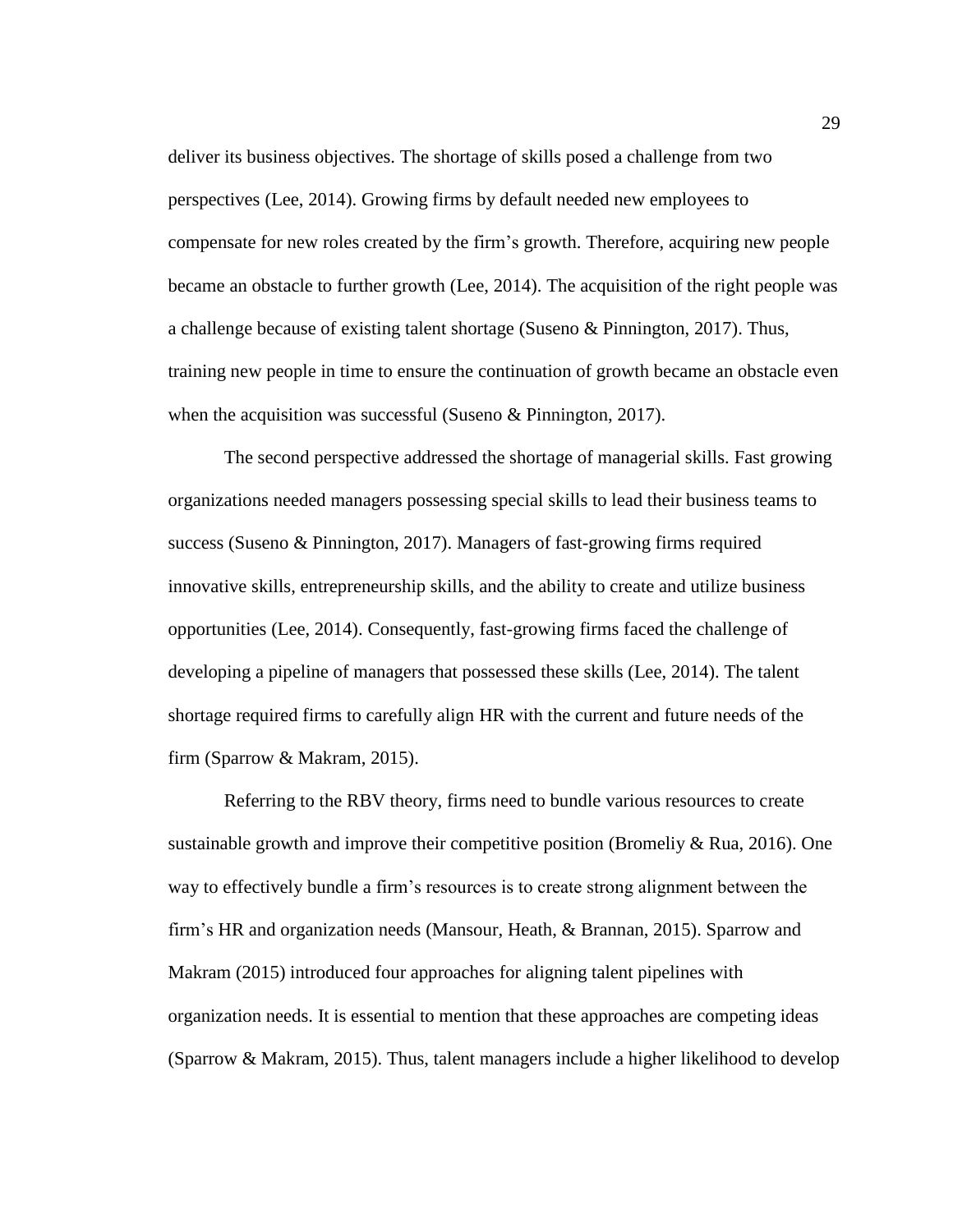deliver its business objectives. The shortage of skills posed a challenge from two perspectives (Lee, 2014). Growing firms by default needed new employees to compensate for new roles created by the firm's growth. Therefore, acquiring new people became an obstacle to further growth (Lee, 2014). The acquisition of the right people was a challenge because of existing talent shortage (Suseno & Pinnington, 2017). Thus, training new people in time to ensure the continuation of growth became an obstacle even when the acquisition was successful (Suseno & Pinnington, 2017).

The second perspective addressed the shortage of managerial skills. Fast growing organizations needed managers possessing special skills to lead their business teams to success (Suseno & Pinnington, 2017). Managers of fast-growing firms required innovative skills, entrepreneurship skills, and the ability to create and utilize business opportunities (Lee, 2014). Consequently, fast-growing firms faced the challenge of developing a pipeline of managers that possessed these skills (Lee, 2014). The talent shortage required firms to carefully align HR with the current and future needs of the firm (Sparrow & Makram, 2015).

Referring to the RBV theory, firms need to bundle various resources to create sustainable growth and improve their competitive position (Bromeliy & Rua, 2016). One way to effectively bundle a firm's resources is to create strong alignment between the firm's HR and organization needs (Mansour, Heath, & Brannan, 2015). Sparrow and Makram (2015) introduced four approaches for aligning talent pipelines with organization needs. It is essential to mention that these approaches are competing ideas (Sparrow & Makram, 2015). Thus, talent managers include a higher likelihood to develop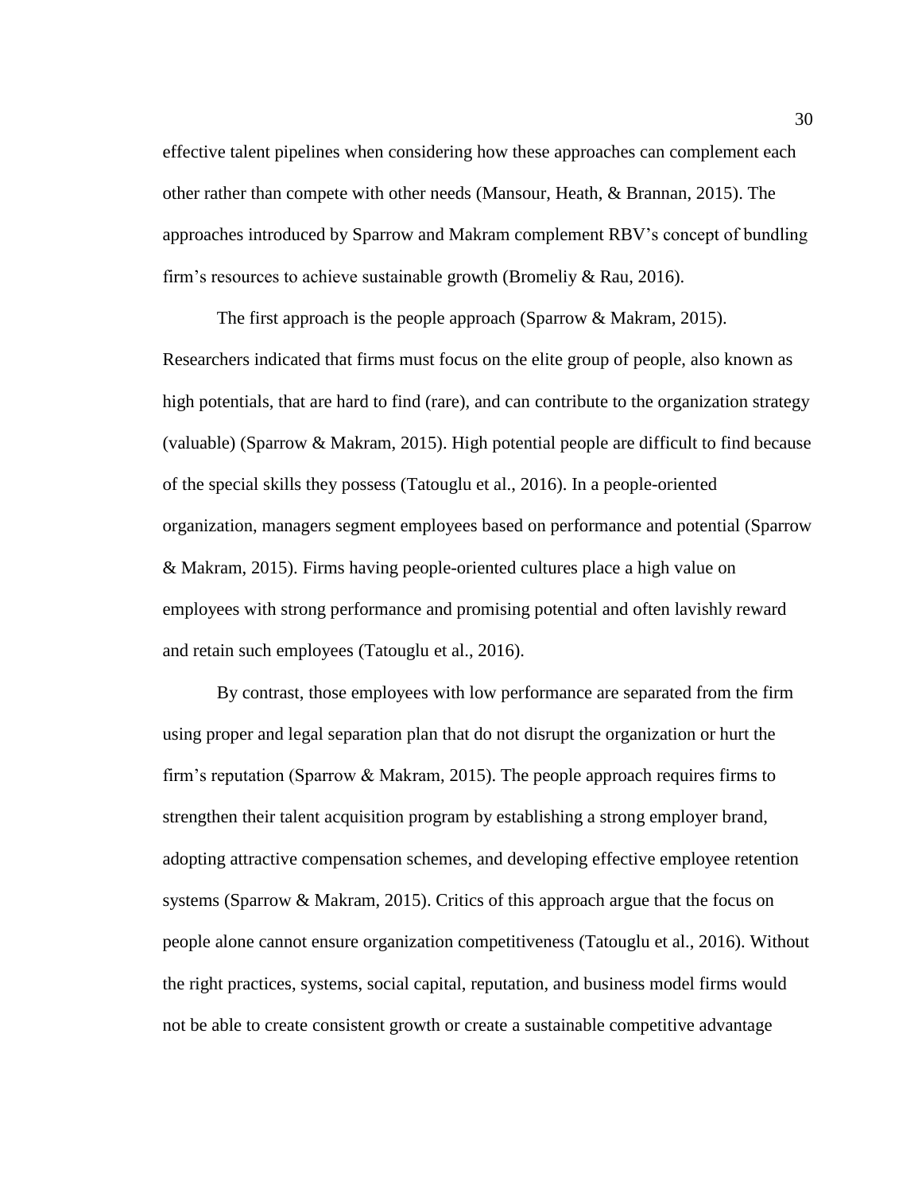effective talent pipelines when considering how these approaches can complement each other rather than compete with other needs (Mansour, Heath, & Brannan, 2015). The approaches introduced by Sparrow and Makram complement RBV's concept of bundling firm's resources to achieve sustainable growth (Bromeliy & Rau, 2016).

The first approach is the people approach (Sparrow & Makram, 2015). Researchers indicated that firms must focus on the elite group of people, also known as high potentials, that are hard to find (rare), and can contribute to the organization strategy (valuable) (Sparrow & Makram, 2015). High potential people are difficult to find because of the special skills they possess (Tatouglu et al., 2016). In a people-oriented organization, managers segment employees based on performance and potential (Sparrow & Makram, 2015). Firms having people-oriented cultures place a high value on employees with strong performance and promising potential and often lavishly reward and retain such employees (Tatouglu et al., 2016).

By contrast, those employees with low performance are separated from the firm using proper and legal separation plan that do not disrupt the organization or hurt the firm's reputation (Sparrow & Makram, 2015). The people approach requires firms to strengthen their talent acquisition program by establishing a strong employer brand, adopting attractive compensation schemes, and developing effective employee retention systems (Sparrow & Makram, 2015). Critics of this approach argue that the focus on people alone cannot ensure organization competitiveness (Tatouglu et al., 2016). Without the right practices, systems, social capital, reputation, and business model firms would not be able to create consistent growth or create a sustainable competitive advantage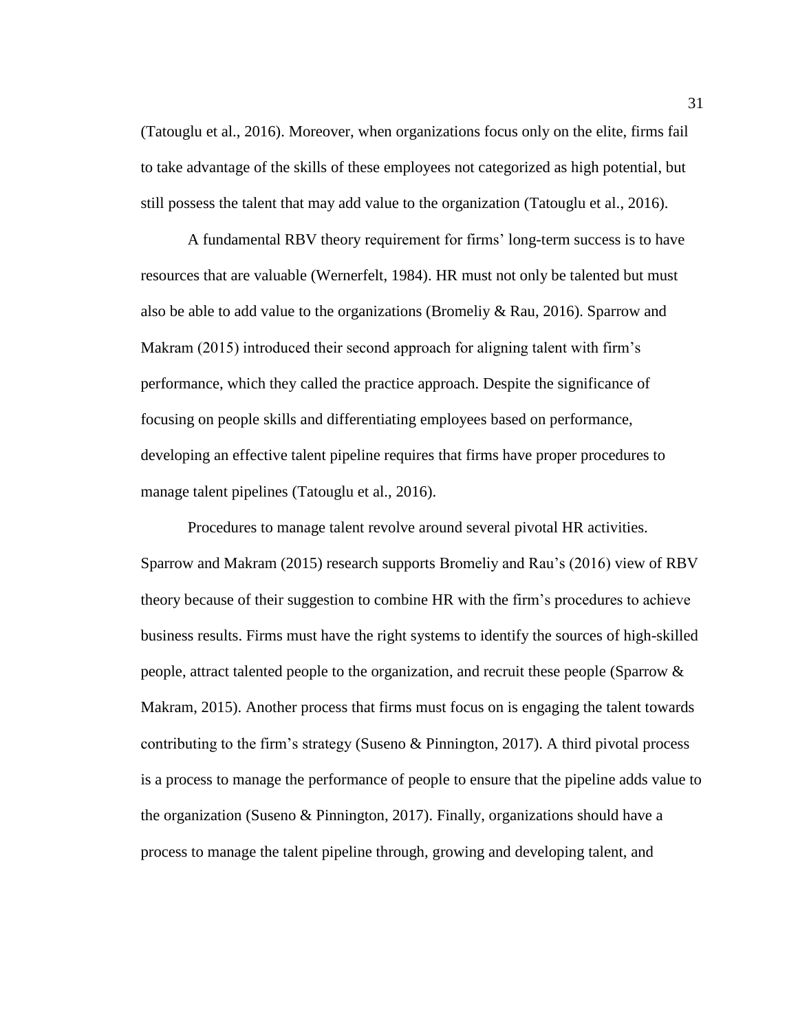(Tatouglu et al., 2016). Moreover, when organizations focus only on the elite, firms fail to take advantage of the skills of these employees not categorized as high potential, but still possess the talent that may add value to the organization (Tatouglu et al., 2016).

A fundamental RBV theory requirement for firms' long-term success is to have resources that are valuable (Wernerfelt, 1984). HR must not only be talented but must also be able to add value to the organizations (Bromeliy & Rau, 2016). Sparrow and Makram (2015) introduced their second approach for aligning talent with firm's performance, which they called the practice approach. Despite the significance of focusing on people skills and differentiating employees based on performance, developing an effective talent pipeline requires that firms have proper procedures to manage talent pipelines (Tatouglu et al., 2016).

Procedures to manage talent revolve around several pivotal HR activities. Sparrow and Makram (2015) research supports Bromeliy and Rau's (2016) view of RBV theory because of their suggestion to combine HR with the firm's procedures to achieve business results. Firms must have the right systems to identify the sources of high-skilled people, attract talented people to the organization, and recruit these people (Sparrow & Makram, 2015). Another process that firms must focus on is engaging the talent towards contributing to the firm's strategy (Suseno & Pinnington, 2017). A third pivotal process is a process to manage the performance of people to ensure that the pipeline adds value to the organization (Suseno & Pinnington, 2017). Finally, organizations should have a process to manage the talent pipeline through, growing and developing talent, and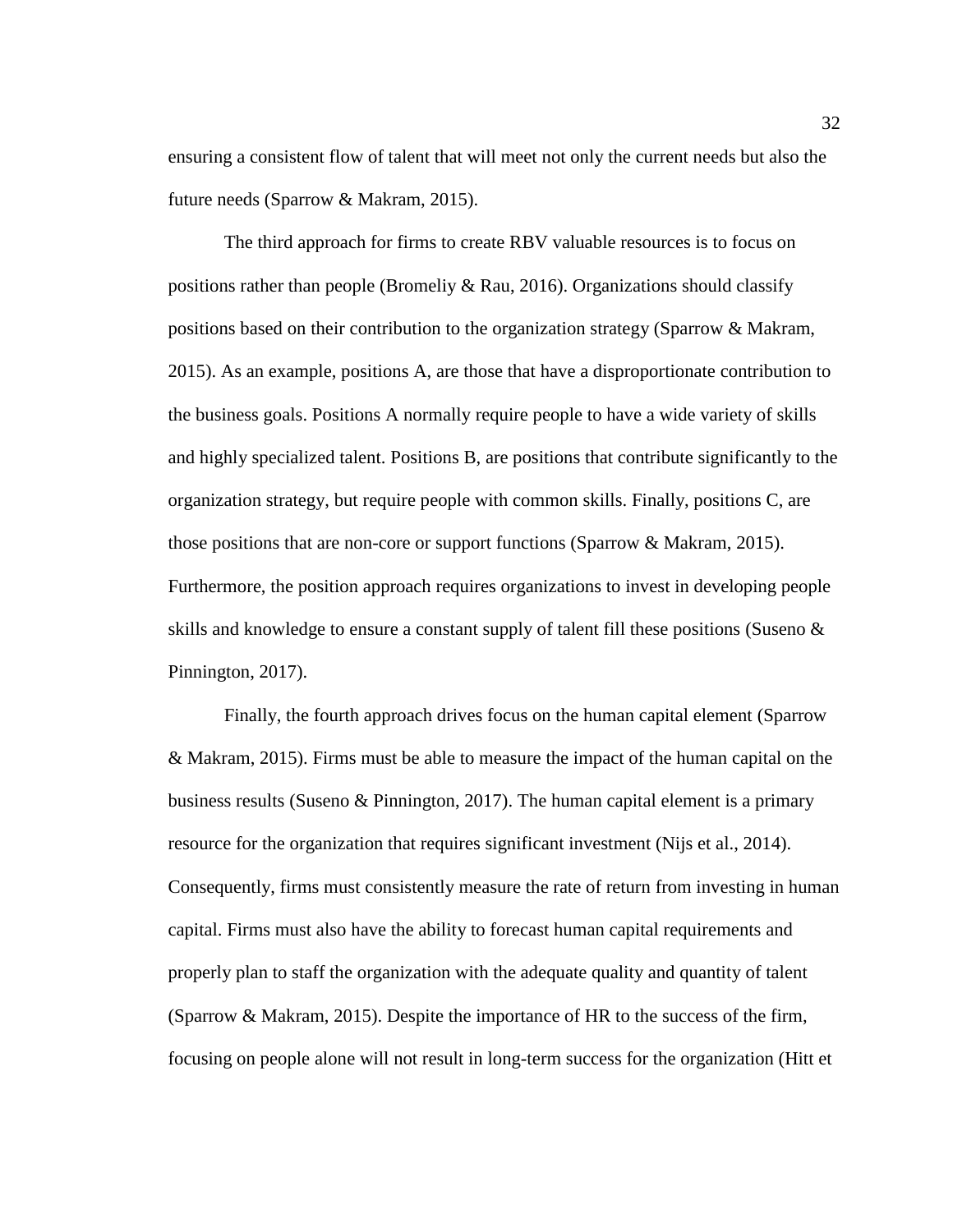ensuring a consistent flow of talent that will meet not only the current needs but also the future needs (Sparrow & Makram, 2015).

The third approach for firms to create RBV valuable resources is to focus on positions rather than people (Bromeliy & Rau, 2016). Organizations should classify positions based on their contribution to the organization strategy (Sparrow & Makram, 2015). As an example, positions A, are those that have a disproportionate contribution to the business goals. Positions A normally require people to have a wide variety of skills and highly specialized talent. Positions B, are positions that contribute significantly to the organization strategy, but require people with common skills. Finally, positions C, are those positions that are non-core or support functions (Sparrow & Makram, 2015). Furthermore, the position approach requires organizations to invest in developing people skills and knowledge to ensure a constant supply of talent fill these positions (Suseno & Pinnington, 2017).

Finally, the fourth approach drives focus on the human capital element (Sparrow & Makram, 2015). Firms must be able to measure the impact of the human capital on the business results (Suseno & Pinnington, 2017). The human capital element is a primary resource for the organization that requires significant investment (Nijs et al., 2014). Consequently, firms must consistently measure the rate of return from investing in human capital. Firms must also have the ability to forecast human capital requirements and properly plan to staff the organization with the adequate quality and quantity of talent (Sparrow & Makram, 2015). Despite the importance of HR to the success of the firm, focusing on people alone will not result in long-term success for the organization (Hitt et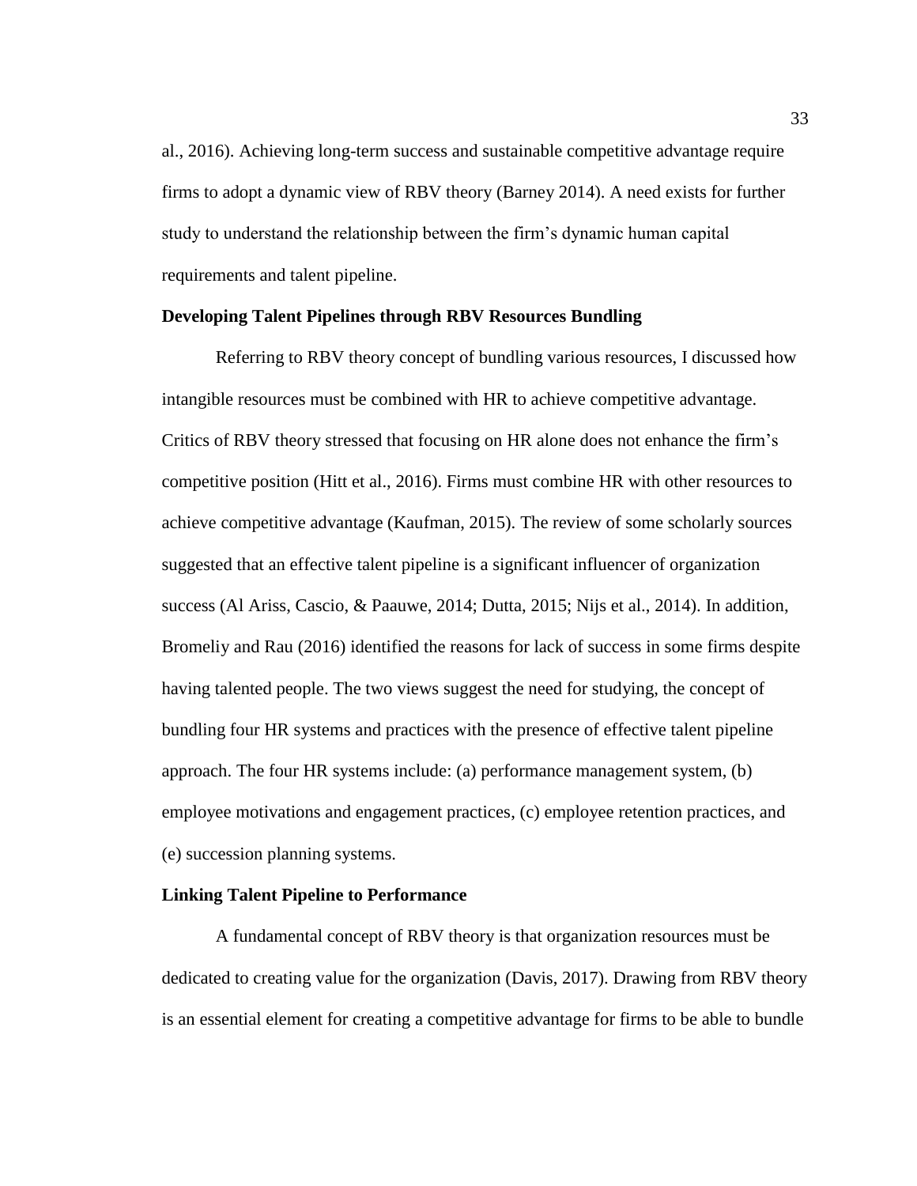al., 2016). Achieving long-term success and sustainable competitive advantage require firms to adopt a dynamic view of RBV theory (Barney 2014). A need exists for further study to understand the relationship between the firm's dynamic human capital requirements and talent pipeline.

### Developing Talent Pipelines through RBV Resources Bundling

Referring to RBV theory concept of bundling various resources, I discussed how intangible resources must be combined with HR to achieve competitive advantage. Critics of RBV theory stressed that focusing on HR alone does not enhance the firm's competitive position (Hitt et al., 2016). Firms must combine HR with other resources to achieve competitive advantage (Kaufman, 2015). The review of some scholarly sources suggested that an effective talent pipeline is a significant influencer of organization success (Al Ariss, Cascio, & Paauwe, 2014; Dutta, 2015; Nijs et al., 2014). In addition, Bromeliy and Rau (2016) identified the reasons for lack of success in some firms despite having talented people. The two views suggest the need for studying, the concept of bundling four HR systems and practices with the presence of effective talent pipeline approach. The four HR systems include: (a) performance management system, (b) employee motivations and engagement practices, (c) employee retention practices, and (e) succession planning systems.

### Linking Talent Pipeline to Performance

A fundamental concept of RBV theory is that organization resources must be dedicated to creating value for the organization (Davis, 2017). Drawing from RBV theory is an essential element for creating a competitive advantage for firms to be able to bundle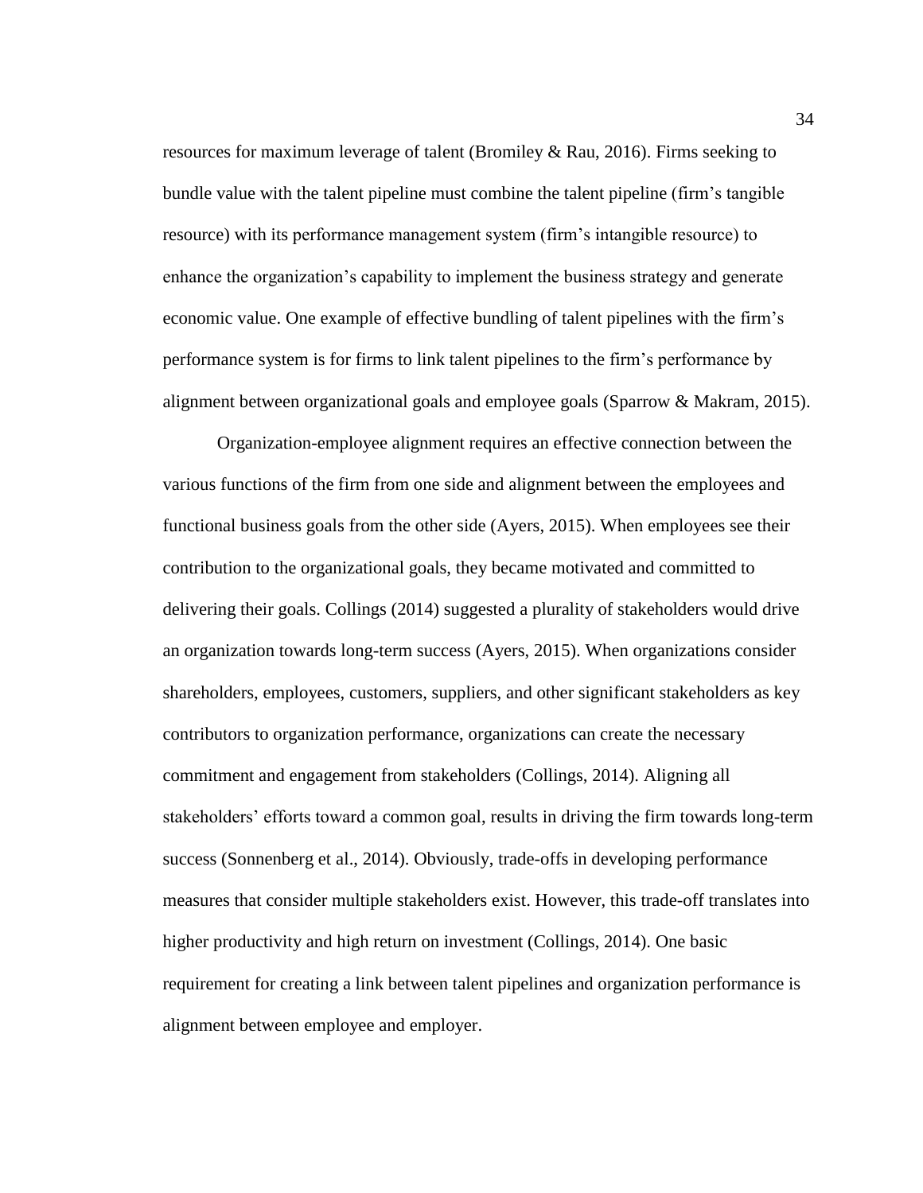resources for maximum leverage of talent (Bromiley & Rau, 2016). Firms seeking to bundle value with the talent pipeline must combine the talent pipeline (firm's tangible resource) with its performance management system (firm's intangible resource) to enhance the organization's capability to implement the business strategy and generate economic value. One example of effective bundling of talent pipelines with the firm's performance system is for firms to link talent pipelines to the firm's performance by alignment between organizational goals and employee goals (Sparrow & Makram, 2015).

Organization-employee alignment requires an effective connection between the various functions of the firm from one side and alignment between the employees and functional business goals from the other side (Ayers, 2015). When employees see their contribution to the organizational goals, they became motivated and committed to delivering their goals. Collings (2014) suggested a plurality of stakeholders would drive an organization towards long-term success (Ayers, 2015). When organizations consider shareholders, employees, customers, suppliers, and other significant stakeholders as key contributors to organization performance, organizations can create the necessary commitment and engagement from stakeholders (Collings, 2014). Aligning all stakeholders' efforts toward a common goal, results in driving the firm towards long-term success (Sonnenberg et al., 2014). Obviously, trade-offs in developing performance measures that consider multiple stakeholders exist. However, this trade-off translates into higher productivity and high return on investment (Collings, 2014). One basic requirement for creating a link between talent pipelines and organization performance is alignment between employee and employer.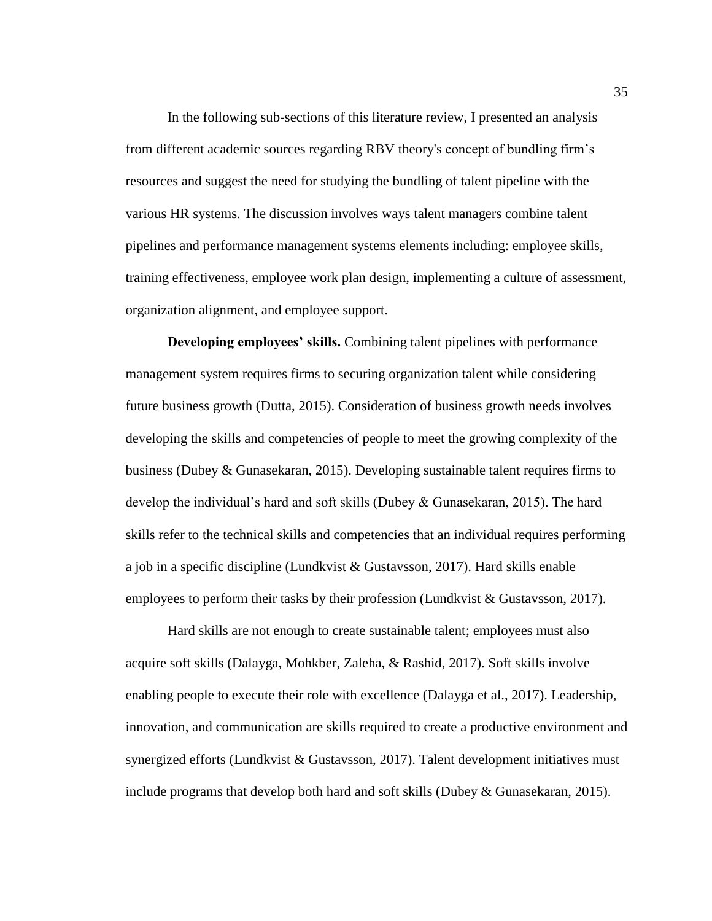In the following sub-sections of this literature review, I presented an analysis from different academic sources regarding RBV theory's concept of bundling firm's resources and suggest the need for studying the bundling of talent pipeline with the various HR systems. The discussion involves ways talent managers combine talent pipelines and performance management systems elements including: employee skills, training effectiveness, employee work plan design, implementing a culture of assessment, organization alignment, and employee support.

**Developing employees' skills.** Combining talent pipelines with performance management system requires firms to securing organization talent while considering future business growth (Dutta, 2015). Consideration of business growth needs involves developing the skills and competencies of people to meet the growing complexity of the business (Dubey & Gunasekaran, 2015). Developing sustainable talent requires firms to develop the individual's hard and soft skills (Dubey & Gunasekaran, 2015). The hard skills refer to the technical skills and competencies that an individual requires performing a job in a specific discipline (Lundkvist & Gustavsson, 2017). Hard skills enable employees to perform their tasks by their profession (Lundkvist & Gustavsson, 2017).

Hard skills are not enough to create sustainable talent; employees must also acquire soft skills (Dalayga, Mohkber, Zaleha, & Rashid, 2017). Soft skills involve enabling people to execute their role with excellence (Dalayga et al., 2017). Leadership, innovation, and communication are skills required to create a productive environment and synergized efforts (Lundkvist & Gustavsson, 2017). Talent development initiatives must include programs that develop both hard and soft skills (Dubey & Gunasekaran, 2015).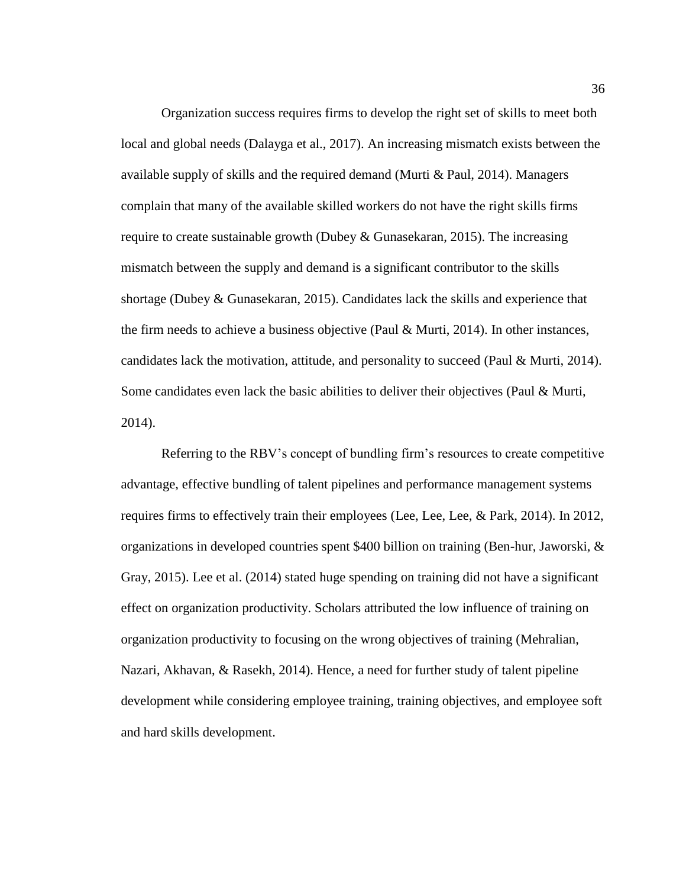Organization success requires firms to develop the right set of skills to meet both local and global needs (Dalayga et al., 2017). An increasing mismatch exists between the available supply of skills and the required demand (Murti & Paul, 2014). Managers complain that many of the available skilled workers do not have the right skills firms require to create sustainable growth (Dubey & Gunasekaran, 2015). The increasing mismatch between the supply and demand is a significant contributor to the skills shortage (Dubey & Gunasekaran, 2015). Candidates lack the skills and experience that the firm needs to achieve a business objective (Paul & Murti, 2014). In other instances, candidates lack the motivation, attitude, and personality to succeed (Paul & Murti, 2014). Some candidates even lack the basic abilities to deliver their objectives (Paul & Murti, 2014).

Referring to the RBV's concept of bundling firm's resources to create competitive advantage, effective bundling of talent pipelines and performance management systems requires firms to effectively train their employees (Lee, Lee, Lee, & Park, 2014). In 2012, organizations in developed countries spent $400 billion on training (Ben-hur, Jaworski, & Gray, 2015). Lee et al. (2014) stated huge spending on training did not have a significant effect on organization productivity. Scholars attributed the low influence of training on organization productivity to focusing on the wrong objectives of training (Mehralian, Nazari, Akhavan, & Rasekh, 2014). Hence, a need for further study of talent pipeline development while considering employee training, training objectives, and employee soft and hard skills development.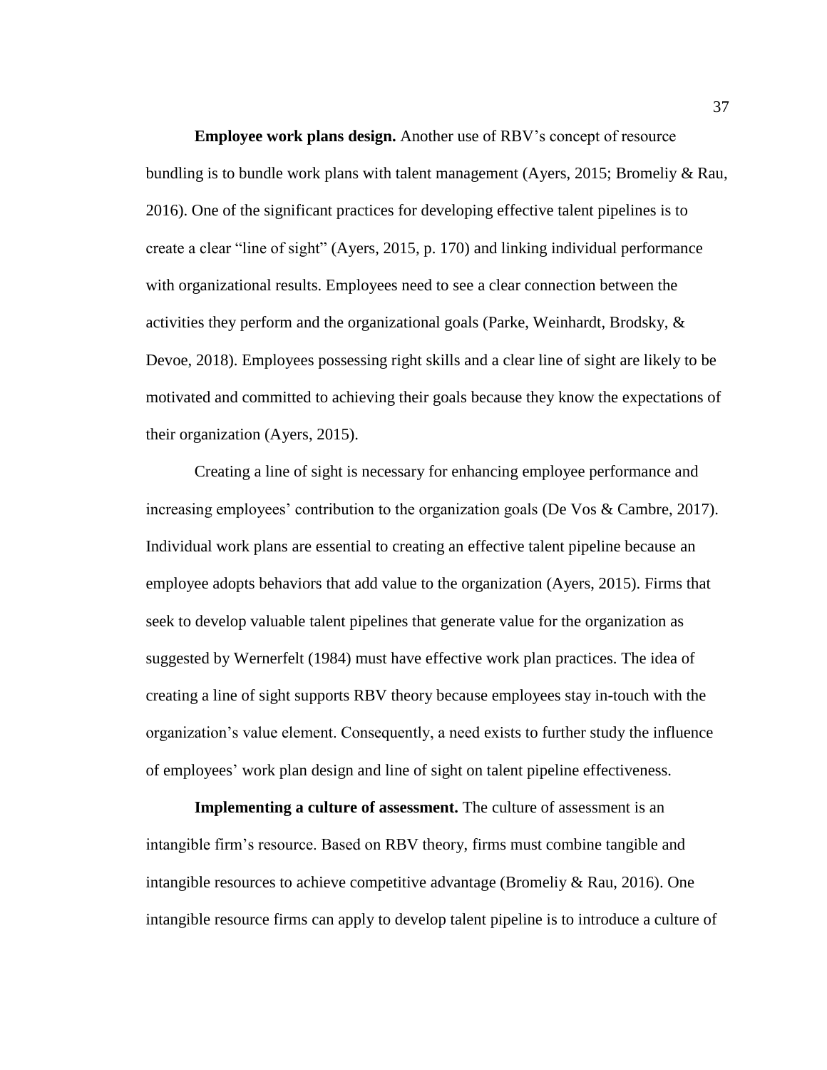**Employee work plans design.** Another use of RBV's concept of resource bundling is to bundle work plans with talent management (Ayers, 2015; Bromeliy & Rau, 2016). One of the significant practices for developing effective talent pipelines is to create a clear "line of sight" (Ayers, 2015, p. 170) and linking individual performance with organizational results. Employees need to see a clear connection between the activities they perform and the organizational goals (Parke, Weinhardt, Brodsky, & Devoe, 2018). Employees possessing right skills and a clear line of sight are likely to be motivated and committed to achieving their goals because they know the expectations of their organization (Ayers, 2015).

Creating a line of sight is necessary for enhancing employee performance and increasing employees' contribution to the organization goals (De Vos & Cambre, 2017). Individual work plans are essential to creating an effective talent pipeline because an employee adopts behaviors that add value to the organization (Ayers, 2015). Firms that seek to develop valuable talent pipelines that generate value for the organization as suggested by Wernerfelt (1984) must have effective work plan practices. The idea of creating a line of sight supports RBV theory because employees stay in-touch with the organization's value element. Consequently, a need exists to further study the influence of employees' work plan design and line of sight on talent pipeline effectiveness.

**Implementing a culture of assessment.** The culture of assessment is an intangible firm's resource. Based on RBV theory, firms must combine tangible and intangible resources to achieve competitive advantage (Bromeliy & Rau, 2016). One intangible resource firms can apply to develop talent pipeline is to introduce a culture of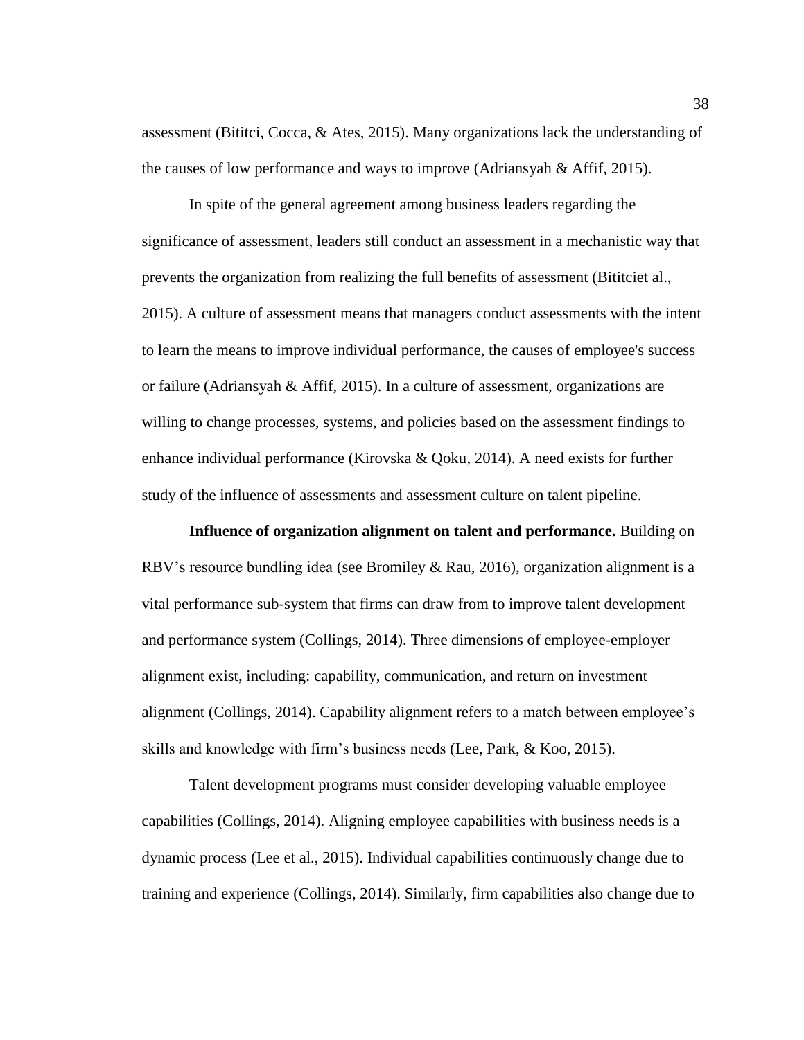assessment (Bititci, Cocca, & Ates, 2015). Many organizations lack the understanding of the causes of low performance and ways to improve (Adriansyah & Affif, 2015).

In spite of the general agreement among business leaders regarding the significance of assessment, leaders still conduct an assessment in a mechanistic way that prevents the organization from realizing the full benefits of assessment (Bititciet al., 2015). A culture of assessment means that managers conduct assessments with the intent to learn the means to improve individual performance, the causes of employee's success or failure (Adriansyah & Affif, 2015). In a culture of assessment, organizations are willing to change processes, systems, and policies based on the assessment findings to enhance individual performance (Kirovska & Qoku, 2014). A need exists for further study of the influence of assessments and assessment culture on talent pipeline.

**Influence of organization alignment on talent and performance.** Building on RBV's resource bundling idea (see Bromiley & Rau, 2016), organization alignment is a vital performance sub-system that firms can draw from to improve talent development and performance system (Collings, 2014). Three dimensions of employee-employer alignment exist, including: capability, communication, and return on investment alignment (Collings, 2014). Capability alignment refers to a match between employee's skills and knowledge with firm's business needs (Lee, Park, & Koo, 2015).

Talent development programs must consider developing valuable employee capabilities (Collings, 2014). Aligning employee capabilities with business needs is a dynamic process (Lee et al., 2015). Individual capabilities continuously change due to training and experience (Collings, 2014). Similarly, firm capabilities also change due to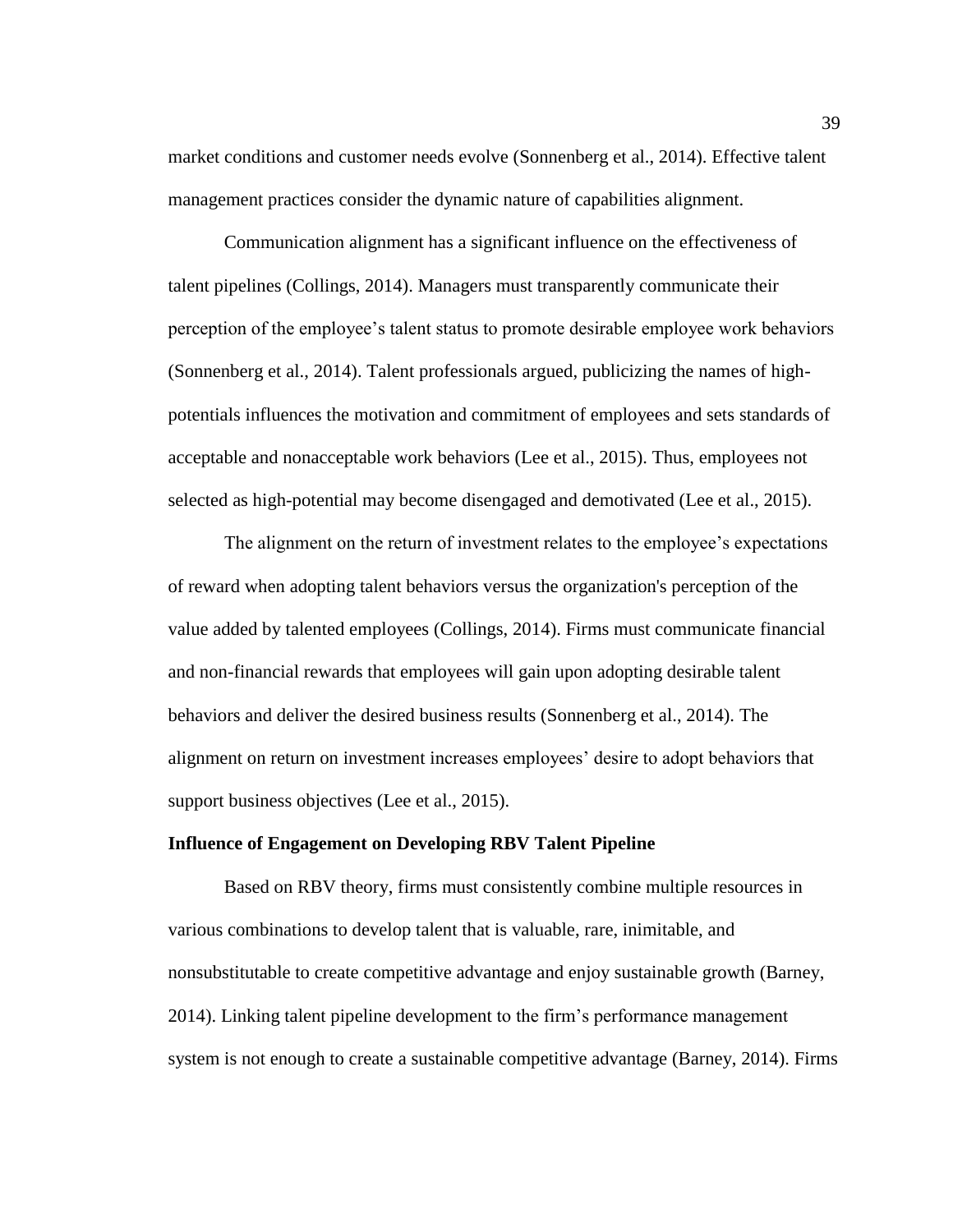market conditions and customer needs evolve (Sonnenberg et al., 2014). Effective talent management practices consider the dynamic nature of capabilities alignment.

Communication alignment has a significant influence on the effectiveness of talent pipelines (Collings, 2014). Managers must transparently communicate their perception of the employee's talent status to promote desirable employee work behaviors (Sonnenberg et al., 2014). Talent professionals argued, publicizing the names of high-potentials influences the motivation and commitment of employees and sets standards of acceptable and nonacceptable work behaviors (Lee et al., 2015). Thus, employees not selected as high-potential may become disengaged and demotivated (Lee et al., 2015).

The alignment on the return of investment relates to the employee's expectations of reward when adopting talent behaviors versus the organization's perception of the value added by talented employees (Collings, 2014). Firms must communicate financial and non-financial rewards that employees will gain upon adopting desirable talent behaviors and deliver the desired business results (Sonnenberg et al., 2014). The alignment on return on investment increases employees' desire to adopt behaviors that support business objectives (Lee et al., 2015).

**Influence of Engagement on Developing RBV Talent Pipeline**

Based on RBV theory, firms must consistently combine multiple resources in various combinations to develop talent that is valuable, rare, inimitable, and nonsubstitutable to create competitive advantage and enjoy sustainable growth (Barney, 2014). Linking talent pipeline development to the firm's performance management system is not enough to create a sustainable competitive advantage (Barney, 2014). Firms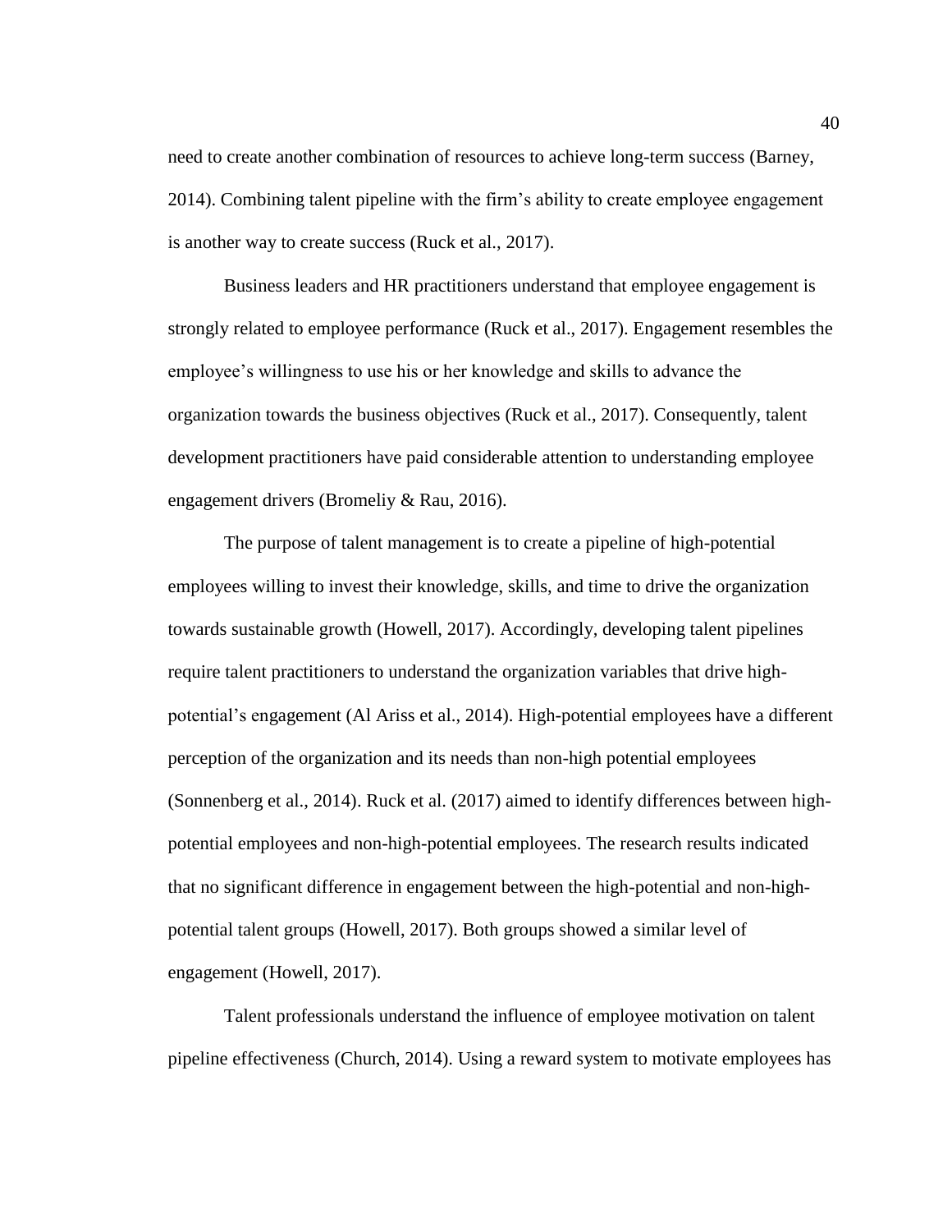need to create another combination of resources to achieve long-term success (Barney, 2014). Combining talent pipeline with the firm's ability to create employee engagement is another way to create success (Ruck et al., 2017).

Business leaders and HR practitioners understand that employee engagement is strongly related to employee performance (Ruck et al., 2017). Engagement resembles the employee's willingness to use his or her knowledge and skills to advance the organization towards the business objectives (Ruck et al., 2017). Consequently, talent development practitioners have paid considerable attention to understanding employee engagement drivers (Bromeliy & Rau, 2016).

The purpose of talent management is to create a pipeline of high-potential employees willing to invest their knowledge, skills, and time to drive the organization towards sustainable growth (Howell, 2017). Accordingly, developing talent pipelines require talent practitioners to understand the organization variables that drive high-potential's engagement (Al Ariss et al., 2014). High-potential employees have a different perception of the organization and its needs than non-high potential employees (Sonnenberg et al., 2014). Ruck et al. (2017) aimed to identify differences between high-potential employees and non-high-potential employees. The research results indicated that no significant difference in engagement between the high-potential and non-high-potential talent groups (Howell, 2017). Both groups showed a similar level of engagement (Howell, 2017).

Talent professionals understand the influence of employee motivation on talent pipeline effectiveness (Church, 2014). Using a reward system to motivate employees has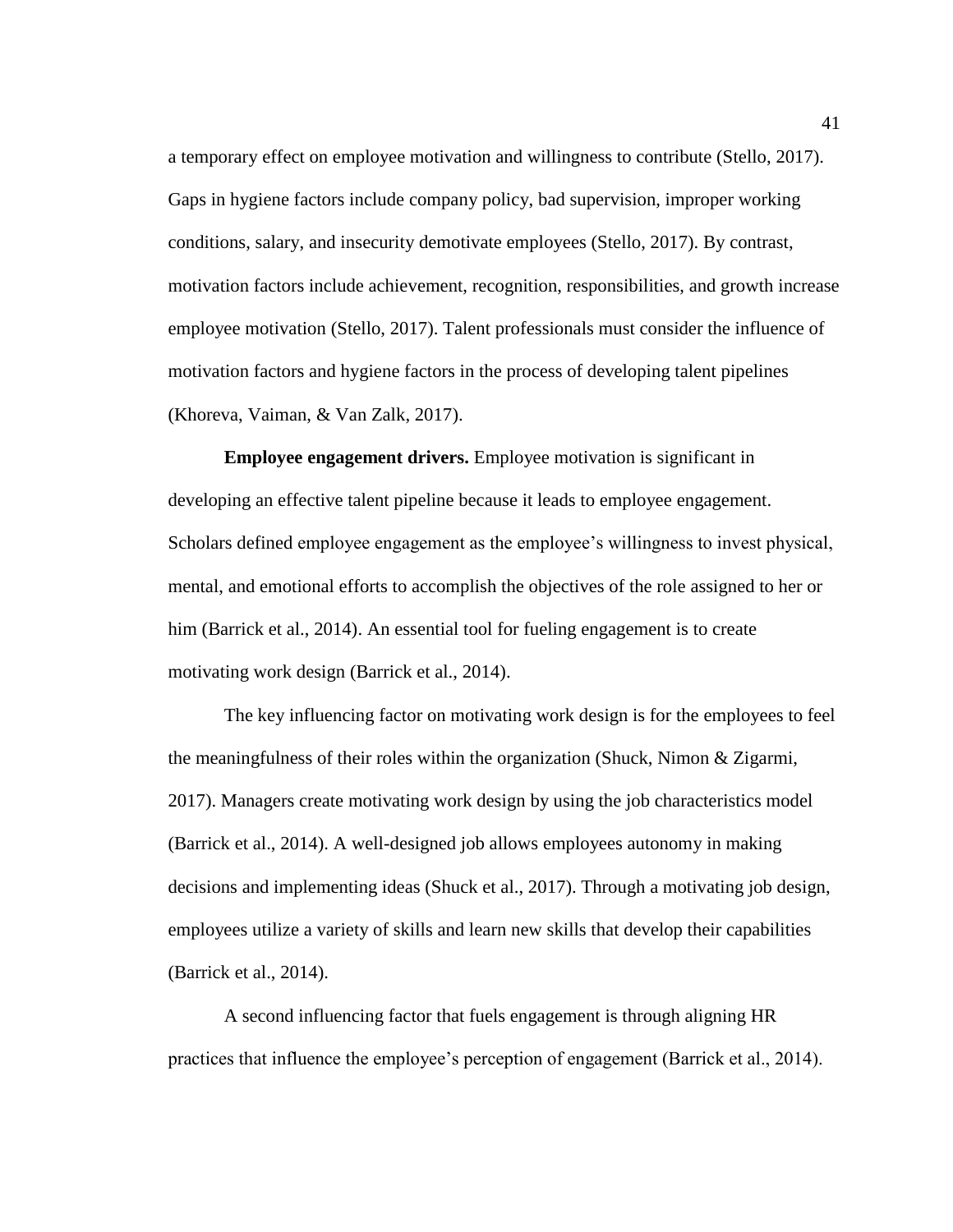a temporary effect on employee motivation and willingness to contribute (Stello, 2017). Gaps in hygiene factors include company policy, bad supervision, improper working conditions, salary, and insecurity demotivate employees (Stello, 2017). By contrast, motivation factors include achievement, recognition, responsibilities, and growth increase employee motivation (Stello, 2017). Talent professionals must consider the influence of motivation factors and hygiene factors in the process of developing talent pipelines (Khoreva, Vaiman, & Van Zalk, 2017).

**Employee engagement drivers.** Employee motivation is significant in developing an effective talent pipeline because it leads to employee engagement. Scholars defined employee engagement as the employee's willingness to invest physical, mental, and emotional efforts to accomplish the objectives of the role assigned to her or him (Barrick et al., 2014). An essential tool for fueling engagement is to create motivating work design (Barrick et al., 2014).

The key influencing factor on motivating work design is for the employees to feel the meaningfulness of their roles within the organization (Shuck, Nimon & Zigarmi, 2017). Managers create motivating work design by using the job characteristics model (Barrick et al., 2014). A well-designed job allows employees autonomy in making decisions and implementing ideas (Shuck et al., 2017). Through a motivating job design, employees utilize a variety of skills and learn new skills that develop their capabilities (Barrick et al., 2014).

A second influencing factor that fuels engagement is through aligning HR practices that influence the employee's perception of engagement (Barrick et al., 2014).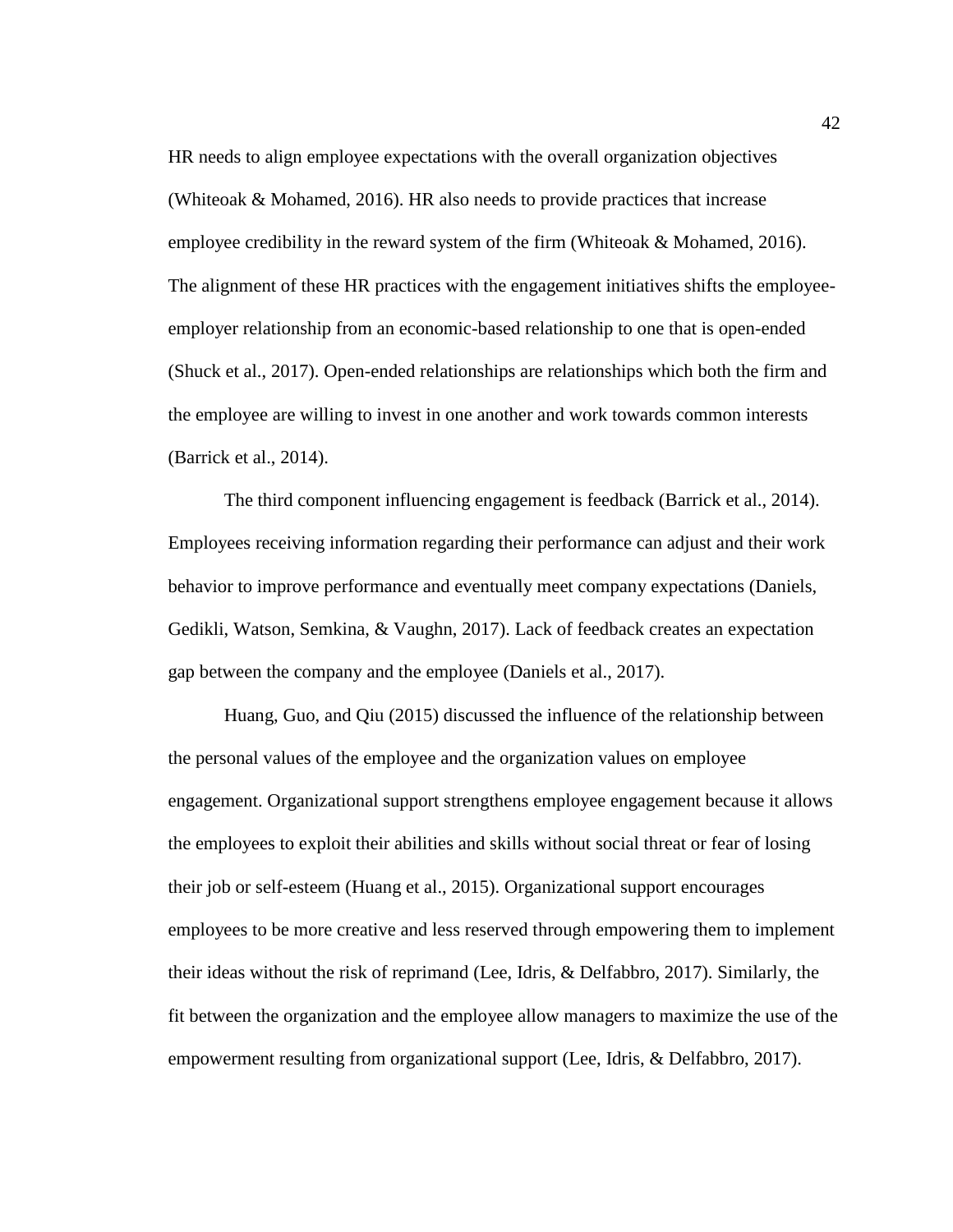HR needs to align employee expectations with the overall organization objectives (Whiteoak & Mohamed, 2016). HR also needs to provide practices that increase employee credibility in the reward system of the firm (Whiteoak & Mohamed, 2016). The alignment of these HR practices with the engagement initiatives shifts the employee-employer relationship from an economic-based relationship to one that is open-ended (Shuck et al., 2017). Open-ended relationships are relationships which both the firm and the employee are willing to invest in one another and work towards common interests (Barrick et al., 2014).

The third component influencing engagement is feedback (Barrick et al., 2014). Employees receiving information regarding their performance can adjust and their work behavior to improve performance and eventually meet company expectations (Daniels, Gedikli, Watson, Semkina, & Vaughn, 2017). Lack of feedback creates an expectation gap between the company and the employee (Daniels et al., 2017).

Huang, Guo, and Qiu (2015) discussed the influence of the relationship between the personal values of the employee and the organization values on employee engagement. Organizational support strengthens employee engagement because it allows the employees to exploit their abilities and skills without social threat or fear of losing their job or self-esteem (Huang et al., 2015). Organizational support encourages employees to be more creative and less reserved through empowering them to implement their ideas without the risk of reprimand (Lee, Idris, & Delfabbro, 2017). Similarly, the fit between the organization and the employee allow managers to maximize the use of the empowerment resulting from organizational support (Lee, Idris, & Delfabbro, 2017).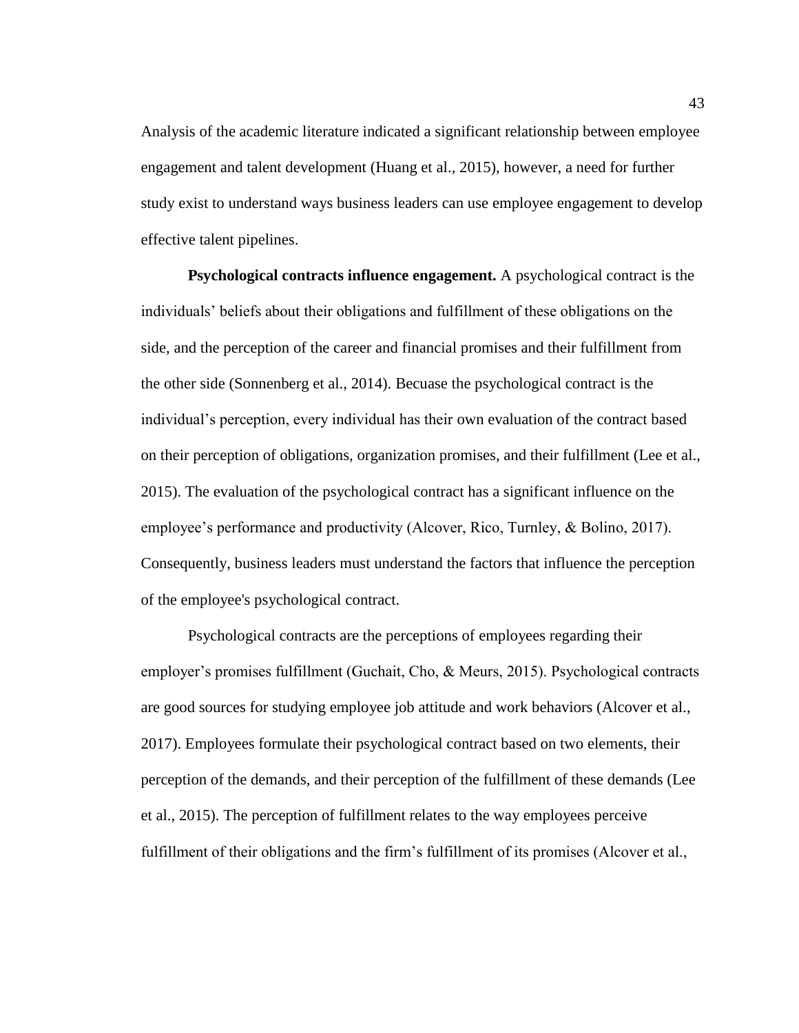Analysis of the academic literature indicated a significant relationship between employee engagement and talent development (Huang et al., 2015), however, a need for further study exist to understand ways business leaders can use employee engagement to develop effective talent pipelines.

**Psychological contracts influence engagement.** A psychological contract is the individuals' beliefs about their obligations and fulfillment of these obligations on the side, and the perception of the career and financial promises and their fulfillment from the other side (Sonnenberg et al., 2014). Becuase the psychological contract is the individual's perception, every individual has their own evaluation of the contract based on their perception of obligations, organization promises, and their fulfillment (Lee et al., 2015). The evaluation of the psychological contract has a significant influence on the employee's performance and productivity (Alcover, Rico, Turnley, & Bolino, 2017). Consequently, business leaders must understand the factors that influence the perception of the employee's psychological contract.

Psychological contracts are the perceptions of employees regarding their employer's promises fulfillment (Guchait, Cho, & Meurs, 2015). Psychological contracts are good sources for studying employee job attitude and work behaviors (Alcover et al., 2017). Employees formulate their psychological contract based on two elements, their perception of the demands, and their perception of the fulfillment of these demands (Lee et al., 2015). The perception of fulfillment relates to the way employees perceive fulfillment of their obligations and the firm's fulfillment of its promises (Alcover et al.,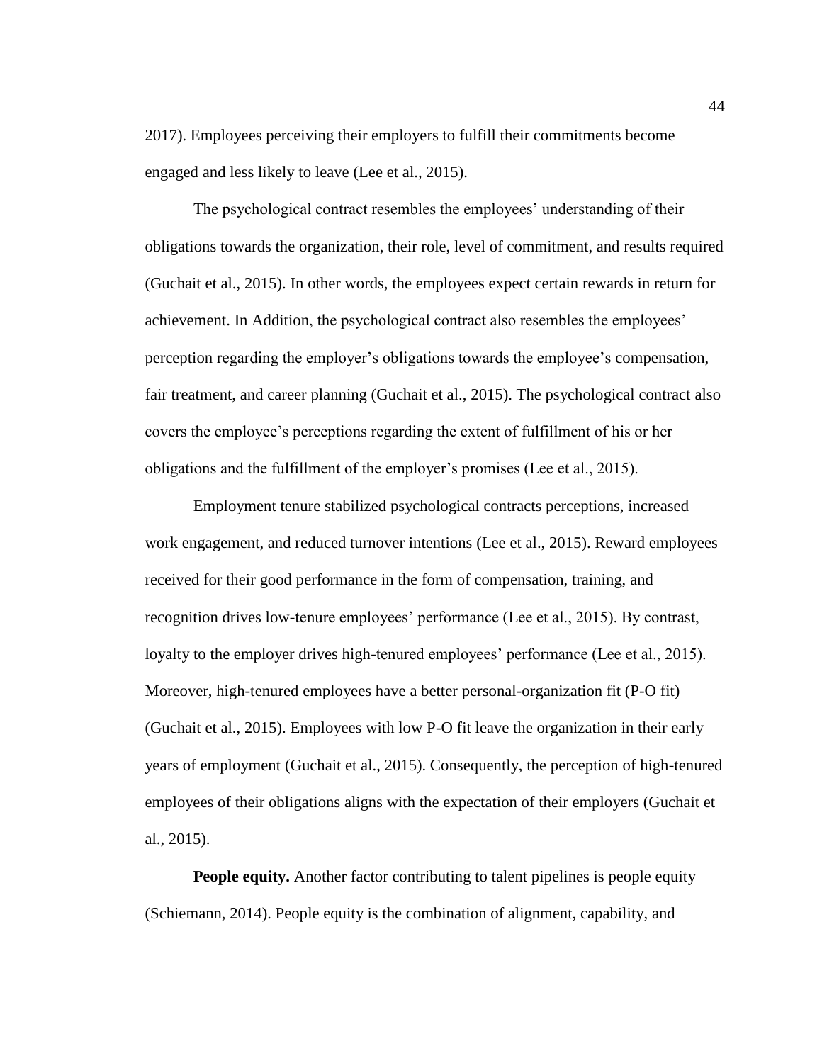2017). Employees perceiving their employers to fulfill their commitments become engaged and less likely to leave (Lee et al., 2015).

The psychological contract resembles the employees' understanding of their obligations towards the organization, their role, level of commitment, and results required (Guchait et al., 2015). In other words, the employees expect certain rewards in return for achievement. In Addition, the psychological contract also resembles the employees' perception regarding the employer's obligations towards the employee's compensation, fair treatment, and career planning (Guchait et al., 2015). The psychological contract also covers the employee's perceptions regarding the extent of fulfillment of his or her obligations and the fulfillment of the employer's promises (Lee et al., 2015).

Employment tenure stabilized psychological contracts perceptions, increased work engagement, and reduced turnover intentions (Lee et al., 2015). Reward employees received for their good performance in the form of compensation, training, and recognition drives low-tenure employees' performance (Lee et al., 2015). By contrast, loyalty to the employer drives high-tenured employees' performance (Lee et al., 2015). Moreover, high-tenured employees have a better personal-organization fit (P-O fit) (Guchait et al., 2015). Employees with low P-O fit leave the organization in their early years of employment (Guchait et al., 2015). Consequently, the perception of high-tenured employees of their obligations aligns with the expectation of their employers (Guchait et al., 2015).

**People equity.** Another factor contributing to talent pipelines is people equity (Schiemann, 2014). People equity is the combination of alignment, capability, and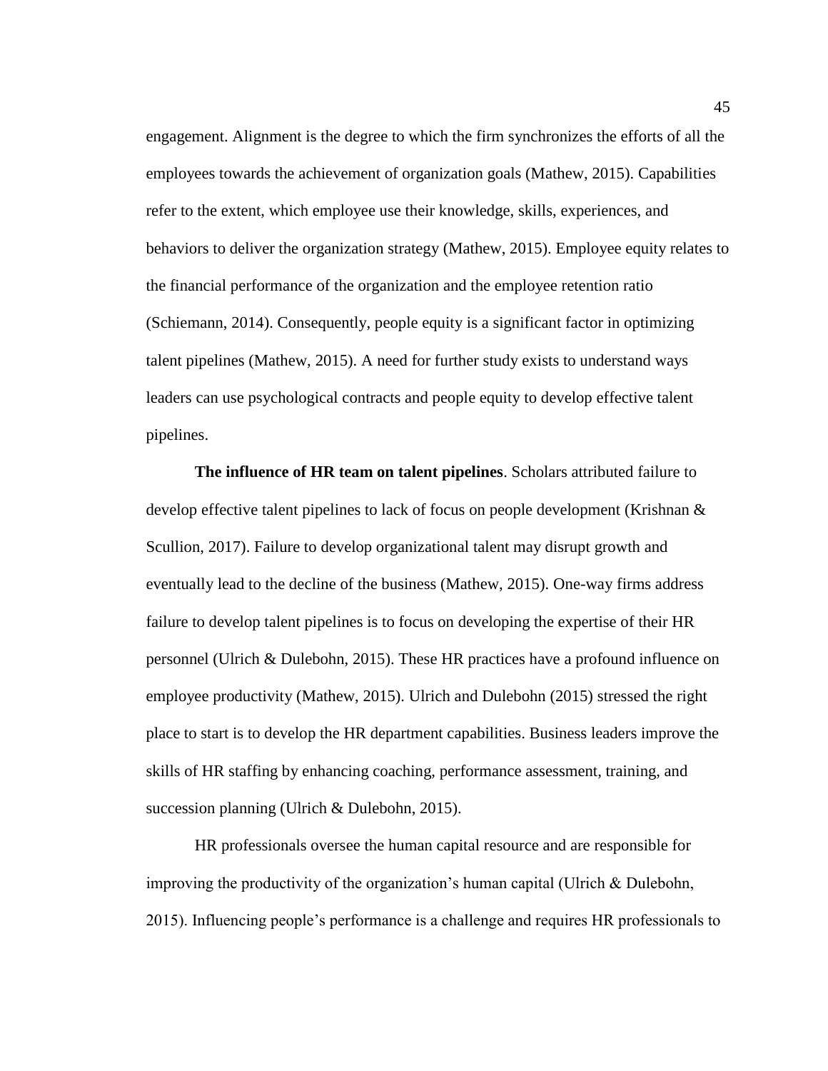engagement. Alignment is the degree to which the firm synchronizes the efforts of all the employees towards the achievement of organization goals (Mathew, 2015). Capabilities refer to the extent, which employee use their knowledge, skills, experiences, and behaviors to deliver the organization strategy (Mathew, 2015). Employee equity relates to the financial performance of the organization and the employee retention ratio (Schiemann, 2014). Consequently, people equity is a significant factor in optimizing talent pipelines (Mathew, 2015). A need for further study exists to understand ways leaders can use psychological contracts and people equity to develop effective talent pipelines.

**The influence of HR team on talent pipelines**. Scholars attributed failure to develop effective talent pipelines to lack of focus on people development (Krishnan & Scullion, 2017). Failure to develop organizational talent may disrupt growth and eventually lead to the decline of the business (Mathew, 2015). One-way firms address failure to develop talent pipelines is to focus on developing the expertise of their HR personnel (Ulrich & Dulebohn, 2015). These HR practices have a profound influence on employee productivity (Mathew, 2015). Ulrich and Dulebohn (2015) stressed the right place to start is to develop the HR department capabilities. Business leaders improve the skills of HR staffing by enhancing coaching, performance assessment, training, and succession planning (Ulrich & Dulebohn, 2015).

HR professionals oversee the human capital resource and are responsible for improving the productivity of the organization's human capital (Ulrich & Dulebohn, 2015). Influencing people's performance is a challenge and requires HR professionals to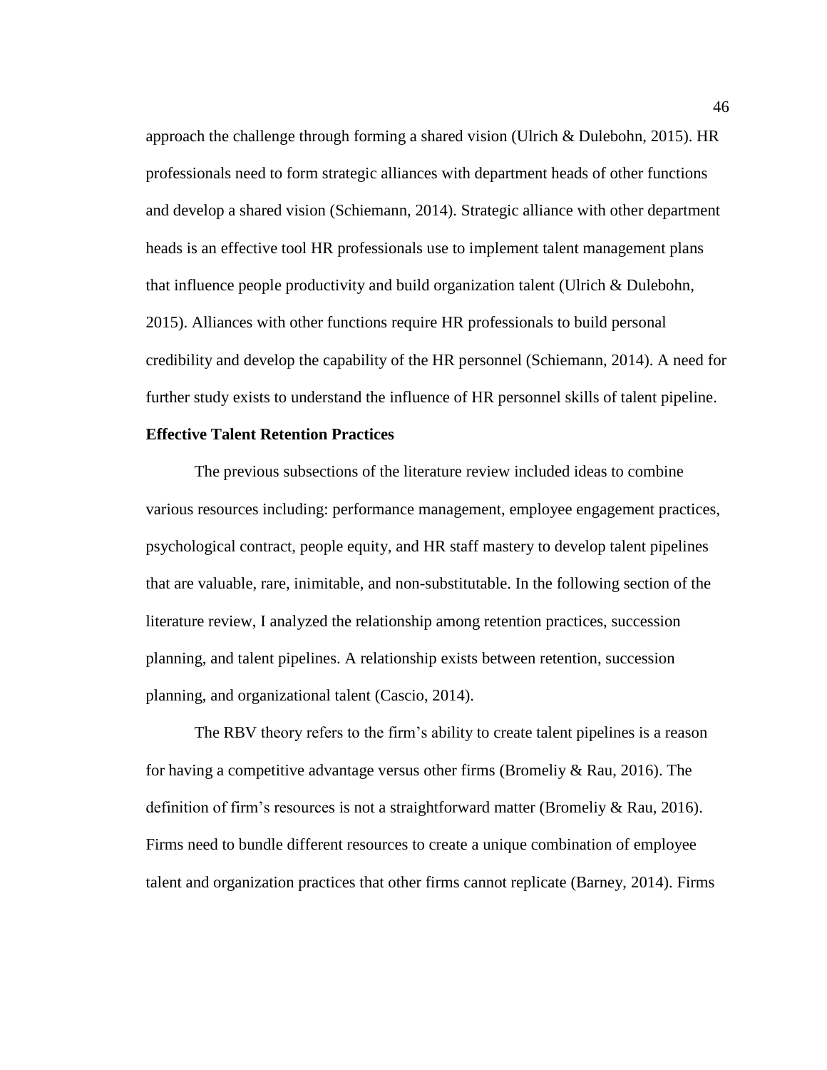approach the challenge through forming a shared vision (Ulrich & Dulebohn, 2015). HR professionals need to form strategic alliances with department heads of other functions and develop a shared vision (Schiemann, 2014). Strategic alliance with other department heads is an effective tool HR professionals use to implement talent management plans that influence people productivity and build organization talent (Ulrich & Dulebohn, 2015). Alliances with other functions require HR professionals to build personal credibility and develop the capability of the HR personnel (Schiemann, 2014). A need for further study exists to understand the influence of HR personnel skills of talent pipeline.

**Effective Talent Retention Practices**

The previous subsections of the literature review included ideas to combine various resources including: performance management, employee engagement practices, psychological contract, people equity, and HR staff mastery to develop talent pipelines that are valuable, rare, inimitable, and non-substitutable. In the following section of the literature review, I analyzed the relationship among retention practices, succession planning, and talent pipelines. A relationship exists between retention, succession planning, and organizational talent (Cascio, 2014).

The RBV theory refers to the firm's ability to create talent pipelines is a reason for having a competitive advantage versus other firms (Bromeliy & Rau, 2016). The definition of firm's resources is not a straightforward matter (Bromeliy & Rau, 2016). Firms need to bundle different resources to create a unique combination of employee talent and organization practices that other firms cannot replicate (Barney, 2014). Firms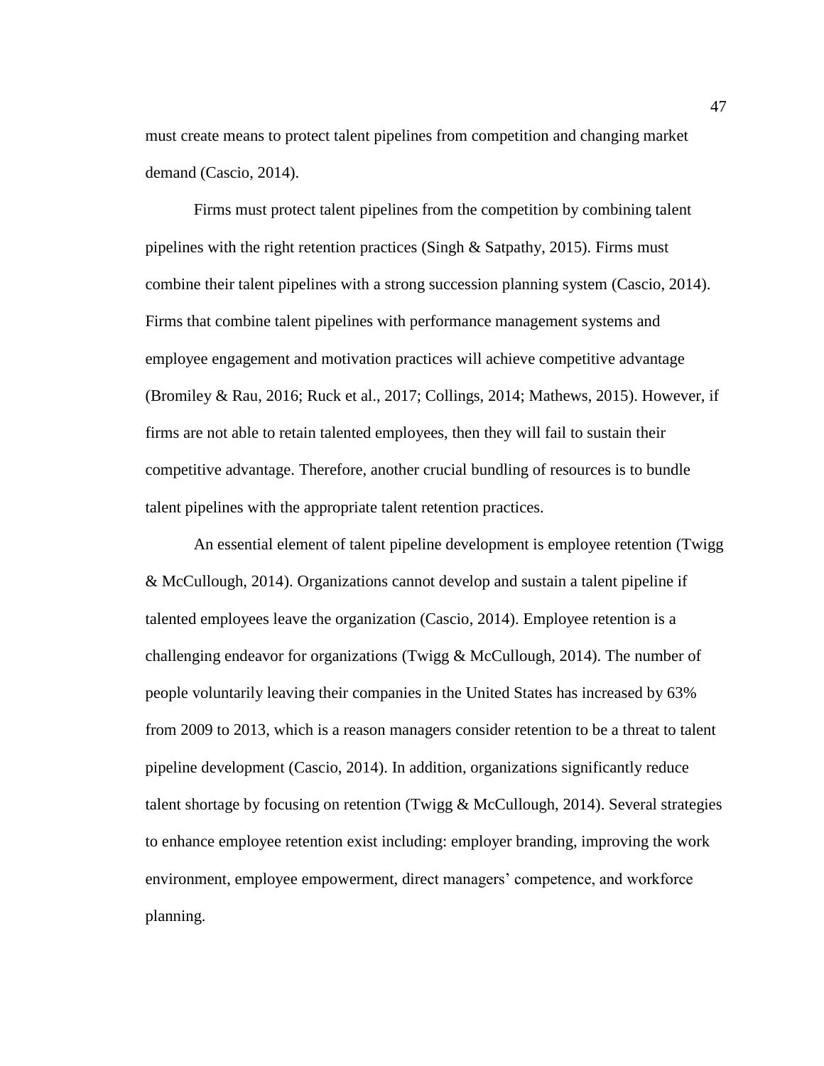must create means to protect talent pipelines from competition and changing market demand (Cascio, 2014).

Firms must protect talent pipelines from the competition by combining talent pipelines with the right retention practices (Singh & Satpathy, 2015). Firms must combine their talent pipelines with a strong succession planning system (Cascio, 2014). Firms that combine talent pipelines with performance management systems and employee engagement and motivation practices will achieve competitive advantage (Bromiley & Rau, 2016; Ruck et al., 2017; Collings, 2014; Mathews, 2015). However, if firms are not able to retain talented employees, then they will fail to sustain their competitive advantage. Therefore, another crucial bundling of resources is to bundle talent pipelines with the appropriate talent retention practices.

An essential element of talent pipeline development is employee retention (Twigg & McCullough, 2014). Organizations cannot develop and sustain a talent pipeline if talented employees leave the organization (Cascio, 2014). Employee retention is a challenging endeavor for organizations (Twigg & McCullough, 2014). The number of people voluntarily leaving their companies in the United States has increased by 63% from 2009 to 2013, which is a reason managers consider retention to be a threat to talent pipeline development (Cascio, 2014). In addition, organizations significantly reduce talent shortage by focusing on retention (Twigg & McCullough, 2014). Several strategies to enhance employee retention exist including: employer branding, improving the work environment, employee empowerment, direct managers' competence, and workforce planning.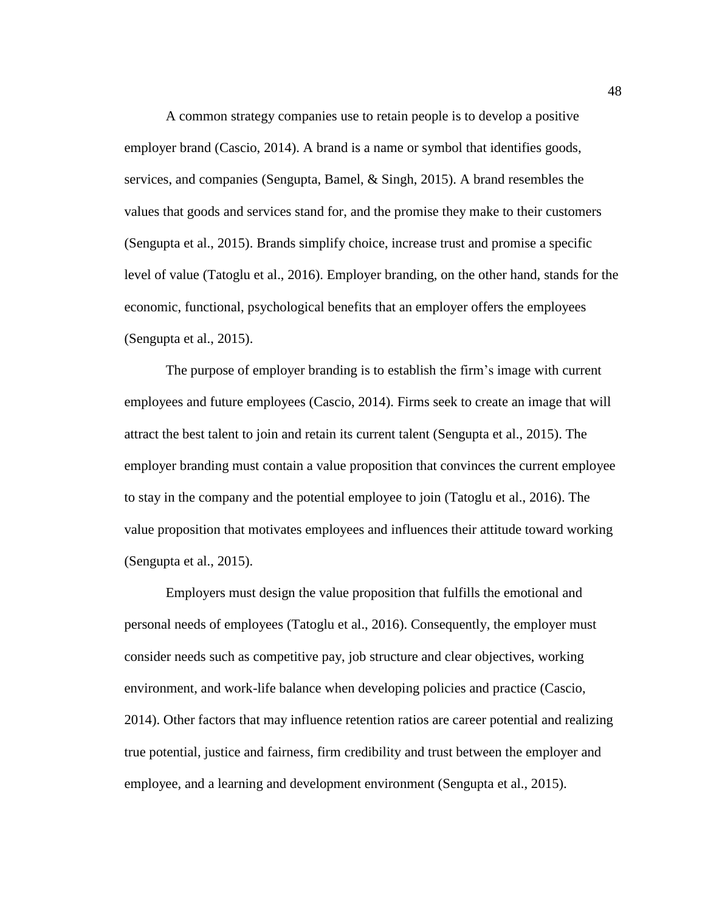A common strategy companies use to retain people is to develop a positive employer brand (Cascio, 2014). A brand is a name or symbol that identifies goods, services, and companies (Sengupta, Bamel, & Singh, 2015). A brand resembles the values that goods and services stand for, and the promise they make to their customers (Sengupta et al., 2015). Brands simplify choice, increase trust and promise a specific level of value (Tatoglu et al., 2016). Employer branding, on the other hand, stands for the economic, functional, psychological benefits that an employer offers the employees (Sengupta et al., 2015).

The purpose of employer branding is to establish the firm's image with current employees and future employees (Cascio, 2014). Firms seek to create an image that will attract the best talent to join and retain its current talent (Sengupta et al., 2015). The employer branding must contain a value proposition that convinces the current employee to stay in the company and the potential employee to join (Tatoglu et al., 2016). The value proposition that motivates employees and influences their attitude toward working (Sengupta et al., 2015).

Employers must design the value proposition that fulfills the emotional and personal needs of employees (Tatoglu et al., 2016). Consequently, the employer must consider needs such as competitive pay, job structure and clear objectives, working environment, and work-life balance when developing policies and practice (Cascio, 2014). Other factors that may influence retention ratios are career potential and realizing true potential, justice and fairness, firm credibility and trust between the employer and employee, and a learning and development environment (Sengupta et al., 2015).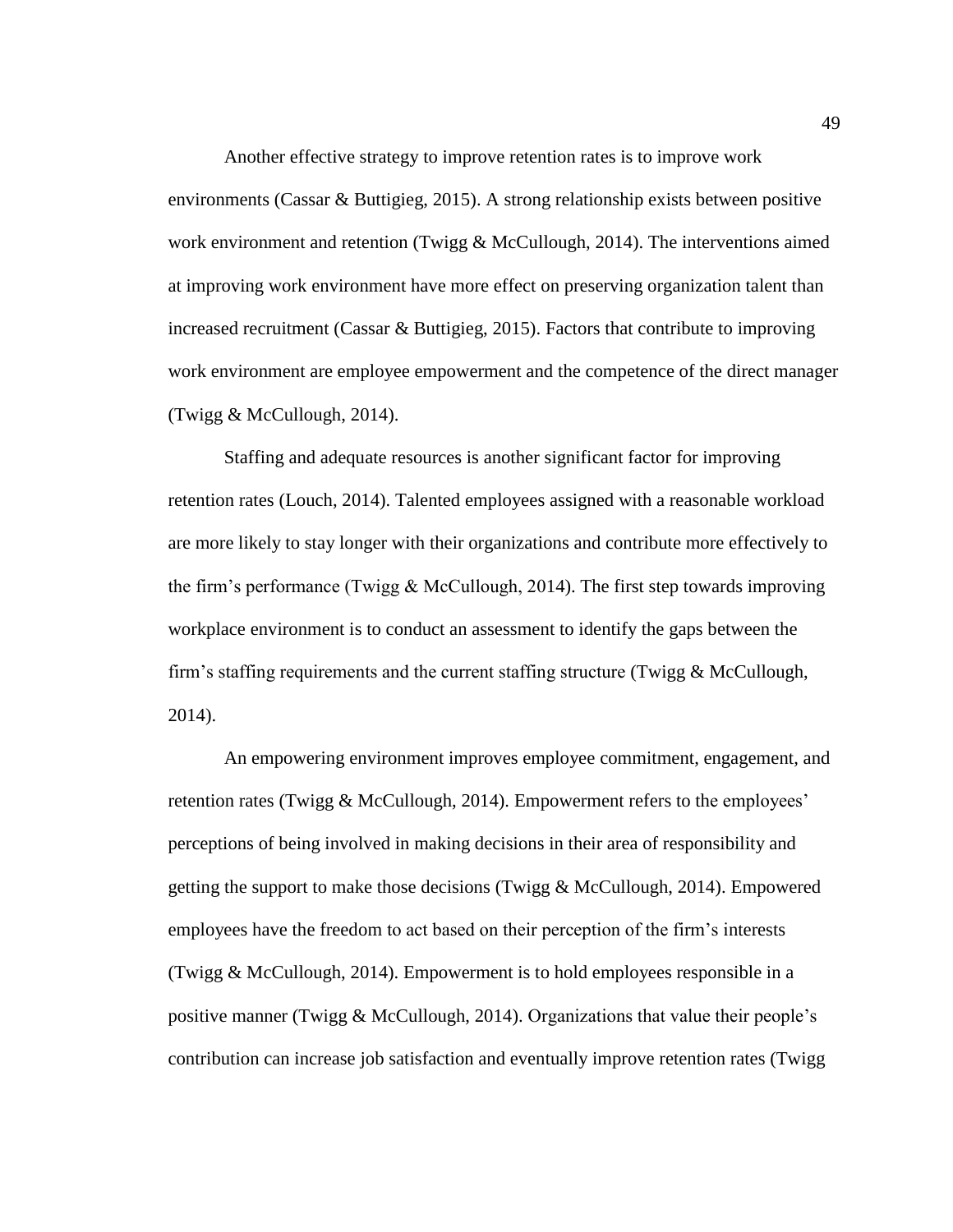Another effective strategy to improve retention rates is to improve work environments (Cassar & Buttigieg, 2015). A strong relationship exists between positive work environment and retention (Twigg & McCullough, 2014). The interventions aimed at improving work environment have more effect on preserving organization talent than increased recruitment (Cassar & Buttigieg, 2015). Factors that contribute to improving work environment are employee empowerment and the competence of the direct manager (Twigg & McCullough, 2014).

Staffing and adequate resources is another significant factor for improving retention rates (Louch, 2014). Talented employees assigned with a reasonable workload are more likely to stay longer with their organizations and contribute more effectively to the firm's performance (Twigg & McCullough, 2014). The first step towards improving workplace environment is to conduct an assessment to identify the gaps between the firm's staffing requirements and the current staffing structure (Twigg & McCullough, 2014).

An empowering environment improves employee commitment, engagement, and retention rates (Twigg & McCullough, 2014). Empowerment refers to the employees' perceptions of being involved in making decisions in their area of responsibility and getting the support to make those decisions (Twigg & McCullough, 2014). Empowered employees have the freedom to act based on their perception of the firm's interests (Twigg & McCullough, 2014). Empowerment is to hold employees responsible in a positive manner (Twigg & McCullough, 2014). Organizations that value their people's contribution can increase job satisfaction and eventually improve retention rates (Twigg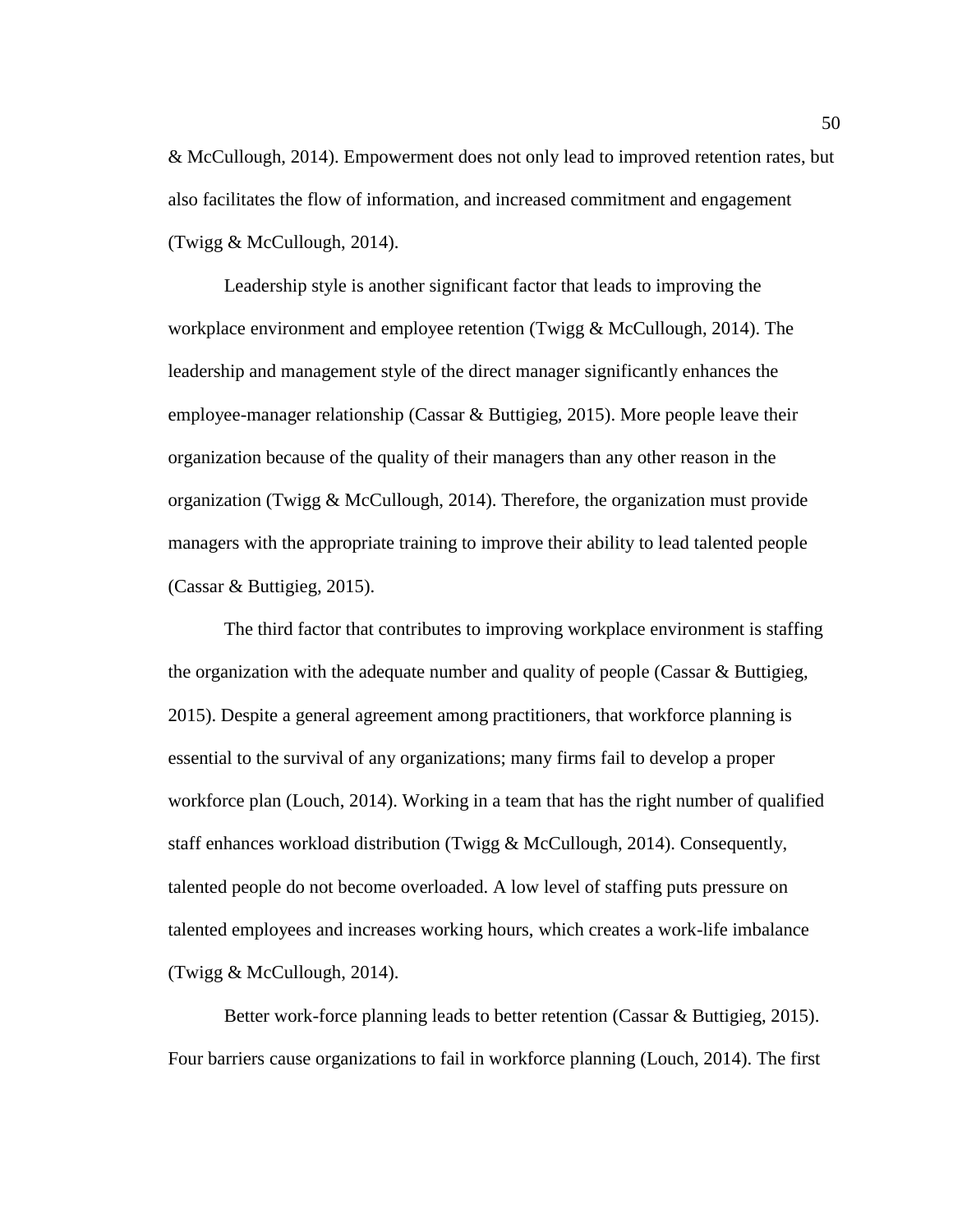& McCullough, 2014). Empowerment does not only lead to improved retention rates, but also facilitates the flow of information, and increased commitment and engagement (Twigg & McCullough, 2014).

Leadership style is another significant factor that leads to improving the workplace environment and employee retention (Twigg & McCullough, 2014). The leadership and management style of the direct manager significantly enhances the employee-manager relationship (Cassar & Buttigieg, 2015). More people leave their organization because of the quality of their managers than any other reason in the organization (Twigg & McCullough, 2014). Therefore, the organization must provide managers with the appropriate training to improve their ability to lead talented people (Cassar & Buttigieg, 2015).

The third factor that contributes to improving workplace environment is staffing the organization with the adequate number and quality of people (Cassar & Buttigieg, 2015). Despite a general agreement among practitioners, that workforce planning is essential to the survival of any organizations; many firms fail to develop a proper workforce plan (Louch, 2014). Working in a team that has the right number of qualified staff enhances workload distribution (Twigg & McCullough, 2014). Consequently, talented people do not become overloaded. A low level of staffing puts pressure on talented employees and increases working hours, which creates a work-life imbalance (Twigg & McCullough, 2014).

Better work-force planning leads to better retention (Cassar & Buttigieg, 2015). Four barriers cause organizations to fail in workforce planning (Louch, 2014). The first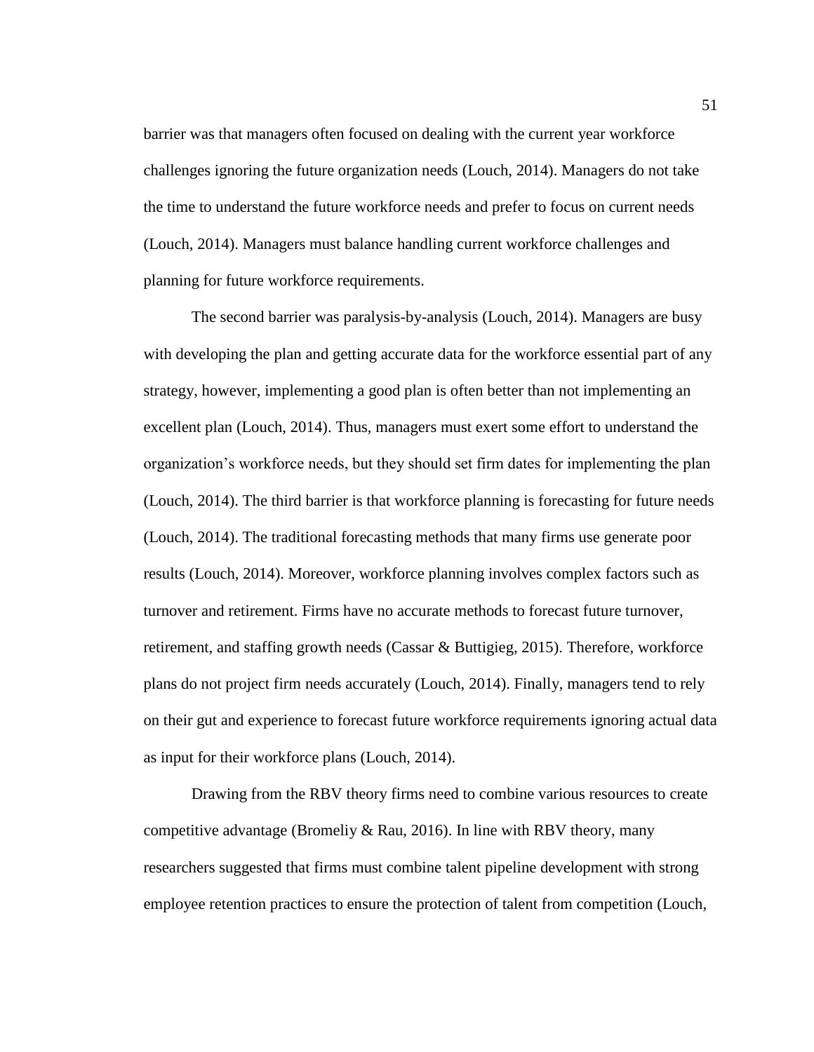barrier was that managers often focused on dealing with the current year workforce challenges ignoring the future organization needs (Louch, 2014). Managers do not take the time to understand the future workforce needs and prefer to focus on current needs (Louch, 2014). Managers must balance handling current workforce challenges and planning for future workforce requirements.

The second barrier was paralysis-by-analysis (Louch, 2014). Managers are busy with developing the plan and getting accurate data for the workforce essential part of any strategy, however, implementing a good plan is often better than not implementing an excellent plan (Louch, 2014). Thus, managers must exert some effort to understand the organization's workforce needs, but they should set firm dates for implementing the plan (Louch, 2014). The third barrier is that workforce planning is forecasting for future needs (Louch, 2014). The traditional forecasting methods that many firms use generate poor results (Louch, 2014). Moreover, workforce planning involves complex factors such as turnover and retirement. Firms have no accurate methods to forecast future turnover, retirement, and staffing growth needs (Cassar & Buttigieg, 2015). Therefore, workforce plans do not project firm needs accurately (Louch, 2014). Finally, managers tend to rely on their gut and experience to forecast future workforce requirements ignoring actual data as input for their workforce plans (Louch, 2014).

Drawing from the RBV theory firms need to combine various resources to create competitive advantage (Bromeliy & Rau, 2016). In line with RBV theory, many researchers suggested that firms must combine talent pipeline development with strong employee retention practices to ensure the protection of talent from competition (Louch,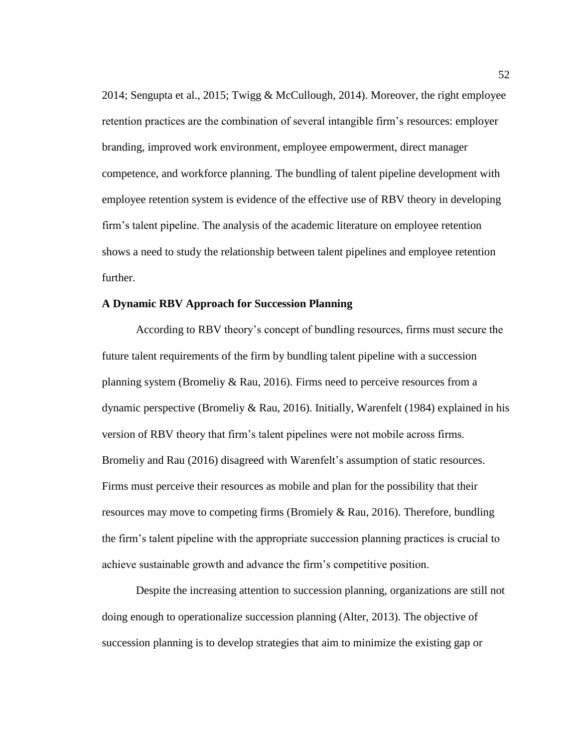2014; Sengupta et al., 2015; Twigg & McCullough, 2014). Moreover, the right employee retention practices are the combination of several intangible firm's resources: employer branding, improved work environment, employee empowerment, direct manager competence, and workforce planning. The bundling of talent pipeline development with employee retention system is evidence of the effective use of RBV theory in developing firm's talent pipeline. The analysis of the academic literature on employee retention shows a need to study the relationship between talent pipelines and employee retention further.

**A Dynamic RBV Approach for Succession Planning**

According to RBV theory's concept of bundling resources, firms must secure the future talent requirements of the firm by bundling talent pipeline with a succession planning system (Bromeliy & Rau, 2016). Firms need to perceive resources from a dynamic perspective (Bromeliy & Rau, 2016). Initially, Warenfelt (1984) explained in his version of RBV theory that firm's talent pipelines were not mobile across firms. Bromeliy and Rau (2016) disagreed with Warenfelt's assumption of static resources. Firms must perceive their resources as mobile and plan for the possibility that their resources may move to competing firms (Bromiely & Rau, 2016). Therefore, bundling the firm's talent pipeline with the appropriate succession planning practices is crucial to achieve sustainable growth and advance the firm's competitive position.

Despite the increasing attention to succession planning, organizations are still not doing enough to operationalize succession planning (Alter, 2013). The objective of succession planning is to develop strategies that aim to minimize the existing gap or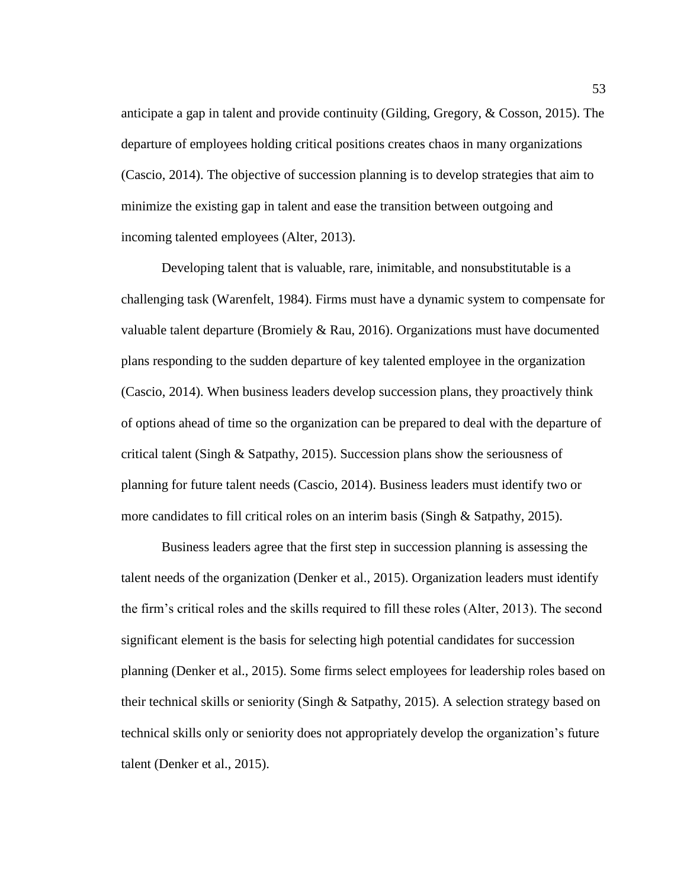anticipate a gap in talent and provide continuity (Gilding, Gregory, & Cosson, 2015). The departure of employees holding critical positions creates chaos in many organizations (Cascio, 2014). The objective of succession planning is to develop strategies that aim to minimize the existing gap in talent and ease the transition between outgoing and incoming talented employees (Alter, 2013).

Developing talent that is valuable, rare, inimitable, and nonsubstitutable is a challenging task (Warenfelt, 1984). Firms must have a dynamic system to compensate for valuable talent departure (Bromiely & Rau, 2016). Organizations must have documented plans responding to the sudden departure of key talented employee in the organization (Cascio, 2014). When business leaders develop succession plans, they proactively think of options ahead of time so the organization can be prepared to deal with the departure of critical talent (Singh & Satpathy, 2015). Succession plans show the seriousness of planning for future talent needs (Cascio, 2014). Business leaders must identify two or more candidates to fill critical roles on an interim basis (Singh & Satpathy, 2015).

Business leaders agree that the first step in succession planning is assessing the talent needs of the organization (Denker et al., 2015). Organization leaders must identify the firm's critical roles and the skills required to fill these roles (Alter, 2013). The second significant element is the basis for selecting high potential candidates for succession planning (Denker et al., 2015). Some firms select employees for leadership roles based on their technical skills or seniority (Singh & Satpathy, 2015). A selection strategy based on technical skills only or seniority does not appropriately develop the organization's future talent (Denker et al., 2015).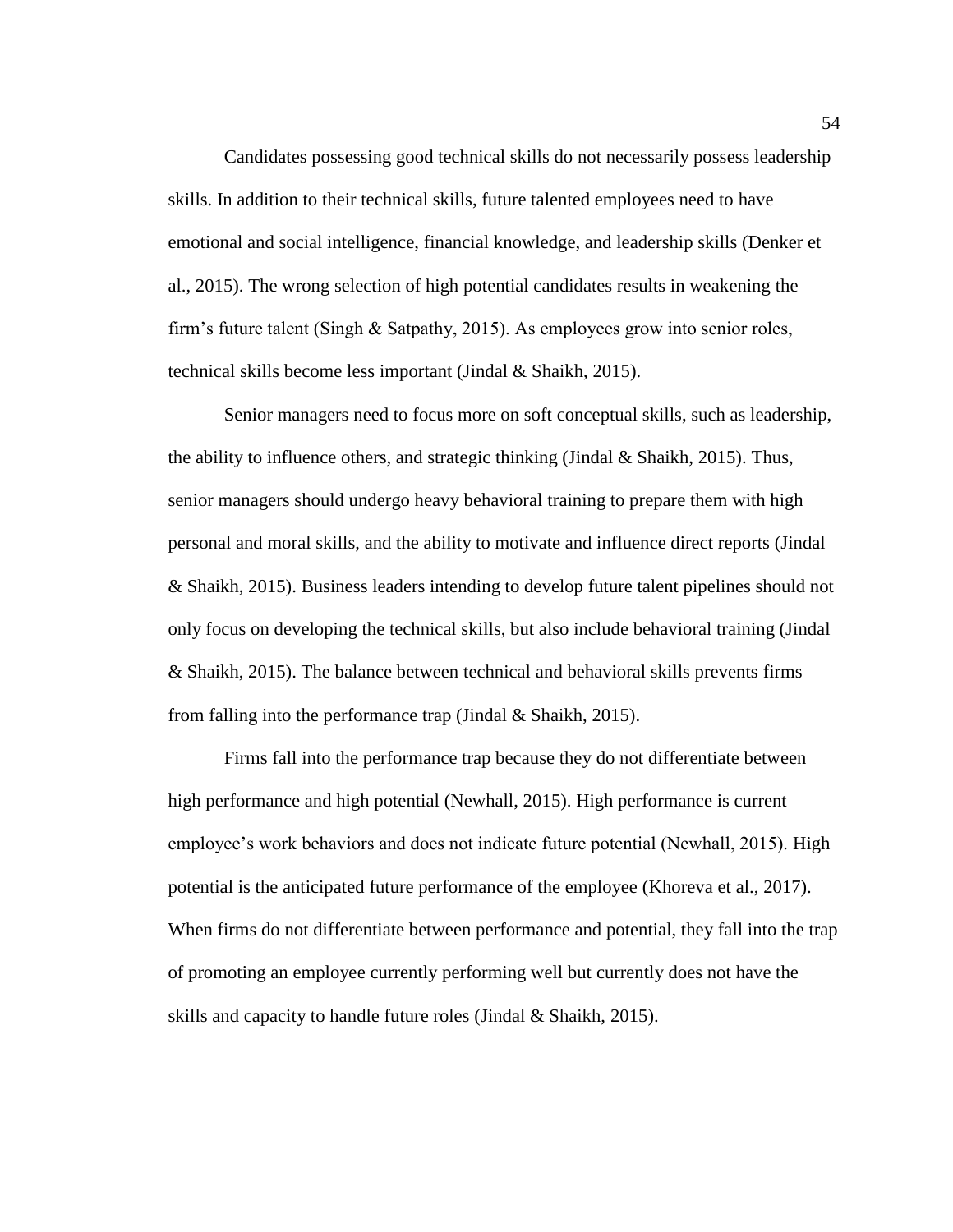Candidates possessing good technical skills do not necessarily possess leadership skills. In addition to their technical skills, future talented employees need to have emotional and social intelligence, financial knowledge, and leadership skills (Denker et al., 2015). The wrong selection of high potential candidates results in weakening the firm's future talent (Singh & Satpathy, 2015). As employees grow into senior roles, technical skills become less important (Jindal & Shaikh, 2015).

Senior managers need to focus more on soft conceptual skills, such as leadership, the ability to influence others, and strategic thinking (Jindal & Shaikh, 2015). Thus, senior managers should undergo heavy behavioral training to prepare them with high personal and moral skills, and the ability to motivate and influence direct reports (Jindal & Shaikh, 2015). Business leaders intending to develop future talent pipelines should not only focus on developing the technical skills, but also include behavioral training (Jindal & Shaikh, 2015). The balance between technical and behavioral skills prevents firms from falling into the performance trap (Jindal & Shaikh, 2015).

Firms fall into the performance trap because they do not differentiate between high performance and high potential (Newhall, 2015). High performance is current employee's work behaviors and does not indicate future potential (Newhall, 2015). High potential is the anticipated future performance of the employee (Khoreva et al., 2017). When firms do not differentiate between performance and potential, they fall into the trap of promoting an employee currently performing well but currently does not have the skills and capacity to handle future roles (Jindal & Shaikh, 2015).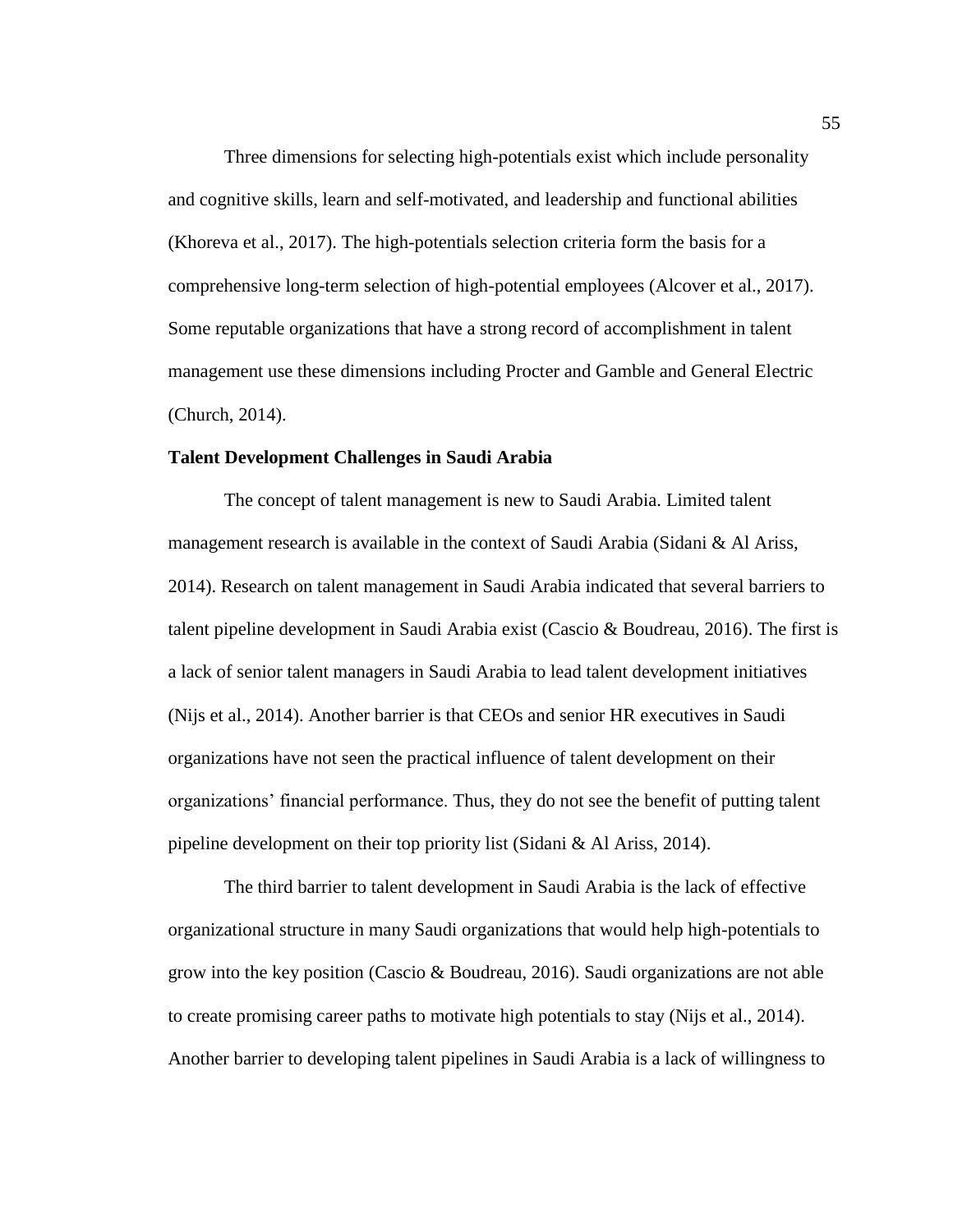Three dimensions for selecting high-potentials exist which include personality and cognitive skills, learn and self-motivated, and leadership and functional abilities (Khoreva et al., 2017). The high-potentials selection criteria form the basis for a comprehensive long-term selection of high-potential employees (Alcover et al., 2017). Some reputable organizations that have a strong record of accomplishment in talent management use these dimensions including Procter and Gamble and General Electric (Church, 2014).

**Talent Development Challenges in Saudi Arabia**

The concept of talent management is new to Saudi Arabia. Limited talent management research is available in the context of Saudi Arabia (Sidani & Al Ariss, 2014). Research on talent management in Saudi Arabia indicated that several barriers to talent pipeline development in Saudi Arabia exist (Cascio & Boudreau, 2016). The first is a lack of senior talent managers in Saudi Arabia to lead talent development initiatives (Nijs et al., 2014). Another barrier is that CEOs and senior HR executives in Saudi organizations have not seen the practical influence of talent development on their organizations' financial performance. Thus, they do not see the benefit of putting talent pipeline development on their top priority list (Sidani & Al Ariss, 2014).

The third barrier to talent development in Saudi Arabia is the lack of effective organizational structure in many Saudi organizations that would help high-potentials to grow into the key position (Cascio & Boudreau, 2016). Saudi organizations are not able to create promising career paths to motivate high potentials to stay (Nijs et al., 2014). Another barrier to developing talent pipelines in Saudi Arabia is a lack of willingness to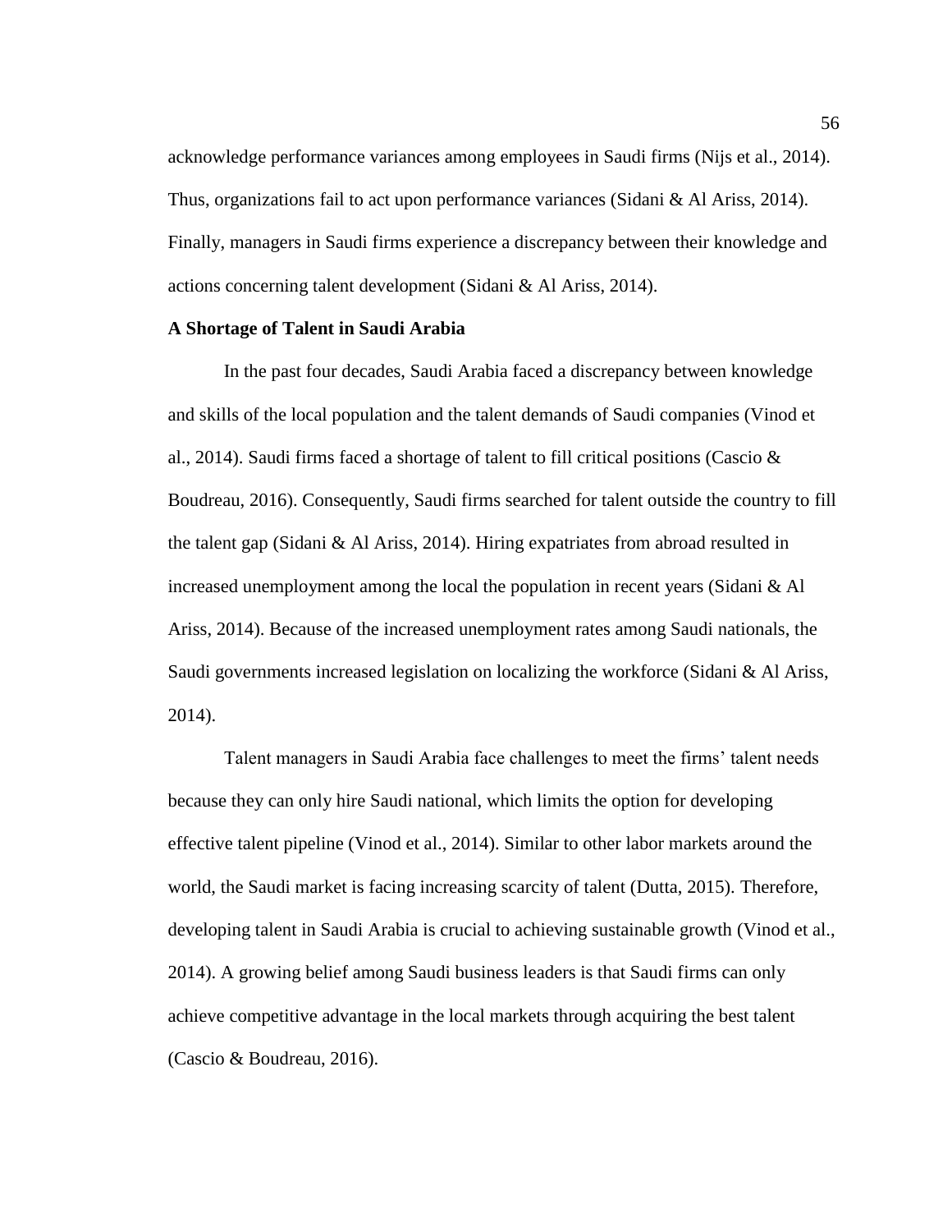acknowledge performance variances among employees in Saudi firms (Nijs et al., 2014). Thus, organizations fail to act upon performance variances (Sidani & Al Ariss, 2014). Finally, managers in Saudi firms experience a discrepancy between their knowledge and actions concerning talent development (Sidani & Al Ariss, 2014).

**A Shortage of Talent in Saudi Arabia**

In the past four decades, Saudi Arabia faced a discrepancy between knowledge and skills of the local population and the talent demands of Saudi companies (Vinod et al., 2014). Saudi firms faced a shortage of talent to fill critical positions (Cascio & Boudreau, 2016). Consequently, Saudi firms searched for talent outside the country to fill the talent gap (Sidani & Al Ariss, 2014). Hiring expatriates from abroad resulted in increased unemployment among the local the population in recent years (Sidani & Al Ariss, 2014). Because of the increased unemployment rates among Saudi nationals, the Saudi governments increased legislation on localizing the workforce (Sidani & Al Ariss, 2014).

Talent managers in Saudi Arabia face challenges to meet the firms' talent needs because they can only hire Saudi national, which limits the option for developing effective talent pipeline (Vinod et al., 2014). Similar to other labor markets around the world, the Saudi market is facing increasing scarcity of talent (Dutta, 2015). Therefore, developing talent in Saudi Arabia is crucial to achieving sustainable growth (Vinod et al., 2014). A growing belief among Saudi business leaders is that Saudi firms can only achieve competitive advantage in the local markets through acquiring the best talent (Cascio & Boudreau, 2016).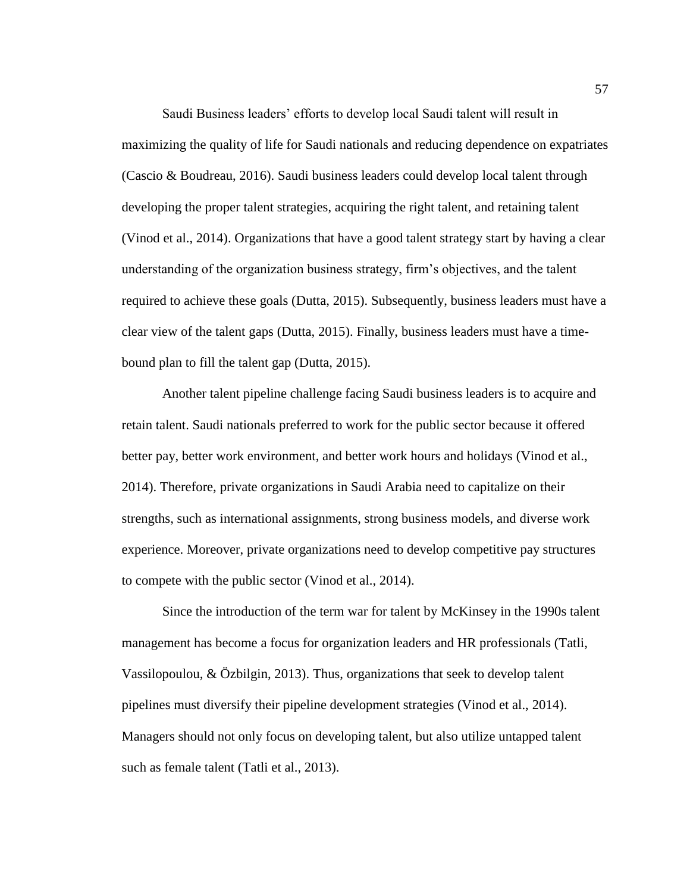Saudi Business leaders' efforts to develop local Saudi talent will result in maximizing the quality of life for Saudi nationals and reducing dependence on expatriates (Cascio & Boudreau, 2016). Saudi business leaders could develop local talent through developing the proper talent strategies, acquiring the right talent, and retaining talent (Vinod et al., 2014). Organizations that have a good talent strategy start by having a clear understanding of the organization business strategy, firm's objectives, and the talent required to achieve these goals (Dutta, 2015). Subsequently, business leaders must have a clear view of the talent gaps (Dutta, 2015). Finally, business leaders must have a time-bound plan to fill the talent gap (Dutta, 2015).

Another talent pipeline challenge facing Saudi business leaders is to acquire and retain talent. Saudi nationals preferred to work for the public sector because it offered better pay, better work environment, and better work hours and holidays (Vinod et al., 2014). Therefore, private organizations in Saudi Arabia need to capitalize on their strengths, such as international assignments, strong business models, and diverse work experience. Moreover, private organizations need to develop competitive pay structures to compete with the public sector (Vinod et al., 2014).

Since the introduction of the term war for talent by McKinsey in the 1990s talent management has become a focus for organization leaders and HR professionals (Tatli, Vassilopoulou, & Özbilgin, 2013). Thus, organizations that seek to develop talent pipelines must diversify their pipeline development strategies (Vinod et al., 2014). Managers should not only focus on developing talent, but also utilize untapped talent such as female talent (Tatli et al., 2013).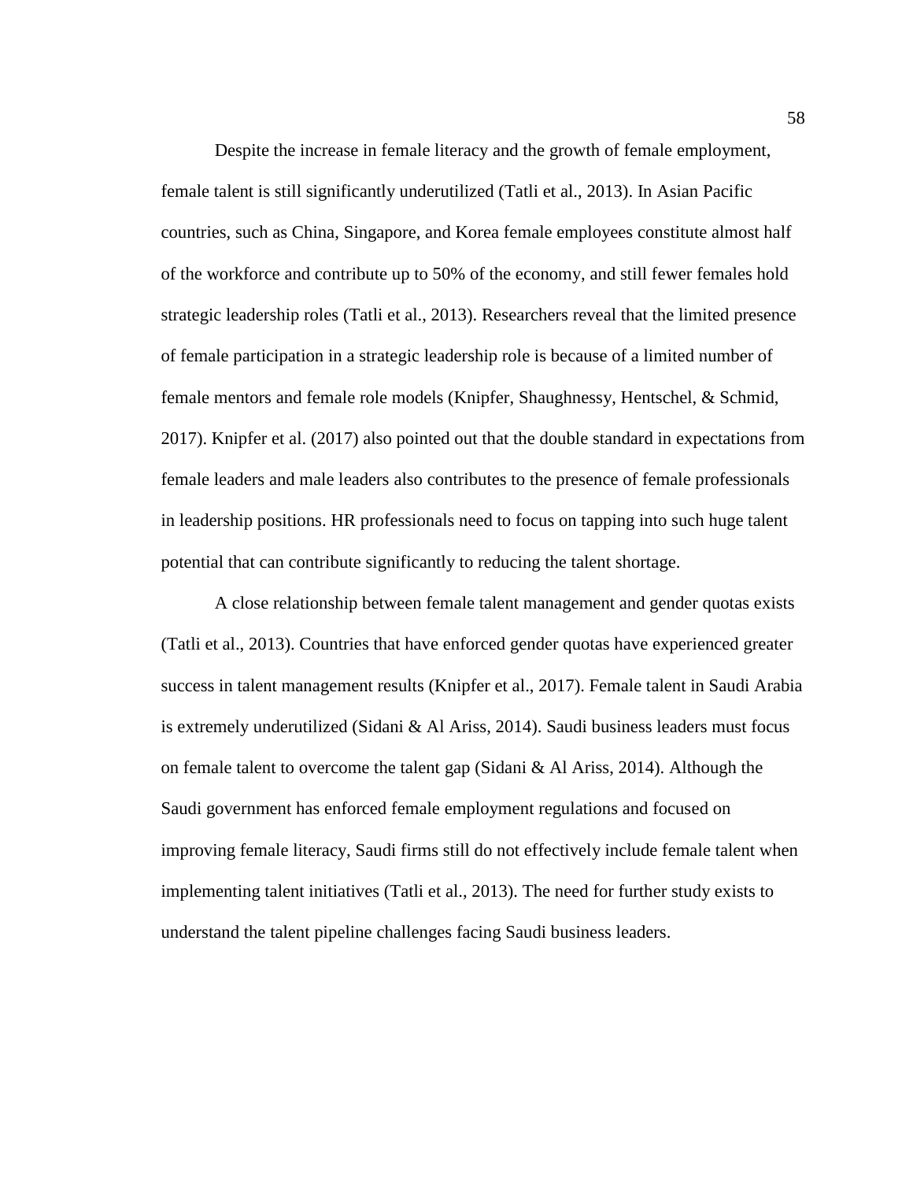Despite the increase in female literacy and the growth of female employment, female talent is still significantly underutilized (Tatli et al., 2013). In Asian Pacific countries, such as China, Singapore, and Korea female employees constitute almost half of the workforce and contribute up to 50% of the economy, and still fewer females hold strategic leadership roles (Tatli et al., 2013). Researchers reveal that the limited presence of female participation in a strategic leadership role is because of a limited number of female mentors and female role models (Knipfer, Shaughnessy, Hentschel, & Schmid, 2017). Knipfer et al. (2017) also pointed out that the double standard in expectations from female leaders and male leaders also contributes to the presence of female professionals in leadership positions. HR professionals need to focus on tapping into such huge talent potential that can contribute significantly to reducing the talent shortage.

A close relationship between female talent management and gender quotas exists (Tatli et al., 2013). Countries that have enforced gender quotas have experienced greater success in talent management results (Knipfer et al., 2017). Female talent in Saudi Arabia is extremely underutilized (Sidani & Al Ariss, 2014). Saudi business leaders must focus on female talent to overcome the talent gap (Sidani & Al Ariss, 2014). Although the Saudi government has enforced female employment regulations and focused on improving female literacy, Saudi firms still do not effectively include female talent when implementing talent initiatives (Tatli et al., 2013). The need for further study exists to understand the talent pipeline challenges facing Saudi business leaders.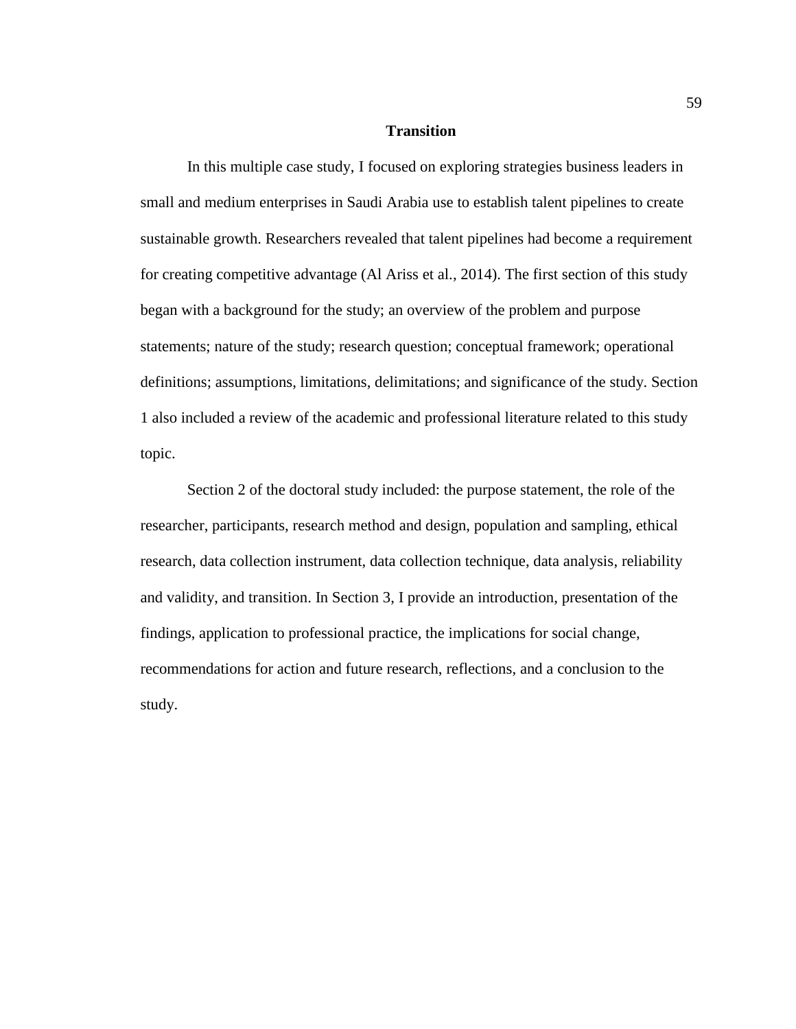## Transition

In this multiple case study, I focused on exploring strategies business leaders in small and medium enterprises in Saudi Arabia use to establish talent pipelines to create sustainable growth. Researchers revealed that talent pipelines had become a requirement for creating competitive advantage (Al Ariss et al., 2014). The first section of this study began with a background for the study; an overview of the problem and purpose statements; nature of the study; research question; conceptual framework; operational definitions; assumptions, limitations, delimitations; and significance of the study. Section 1 also included a review of the academic and professional literature related to this study topic.

Section 2 of the doctoral study included: the purpose statement, the role of the researcher, participants, research method and design, population and sampling, ethical research, data collection instrument, data collection technique, data analysis, reliability and validity, and transition. In Section 3, I provide an introduction, presentation of the findings, application to professional practice, the implications for social change, recommendations for action and future research, reflections, and a conclusion to the study.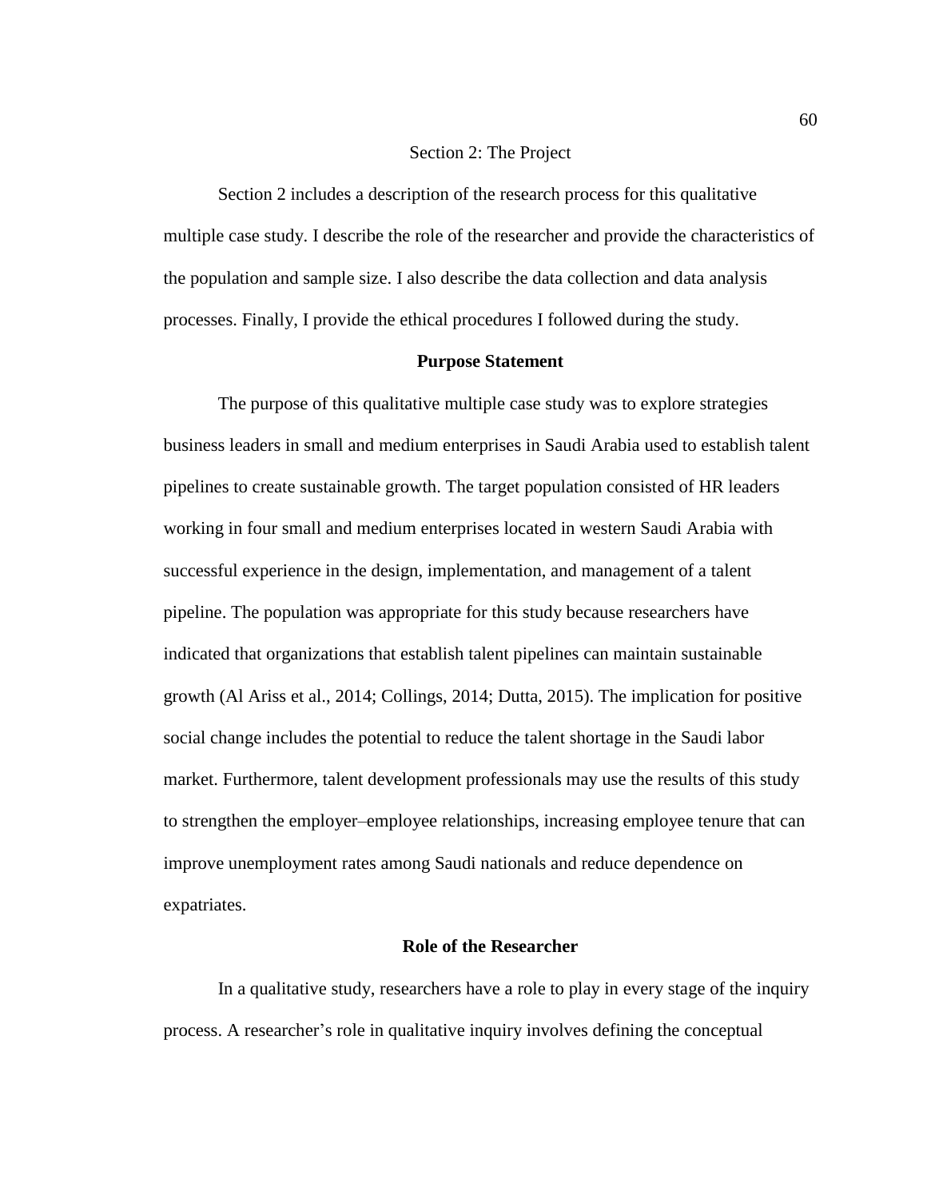# Section 2: The Project

Section 2 includes a description of the research process for this qualitative multiple case study. I describe the role of the researcher and provide the characteristics of the population and sample size. I also describe the data collection and data analysis processes. Finally, I provide the ethical procedures I followed during the study.

## Purpose Statement

The purpose of this qualitative multiple case study was to explore strategies business leaders in small and medium enterprises in Saudi Arabia used to establish talent pipelines to create sustainable growth. The target population consisted of HR leaders working in four small and medium enterprises located in western Saudi Arabia with successful experience in the design, implementation, and management of a talent pipeline. The population was appropriate for this study because researchers have indicated that organizations that establish talent pipelines can maintain sustainable growth (Al Ariss et al., 2014; Collings, 2014; Dutta, 2015). The implication for positive social change includes the potential to reduce the talent shortage in the Saudi labor market. Furthermore, talent development professionals may use the results of this study to strengthen the employer–employee relationships, increasing employee tenure that can improve unemployment rates among Saudi nationals and reduce dependence on expatriates.

## Role of the Researcher

In a qualitative study, researchers have a role to play in every stage of the inquiry process. A researcher's role in qualitative inquiry involves defining the conceptual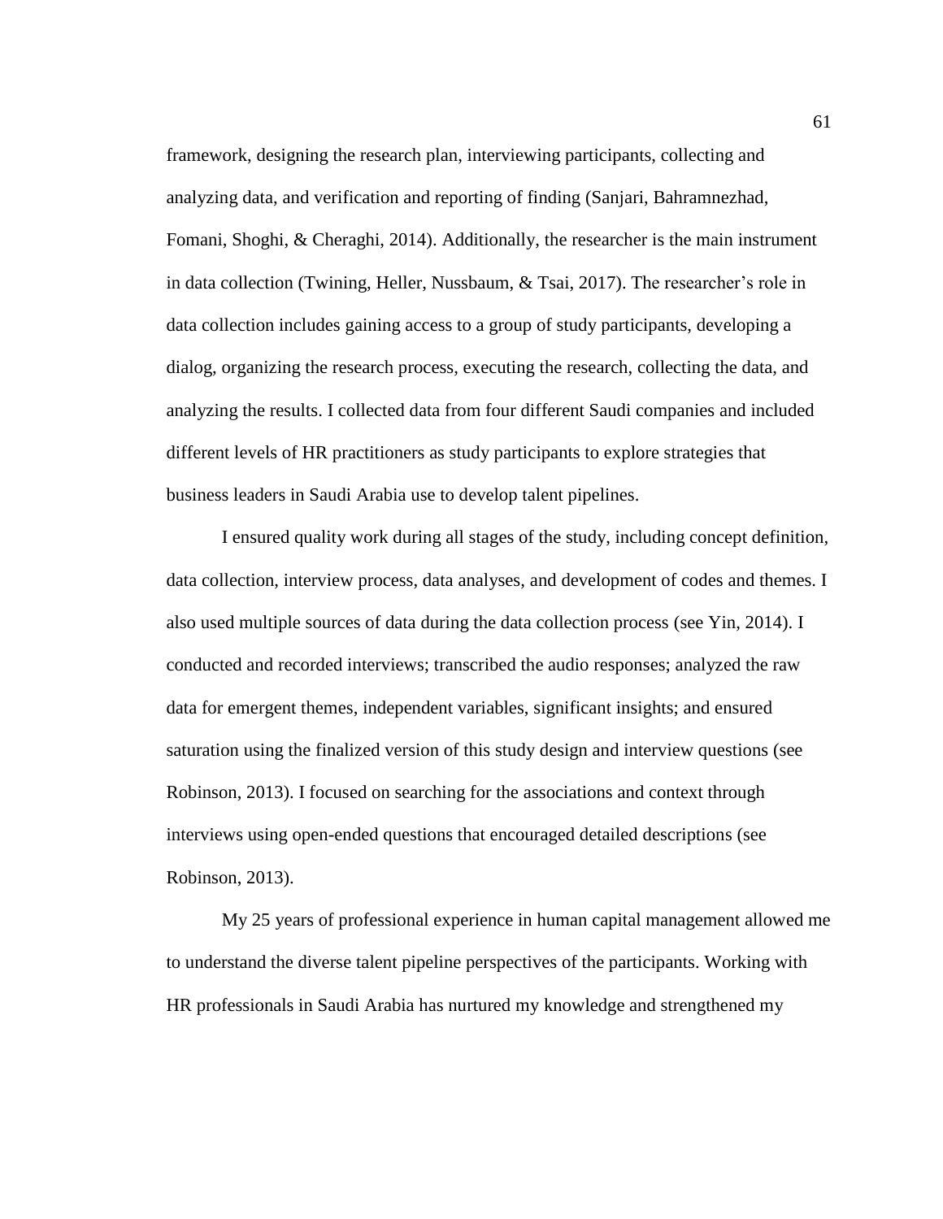framework, designing the research plan, interviewing participants, collecting and analyzing data, and verification and reporting of finding (Sanjari, Bahramnezhad, Fomani, Shoghi, & Cheraghi, 2014). Additionally, the researcher is the main instrument in data collection (Twining, Heller, Nussbaum, & Tsai, 2017). The researcher's role in data collection includes gaining access to a group of study participants, developing a dialog, organizing the research process, executing the research, collecting the data, and analyzing the results. I collected data from four different Saudi companies and included different levels of HR practitioners as study participants to explore strategies that business leaders in Saudi Arabia use to develop talent pipelines.

I ensured quality work during all stages of the study, including concept definition, data collection, interview process, data analyses, and development of codes and themes. I also used multiple sources of data during the data collection process (see Yin, 2014). I conducted and recorded interviews; transcribed the audio responses; analyzed the raw data for emergent themes, independent variables, significant insights; and ensured saturation using the finalized version of this study design and interview questions (see Robinson, 2013). I focused on searching for the associations and context through interviews using open-ended questions that encouraged detailed descriptions (see Robinson, 2013).

My 25 years of professional experience in human capital management allowed me to understand the diverse talent pipeline perspectives of the participants. Working with HR professionals in Saudi Arabia has nurtured my knowledge and strengthened my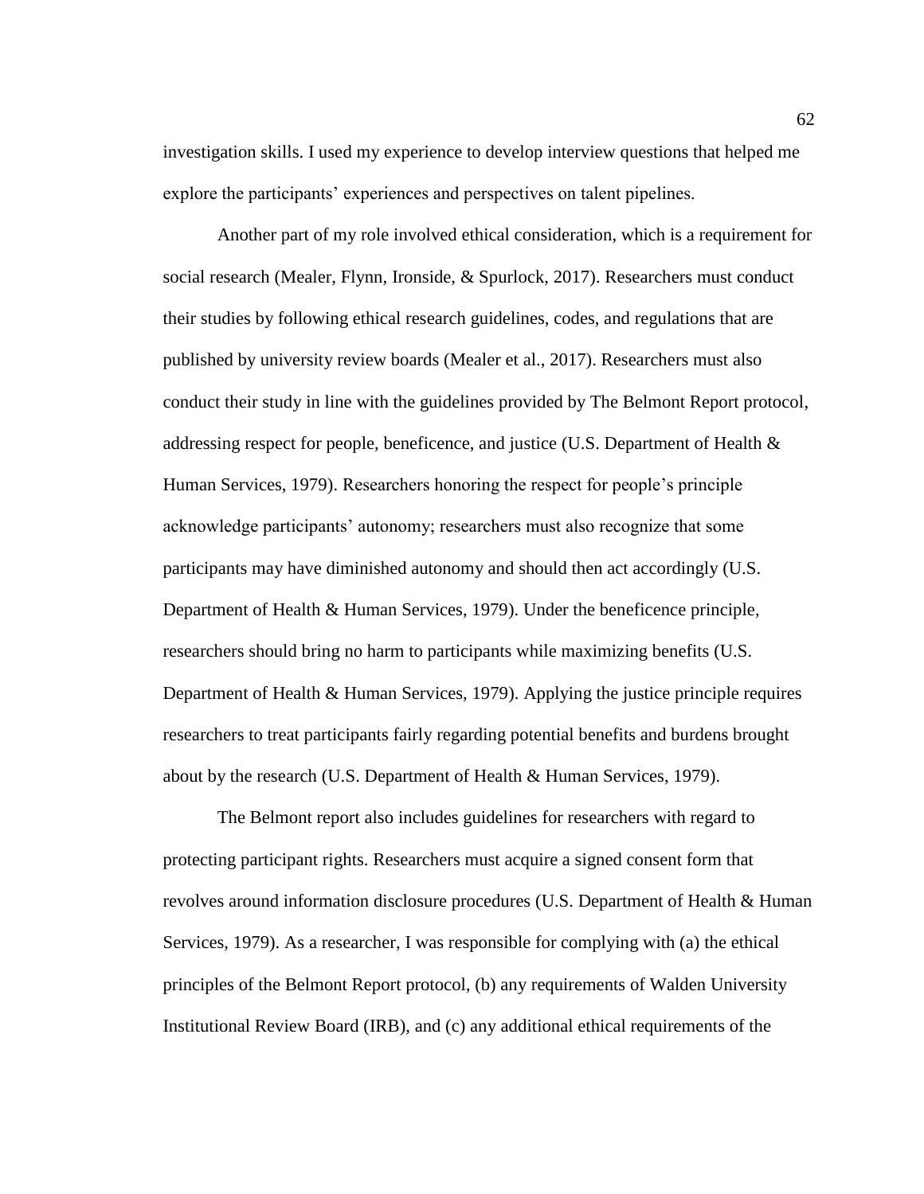investigation skills. I used my experience to develop interview questions that helped me explore the participants' experiences and perspectives on talent pipelines.

Another part of my role involved ethical consideration, which is a requirement for social research (Mealer, Flynn, Ironside, & Spurlock, 2017). Researchers must conduct their studies by following ethical research guidelines, codes, and regulations that are published by university review boards (Mealer et al., 2017). Researchers must also conduct their study in line with the guidelines provided by The Belmont Report protocol, addressing respect for people, beneficence, and justice (U.S. Department of Health & Human Services, 1979). Researchers honoring the respect for people's principle acknowledge participants' autonomy; researchers must also recognize that some participants may have diminished autonomy and should then act accordingly (U.S. Department of Health & Human Services, 1979). Under the beneficence principle, researchers should bring no harm to participants while maximizing benefits (U.S. Department of Health & Human Services, 1979). Applying the justice principle requires researchers to treat participants fairly regarding potential benefits and burdens brought about by the research (U.S. Department of Health & Human Services, 1979).

The Belmont report also includes guidelines for researchers with regard to protecting participant rights. Researchers must acquire a signed consent form that revolves around information disclosure procedures (U.S. Department of Health & Human Services, 1979). As a researcher, I was responsible for complying with (a) the ethical principles of the Belmont Report protocol, (b) any requirements of Walden University Institutional Review Board (IRB), and (c) any additional ethical requirements of the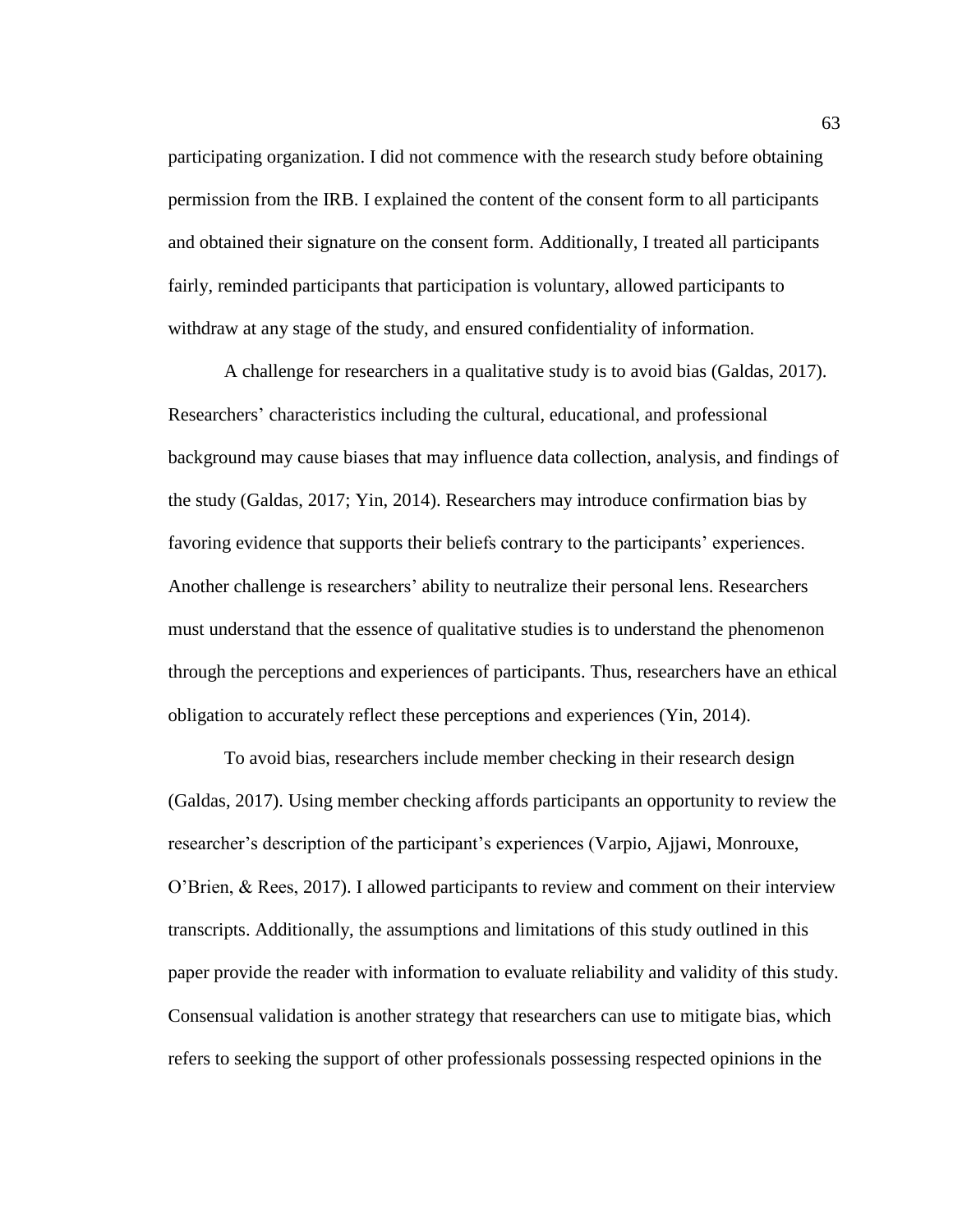participating organization. I did not commence with the research study before obtaining permission from the IRB. I explained the content of the consent form to all participants and obtained their signature on the consent form. Additionally, I treated all participants fairly, reminded participants that participation is voluntary, allowed participants to withdraw at any stage of the study, and ensured confidentiality of information.

A challenge for researchers in a qualitative study is to avoid bias (Galdas, 2017). Researchers' characteristics including the cultural, educational, and professional background may cause biases that may influence data collection, analysis, and findings of the study (Galdas, 2017; Yin, 2014). Researchers may introduce confirmation bias by favoring evidence that supports their beliefs contrary to the participants' experiences. Another challenge is researchers' ability to neutralize their personal lens. Researchers must understand that the essence of qualitative studies is to understand the phenomenon through the perceptions and experiences of participants. Thus, researchers have an ethical obligation to accurately reflect these perceptions and experiences (Yin, 2014).

To avoid bias, researchers include member checking in their research design (Galdas, 2017). Using member checking affords participants an opportunity to review the researcher's description of the participant's experiences (Varpio, Ajjawi, Monrouxe, O'Brien, & Rees, 2017). I allowed participants to review and comment on their interview transcripts. Additionally, the assumptions and limitations of this study outlined in this paper provide the reader with information to evaluate reliability and validity of this study. Consensual validation is another strategy that researchers can use to mitigate bias, which refers to seeking the support of other professionals possessing respected opinions in the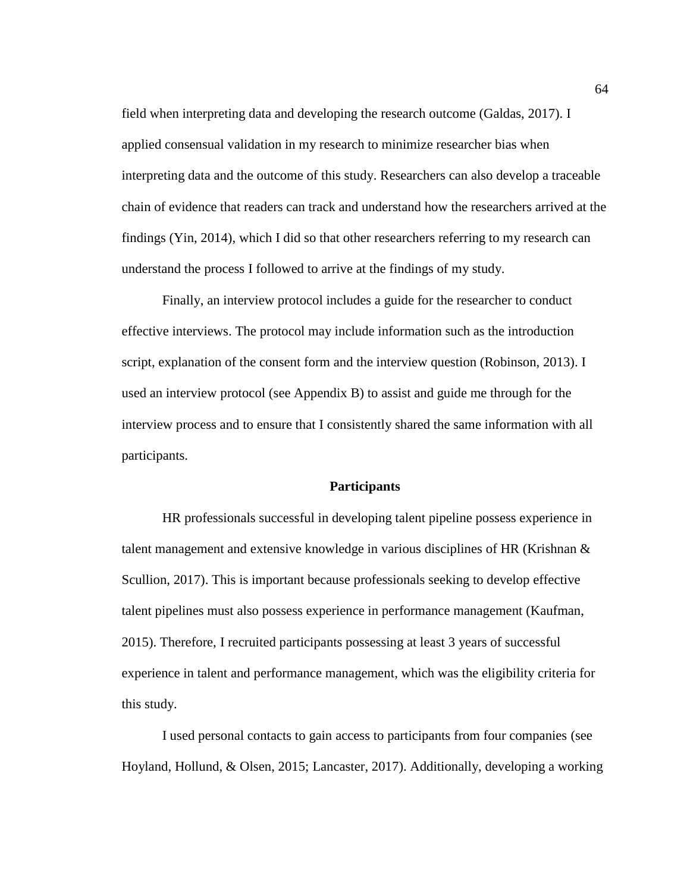field when interpreting data and developing the research outcome (Galdas, 2017). I applied consensual validation in my research to minimize researcher bias when interpreting data and the outcome of this study. Researchers can also develop a traceable chain of evidence that readers can track and understand how the researchers arrived at the findings (Yin, 2014), which I did so that other researchers referring to my research can understand the process I followed to arrive at the findings of my study.

Finally, an interview protocol includes a guide for the researcher to conduct effective interviews. The protocol may include information such as the introduction script, explanation of the consent form and the interview question (Robinson, 2013). I used an interview protocol (see Appendix B) to assist and guide me through for the interview process and to ensure that I consistently shared the same information with all participants.

## Participants

HR professionals successful in developing talent pipeline possess experience in talent management and extensive knowledge in various disciplines of HR (Krishnan & Scullion, 2017). This is important because professionals seeking to develop effective talent pipelines must also possess experience in performance management (Kaufman, 2015). Therefore, I recruited participants possessing at least 3 years of successful experience in talent and performance management, which was the eligibility criteria for this study.

I used personal contacts to gain access to participants from four companies (see Hoyland, Hollund, & Olsen, 2015; Lancaster, 2017). Additionally, developing a working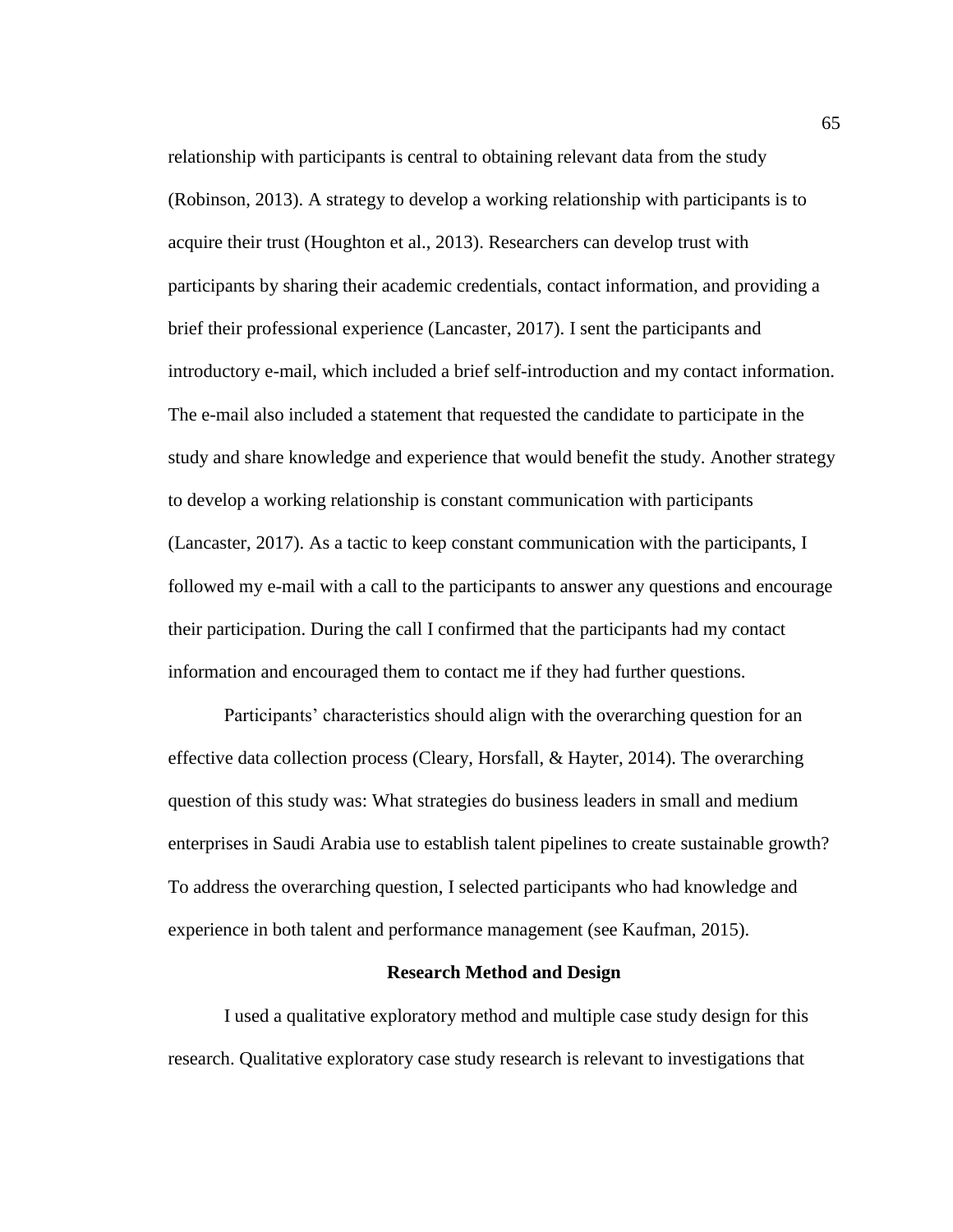relationship with participants is central to obtaining relevant data from the study (Robinson, 2013). A strategy to develop a working relationship with participants is to acquire their trust (Houghton et al., 2013). Researchers can develop trust with participants by sharing their academic credentials, contact information, and providing a brief their professional experience (Lancaster, 2017). I sent the participants and introductory e-mail, which included a brief self-introduction and my contact information. The e-mail also included a statement that requested the candidate to participate in the study and share knowledge and experience that would benefit the study. Another strategy to develop a working relationship is constant communication with participants (Lancaster, 2017). As a tactic to keep constant communication with the participants, I followed my e-mail with a call to the participants to answer any questions and encourage their participation. During the call I confirmed that the participants had my contact information and encouraged them to contact me if they had further questions.

Participants' characteristics should align with the overarching question for an effective data collection process (Cleary, Horsfall, & Hayter, 2014). The overarching question of this study was: What strategies do business leaders in small and medium enterprises in Saudi Arabia use to establish talent pipelines to create sustainable growth? To address the overarching question, I selected participants who had knowledge and experience in both talent and performance management (see Kaufman, 2015).

## Research Method and Design

I used a qualitative exploratory method and multiple case study design for this research. Qualitative exploratory case study research is relevant to investigations that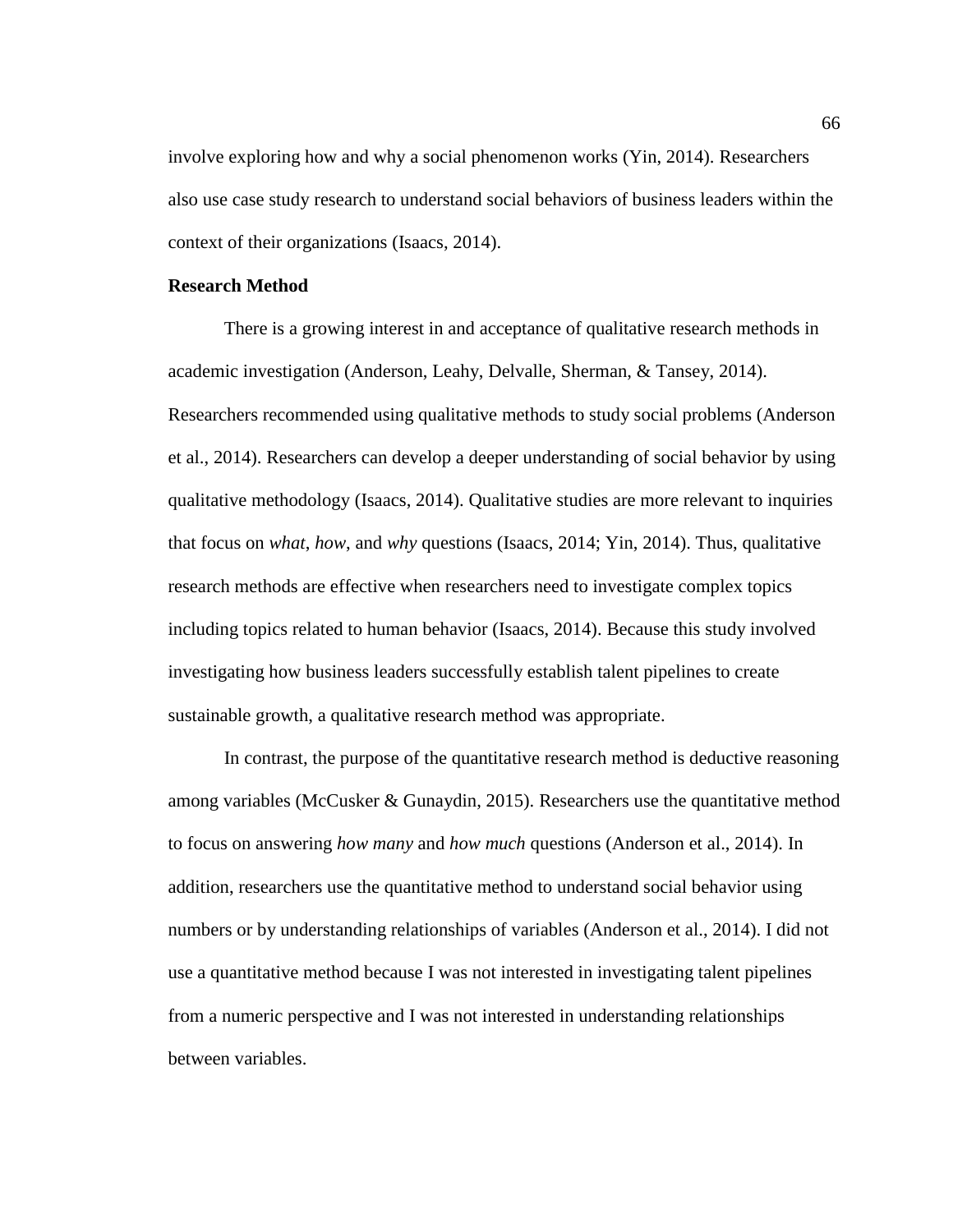involve exploring how and why a social phenomenon works (Yin, 2014). Researchers also use case study research to understand social behaviors of business leaders within the context of their organizations (Isaacs, 2014).

**Research Method**

There is a growing interest in and acceptance of qualitative research methods in academic investigation (Anderson, Leahy, Delvalle, Sherman, & Tansey, 2014). Researchers recommended using qualitative methods to study social problems (Anderson et al., 2014). Researchers can develop a deeper understanding of social behavior by using qualitative methodology (Isaacs, 2014). Qualitative studies are more relevant to inquiries that focus on *what*, *how*, and *why* questions (Isaacs, 2014; Yin, 2014). Thus, qualitative research methods are effective when researchers need to investigate complex topics including topics related to human behavior (Isaacs, 2014). Because this study involved investigating how business leaders successfully establish talent pipelines to create sustainable growth, a qualitative research method was appropriate.

In contrast, the purpose of the quantitative research method is deductive reasoning among variables (McCusker & Gunaydin, 2015). Researchers use the quantitative method to focus on answering *how many* and *how much* questions (Anderson et al., 2014). In addition, researchers use the quantitative method to understand social behavior using numbers or by understanding relationships of variables (Anderson et al., 2014). I did not use a quantitative method because I was not interested in investigating talent pipelines from a numeric perspective and I was not interested in understanding relationships between variables.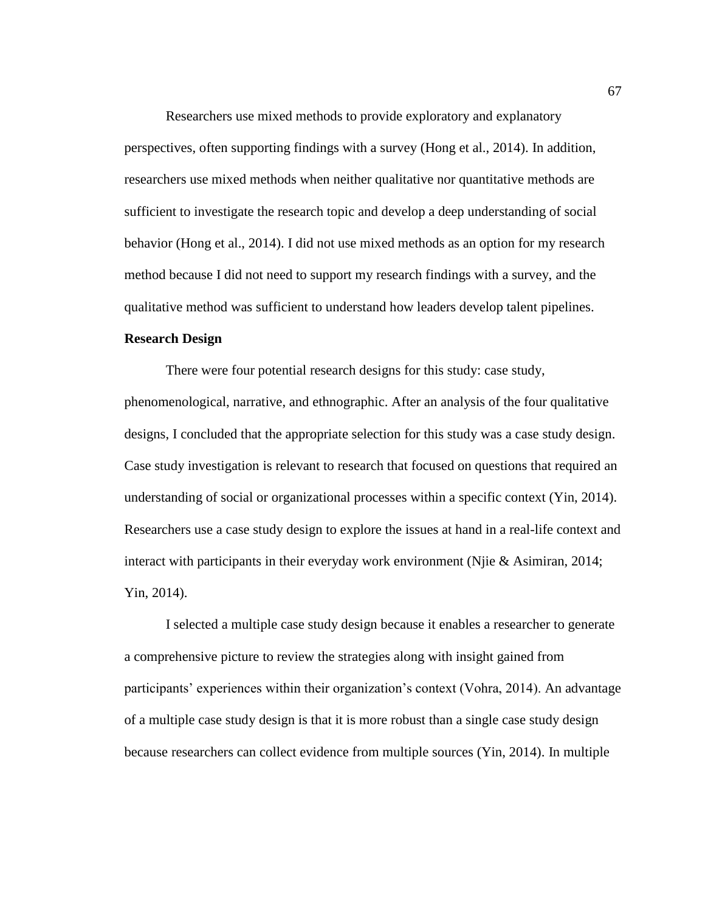Researchers use mixed methods to provide exploratory and explanatory perspectives, often supporting findings with a survey (Hong et al., 2014). In addition, researchers use mixed methods when neither qualitative nor quantitative methods are sufficient to investigate the research topic and develop a deep understanding of social behavior (Hong et al., 2014). I did not use mixed methods as an option for my research method because I did not need to support my research findings with a survey, and the qualitative method was sufficient to understand how leaders develop talent pipelines.

**Research Design**

There were four potential research designs for this study: case study, phenomenological, narrative, and ethnographic. After an analysis of the four qualitative designs, I concluded that the appropriate selection for this study was a case study design. Case study investigation is relevant to research that focused on questions that required an understanding of social or organizational processes within a specific context (Yin, 2014). Researchers use a case study design to explore the issues at hand in a real-life context and interact with participants in their everyday work environment (Njie & Asimiran, 2014; Yin, 2014).

I selected a multiple case study design because it enables a researcher to generate a comprehensive picture to review the strategies along with insight gained from participants' experiences within their organization's context (Vohra, 2014). An advantage of a multiple case study design is that it is more robust than a single case study design because researchers can collect evidence from multiple sources (Yin, 2014). In multiple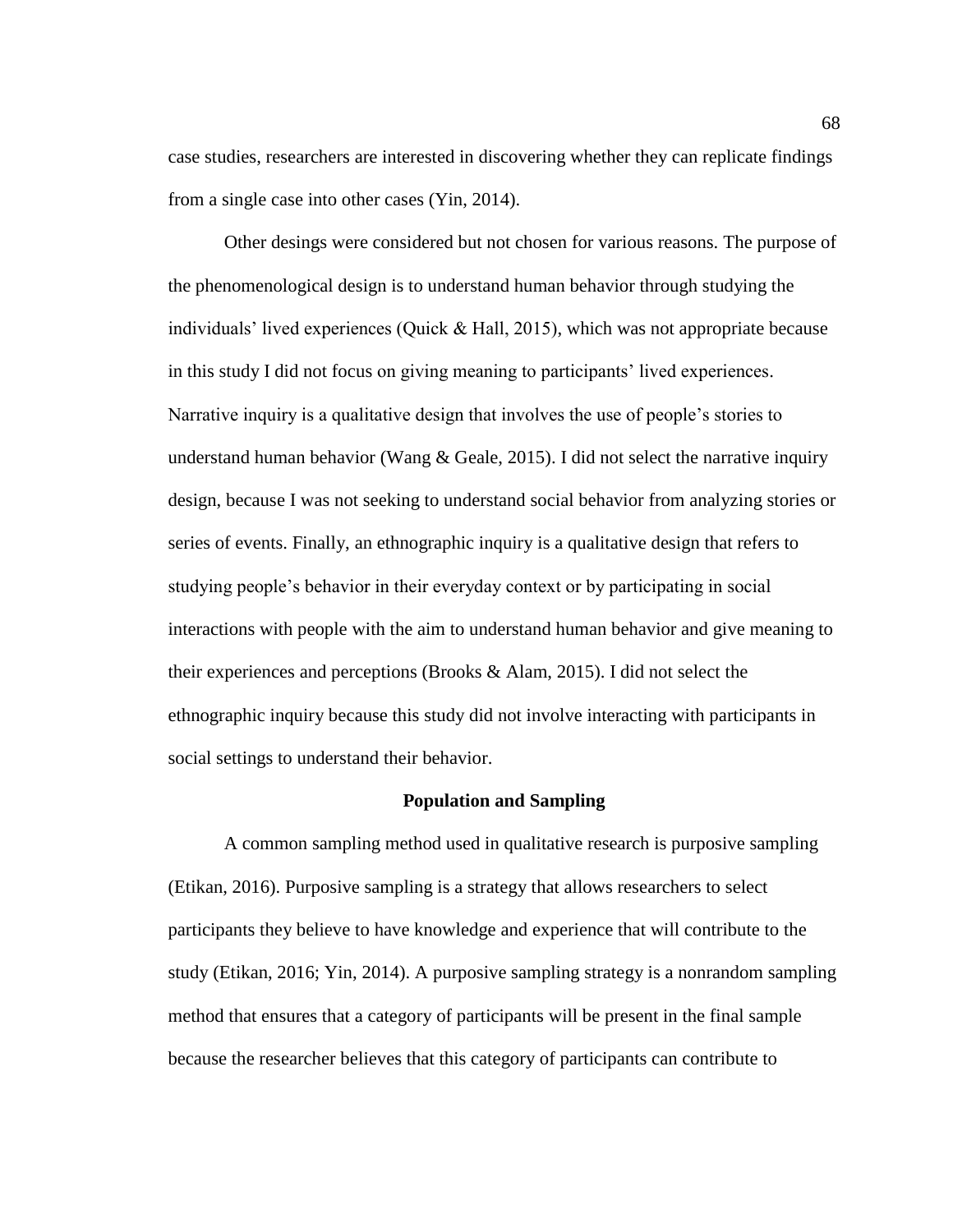case studies, researchers are interested in discovering whether they can replicate findings from a single case into other cases (Yin, 2014).

Other desings were considered but not chosen for various reasons. The purpose of the phenomenological design is to understand human behavior through studying the individuals' lived experiences (Quick & Hall, 2015), which was not appropriate because in this study I did not focus on giving meaning to participants' lived experiences. Narrative inquiry is a qualitative design that involves the use of people's stories to understand human behavior (Wang & Geale, 2015). I did not select the narrative inquiry design, because I was not seeking to understand social behavior from analyzing stories or series of events. Finally, an ethnographic inquiry is a qualitative design that refers to studying people's behavior in their everyday context or by participating in social interactions with people with the aim to understand human behavior and give meaning to their experiences and perceptions (Brooks & Alam, 2015). I did not select the ethnographic inquiry because this study did not involve interacting with participants in social settings to understand their behavior.

## Population and Sampling

A common sampling method used in qualitative research is purposive sampling (Etikan, 2016). Purposive sampling is a strategy that allows researchers to select participants they believe to have knowledge and experience that will contribute to the study (Etikan, 2016; Yin, 2014). A purposive sampling strategy is a nonrandom sampling method that ensures that a category of participants will be present in the final sample because the researcher believes that this category of participants can contribute to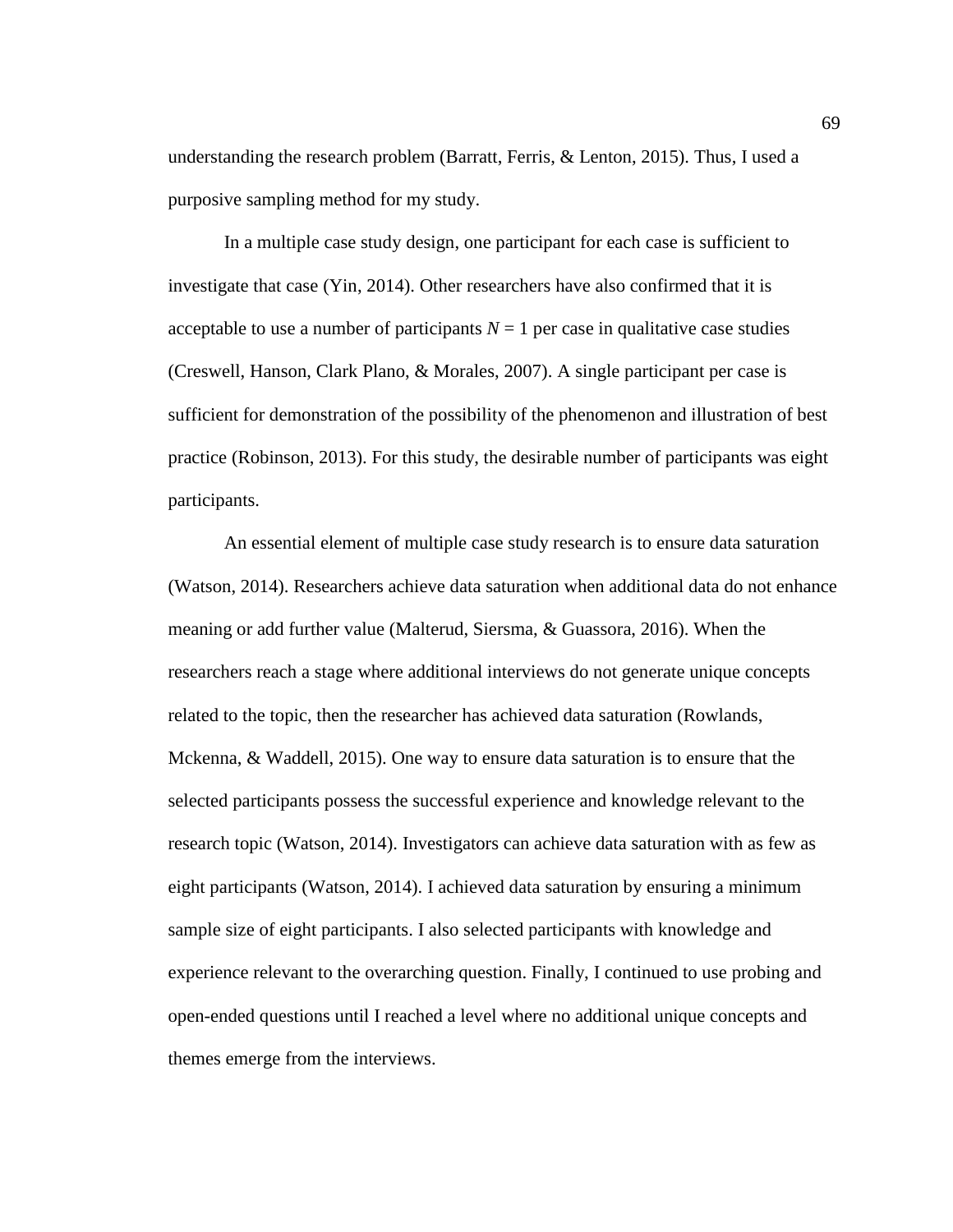understanding the research problem (Barratt, Ferris, & Lenton, 2015). Thus, I used a purposive sampling method for my study.

In a multiple case study design, one participant for each case is sufficient to investigate that case (Yin, 2014). Other researchers have also confirmed that it is acceptable to use a number of participants $N = 1$ per case in qualitative case studies (Creswell, Hanson, Clark Plano, & Morales, 2007). A single participant per case is sufficient for demonstration of the possibility of the phenomenon and illustration of best practice (Robinson, 2013). For this study, the desirable number of participants was eight participants.

An essential element of multiple case study research is to ensure data saturation (Watson, 2014). Researchers achieve data saturation when additional data do not enhance meaning or add further value (Malterud, Siersma, & Guassora, 2016). When the researchers reach a stage where additional interviews do not generate unique concepts related to the topic, then the researcher has achieved data saturation (Rowlands, Mckenna, & Waddell, 2015). One way to ensure data saturation is to ensure that the selected participants possess the successful experience and knowledge relevant to the research topic (Watson, 2014). Investigators can achieve data saturation with as few as eight participants (Watson, 2014). I achieved data saturation by ensuring a minimum sample size of eight participants. I also selected participants with knowledge and experience relevant to the overarching question. Finally, I continued to use probing and open-ended questions until I reached a level where no additional unique concepts and themes emerge from the interviews.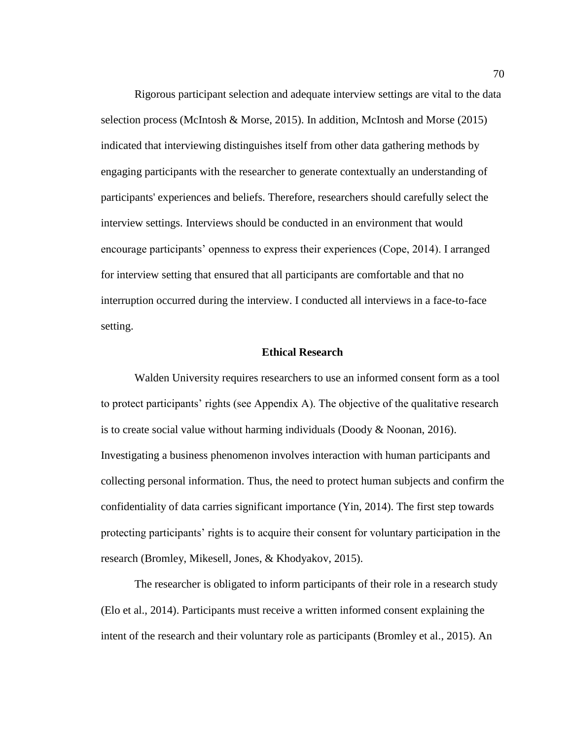Rigorous participant selection and adequate interview settings are vital to the data selection process (McIntosh & Morse, 2015). In addition, McIntosh and Morse (2015) indicated that interviewing distinguishes itself from other data gathering methods by engaging participants with the researcher to generate contextually an understanding of participants' experiences and beliefs. Therefore, researchers should carefully select the interview settings. Interviews should be conducted in an environment that would encourage participants' openness to express their experiences (Cope, 2014). I arranged for interview setting that ensured that all participants are comfortable and that no interruption occurred during the interview. I conducted all interviews in a face-to-face setting.

## Ethical Research

Walden University requires researchers to use an informed consent form as a tool to protect participants' rights (see Appendix A). The objective of the qualitative research is to create social value without harming individuals (Doody & Noonan, 2016). Investigating a business phenomenon involves interaction with human participants and collecting personal information. Thus, the need to protect human subjects and confirm the confidentiality of data carries significant importance (Yin, 2014). The first step towards protecting participants' rights is to acquire their consent for voluntary participation in the research (Bromley, Mikesell, Jones, & Khodyakov, 2015).

The researcher is obligated to inform participants of their role in a research study (Elo et al., 2014). Participants must receive a written informed consent explaining the intent of the research and their voluntary role as participants (Bromley et al., 2015). An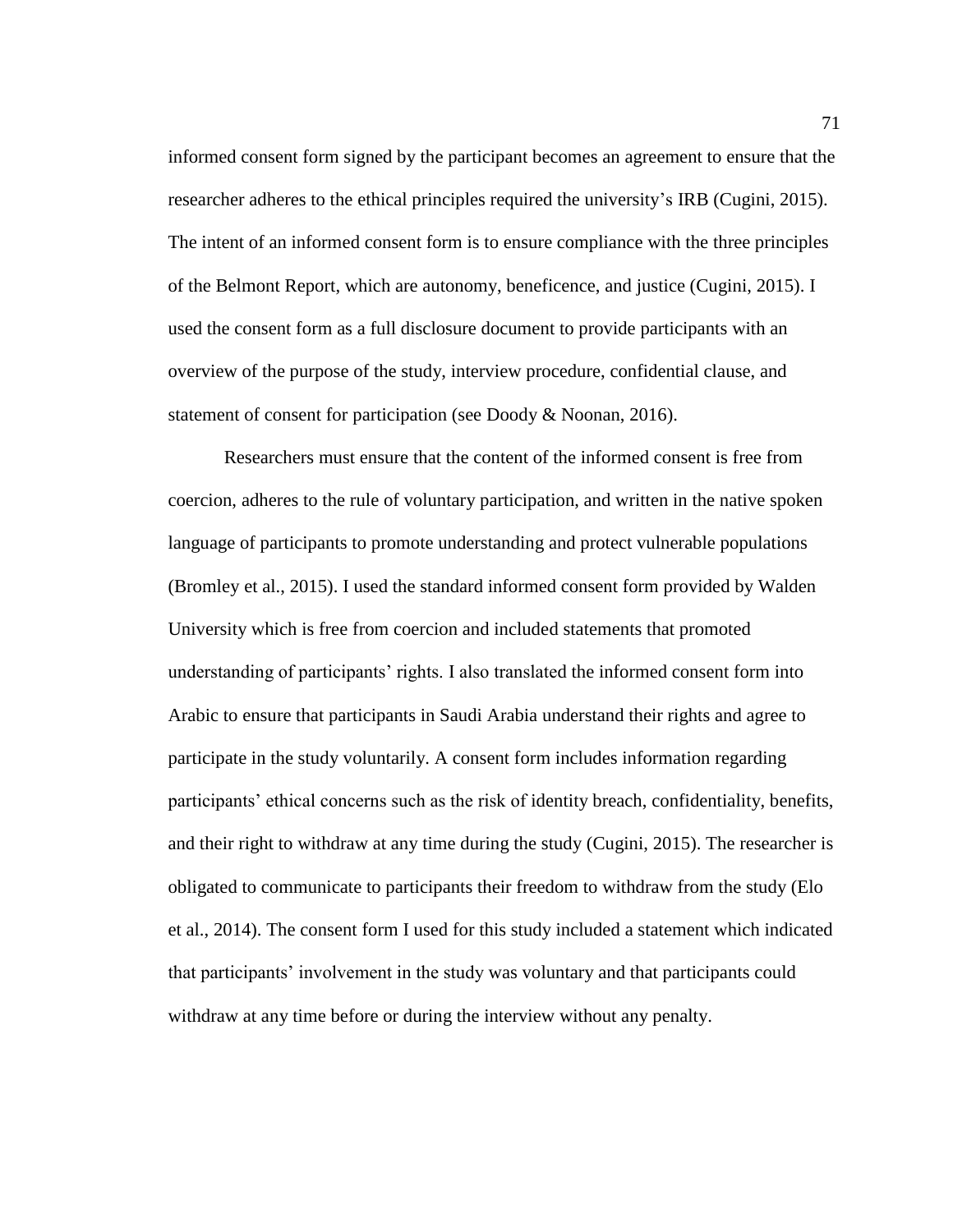informed consent form signed by the participant becomes an agreement to ensure that the researcher adheres to the ethical principles required the university's IRB (Cugini, 2015). The intent of an informed consent form is to ensure compliance with the three principles of the Belmont Report, which are autonomy, beneficence, and justice (Cugini, 2015). I used the consent form as a full disclosure document to provide participants with an overview of the purpose of the study, interview procedure, confidential clause, and statement of consent for participation (see Doody & Noonan, 2016).

Researchers must ensure that the content of the informed consent is free from coercion, adheres to the rule of voluntary participation, and written in the native spoken language of participants to promote understanding and protect vulnerable populations (Bromley et al., 2015). I used the standard informed consent form provided by Walden University which is free from coercion and included statements that promoted understanding of participants' rights. I also translated the informed consent form into Arabic to ensure that participants in Saudi Arabia understand their rights and agree to participate in the study voluntarily. A consent form includes information regarding participants' ethical concerns such as the risk of identity breach, confidentiality, benefits, and their right to withdraw at any time during the study (Cugini, 2015). The researcher is obligated to communicate to participants their freedom to withdraw from the study (Elo et al., 2014). The consent form I used for this study included a statement which indicated that participants' involvement in the study was voluntary and that participants could withdraw at any time before or during the interview without any penalty.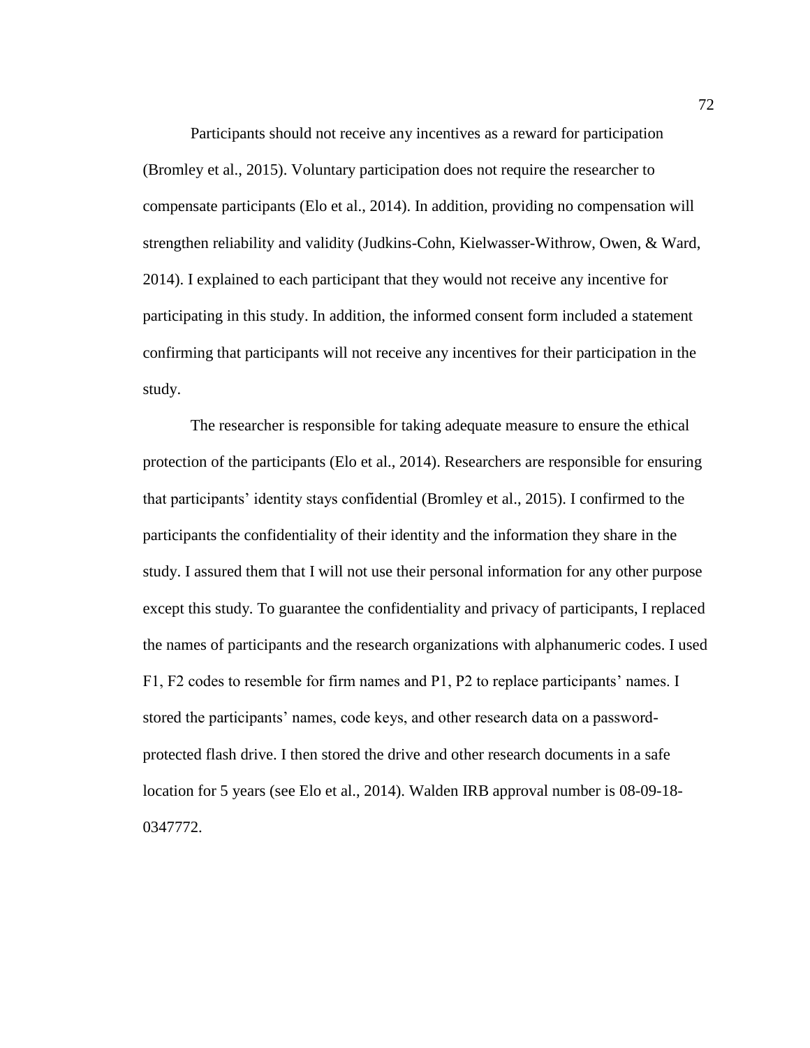Participants should not receive any incentives as a reward for participation (Bromley et al., 2015). Voluntary participation does not require the researcher to compensate participants (Elo et al., 2014). In addition, providing no compensation will strengthen reliability and validity (Judkins-Cohn, Kielwasser-Withrow, Owen, & Ward, 2014). I explained to each participant that they would not receive any incentive for participating in this study. In addition, the informed consent form included a statement confirming that participants will not receive any incentives for their participation in the study.

The researcher is responsible for taking adequate measure to ensure the ethical protection of the participants (Elo et al., 2014). Researchers are responsible for ensuring that participants' identity stays confidential (Bromley et al., 2015). I confirmed to the participants the confidentiality of their identity and the information they share in the study. I assured them that I will not use their personal information for any other purpose except this study. To guarantee the confidentiality and privacy of participants, I replaced the names of participants and the research organizations with alphanumeric codes. I used F1, F2 codes to resemble for firm names and P1, P2 to replace participants' names. I stored the participants' names, code keys, and other research data on a password-protected flash drive. I then stored the drive and other research documents in a safe location for 5 years (see Elo et al., 2014). Walden IRB approval number is 08-09-18-0347772.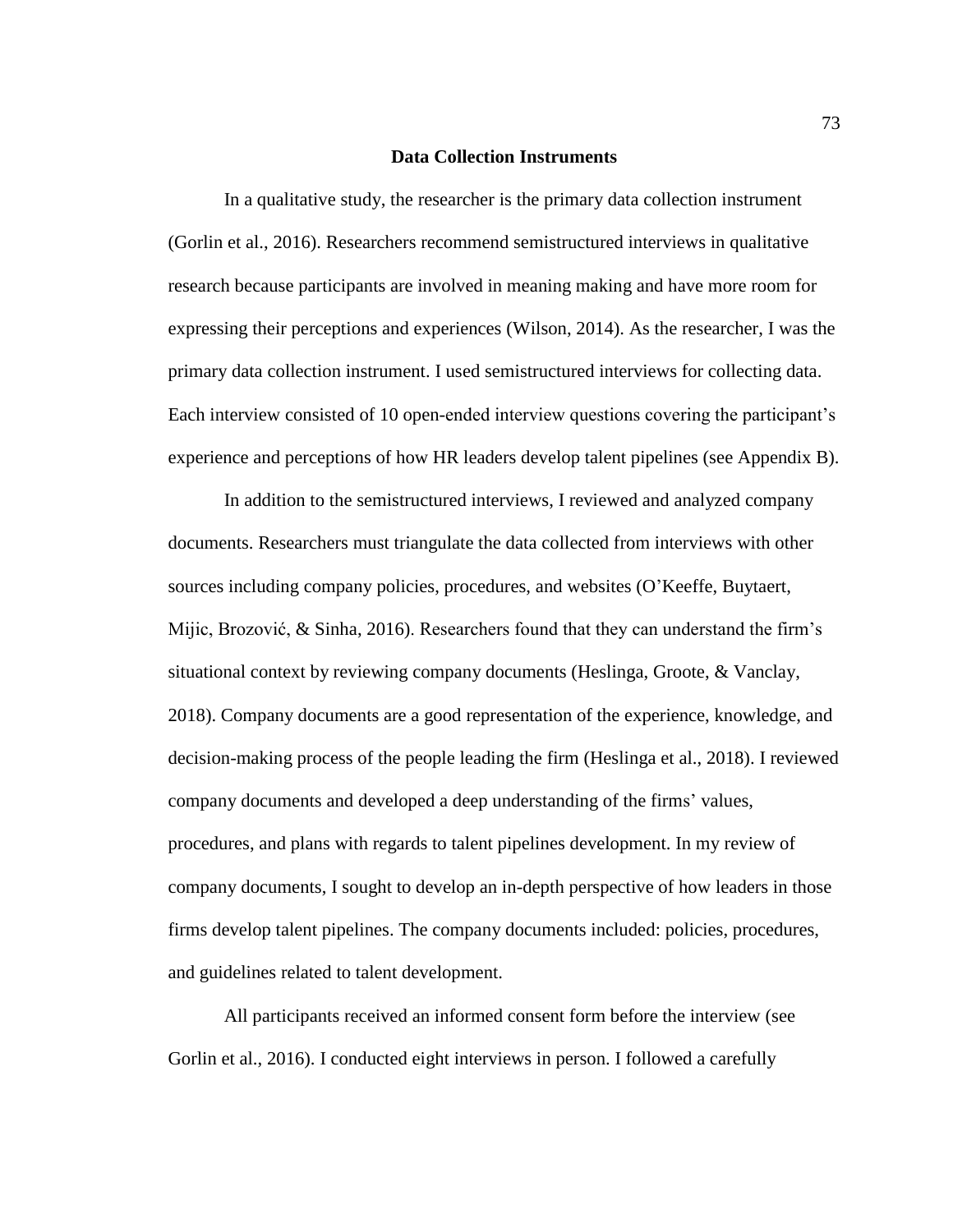## Data Collection Instruments

In a qualitative study, the researcher is the primary data collection instrument (Gorlin et al., 2016). Researchers recommend semistructured interviews in qualitative research because participants are involved in meaning making and have more room for expressing their perceptions and experiences (Wilson, 2014). As the researcher, I was the primary data collection instrument. I used semistructured interviews for collecting data. Each interview consisted of 10 open-ended interview questions covering the participant's experience and perceptions of how HR leaders develop talent pipelines (see Appendix B).

In addition to the semistructured interviews, I reviewed and analyzed company documents. Researchers must triangulate the data collected from interviews with other sources including company policies, procedures, and websites (O'Keeffe, Buytaert, Mijic, Brozović, & Sinha, 2016). Researchers found that they can understand the firm's situational context by reviewing company documents (Heslinga, Groote, & Vanclay, 2018). Company documents are a good representation of the experience, knowledge, and decision-making process of the people leading the firm (Heslinga et al., 2018). I reviewed company documents and developed a deep understanding of the firms' values, procedures, and plans with regards to talent pipelines development. In my review of company documents, I sought to develop an in-depth perspective of how leaders in those firms develop talent pipelines. The company documents included: policies, procedures, and guidelines related to talent development.

All participants received an informed consent form before the interview (see Gorlin et al., 2016). I conducted eight interviews in person. I followed a carefully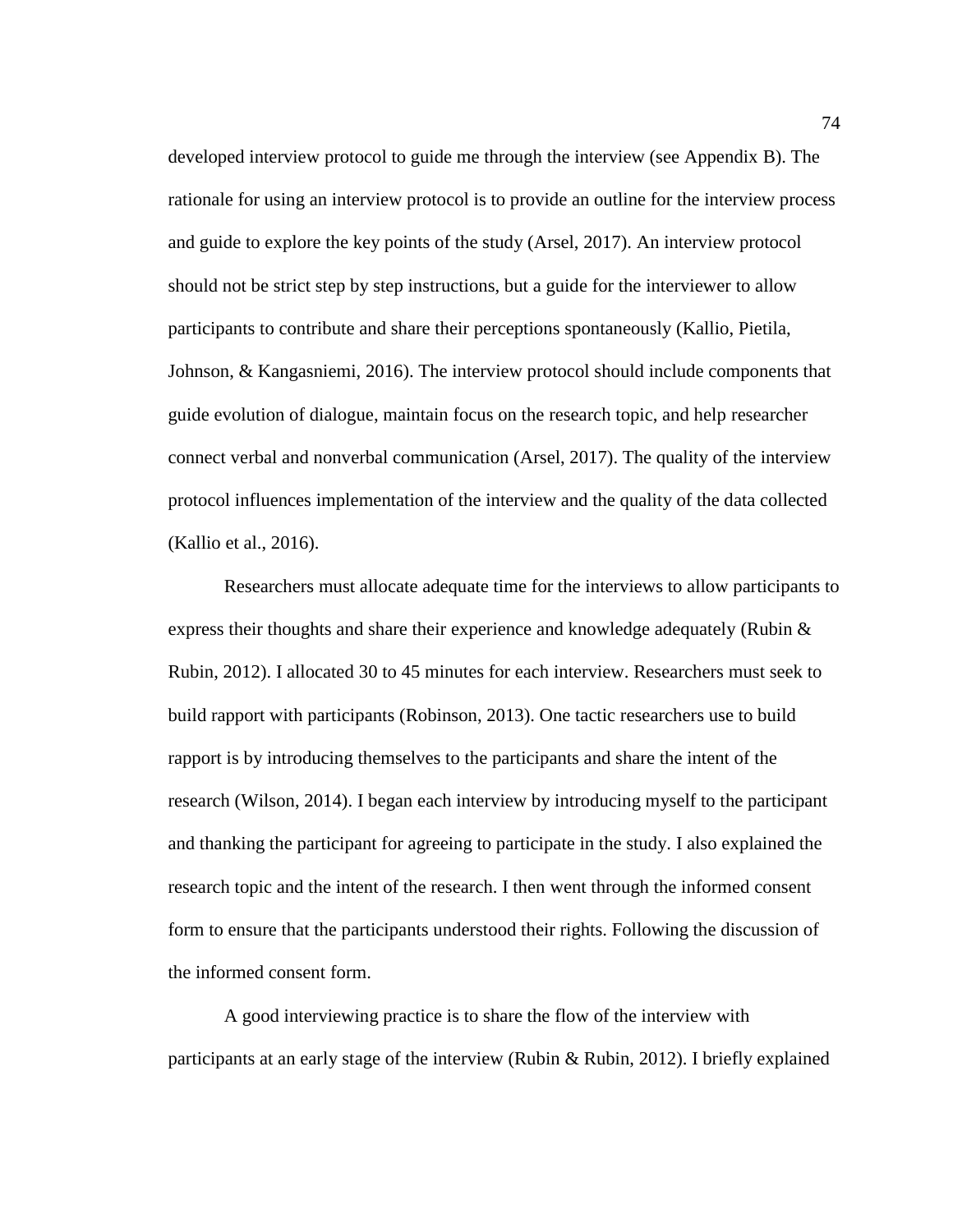developed interview protocol to guide me through the interview (see Appendix B). The rationale for using an interview protocol is to provide an outline for the interview process and guide to explore the key points of the study (Arsel, 2017). An interview protocol should not be strict step by step instructions, but a guide for the interviewer to allow participants to contribute and share their perceptions spontaneously (Kallio, Pietila, Johnson, & Kangasniemi, 2016). The interview protocol should include components that guide evolution of dialogue, maintain focus on the research topic, and help researcher connect verbal and nonverbal communication (Arsel, 2017). The quality of the interview protocol influences implementation of the interview and the quality of the data collected (Kallio et al., 2016).

Researchers must allocate adequate time for the interviews to allow participants to express their thoughts and share their experience and knowledge adequately (Rubin & Rubin, 2012). I allocated 30 to 45 minutes for each interview. Researchers must seek to build rapport with participants (Robinson, 2013). One tactic researchers use to build rapport is by introducing themselves to the participants and share the intent of the research (Wilson, 2014). I began each interview by introducing myself to the participant and thanking the participant for agreeing to participate in the study. I also explained the research topic and the intent of the research. I then went through the informed consent form to ensure that the participants understood their rights. Following the discussion of the informed consent form.

A good interviewing practice is to share the flow of the interview with participants at an early stage of the interview (Rubin & Rubin, 2012). I briefly explained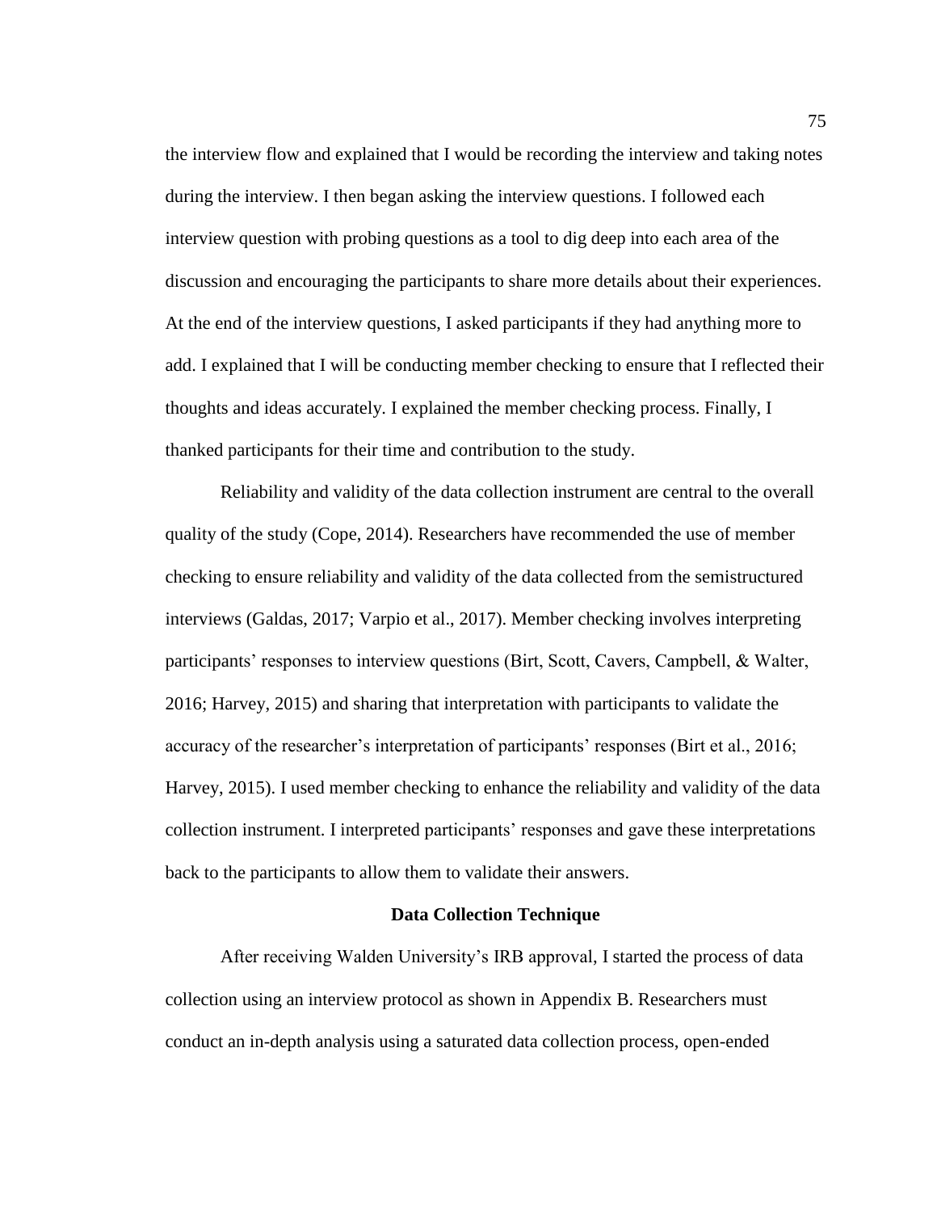the interview flow and explained that I would be recording the interview and taking notes during the interview. I then began asking the interview questions. I followed each interview question with probing questions as a tool to dig deep into each area of the discussion and encouraging the participants to share more details about their experiences. At the end of the interview questions, I asked participants if they had anything more to add. I explained that I will be conducting member checking to ensure that I reflected their thoughts and ideas accurately. I explained the member checking process. Finally, I thanked participants for their time and contribution to the study.

Reliability and validity of the data collection instrument are central to the overall quality of the study (Cope, 2014). Researchers have recommended the use of member checking to ensure reliability and validity of the data collected from the semistructured interviews (Galdas, 2017; Varpio et al., 2017). Member checking involves interpreting participants' responses to interview questions (Birt, Scott, Cavers, Campbell, & Walter, 2016; Harvey, 2015) and sharing that interpretation with participants to validate the accuracy of the researcher's interpretation of participants' responses (Birt et al., 2016; Harvey, 2015). I used member checking to enhance the reliability and validity of the data collection instrument. I interpreted participants' responses and gave these interpretations back to the participants to allow them to validate their answers.

### Data Collection Technique

After receiving Walden University's IRB approval, I started the process of data collection using an interview protocol as shown in Appendix B. Researchers must conduct an in-depth analysis using a saturated data collection process, open-ended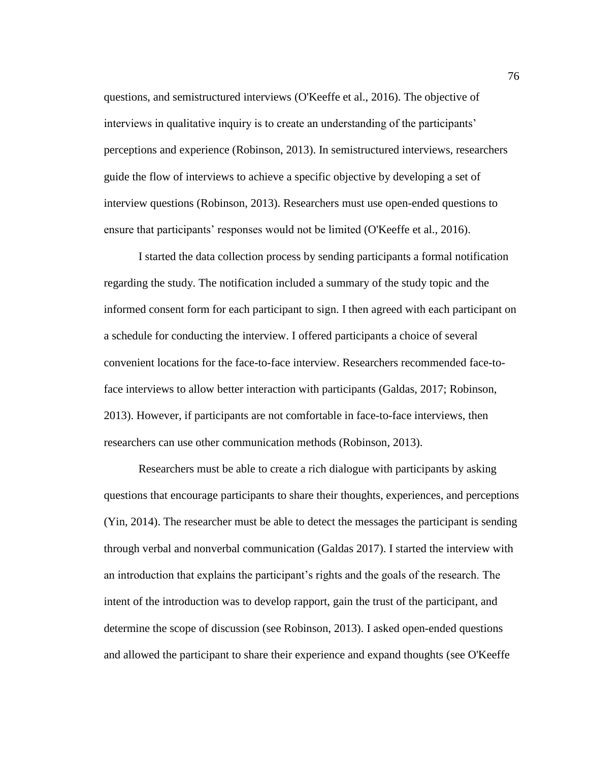questions, and semistructured interviews (O'Keeffe et al., 2016). The objective of interviews in qualitative inquiry is to create an understanding of the participants' perceptions and experience (Robinson, 2013). In semistructured interviews, researchers guide the flow of interviews to achieve a specific objective by developing a set of interview questions (Robinson, 2013). Researchers must use open-ended questions to ensure that participants' responses would not be limited (O'Keeffe et al., 2016).

I started the data collection process by sending participants a formal notification regarding the study. The notification included a summary of the study topic and the informed consent form for each participant to sign. I then agreed with each participant on a schedule for conducting the interview. I offered participants a choice of several convenient locations for the face-to-face interview. Researchers recommended face-to-face interviews to allow better interaction with participants (Galdas, 2017; Robinson, 2013). However, if participants are not comfortable in face-to-face interviews, then researchers can use other communication methods (Robinson, 2013).

Researchers must be able to create a rich dialogue with participants by asking questions that encourage participants to share their thoughts, experiences, and perceptions (Yin, 2014). The researcher must be able to detect the messages the participant is sending through verbal and nonverbal communication (Galdas 2017). I started the interview with an introduction that explains the participant's rights and the goals of the research. The intent of the introduction was to develop rapport, gain the trust of the participant, and determine the scope of discussion (see Robinson, 2013). I asked open-ended questions and allowed the participant to share their experience and expand thoughts (see O'Keeffe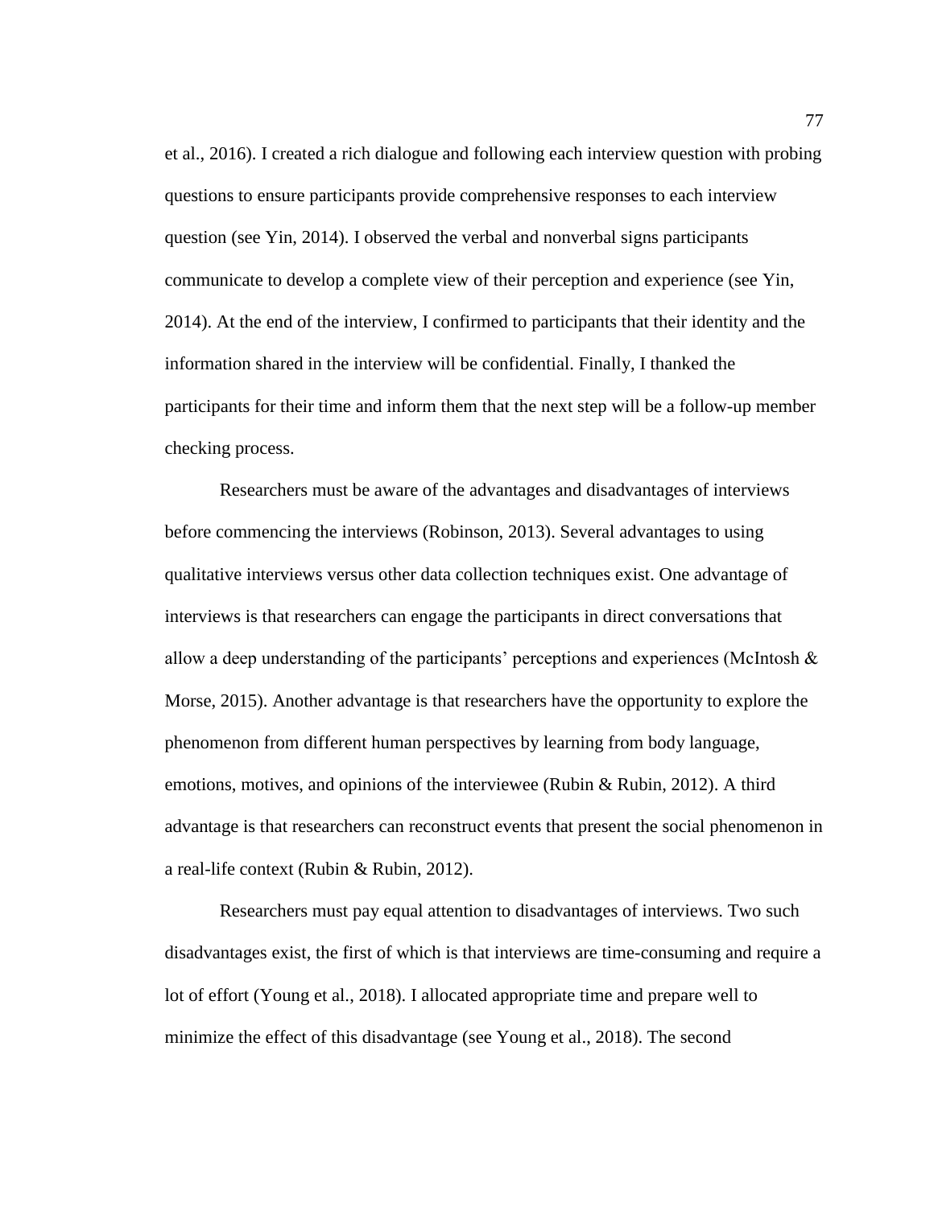et al., 2016). I created a rich dialogue and following each interview question with probing questions to ensure participants provide comprehensive responses to each interview question (see Yin, 2014). I observed the verbal and nonverbal signs participants communicate to develop a complete view of their perception and experience (see Yin, 2014). At the end of the interview, I confirmed to participants that their identity and the information shared in the interview will be confidential. Finally, I thanked the participants for their time and inform them that the next step will be a follow-up member checking process.

Researchers must be aware of the advantages and disadvantages of interviews before commencing the interviews (Robinson, 2013). Several advantages to using qualitative interviews versus other data collection techniques exist. One advantage of interviews is that researchers can engage the participants in direct conversations that allow a deep understanding of the participants' perceptions and experiences (McIntosh & Morse, 2015). Another advantage is that researchers have the opportunity to explore the phenomenon from different human perspectives by learning from body language, emotions, motives, and opinions of the interviewee (Rubin & Rubin, 2012). A third advantage is that researchers can reconstruct events that present the social phenomenon in a real-life context (Rubin & Rubin, 2012).

Researchers must pay equal attention to disadvantages of interviews. Two such disadvantages exist, the first of which is that interviews are time-consuming and require a lot of effort (Young et al., 2018). I allocated appropriate time and prepare well to minimize the effect of this disadvantage (see Young et al., 2018). The second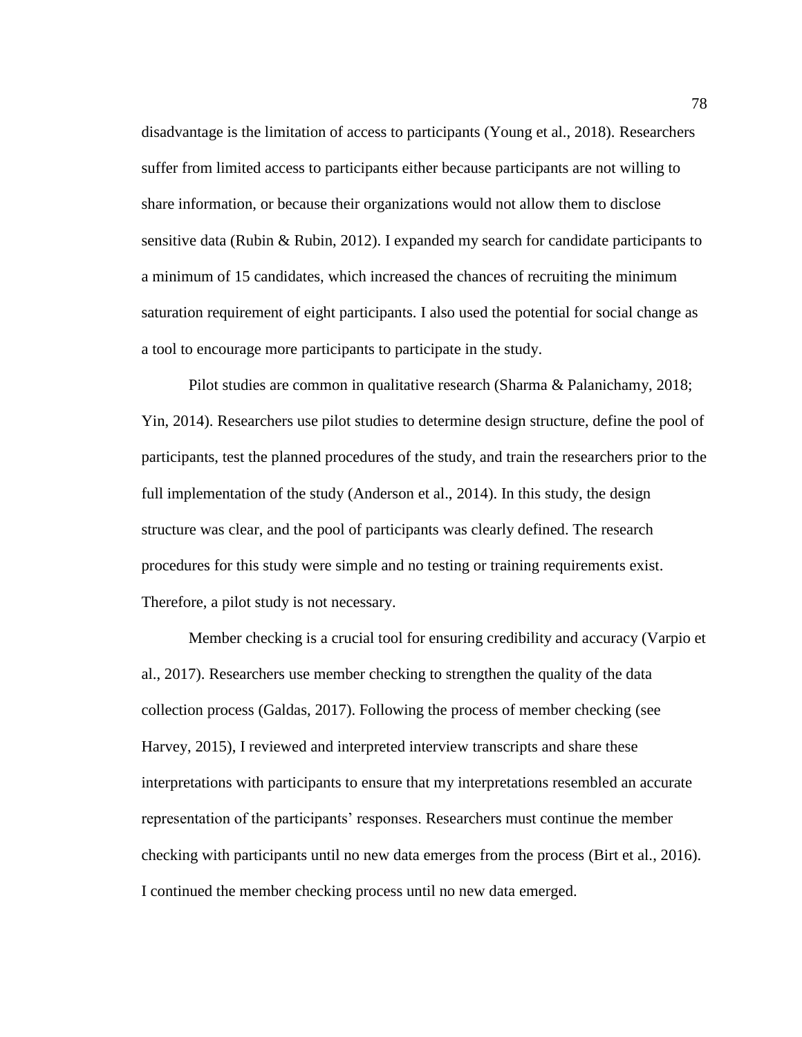disadvantage is the limitation of access to participants (Young et al., 2018). Researchers suffer from limited access to participants either because participants are not willing to share information, or because their organizations would not allow them to disclose sensitive data (Rubin & Rubin, 2012). I expanded my search for candidate participants to a minimum of 15 candidates, which increased the chances of recruiting the minimum saturation requirement of eight participants. I also used the potential for social change as a tool to encourage more participants to participate in the study.

Pilot studies are common in qualitative research (Sharma & Palanichamy, 2018; Yin, 2014). Researchers use pilot studies to determine design structure, define the pool of participants, test the planned procedures of the study, and train the researchers prior to the full implementation of the study (Anderson et al., 2014). In this study, the design structure was clear, and the pool of participants was clearly defined. The research procedures for this study were simple and no testing or training requirements exist. Therefore, a pilot study is not necessary.

Member checking is a crucial tool for ensuring credibility and accuracy (Varpio et al., 2017). Researchers use member checking to strengthen the quality of the data collection process (Galdas, 2017). Following the process of member checking (see Harvey, 2015), I reviewed and interpreted interview transcripts and share these interpretations with participants to ensure that my interpretations resembled an accurate representation of the participants' responses. Researchers must continue the member checking with participants until no new data emerges from the process (Birt et al., 2016). I continued the member checking process until no new data emerged.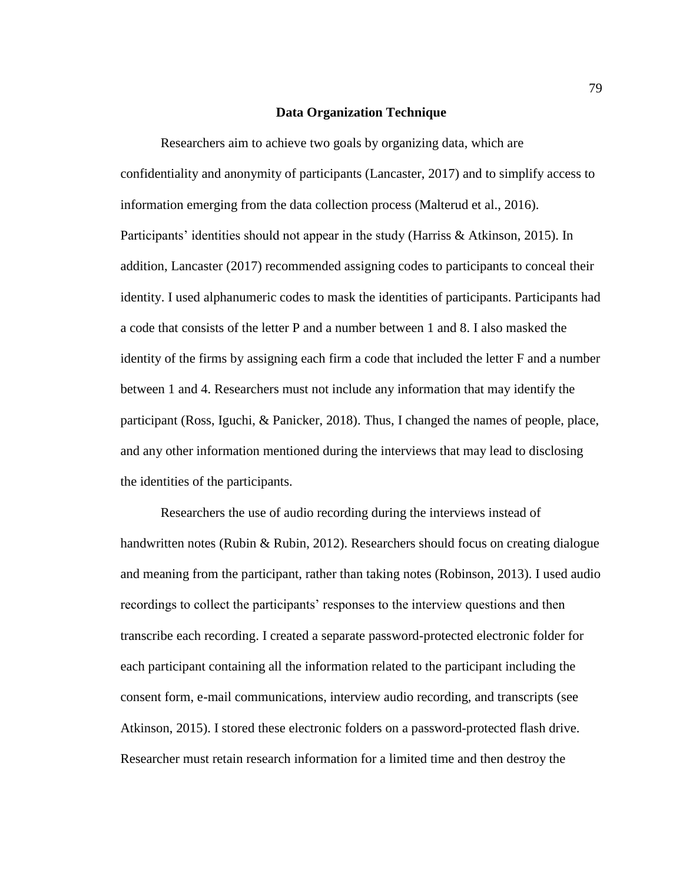## Data Organization Technique

Researchers aim to achieve two goals by organizing data, which are confidentiality and anonymity of participants (Lancaster, 2017) and to simplify access to information emerging from the data collection process (Malterud et al., 2016). Participants' identities should not appear in the study (Harriss & Atkinson, 2015). In addition, Lancaster (2017) recommended assigning codes to participants to conceal their identity. I used alphanumeric codes to mask the identities of participants. Participants had a code that consists of the letter P and a number between 1 and 8. I also masked the identity of the firms by assigning each firm a code that included the letter F and a number between 1 and 4. Researchers must not include any information that may identify the participant (Ross, Iguchi, & Panicker, 2018). Thus, I changed the names of people, place, and any other information mentioned during the interviews that may lead to disclosing the identities of the participants.

Researchers the use of audio recording during the interviews instead of handwritten notes (Rubin & Rubin, 2012). Researchers should focus on creating dialogue and meaning from the participant, rather than taking notes (Robinson, 2013). I used audio recordings to collect the participants' responses to the interview questions and then transcribe each recording. I created a separate password-protected electronic folder for each participant containing all the information related to the participant including the consent form, e-mail communications, interview audio recording, and transcripts (see Atkinson, 2015). I stored these electronic folders on a password-protected flash drive. Researcher must retain research information for a limited time and then destroy the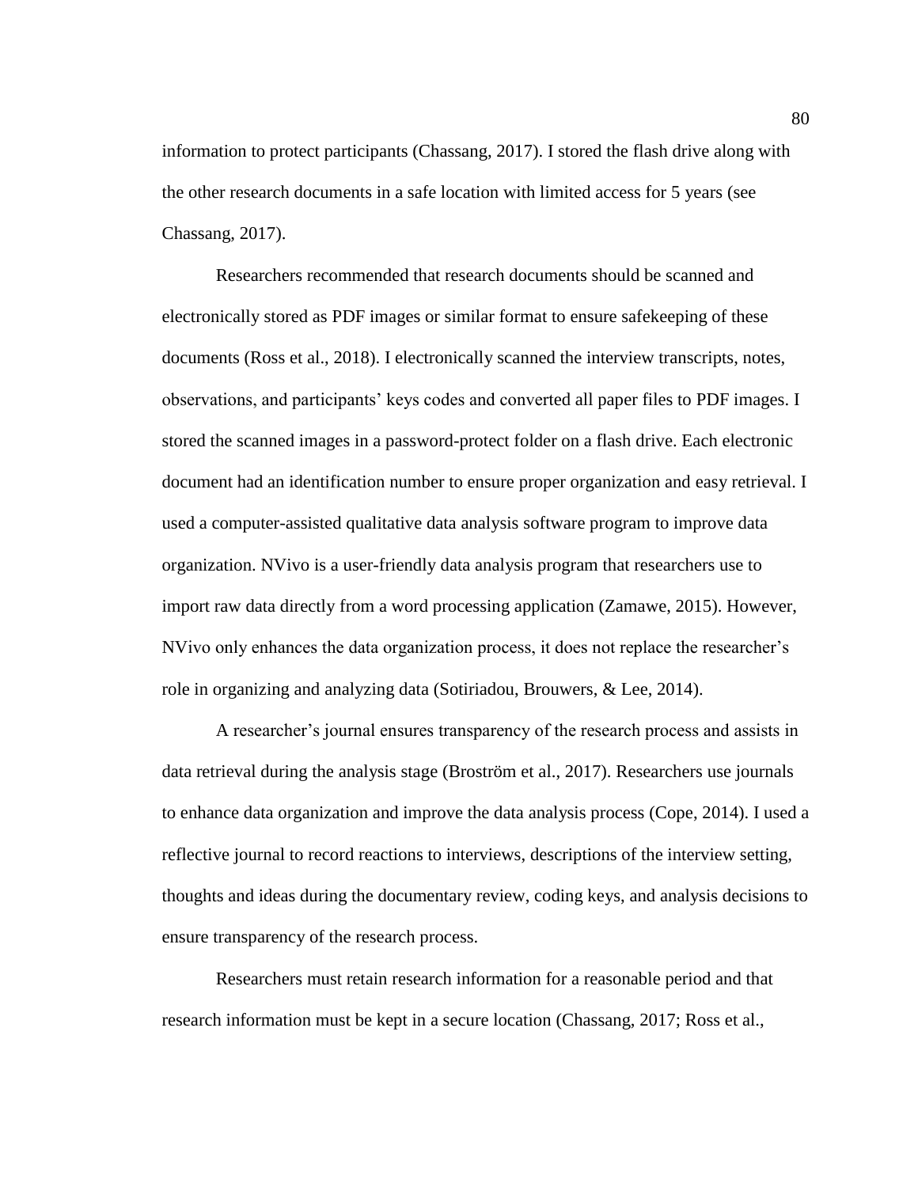information to protect participants (Chassang, 2017). I stored the flash drive along with the other research documents in a safe location with limited access for 5 years (see Chassang, 2017).

Researchers recommended that research documents should be scanned and electronically stored as PDF images or similar format to ensure safekeeping of these documents (Ross et al., 2018). I electronically scanned the interview transcripts, notes, observations, and participants' keys codes and converted all paper files to PDF images. I stored the scanned images in a password-protect folder on a flash drive. Each electronic document had an identification number to ensure proper organization and easy retrieval. I used a computer-assisted qualitative data analysis software program to improve data organization. NVivo is a user-friendly data analysis program that researchers use to import raw data directly from a word processing application (Zamawe, 2015). However, NVivo only enhances the data organization process, it does not replace the researcher's role in organizing and analyzing data (Sotiriadou, Brouwers, & Lee, 2014).

A researcher's journal ensures transparency of the research process and assists in data retrieval during the analysis stage (Broström et al., 2017). Researchers use journals to enhance data organization and improve the data analysis process (Cope, 2014). I used a reflective journal to record reactions to interviews, descriptions of the interview setting, thoughts and ideas during the documentary review, coding keys, and analysis decisions to ensure transparency of the research process.

Researchers must retain research information for a reasonable period and that research information must be kept in a secure location (Chassang, 2017; Ross et al.,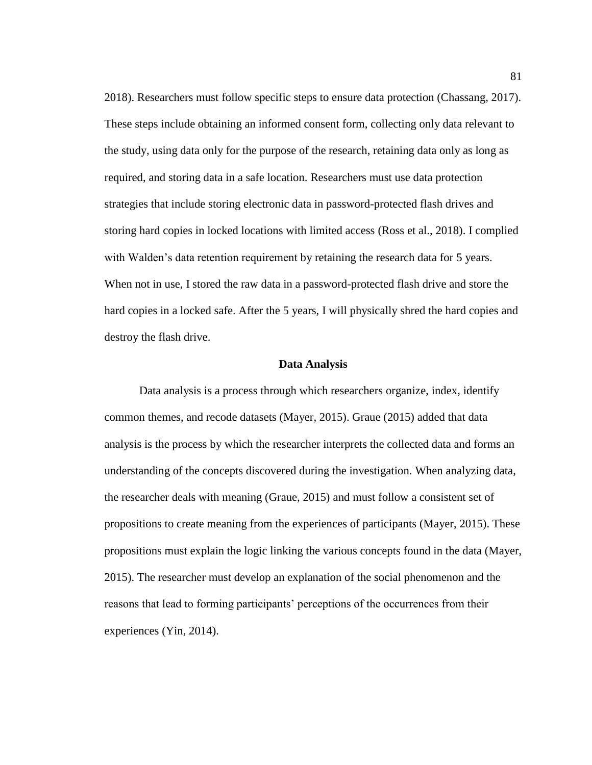2018). Researchers must follow specific steps to ensure data protection (Chassang, 2017). These steps include obtaining an informed consent form, collecting only data relevant to the study, using data only for the purpose of the research, retaining data only as long as required, and storing data in a safe location. Researchers must use data protection strategies that include storing electronic data in password-protected flash drives and storing hard copies in locked locations with limited access (Ross et al., 2018). I complied with Walden's data retention requirement by retaining the research data for 5 years. When not in use, I stored the raw data in a password-protected flash drive and store the hard copies in a locked safe. After the 5 years, I will physically shred the hard copies and destroy the flash drive.

## Data Analysis

Data analysis is a process through which researchers organize, index, identify common themes, and recode datasets (Mayer, 2015). Graue (2015) added that data analysis is the process by which the researcher interprets the collected data and forms an understanding of the concepts discovered during the investigation. When analyzing data, the researcher deals with meaning (Graue, 2015) and must follow a consistent set of propositions to create meaning from the experiences of participants (Mayer, 2015). These propositions must explain the logic linking the various concepts found in the data (Mayer, 2015). The researcher must develop an explanation of the social phenomenon and the reasons that lead to forming participants' perceptions of the occurrences from their experiences (Yin, 2014).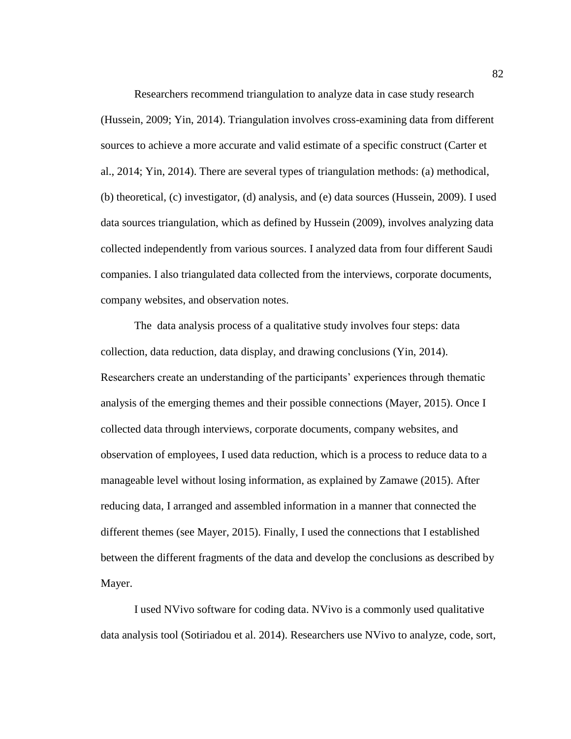Researchers recommend triangulation to analyze data in case study research (Hussein, 2009; Yin, 2014). Triangulation involves cross-examining data from different sources to achieve a more accurate and valid estimate of a specific construct (Carter et al., 2014; Yin, 2014). There are several types of triangulation methods: (a) methodical, (b) theoretical, (c) investigator, (d) analysis, and (e) data sources (Hussein, 2009). I used data sources triangulation, which as defined by Hussein (2009), involves analyzing data collected independently from various sources. I analyzed data from four different Saudi companies. I also triangulated data collected from the interviews, corporate documents, company websites, and observation notes.

The data analysis process of a qualitative study involves four steps: data collection, data reduction, data display, and drawing conclusions (Yin, 2014). Researchers create an understanding of the participants' experiences through thematic analysis of the emerging themes and their possible connections (Mayer, 2015). Once I collected data through interviews, corporate documents, company websites, and observation of employees, I used data reduction, which is a process to reduce data to a manageable level without losing information, as explained by Zamawe (2015). After reducing data, I arranged and assembled information in a manner that connected the different themes (see Mayer, 2015). Finally, I used the connections that I established between the different fragments of the data and develop the conclusions as described by Mayer.

I used NVivo software for coding data. NVivo is a commonly used qualitative data analysis tool (Sotiriadou et al. 2014). Researchers use NVivo to analyze, code, sort,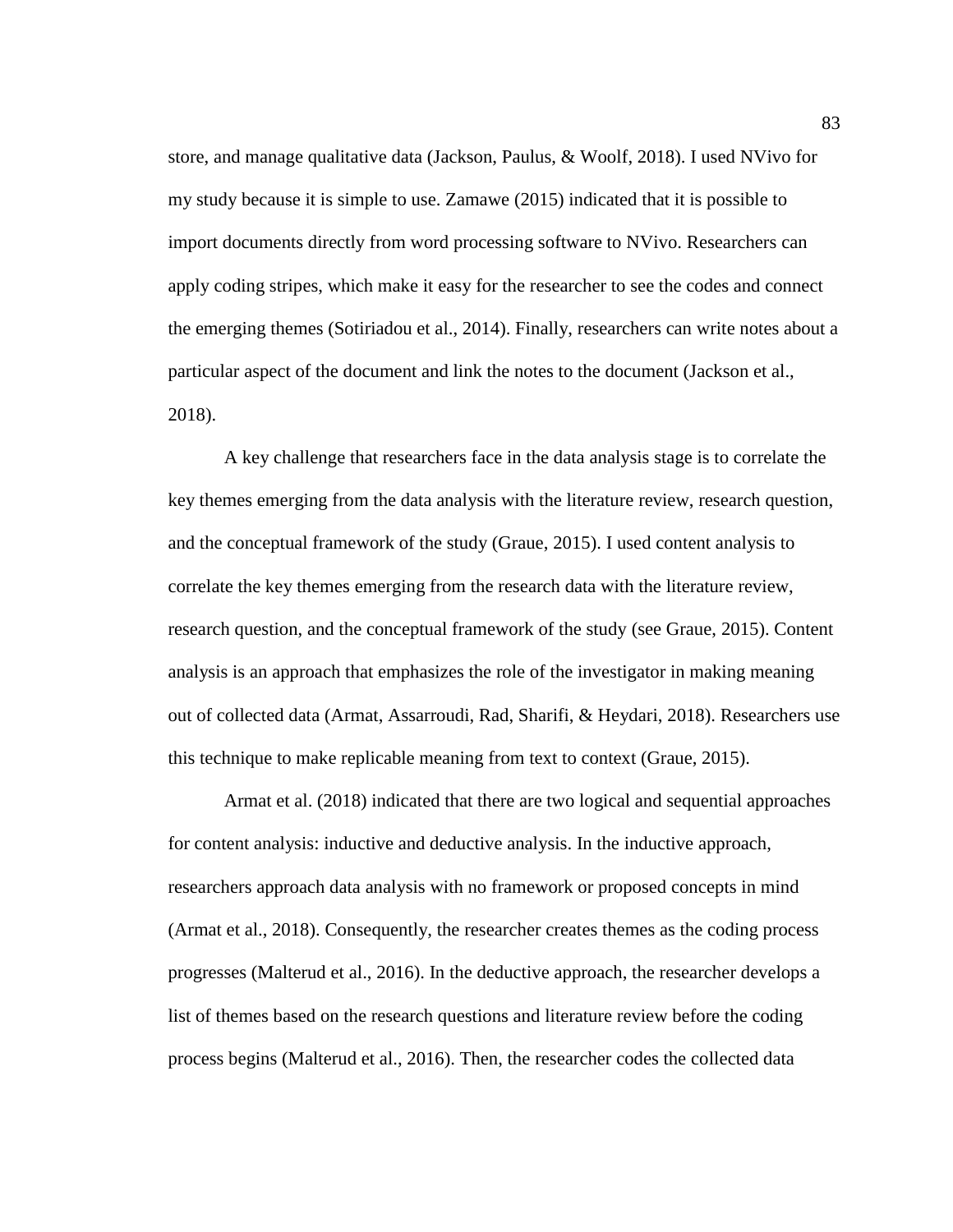store, and manage qualitative data (Jackson, Paulus, & Woolf, 2018). I used NVivo for my study because it is simple to use. Zamawe (2015) indicated that it is possible to import documents directly from word processing software to NVivo. Researchers can apply coding stripes, which make it easy for the researcher to see the codes and connect the emerging themes (Sotiriadou et al., 2014). Finally, researchers can write notes about a particular aspect of the document and link the notes to the document (Jackson et al., 2018).

A key challenge that researchers face in the data analysis stage is to correlate the key themes emerging from the data analysis with the literature review, research question, and the conceptual framework of the study (Graue, 2015). I used content analysis to correlate the key themes emerging from the research data with the literature review, research question, and the conceptual framework of the study (see Graue, 2015). Content analysis is an approach that emphasizes the role of the investigator in making meaning out of collected data (Armat, Assarroudi, Rad, Sharifi, & Heydari, 2018). Researchers use this technique to make replicable meaning from text to context (Graue, 2015).

Armat et al. (2018) indicated that there are two logical and sequential approaches for content analysis: inductive and deductive analysis. In the inductive approach, researchers approach data analysis with no framework or proposed concepts in mind (Armat et al., 2018). Consequently, the researcher creates themes as the coding process progresses (Malterud et al., 2016). In the deductive approach, the researcher develops a list of themes based on the research questions and literature review before the coding process begins (Malterud et al., 2016). Then, the researcher codes the collected data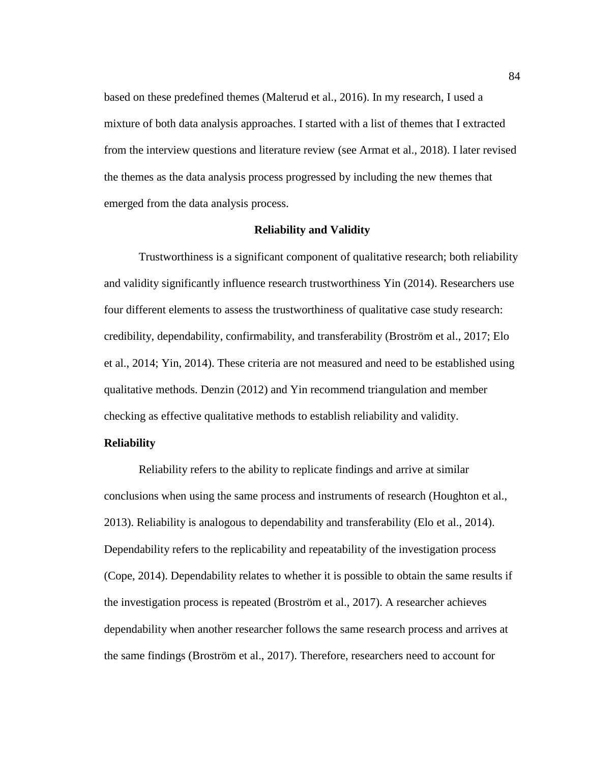based on these predefined themes (Malterud et al., 2016). In my research, I used a mixture of both data analysis approaches. I started with a list of themes that I extracted from the interview questions and literature review (see Armat et al., 2018). I later revised the themes as the data analysis process progressed by including the new themes that emerged from the data analysis process.

## Reliability and Validity

Trustworthiness is a significant component of qualitative research; both reliability and validity significantly influence research trustworthiness Yin (2014). Researchers use four different elements to assess the trustworthiness of qualitative case study research: credibility, dependability, confirmability, and transferability (Broström et al., 2017; Elo et al., 2014; Yin, 2014). These criteria are not measured and need to be established using qualitative methods. Denzin (2012) and Yin recommend triangulation and member checking as effective qualitative methods to establish reliability and validity.

### Reliability

Reliability refers to the ability to replicate findings and arrive at similar conclusions when using the same process and instruments of research (Houghton et al., 2013). Reliability is analogous to dependability and transferability (Elo et al., 2014). Dependability refers to the replicability and repeatability of the investigation process (Cope, 2014). Dependability relates to whether it is possible to obtain the same results if the investigation process is repeated (Broström et al., 2017). A researcher achieves dependability when another researcher follows the same research process and arrives at the same findings (Broström et al., 2017). Therefore, researchers need to account for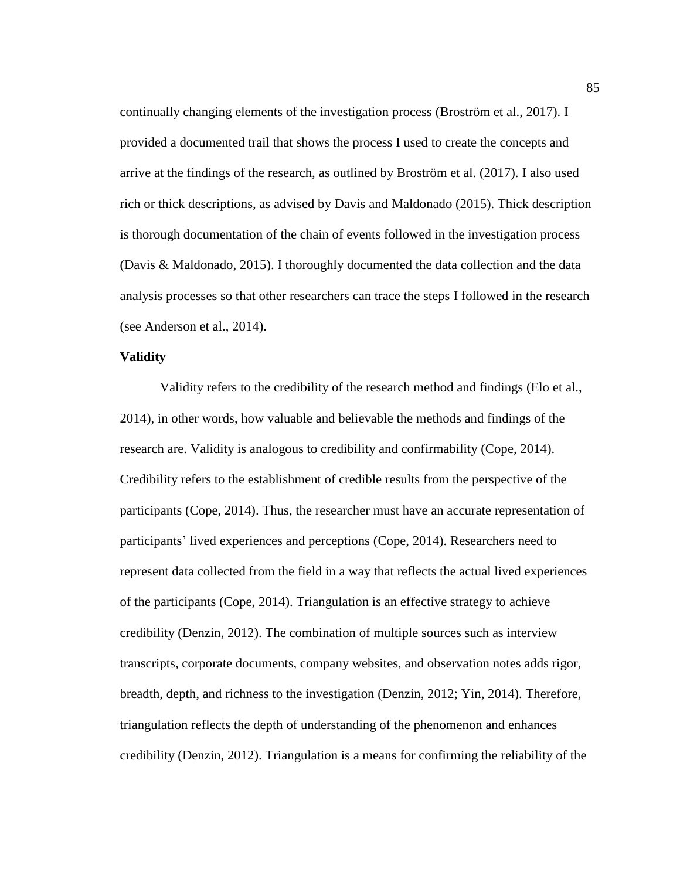continually changing elements of the investigation process (Broström et al., 2017). I provided a documented trail that shows the process I used to create the concepts and arrive at the findings of the research, as outlined by Broström et al. (2017). I also used rich or thick descriptions, as advised by Davis and Maldonado (2015). Thick description is thorough documentation of the chain of events followed in the investigation process (Davis & Maldonado, 2015). I thoroughly documented the data collection and the data analysis processes so that other researchers can trace the steps I followed in the research (see Anderson et al., 2014).

**Validity**

Validity refers to the credibility of the research method and findings (Elo et al., 2014), in other words, how valuable and believable the methods and findings of the research are. Validity is analogous to credibility and confirmability (Cope, 2014). Credibility refers to the establishment of credible results from the perspective of the participants (Cope, 2014). Thus, the researcher must have an accurate representation of participants' lived experiences and perceptions (Cope, 2014). Researchers need to represent data collected from the field in a way that reflects the actual lived experiences of the participants (Cope, 2014). Triangulation is an effective strategy to achieve credibility (Denzin, 2012). The combination of multiple sources such as interview transcripts, corporate documents, company websites, and observation notes adds rigor, breadth, depth, and richness to the investigation (Denzin, 2012; Yin, 2014). Therefore, triangulation reflects the depth of understanding of the phenomenon and enhances credibility (Denzin, 2012). Triangulation is a means for confirming the reliability of the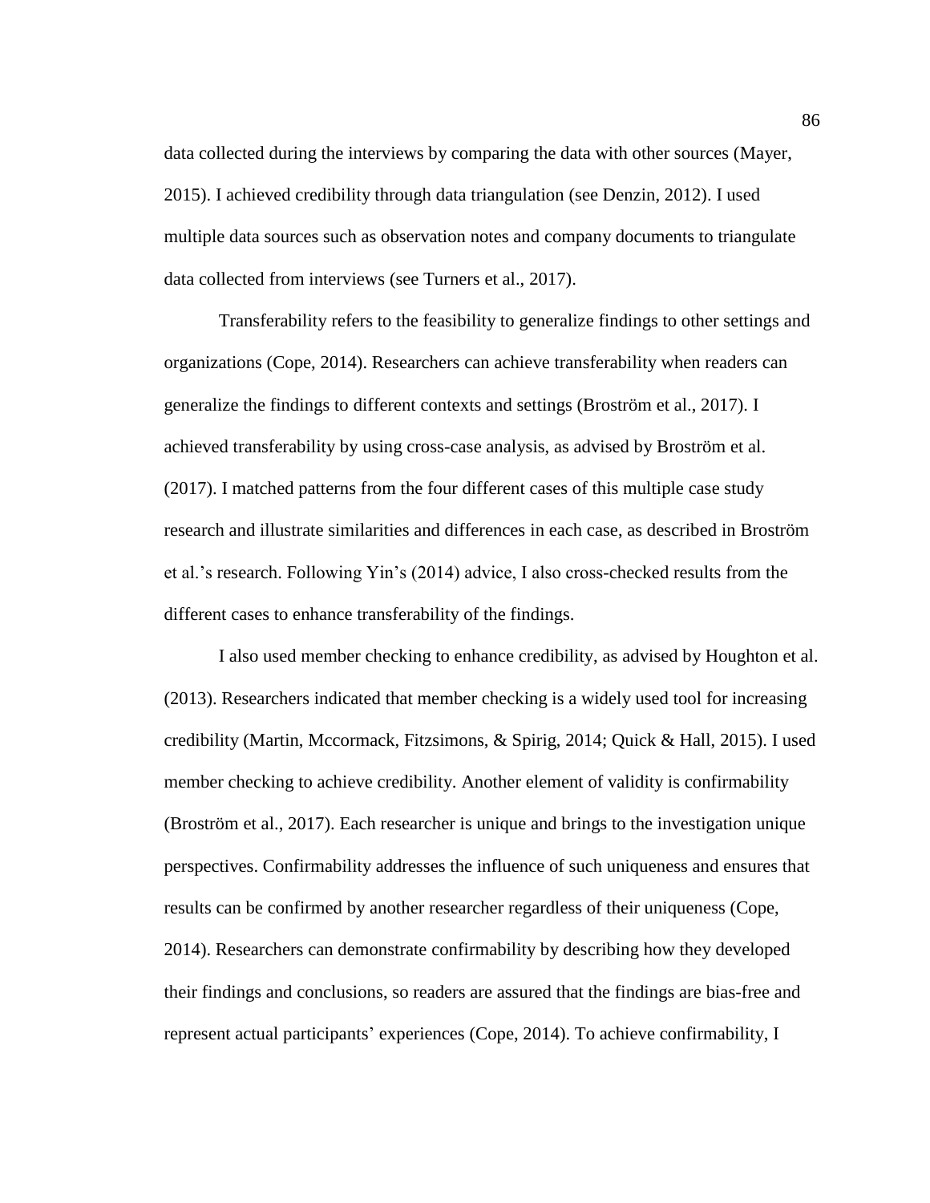data collected during the interviews by comparing the data with other sources (Mayer, 2015). I achieved credibility through data triangulation (see Denzin, 2012). I used multiple data sources such as observation notes and company documents to triangulate data collected from interviews (see Turners et al., 2017).

Transferability refers to the feasibility to generalize findings to other settings and organizations (Cope, 2014). Researchers can achieve transferability when readers can generalize the findings to different contexts and settings (Broström et al., 2017). I achieved transferability by using cross-case analysis, as advised by Broström et al. (2017). I matched patterns from the four different cases of this multiple case study research and illustrate similarities and differences in each case, as described in Broström et al.'s research. Following Yin's (2014) advice, I also cross-checked results from the different cases to enhance transferability of the findings.

I also used member checking to enhance credibility, as advised by Houghton et al. (2013). Researchers indicated that member checking is a widely used tool for increasing credibility (Martin, Mccormack, Fitzsimons, & Spirig, 2014; Quick & Hall, 2015). I used member checking to achieve credibility. Another element of validity is confirmability (Broström et al., 2017). Each researcher is unique and brings to the investigation unique perspectives. Confirmability addresses the influence of such uniqueness and ensures that results can be confirmed by another researcher regardless of their uniqueness (Cope, 2014). Researchers can demonstrate confirmability by describing how they developed their findings and conclusions, so readers are assured that the findings are bias-free and represent actual participants' experiences (Cope, 2014). To achieve confirmability, I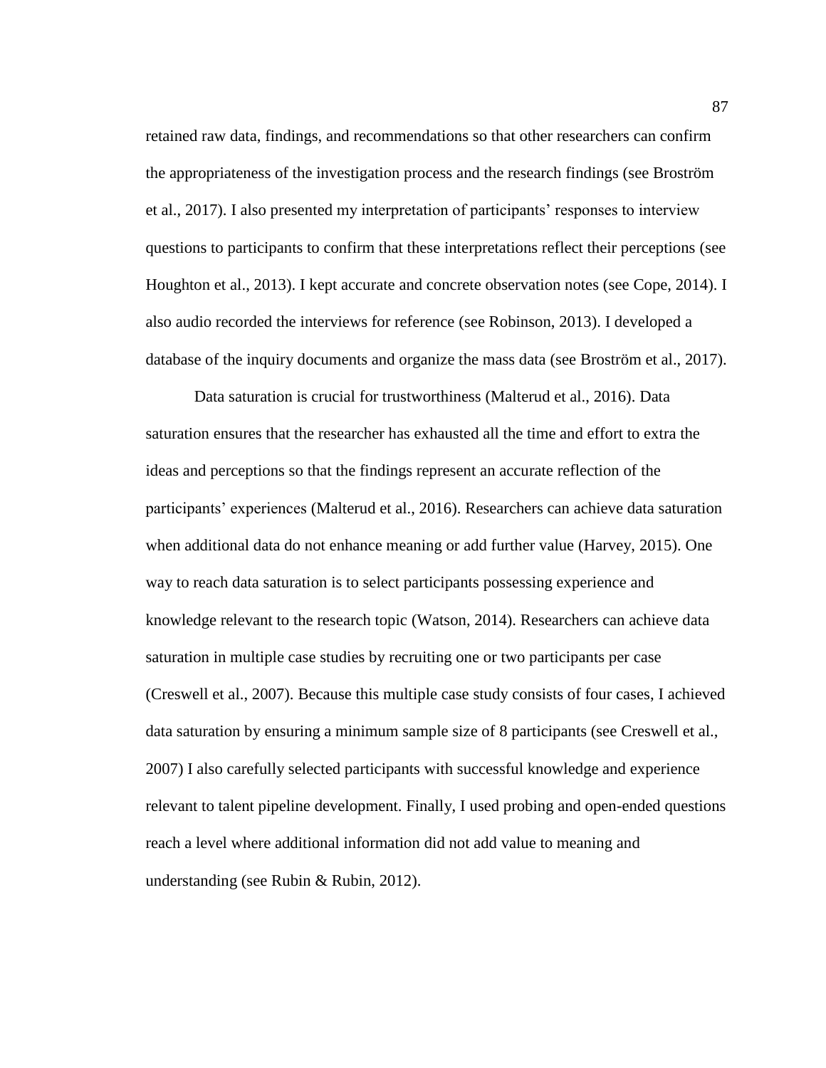retained raw data, findings, and recommendations so that other researchers can confirm the appropriateness of the investigation process and the research findings (see Broström et al., 2017). I also presented my interpretation of participants' responses to interview questions to participants to confirm that these interpretations reflect their perceptions (see Houghton et al., 2013). I kept accurate and concrete observation notes (see Cope, 2014). I also audio recorded the interviews for reference (see Robinson, 2013). I developed a database of the inquiry documents and organize the mass data (see Broström et al., 2017).

Data saturation is crucial for trustworthiness (Malterud et al., 2016). Data saturation ensures that the researcher has exhausted all the time and effort to extra the ideas and perceptions so that the findings represent an accurate reflection of the participants' experiences (Malterud et al., 2016). Researchers can achieve data saturation when additional data do not enhance meaning or add further value (Harvey, 2015). One way to reach data saturation is to select participants possessing experience and knowledge relevant to the research topic (Watson, 2014). Researchers can achieve data saturation in multiple case studies by recruiting one or two participants per case (Creswell et al., 2007). Because this multiple case study consists of four cases, I achieved data saturation by ensuring a minimum sample size of 8 participants (see Creswell et al., 2007) I also carefully selected participants with successful knowledge and experience relevant to talent pipeline development. Finally, I used probing and open-ended questions reach a level where additional information did not add value to meaning and understanding (see Rubin & Rubin, 2012).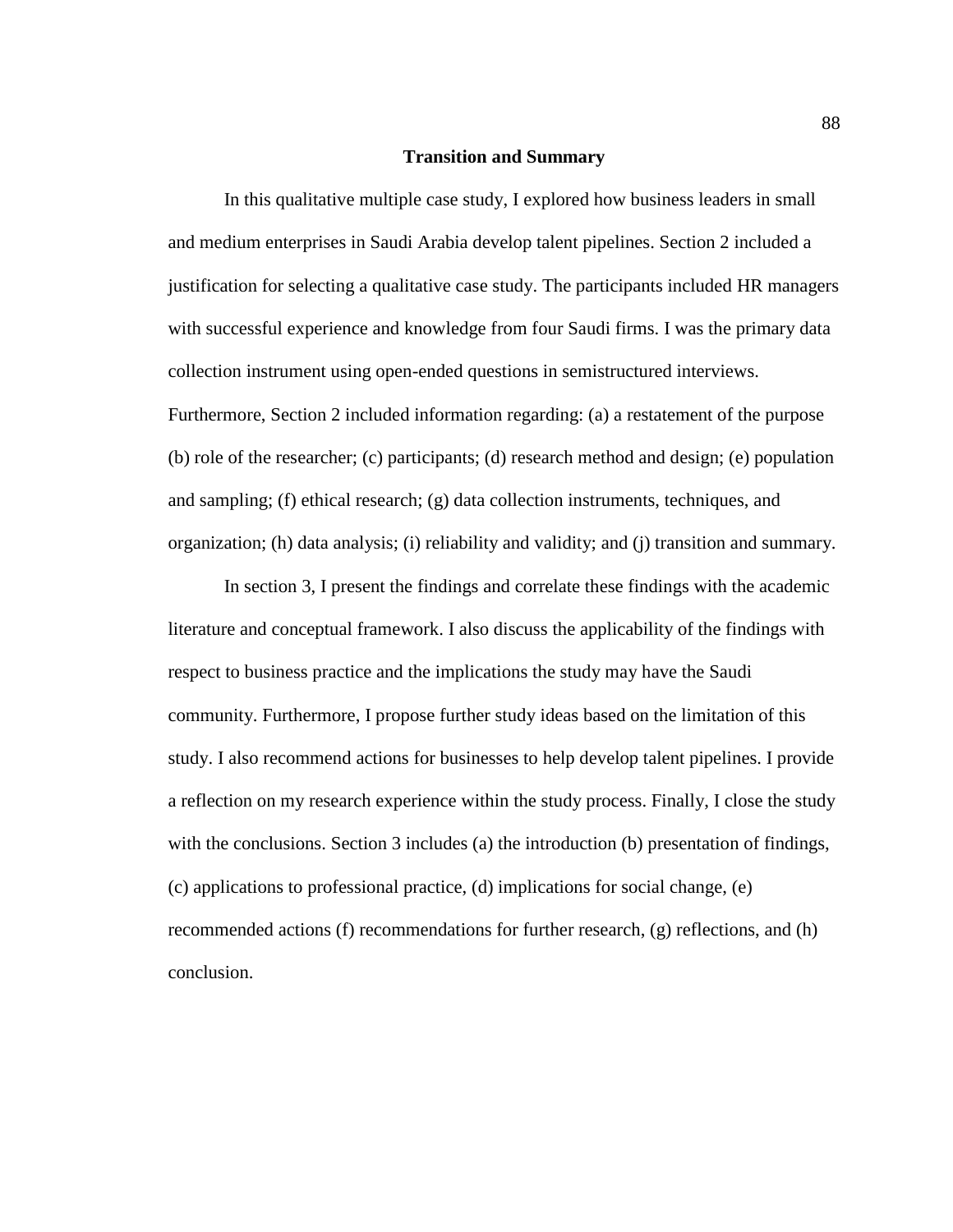## Transition and Summary

In this qualitative multiple case study, I explored how business leaders in small and medium enterprises in Saudi Arabia develop talent pipelines. Section 2 included a justification for selecting a qualitative case study. The participants included HR managers with successful experience and knowledge from four Saudi firms. I was the primary data collection instrument using open-ended questions in semistructured interviews. Furthermore, Section 2 included information regarding: (a) a restatement of the purpose (b) role of the researcher; (c) participants; (d) research method and design; (e) population and sampling; (f) ethical research; (g) data collection instruments, techniques, and organization; (h) data analysis; (i) reliability and validity; and (j) transition and summary.

In section 3, I present the findings and correlate these findings with the academic literature and conceptual framework. I also discuss the applicability of the findings with respect to business practice and the implications the study may have the Saudi community. Furthermore, I propose further study ideas based on the limitation of this study. I also recommend actions for businesses to help develop talent pipelines. I provide a reflection on my research experience within the study process. Finally, I close the study with the conclusions. Section 3 includes (a) the introduction (b) presentation of findings, (c) applications to professional practice, (d) implications for social change, (e) recommended actions (f) recommendations for further research, (g) reflections, and (h) conclusion.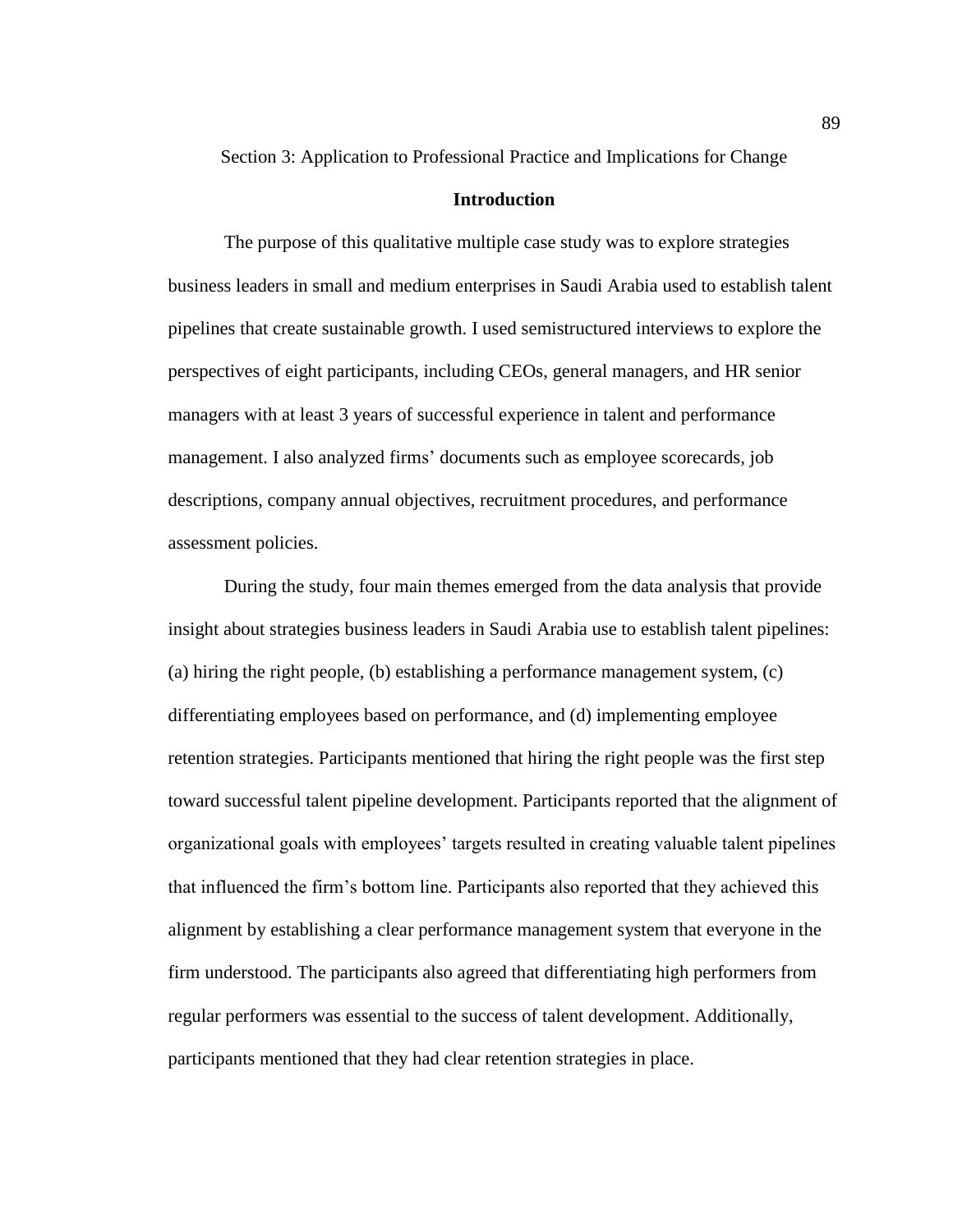# Section 3: Application to Professional Practice and Implications for Change

## Introduction

The purpose of this qualitative multiple case study was to explore strategies business leaders in small and medium enterprises in Saudi Arabia used to establish talent pipelines that create sustainable growth. I used semistructured interviews to explore the perspectives of eight participants, including CEOs, general managers, and HR senior managers with at least 3 years of successful experience in talent and performance management. I also analyzed firms' documents such as employee scorecards, job descriptions, company annual objectives, recruitment procedures, and performance assessment policies.

During the study, four main themes emerged from the data analysis that provide insight about strategies business leaders in Saudi Arabia use to establish talent pipelines: (a) hiring the right people, (b) establishing a performance management system, (c) differentiating employees based on performance, and (d) implementing employee retention strategies. Participants mentioned that hiring the right people was the first step toward successful talent pipeline development. Participants reported that the alignment of organizational goals with employees' targets resulted in creating valuable talent pipelines that influenced the firm's bottom line. Participants also reported that they achieved this alignment by establishing a clear performance management system that everyone in the firm understood. The participants also agreed that differentiating high performers from regular performers was essential to the success of talent development. Additionally, participants mentioned that they had clear retention strategies in place.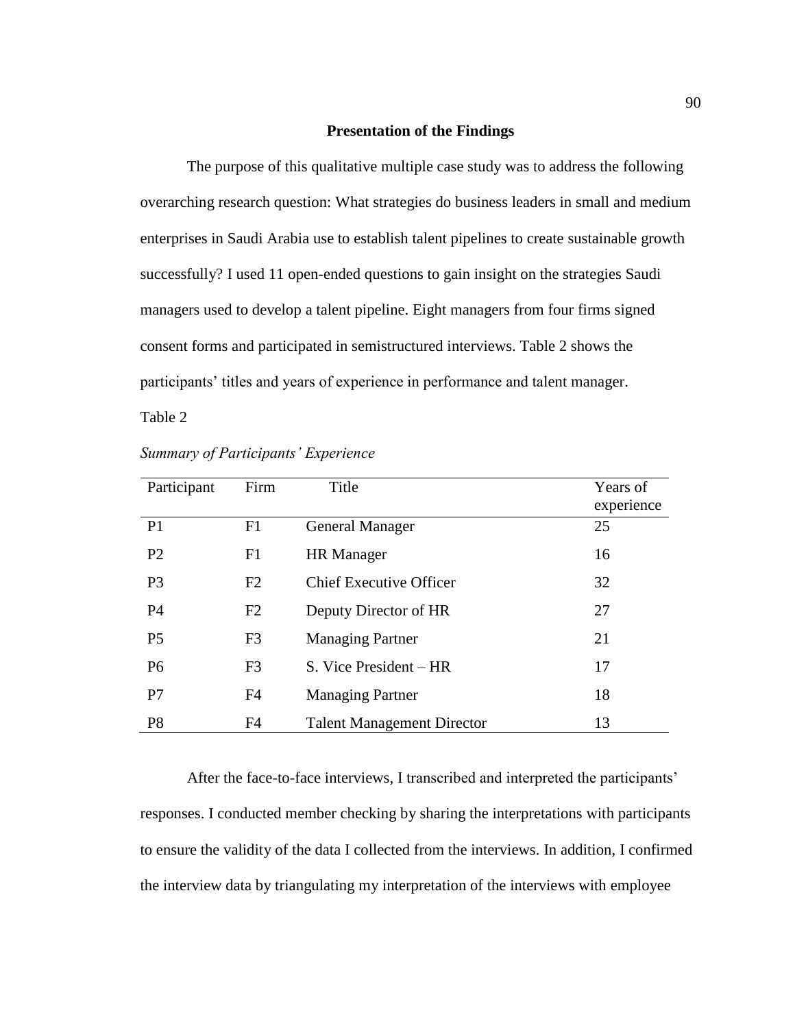## Presentation of the Findings

The purpose of this qualitative multiple case study was to address the following overarching research question: What strategies do business leaders in small and medium enterprises in Saudi Arabia use to establish talent pipelines to create sustainable growth successfully? I used 11 open-ended questions to gain insight on the strategies Saudi managers used to develop a talent pipeline. Eight managers from four firms signed consent forms and participated in semistructured interviews. Table 2 shows the participants' titles and years of experience in performance and talent manager.

Table 2

*Summary of Participants' Experience*

| Participant | Firm | Title | Years of experience |
|---|---|---|---|
| P1 | F1 | General Manager | 25 |
| P2 | F1 | HR Manager | 16 |
| P3 | F2 | Chief Executive Officer | 32 |
| P4 | F2 | Deputy Director of HR | 27 |
| P5 | F3 | Managing Partner | 21 |
| P6 | F3 | S. Vice President – HR | 17 |
| P7 | F4 | Managing Partner | 18 |
| P8 | F4 | Talent Management Director | 13 |

After the face-to-face interviews, I transcribed and interpreted the participants' responses. I conducted member checking by sharing the interpretations with participants to ensure the validity of the data I collected from the interviews. In addition, I confirmed the interview data by triangulating my interpretation of the interviews with employee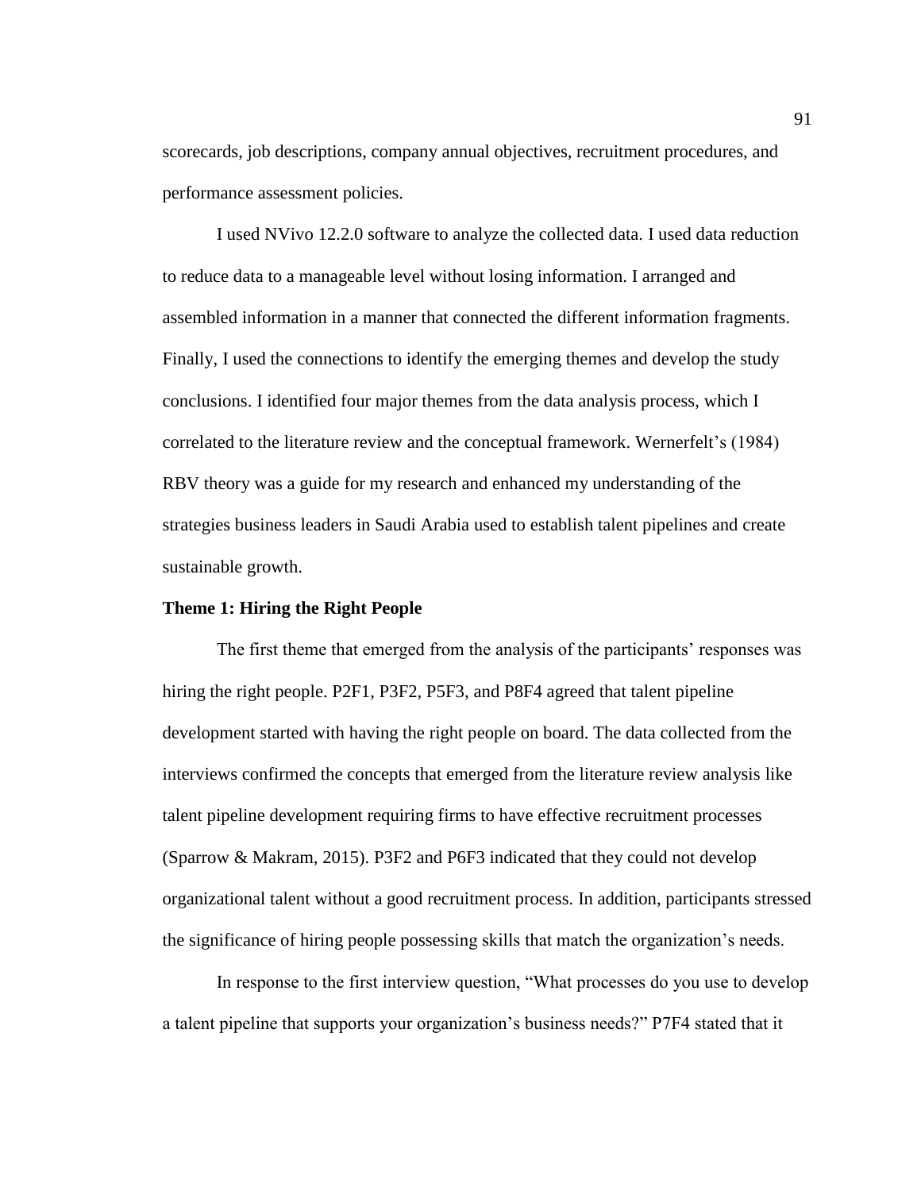scorecards, job descriptions, company annual objectives, recruitment procedures, and performance assessment policies.

I used NVivo 12.2.0 software to analyze the collected data. I used data reduction to reduce data to a manageable level without losing information. I arranged and assembled information in a manner that connected the different information fragments. Finally, I used the connections to identify the emerging themes and develop the study conclusions. I identified four major themes from the data analysis process, which I correlated to the literature review and the conceptual framework. Wernerfelt's (1984) RBV theory was a guide for my research and enhanced my understanding of the strategies business leaders in Saudi Arabia used to establish talent pipelines and create sustainable growth.

**Theme 1: Hiring the Right People**

The first theme that emerged from the analysis of the participants' responses was hiring the right people. P2F1, P3F2, P5F3, and P8F4 agreed that talent pipeline development started with having the right people on board. The data collected from the interviews confirmed the concepts that emerged from the literature review analysis like talent pipeline development requiring firms to have effective recruitment processes (Sparrow & Makram, 2015). P3F2 and P6F3 indicated that they could not develop organizational talent without a good recruitment process. In addition, participants stressed the significance of hiring people possessing skills that match the organization's needs.

In response to the first interview question, "What processes do you use to develop a talent pipeline that supports your organization's business needs?" P7F4 stated that it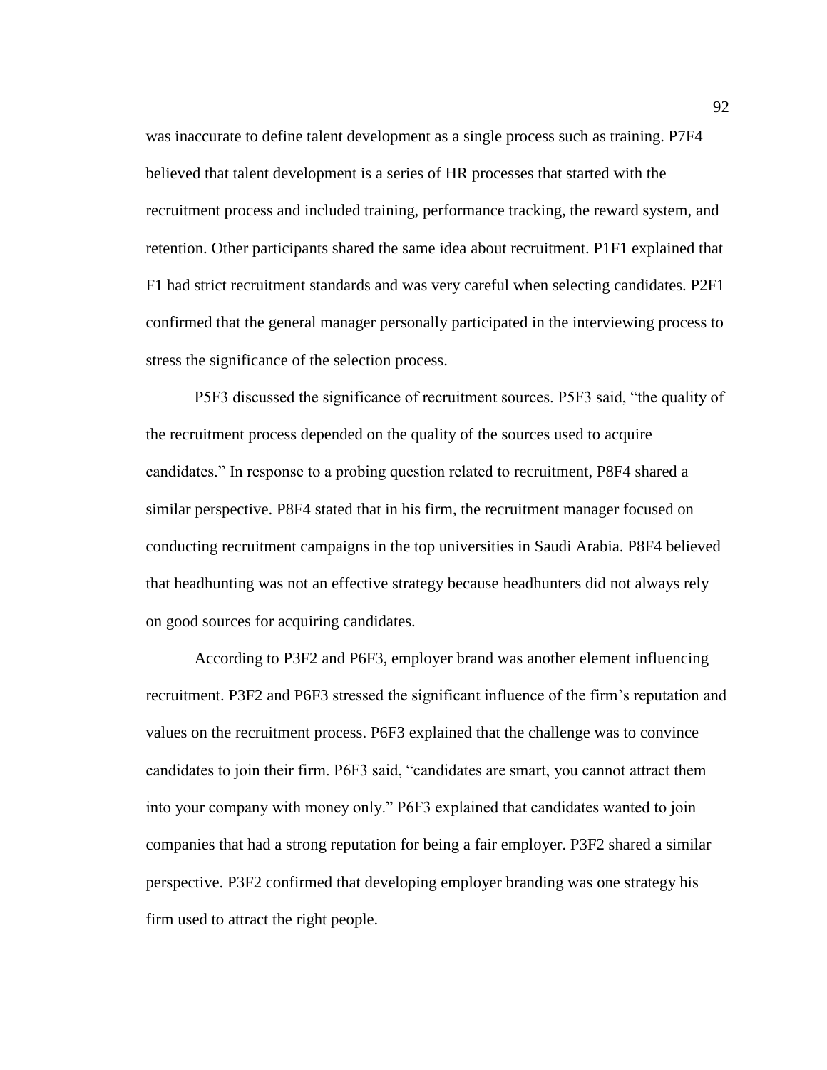was inaccurate to define talent development as a single process such as training. P7F4 believed that talent development is a series of HR processes that started with the recruitment process and included training, performance tracking, the reward system, and retention. Other participants shared the same idea about recruitment. P1F1 explained that F1 had strict recruitment standards and was very careful when selecting candidates. P2F1 confirmed that the general manager personally participated in the interviewing process to stress the significance of the selection process.

P5F3 discussed the significance of recruitment sources. P5F3 said, "the quality of the recruitment process depended on the quality of the sources used to acquire candidates." In response to a probing question related to recruitment, P8F4 shared a similar perspective. P8F4 stated that in his firm, the recruitment manager focused on conducting recruitment campaigns in the top universities in Saudi Arabia. P8F4 believed that headhunting was not an effective strategy because headhunters did not always rely on good sources for acquiring candidates.

According to P3F2 and P6F3, employer brand was another element influencing recruitment. P3F2 and P6F3 stressed the significant influence of the firm's reputation and values on the recruitment process. P6F3 explained that the challenge was to convince candidates to join their firm. P6F3 said, "candidates are smart, you cannot attract them into your company with money only." P6F3 explained that candidates wanted to join companies that had a strong reputation for being a fair employer. P3F2 shared a similar perspective. P3F2 confirmed that developing employer branding was one strategy his firm used to attract the right people.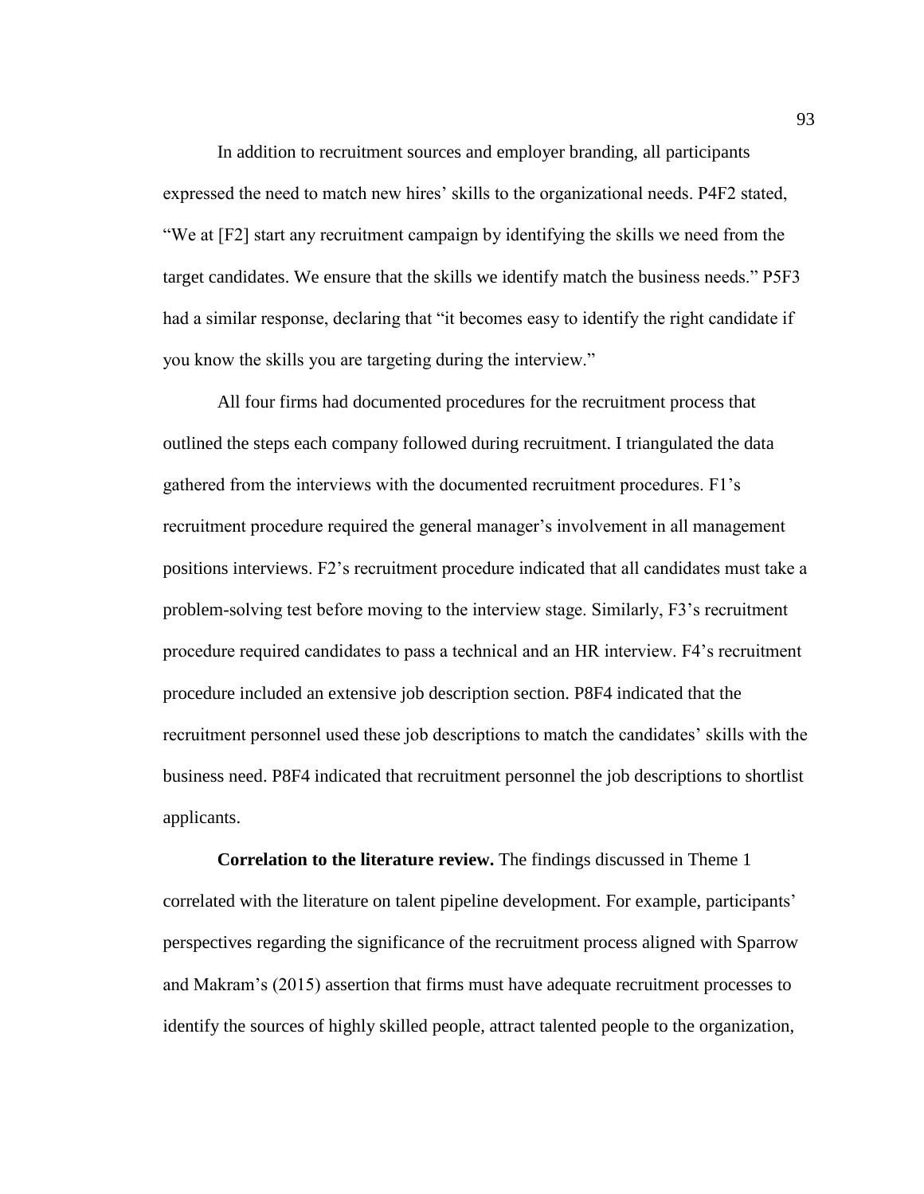In addition to recruitment sources and employer branding, all participants expressed the need to match new hires' skills to the organizational needs. P4F2 stated, "We at [F2] start any recruitment campaign by identifying the skills we need from the target candidates. We ensure that the skills we identify match the business needs." P5F3 had a similar response, declaring that "it becomes easy to identify the right candidate if you know the skills you are targeting during the interview."

All four firms had documented procedures for the recruitment process that outlined the steps each company followed during recruitment. I triangulated the data gathered from the interviews with the documented recruitment procedures. F1's recruitment procedure required the general manager's involvement in all management positions interviews. F2's recruitment procedure indicated that all candidates must take a problem-solving test before moving to the interview stage. Similarly, F3's recruitment procedure required candidates to pass a technical and an HR interview. F4's recruitment procedure included an extensive job description section. P8F4 indicated that the recruitment personnel used these job descriptions to match the candidates' skills with the business need. P8F4 indicated that recruitment personnel the job descriptions to shortlist applicants.

**Correlation to the literature review.** The findings discussed in Theme 1 correlated with the literature on talent pipeline development. For example, participants' perspectives regarding the significance of the recruitment process aligned with Sparrow and Makram's (2015) assertion that firms must have adequate recruitment processes to identify the sources of highly skilled people, attract talented people to the organization,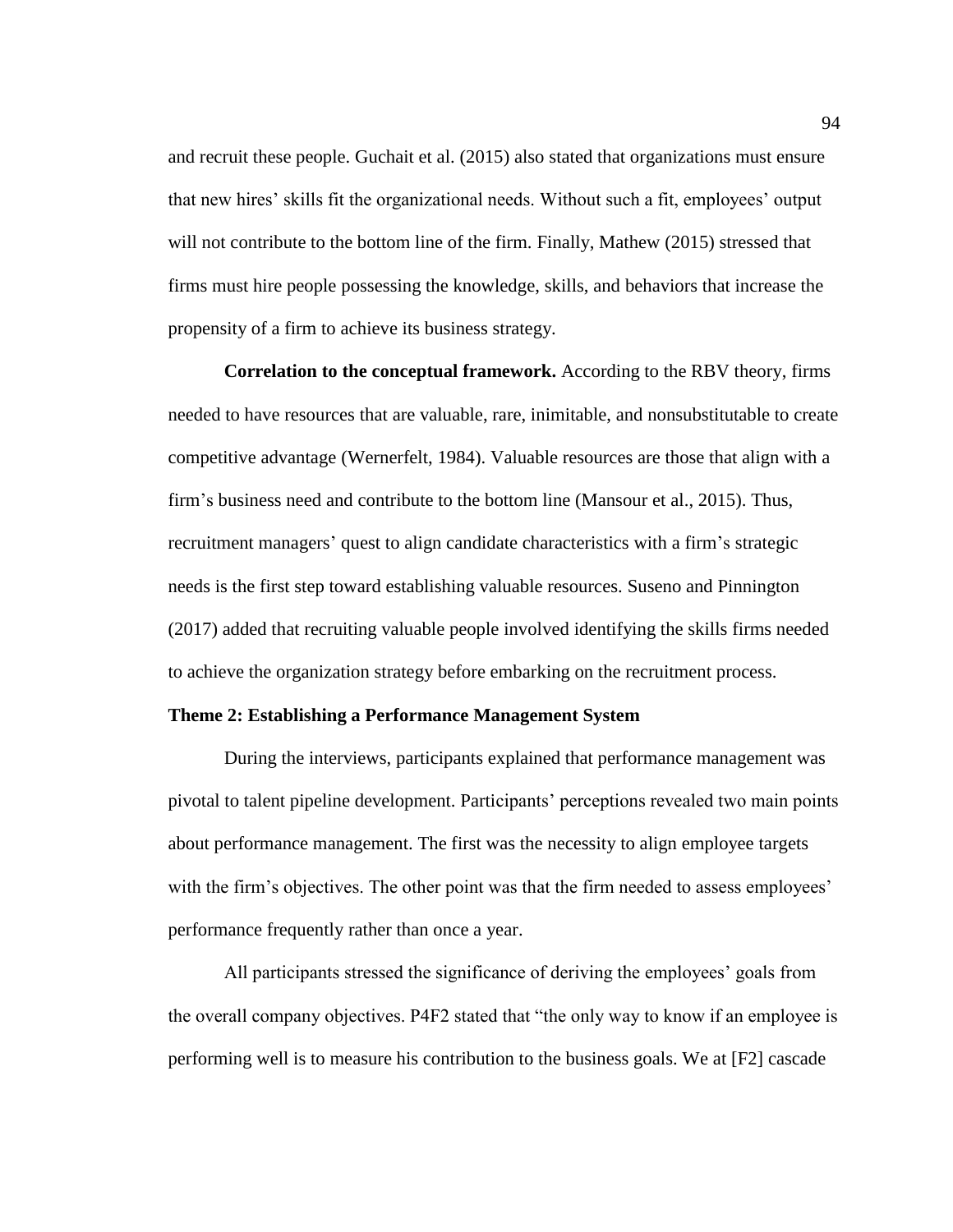and recruit these people. Guchait et al. (2015) also stated that organizations must ensure that new hires' skills fit the organizational needs. Without such a fit, employees' output will not contribute to the bottom line of the firm. Finally, Mathew (2015) stressed that firms must hire people possessing the knowledge, skills, and behaviors that increase the propensity of a firm to achieve its business strategy.

**Correlation to the conceptual framework.** According to the RBV theory, firms needed to have resources that are valuable, rare, inimitable, and nonsubstitutable to create competitive advantage (Wernerfelt, 1984). Valuable resources are those that align with a firm's business need and contribute to the bottom line (Mansour et al., 2015). Thus, recruitment managers' quest to align candidate characteristics with a firm's strategic needs is the first step toward establishing valuable resources. Suseno and Pinnington (2017) added that recruiting valuable people involved identifying the skills firms needed to achieve the organization strategy before embarking on the recruitment process.

### Theme 2: Establishing a Performance Management System

During the interviews, participants explained that performance management was pivotal to talent pipeline development. Participants' perceptions revealed two main points about performance management. The first was the necessity to align employee targets with the firm's objectives. The other point was that the firm needed to assess employees' performance frequently rather than once a year.

All participants stressed the significance of deriving the employees' goals from the overall company objectives. P4F2 stated that "the only way to know if an employee is performing well is to measure his contribution to the business goals. We at [F2] cascade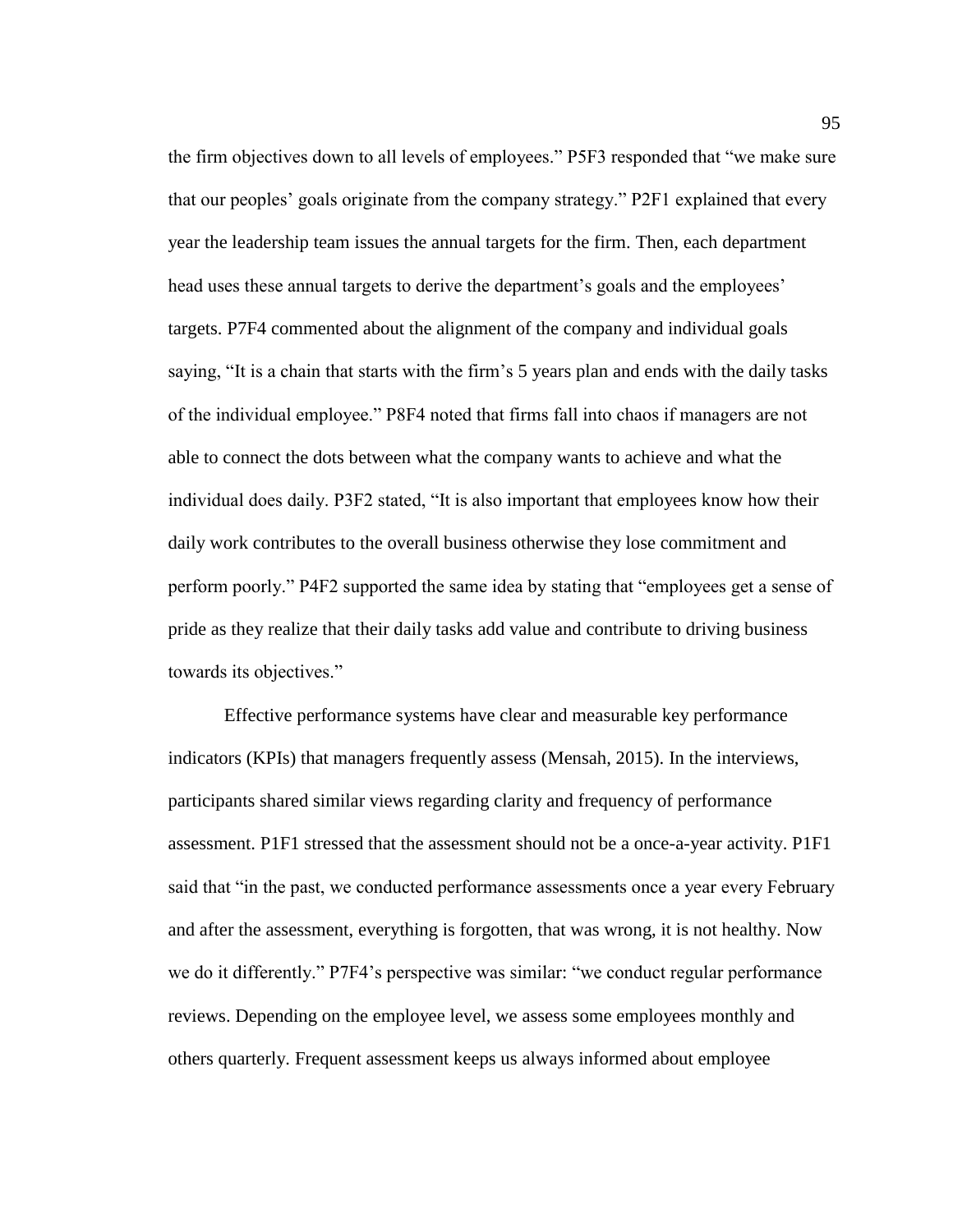the firm objectives down to all levels of employees." P5F3 responded that "we make sure that our peoples' goals originate from the company strategy." P2F1 explained that every year the leadership team issues the annual targets for the firm. Then, each department head uses these annual targets to derive the department's goals and the employees' targets. P7F4 commented about the alignment of the company and individual goals saying, "It is a chain that starts with the firm's 5 years plan and ends with the daily tasks of the individual employee." P8F4 noted that firms fall into chaos if managers are not able to connect the dots between what the company wants to achieve and what the individual does daily. P3F2 stated, "It is also important that employees know how their daily work contributes to the overall business otherwise they lose commitment and perform poorly." P4F2 supported the same idea by stating that "employees get a sense of pride as they realize that their daily tasks add value and contribute to driving business towards its objectives."

Effective performance systems have clear and measurable key performance indicators (KPIs) that managers frequently assess (Mensah, 2015). In the interviews, participants shared similar views regarding clarity and frequency of performance assessment. P1F1 stressed that the assessment should not be a once-a-year activity. P1F1 said that "in the past, we conducted performance assessments once a year every February and after the assessment, everything is forgotten, that was wrong, it is not healthy. Now we do it differently." P7F4's perspective was similar: "we conduct regular performance reviews. Depending on the employee level, we assess some employees monthly and others quarterly. Frequent assessment keeps us always informed about employee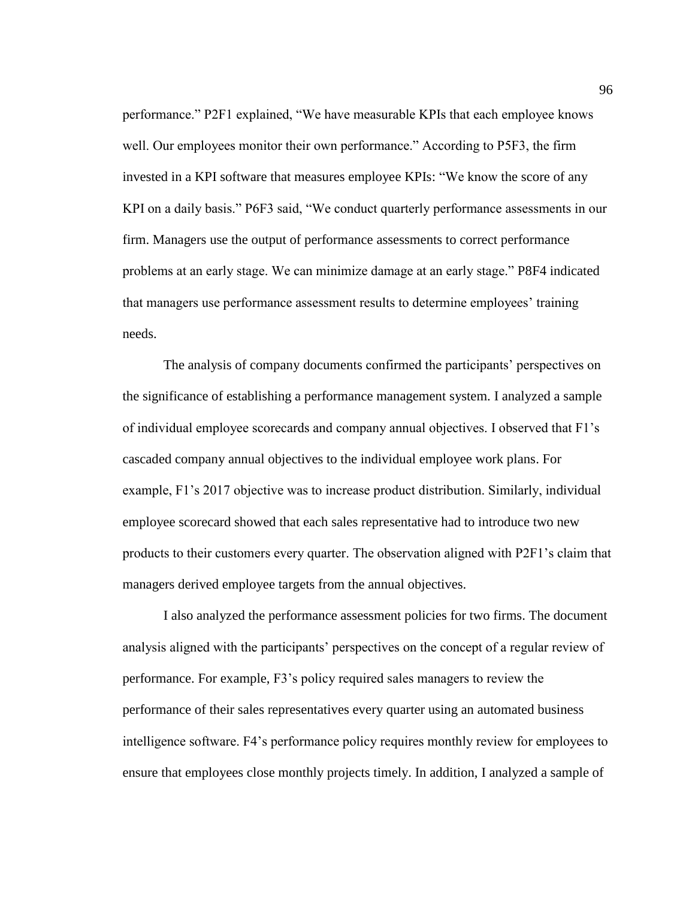performance." P2F1 explained, "We have measurable KPIs that each employee knows well. Our employees monitor their own performance." According to P5F3, the firm invested in a KPI software that measures employee KPIs: "We know the score of any KPI on a daily basis." P6F3 said, "We conduct quarterly performance assessments in our firm. Managers use the output of performance assessments to correct performance problems at an early stage. We can minimize damage at an early stage." P8F4 indicated that managers use performance assessment results to determine employees' training needs.

The analysis of company documents confirmed the participants' perspectives on the significance of establishing a performance management system. I analyzed a sample of individual employee scorecards and company annual objectives. I observed that F1's cascaded company annual objectives to the individual employee work plans. For example, F1's 2017 objective was to increase product distribution. Similarly, individual employee scorecard showed that each sales representative had to introduce two new products to their customers every quarter. The observation aligned with P2F1's claim that managers derived employee targets from the annual objectives.

I also analyzed the performance assessment policies for two firms. The document analysis aligned with the participants' perspectives on the concept of a regular review of performance. For example, F3's policy required sales managers to review the performance of their sales representatives every quarter using an automated business intelligence software. F4's performance policy requires monthly review for employees to ensure that employees close monthly projects timely. In addition, I analyzed a sample of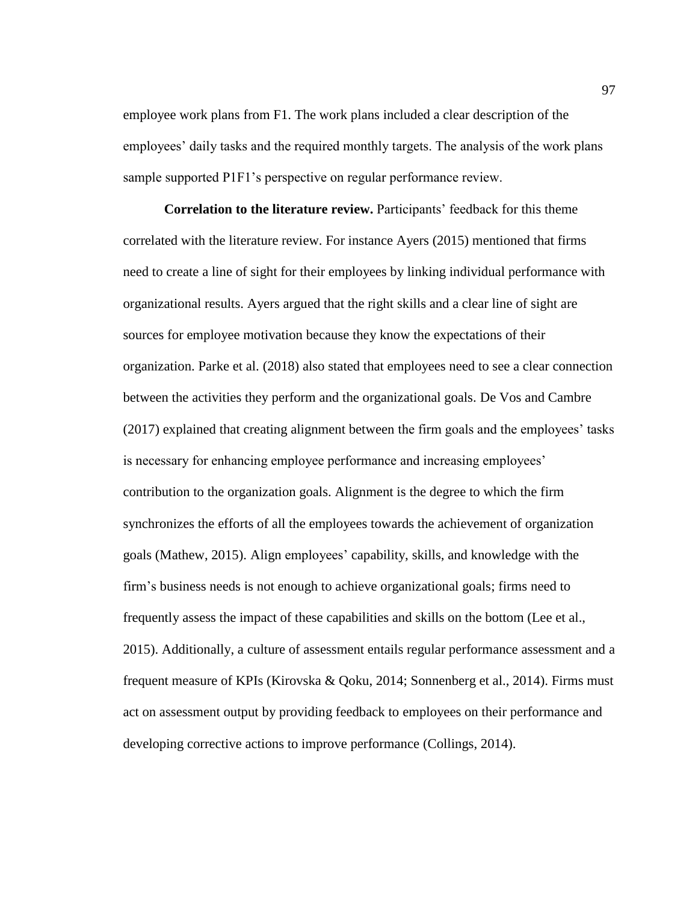employee work plans from F1. The work plans included a clear description of the employees' daily tasks and the required monthly targets. The analysis of the work plans sample supported P1F1's perspective on regular performance review.

**Correlation to the literature review.** Participants' feedback for this theme correlated with the literature review. For instance Ayers (2015) mentioned that firms need to create a line of sight for their employees by linking individual performance with organizational results. Ayers argued that the right skills and a clear line of sight are sources for employee motivation because they know the expectations of their organization. Parke et al. (2018) also stated that employees need to see a clear connection between the activities they perform and the organizational goals. De Vos and Cambre (2017) explained that creating alignment between the firm goals and the employees' tasks is necessary for enhancing employee performance and increasing employees' contribution to the organization goals. Alignment is the degree to which the firm synchronizes the efforts of all the employees towards the achievement of organization goals (Mathew, 2015). Align employees' capability, skills, and knowledge with the firm's business needs is not enough to achieve organizational goals; firms need to frequently assess the impact of these capabilities and skills on the bottom (Lee et al., 2015). Additionally, a culture of assessment entails regular performance assessment and a frequent measure of KPIs (Kirovska & Qoku, 2014; Sonnenberg et al., 2014). Firms must act on assessment output by providing feedback to employees on their performance and developing corrective actions to improve performance (Collings, 2014).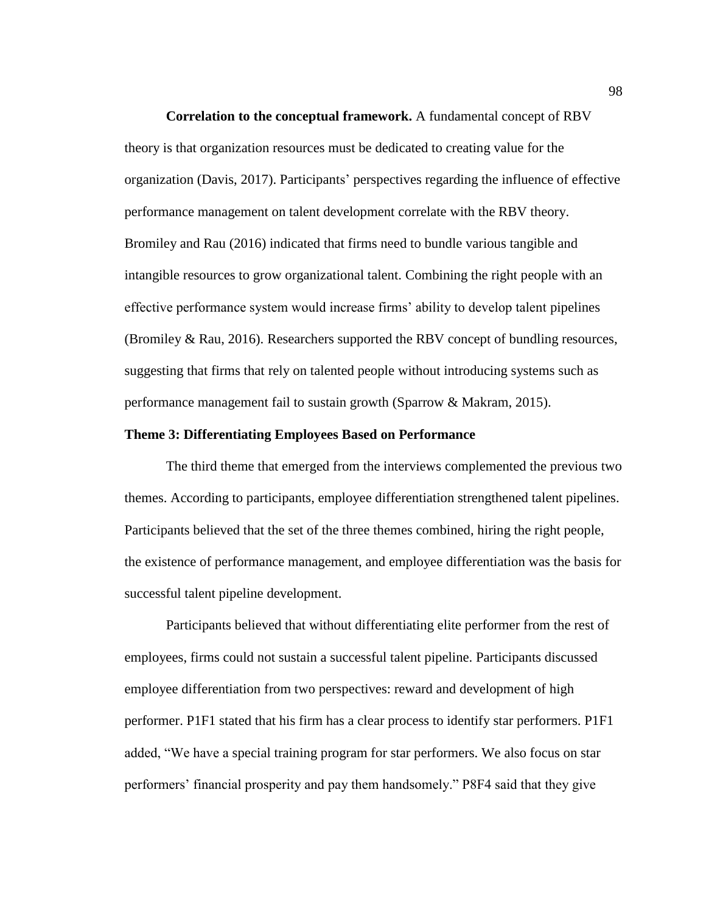**Correlation to the conceptual framework.** A fundamental concept of RBV theory is that organization resources must be dedicated to creating value for the organization (Davis, 2017). Participants' perspectives regarding the influence of effective performance management on talent development correlate with the RBV theory. Bromiley and Rau (2016) indicated that firms need to bundle various tangible and intangible resources to grow organizational talent. Combining the right people with an effective performance system would increase firms' ability to develop talent pipelines (Bromiley & Rau, 2016). Researchers supported the RBV concept of bundling resources, suggesting that firms that rely on talented people without introducing systems such as performance management fail to sustain growth (Sparrow & Makram, 2015).

### Theme 3: Differentiating Employees Based on Performance

The third theme that emerged from the interviews complemented the previous two themes. According to participants, employee differentiation strengthened talent pipelines. Participants believed that the set of the three themes combined, hiring the right people, the existence of performance management, and employee differentiation was the basis for successful talent pipeline development.

Participants believed that without differentiating elite performer from the rest of employees, firms could not sustain a successful talent pipeline. Participants discussed employee differentiation from two perspectives: reward and development of high performer. P1F1 stated that his firm has a clear process to identify star performers. P1F1 added, "We have a special training program for star performers. We also focus on star performers' financial prosperity and pay them handsomely." P8F4 said that they give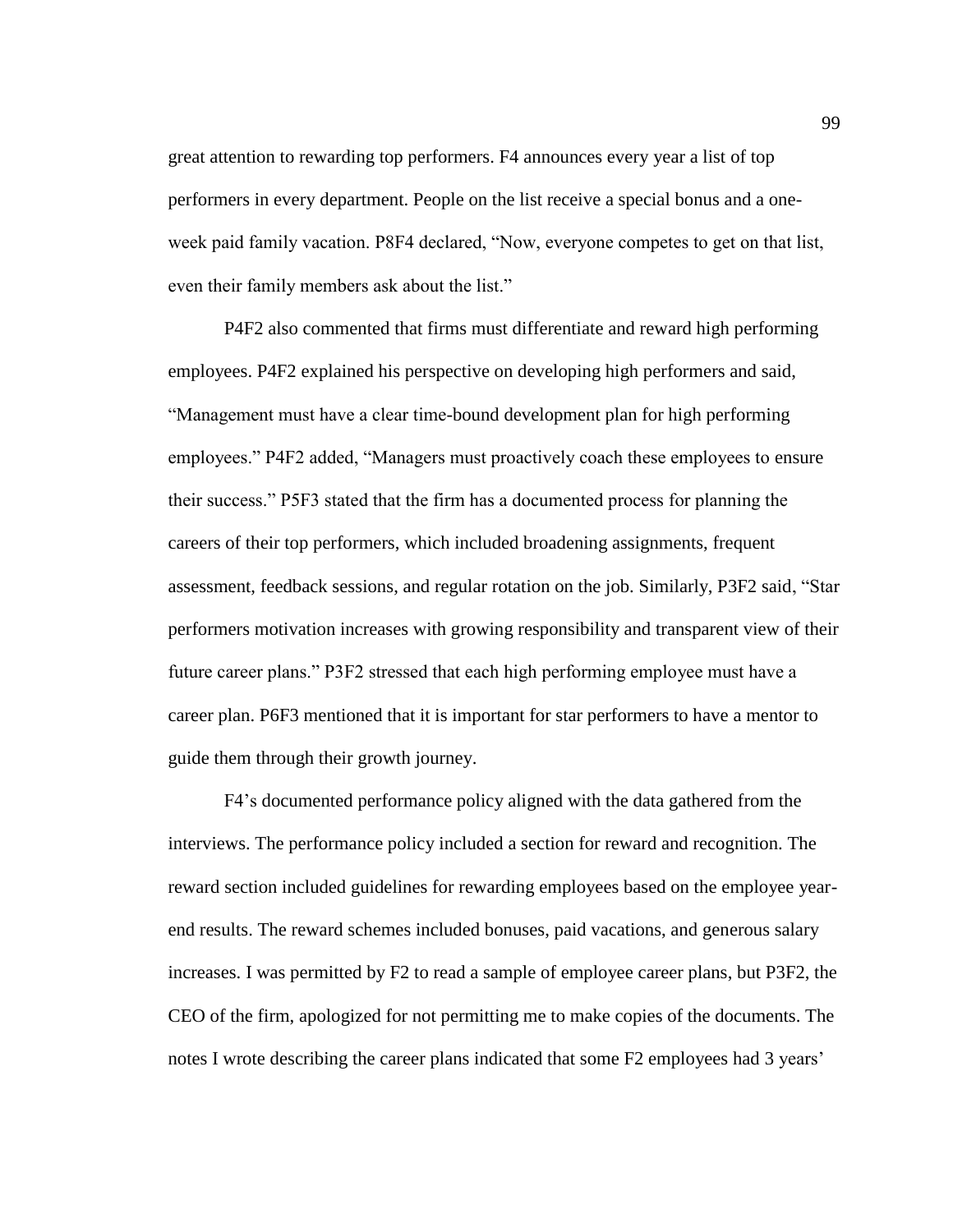great attention to rewarding top performers. F4 announces every year a list of top performers in every department. People on the list receive a special bonus and a one-week paid family vacation. P8F4 declared, "Now, everyone competes to get on that list, even their family members ask about the list."

P4F2 also commented that firms must differentiate and reward high performing employees. P4F2 explained his perspective on developing high performers and said, "Management must have a clear time-bound development plan for high performing employees." P4F2 added, "Managers must proactively coach these employees to ensure their success." P5F3 stated that the firm has a documented process for planning the careers of their top performers, which included broadening assignments, frequent assessment, feedback sessions, and regular rotation on the job. Similarly, P3F2 said, "Star performers motivation increases with growing responsibility and transparent view of their future career plans." P3F2 stressed that each high performing employee must have a career plan. P6F3 mentioned that it is important for star performers to have a mentor to guide them through their growth journey.

F4's documented performance policy aligned with the data gathered from the interviews. The performance policy included a section for reward and recognition. The reward section included guidelines for rewarding employees based on the employee year-end results. The reward schemes included bonuses, paid vacations, and generous salary increases. I was permitted by F2 to read a sample of employee career plans, but P3F2, the CEO of the firm, apologized for not permitting me to make copies of the documents. The notes I wrote describing the career plans indicated that some F2 employees had 3 years'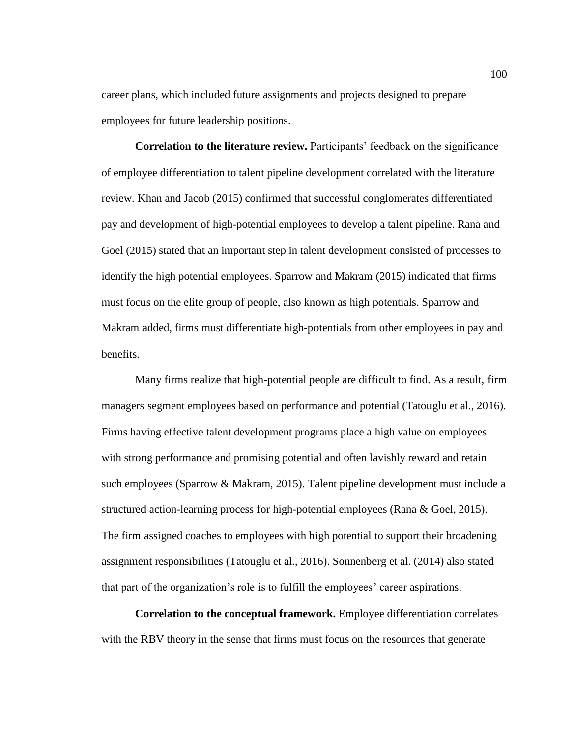career plans, which included future assignments and projects designed to prepare employees for future leadership positions.

**Correlation to the literature review.** Participants' feedback on the significance of employee differentiation to talent pipeline development correlated with the literature review. Khan and Jacob (2015) confirmed that successful conglomerates differentiated pay and development of high-potential employees to develop a talent pipeline. Rana and Goel (2015) stated that an important step in talent development consisted of processes to identify the high potential employees. Sparrow and Makram (2015) indicated that firms must focus on the elite group of people, also known as high potentials. Sparrow and Makram added, firms must differentiate high-potentials from other employees in pay and benefits.

Many firms realize that high-potential people are difficult to find. As a result, firm managers segment employees based on performance and potential (Tatouglu et al., 2016). Firms having effective talent development programs place a high value on employees with strong performance and promising potential and often lavishly reward and retain such employees (Sparrow & Makram, 2015). Talent pipeline development must include a structured action-learning process for high-potential employees (Rana & Goel, 2015). The firm assigned coaches to employees with high potential to support their broadening assignment responsibilities (Tatouglu et al., 2016). Sonnenberg et al. (2014) also stated that part of the organization's role is to fulfill the employees' career aspirations.

**Correlation to the conceptual framework.** Employee differentiation correlates with the RBV theory in the sense that firms must focus on the resources that generate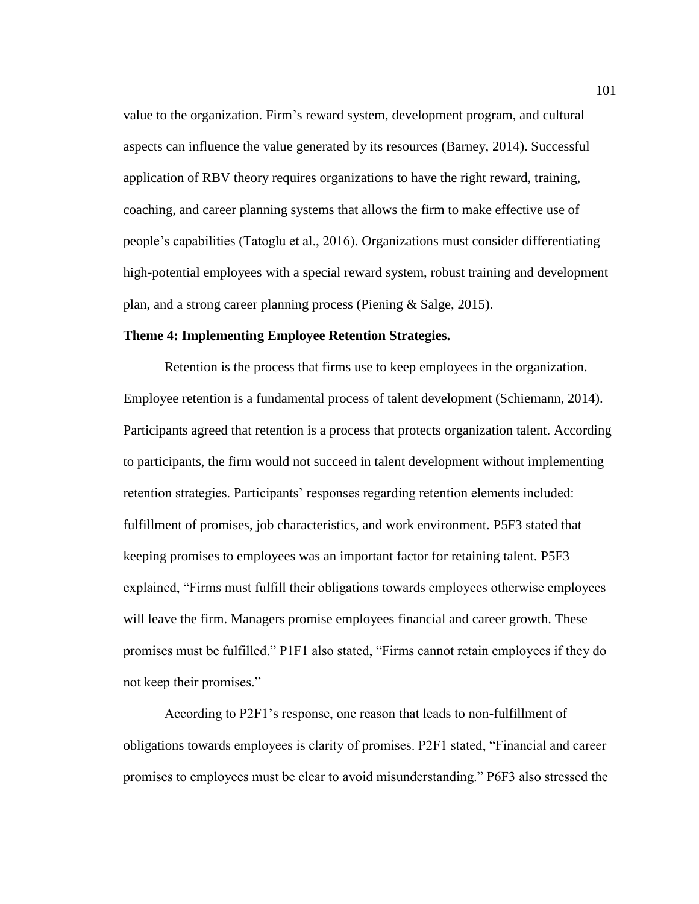value to the organization. Firm's reward system, development program, and cultural aspects can influence the value generated by its resources (Barney, 2014). Successful application of RBV theory requires organizations to have the right reward, training, coaching, and career planning systems that allows the firm to make effective use of people's capabilities (Tatoglu et al., 2016). Organizations must consider differentiating high-potential employees with a special reward system, robust training and development plan, and a strong career planning process (Piening & Salge, 2015).

**Theme 4: Implementing Employee Retention Strategies.**

Retention is the process that firms use to keep employees in the organization. Employee retention is a fundamental process of talent development (Schiemann, 2014). Participants agreed that retention is a process that protects organization talent. According to participants, the firm would not succeed in talent development without implementing retention strategies. Participants' responses regarding retention elements included: fulfillment of promises, job characteristics, and work environment. P5F3 stated that keeping promises to employees was an important factor for retaining talent. P5F3 explained, "Firms must fulfill their obligations towards employees otherwise employees will leave the firm. Managers promise employees financial and career growth. These promises must be fulfilled." P1F1 also stated, "Firms cannot retain employees if they do not keep their promises."

According to P2F1's response, one reason that leads to non-fulfillment of obligations towards employees is clarity of promises. P2F1 stated, "Financial and career promises to employees must be clear to avoid misunderstanding." P6F3 also stressed the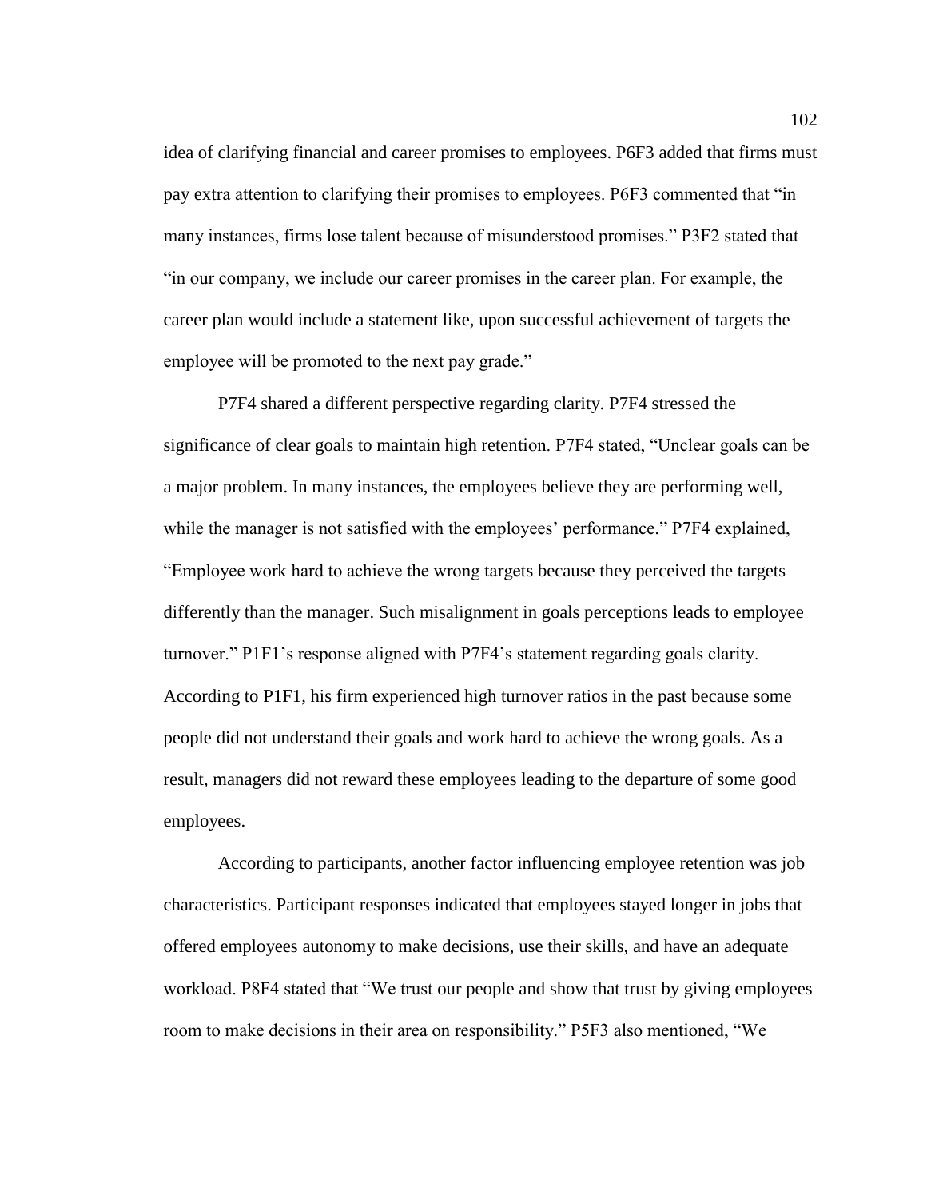idea of clarifying financial and career promises to employees. P6F3 added that firms must pay extra attention to clarifying their promises to employees. P6F3 commented that "in many instances, firms lose talent because of misunderstood promises." P3F2 stated that "in our company, we include our career promises in the career plan. For example, the career plan would include a statement like, upon successful achievement of targets the employee will be promoted to the next pay grade."

P7F4 shared a different perspective regarding clarity. P7F4 stressed the significance of clear goals to maintain high retention. P7F4 stated, "Unclear goals can be a major problem. In many instances, the employees believe they are performing well, while the manager is not satisfied with the employees' performance." P7F4 explained, "Employee work hard to achieve the wrong targets because they perceived the targets differently than the manager. Such misalignment in goals perceptions leads to employee turnover." P1F1's response aligned with P7F4's statement regarding goals clarity. According to P1F1, his firm experienced high turnover ratios in the past because some people did not understand their goals and work hard to achieve the wrong goals. As a result, managers did not reward these employees leading to the departure of some good employees.

According to participants, another factor influencing employee retention was job characteristics. Participant responses indicated that employees stayed longer in jobs that offered employees autonomy to make decisions, use their skills, and have an adequate workload. P8F4 stated that "We trust our people and show that trust by giving employees room to make decisions in their area on responsibility." P5F3 also mentioned, "We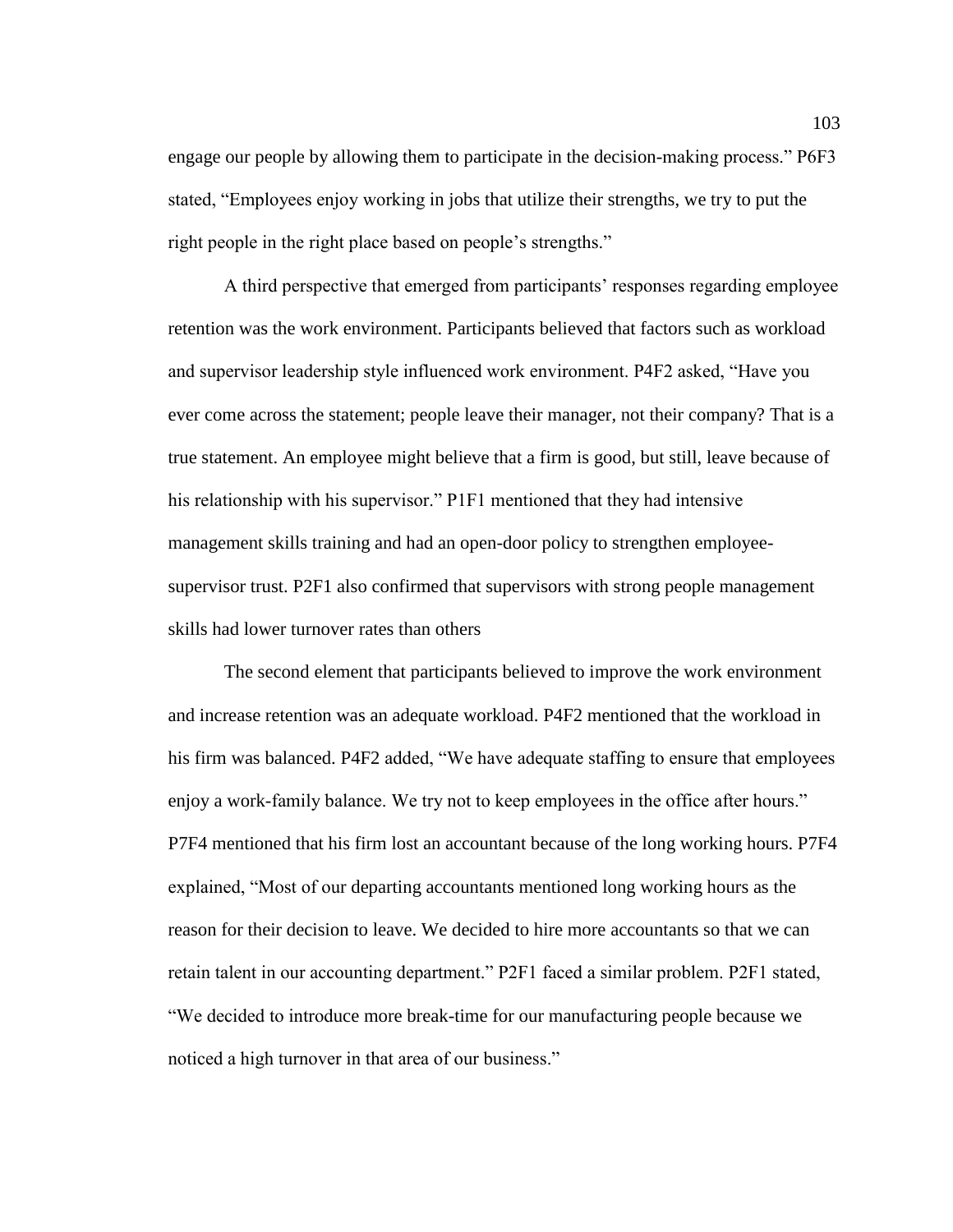engage our people by allowing them to participate in the decision-making process." P6F3 stated, "Employees enjoy working in jobs that utilize their strengths, we try to put the right people in the right place based on people's strengths."

A third perspective that emerged from participants' responses regarding employee retention was the work environment. Participants believed that factors such as workload and supervisor leadership style influenced work environment. P4F2 asked, "Have you ever come across the statement; people leave their manager, not their company? That is a true statement. An employee might believe that a firm is good, but still, leave because of his relationship with his supervisor." P1F1 mentioned that they had intensive management skills training and had an open-door policy to strengthen employee-supervisor trust. P2F1 also confirmed that supervisors with strong people management skills had lower turnover rates than others

The second element that participants believed to improve the work environment and increase retention was an adequate workload. P4F2 mentioned that the workload in his firm was balanced. P4F2 added, "We have adequate staffing to ensure that employees enjoy a work-family balance. We try not to keep employees in the office after hours." P7F4 mentioned that his firm lost an accountant because of the long working hours. P7F4 explained, "Most of our departing accountants mentioned long working hours as the reason for their decision to leave. We decided to hire more accountants so that we can retain talent in our accounting department." P2F1 faced a similar problem. P2F1 stated, "We decided to introduce more break-time for our manufacturing people because we noticed a high turnover in that area of our business."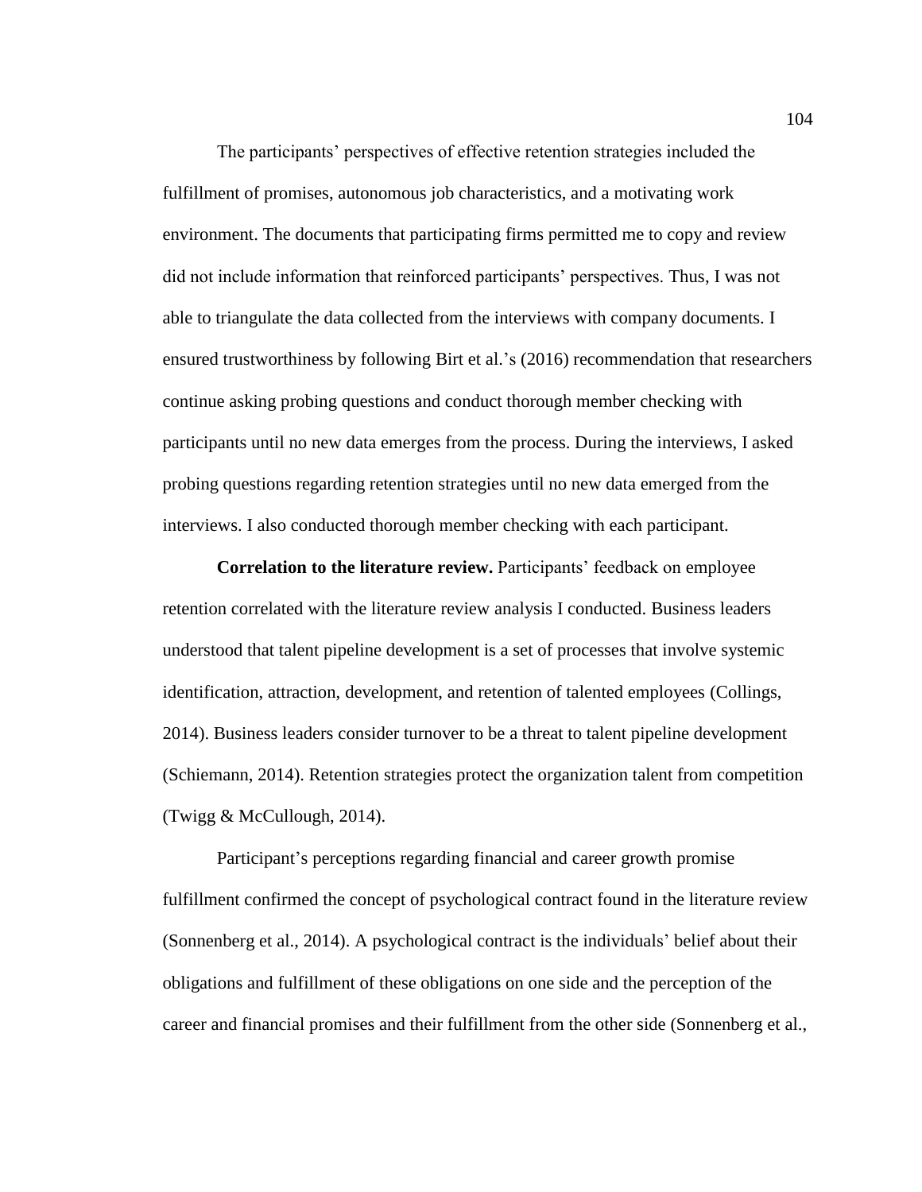The participants' perspectives of effective retention strategies included the fulfillment of promises, autonomous job characteristics, and a motivating work environment. The documents that participating firms permitted me to copy and review did not include information that reinforced participants' perspectives. Thus, I was not able to triangulate the data collected from the interviews with company documents. I ensured trustworthiness by following Birt et al.'s (2016) recommendation that researchers continue asking probing questions and conduct thorough member checking with participants until no new data emerges from the process. During the interviews, I asked probing questions regarding retention strategies until no new data emerged from the interviews. I also conducted thorough member checking with each participant.

**Correlation to the literature review.** Participants' feedback on employee retention correlated with the literature review analysis I conducted. Business leaders understood that talent pipeline development is a set of processes that involve systemic identification, attraction, development, and retention of talented employees (Collings, 2014). Business leaders consider turnover to be a threat to talent pipeline development (Schiemann, 2014). Retention strategies protect the organization talent from competition (Twigg & McCullough, 2014).

Participant's perceptions regarding financial and career growth promise fulfillment confirmed the concept of psychological contract found in the literature review (Sonnenberg et al., 2014). A psychological contract is the individuals' belief about their obligations and fulfillment of these obligations on one side and the perception of the career and financial promises and their fulfillment from the other side (Sonnenberg et al.,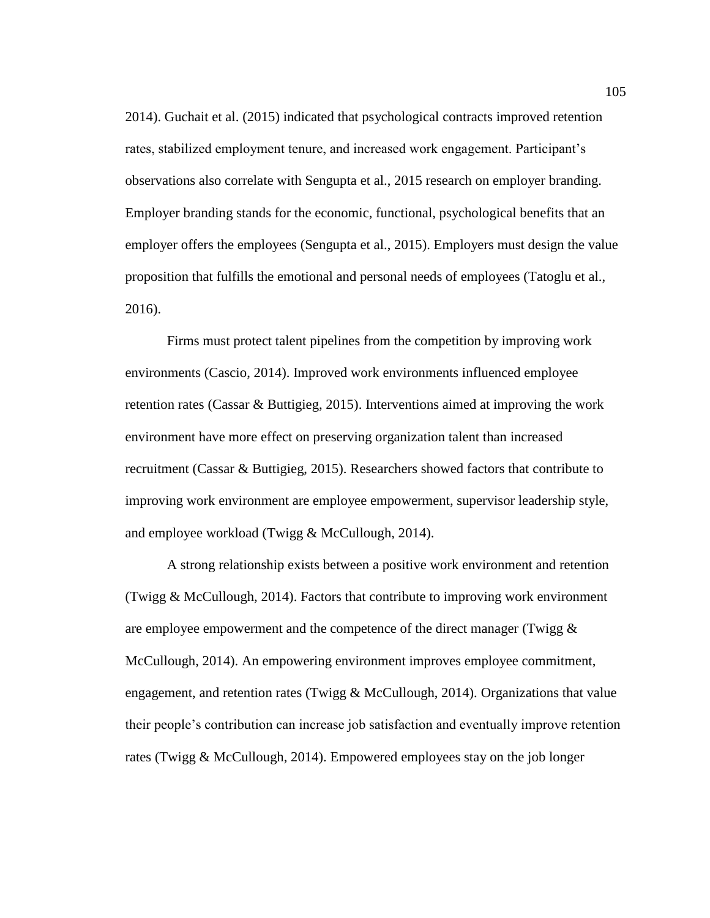2014). Guchait et al. (2015) indicated that psychological contracts improved retention rates, stabilized employment tenure, and increased work engagement. Participant's observations also correlate with Sengupta et al., 2015 research on employer branding. Employer branding stands for the economic, functional, psychological benefits that an employer offers the employees (Sengupta et al., 2015). Employers must design the value proposition that fulfills the emotional and personal needs of employees (Tatoglu et al., 2016).

Firms must protect talent pipelines from the competition by improving work environments (Cascio, 2014). Improved work environments influenced employee retention rates (Cassar & Buttigieg, 2015). Interventions aimed at improving the work environment have more effect on preserving organization talent than increased recruitment (Cassar & Buttigieg, 2015). Researchers showed factors that contribute to improving work environment are employee empowerment, supervisor leadership style, and employee workload (Twigg & McCullough, 2014).

A strong relationship exists between a positive work environment and retention (Twigg & McCullough, 2014). Factors that contribute to improving work environment are employee empowerment and the competence of the direct manager (Twigg & McCullough, 2014). An empowering environment improves employee commitment, engagement, and retention rates (Twigg & McCullough, 2014). Organizations that value their people's contribution can increase job satisfaction and eventually improve retention rates (Twigg & McCullough, 2014). Empowered employees stay on the job longer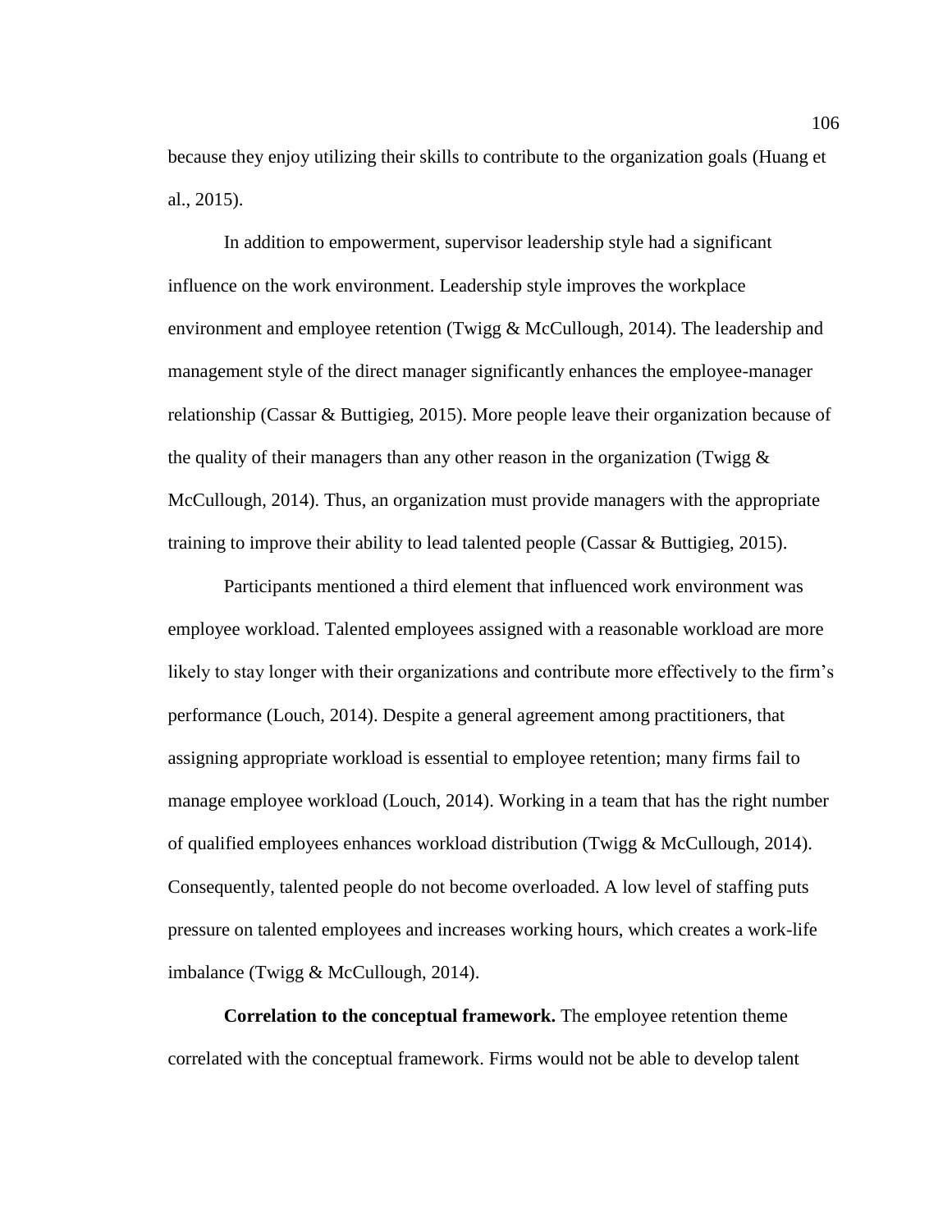because they enjoy utilizing their skills to contribute to the organization goals (Huang et al., 2015).

In addition to empowerment, supervisor leadership style had a significant influence on the work environment. Leadership style improves the workplace environment and employee retention (Twigg & McCullough, 2014). The leadership and management style of the direct manager significantly enhances the employee-manager relationship (Cassar & Buttigieg, 2015). More people leave their organization because of the quality of their managers than any other reason in the organization (Twigg & McCullough, 2014). Thus, an organization must provide managers with the appropriate training to improve their ability to lead talented people (Cassar & Buttigieg, 2015).

Participants mentioned a third element that influenced work environment was employee workload. Talented employees assigned with a reasonable workload are more likely to stay longer with their organizations and contribute more effectively to the firm's performance (Louch, 2014). Despite a general agreement among practitioners, that assigning appropriate workload is essential to employee retention; many firms fail to manage employee workload (Louch, 2014). Working in a team that has the right number of qualified employees enhances workload distribution (Twigg & McCullough, 2014). Consequently, talented people do not become overloaded. A low level of staffing puts pressure on talented employees and increases working hours, which creates a work-life imbalance (Twigg & McCullough, 2014).

**Correlation to the conceptual framework.** The employee retention theme correlated with the conceptual framework. Firms would not be able to develop talent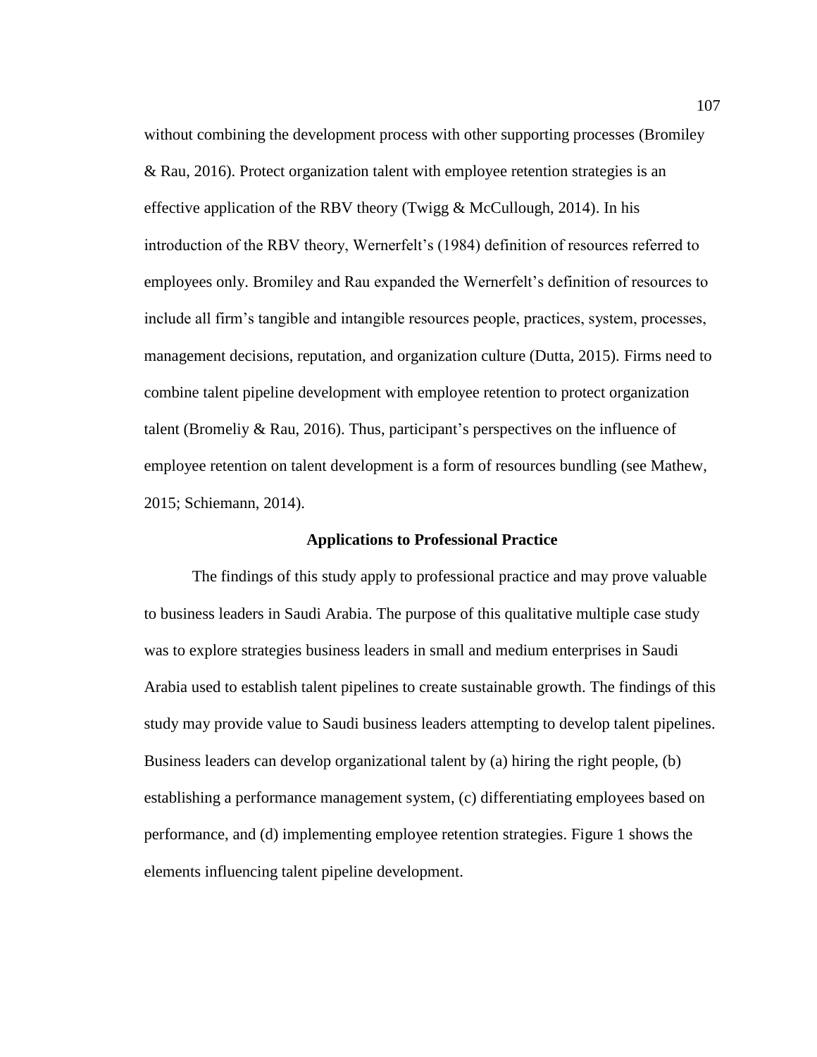without combining the development process with other supporting processes (Bromiley & Rau, 2016). Protect organization talent with employee retention strategies is an effective application of the RBV theory (Twigg & McCullough, 2014). In his introduction of the RBV theory, Wernerfelt's (1984) definition of resources referred to employees only. Bromiley and Rau expanded the Wernerfelt's definition of resources to include all firm's tangible and intangible resources people, practices, system, processes, management decisions, reputation, and organization culture (Dutta, 2015). Firms need to combine talent pipeline development with employee retention to protect organization talent (Bromeliy & Rau, 2016). Thus, participant's perspectives on the influence of employee retention on talent development is a form of resources bundling (see Mathew, 2015; Schiemann, 2014).

## Applications to Professional Practice

The findings of this study apply to professional practice and may prove valuable to business leaders in Saudi Arabia. The purpose of this qualitative multiple case study was to explore strategies business leaders in small and medium enterprises in Saudi Arabia used to establish talent pipelines to create sustainable growth. The findings of this study may provide value to Saudi business leaders attempting to develop talent pipelines. Business leaders can develop organizational talent by (a) hiring the right people, (b) establishing a performance management system, (c) differentiating employees based on performance, and (d) implementing employee retention strategies. Figure 1 shows the elements influencing talent pipeline development.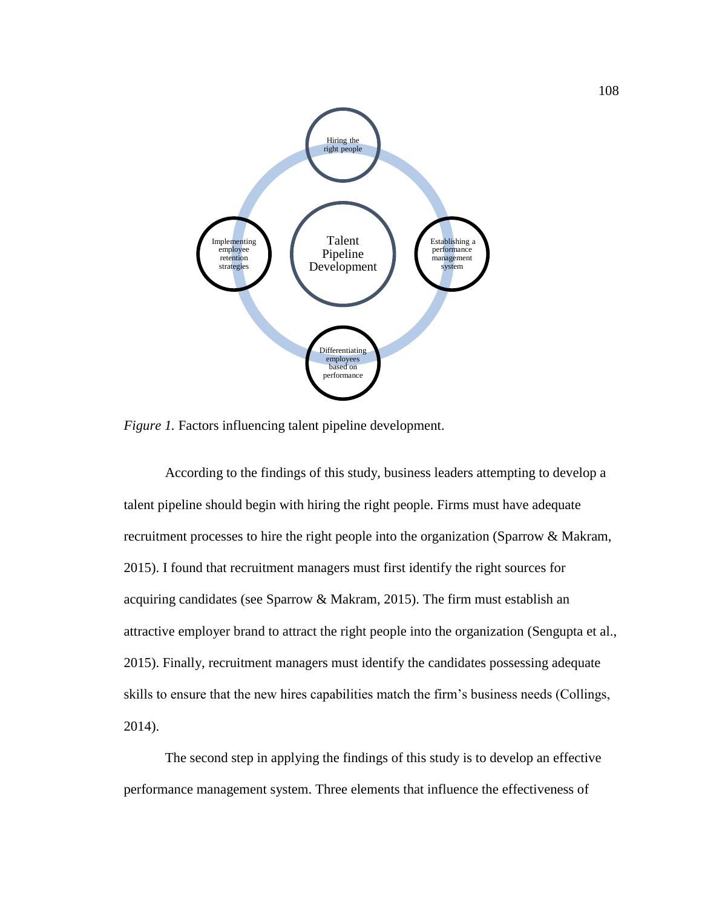*Figure 1.* Factors influencing talent pipeline development.

According to the findings of this study, business leaders attempting to develop a talent pipeline should begin with hiring the right people. Firms must have adequate recruitment processes to hire the right people into the organization (Sparrow & Makram, 2015). I found that recruitment managers must first identify the right sources for acquiring candidates (see Sparrow & Makram, 2015). The firm must establish an attractive employer brand to attract the right people into the organization (Sengupta et al., 2015). Finally, recruitment managers must identify the candidates possessing adequate skills to ensure that the new hires capabilities match the firm's business needs (Collings, 2014).

The second step in applying the findings of this study is to develop an effective performance management system. Three elements that influence the effectiveness of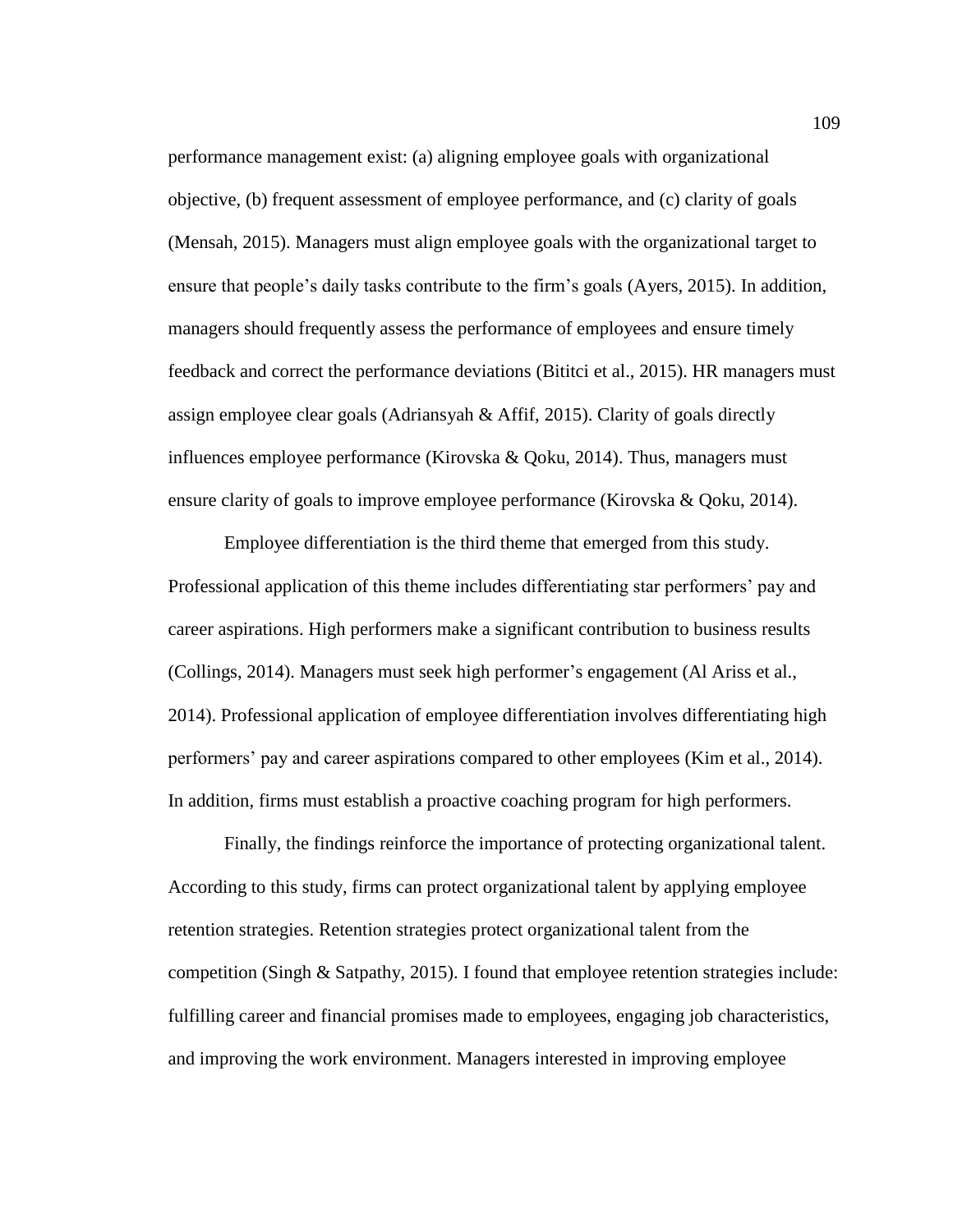performance management exist: (a) aligning employee goals with organizational objective, (b) frequent assessment of employee performance, and (c) clarity of goals (Mensah, 2015). Managers must align employee goals with the organizational target to ensure that people's daily tasks contribute to the firm's goals (Ayers, 2015). In addition, managers should frequently assess the performance of employees and ensure timely feedback and correct the performance deviations (Bititci et al., 2015). HR managers must assign employee clear goals (Adriansyah & Affif, 2015). Clarity of goals directly influences employee performance (Kirovska & Qoku, 2014). Thus, managers must ensure clarity of goals to improve employee performance (Kirovska & Qoku, 2014).

Employee differentiation is the third theme that emerged from this study. Professional application of this theme includes differentiating star performers' pay and career aspirations. High performers make a significant contribution to business results (Collings, 2014). Managers must seek high performer's engagement (Al Ariss et al., 2014). Professional application of employee differentiation involves differentiating high performers' pay and career aspirations compared to other employees (Kim et al., 2014). In addition, firms must establish a proactive coaching program for high performers.

Finally, the findings reinforce the importance of protecting organizational talent. According to this study, firms can protect organizational talent by applying employee retention strategies. Retention strategies protect organizational talent from the competition (Singh & Satpathy, 2015). I found that employee retention strategies include: fulfilling career and financial promises made to employees, engaging job characteristics, and improving the work environment. Managers interested in improving employee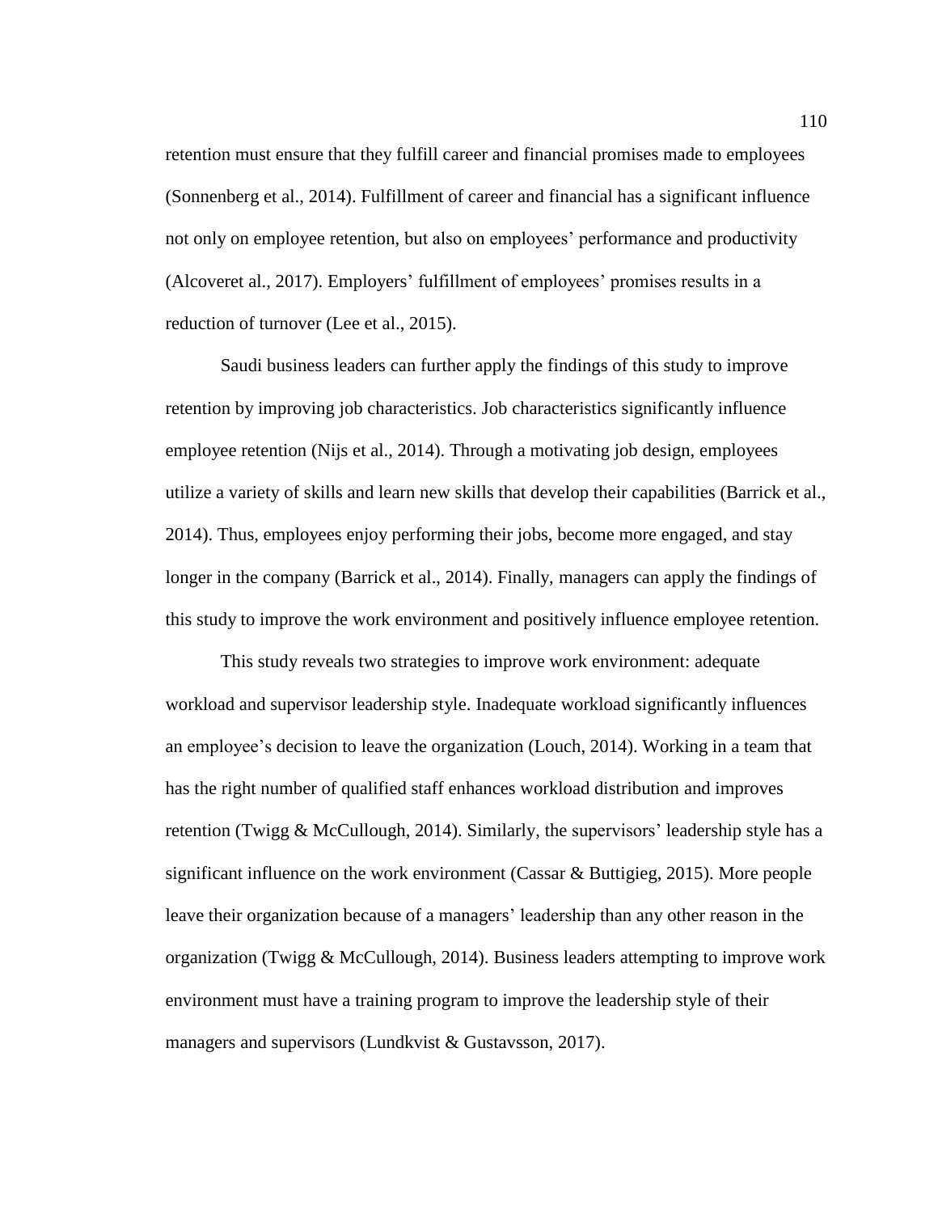retention must ensure that they fulfill career and financial promises made to employees (Sonnenberg et al., 2014). Fulfillment of career and financial has a significant influence not only on employee retention, but also on employees' performance and productivity (Alcoveret al., 2017). Employers' fulfillment of employees' promises results in a reduction of turnover (Lee et al., 2015).

Saudi business leaders can further apply the findings of this study to improve retention by improving job characteristics. Job characteristics significantly influence employee retention (Nijs et al., 2014). Through a motivating job design, employees utilize a variety of skills and learn new skills that develop their capabilities (Barrick et al., 2014). Thus, employees enjoy performing their jobs, become more engaged, and stay longer in the company (Barrick et al., 2014). Finally, managers can apply the findings of this study to improve the work environment and positively influence employee retention.

This study reveals two strategies to improve work environment: adequate workload and supervisor leadership style. Inadequate workload significantly influences an employee's decision to leave the organization (Louch, 2014). Working in a team that has the right number of qualified staff enhances workload distribution and improves retention (Twigg & McCullough, 2014). Similarly, the supervisors' leadership style has a significant influence on the work environment (Cassar & Buttigieg, 2015). More people leave their organization because of a managers' leadership than any other reason in the organization (Twigg & McCullough, 2014). Business leaders attempting to improve work environment must have a training program to improve the leadership style of their managers and supervisors (Lundkvist & Gustavsson, 2017).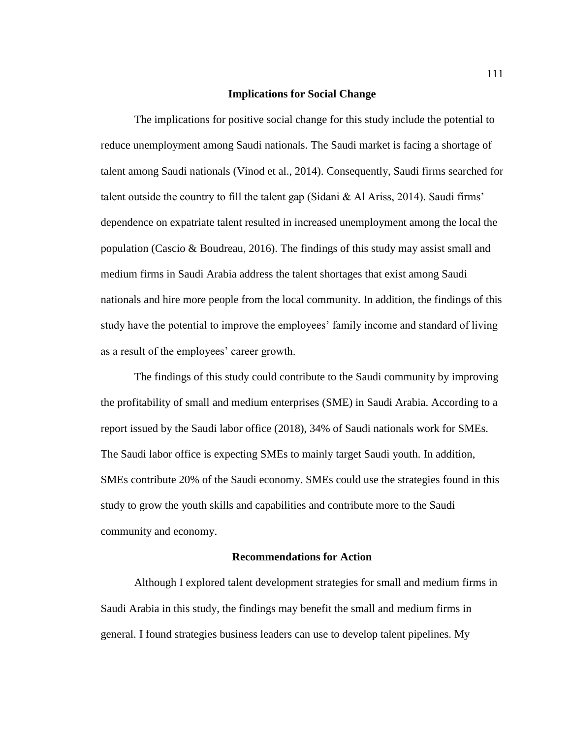## Implications for Social Change

The implications for positive social change for this study include the potential to reduce unemployment among Saudi nationals. The Saudi market is facing a shortage of talent among Saudi nationals (Vinod et al., 2014). Consequently, Saudi firms searched for talent outside the country to fill the talent gap (Sidani & Al Ariss, 2014). Saudi firms' dependence on expatriate talent resulted in increased unemployment among the local the population (Cascio & Boudreau, 2016). The findings of this study may assist small and medium firms in Saudi Arabia address the talent shortages that exist among Saudi nationals and hire more people from the local community. In addition, the findings of this study have the potential to improve the employees' family income and standard of living as a result of the employees' career growth.

The findings of this study could contribute to the Saudi community by improving the profitability of small and medium enterprises (SME) in Saudi Arabia. According to a report issued by the Saudi labor office (2018), 34% of Saudi nationals work for SMEs. The Saudi labor office is expecting SMEs to mainly target Saudi youth. In addition, SMEs contribute 20% of the Saudi economy. SMEs could use the strategies found in this study to grow the youth skills and capabilities and contribute more to the Saudi community and economy.

## Recommendations for Action

Although I explored talent development strategies for small and medium firms in Saudi Arabia in this study, the findings may benefit the small and medium firms in general. I found strategies business leaders can use to develop talent pipelines. My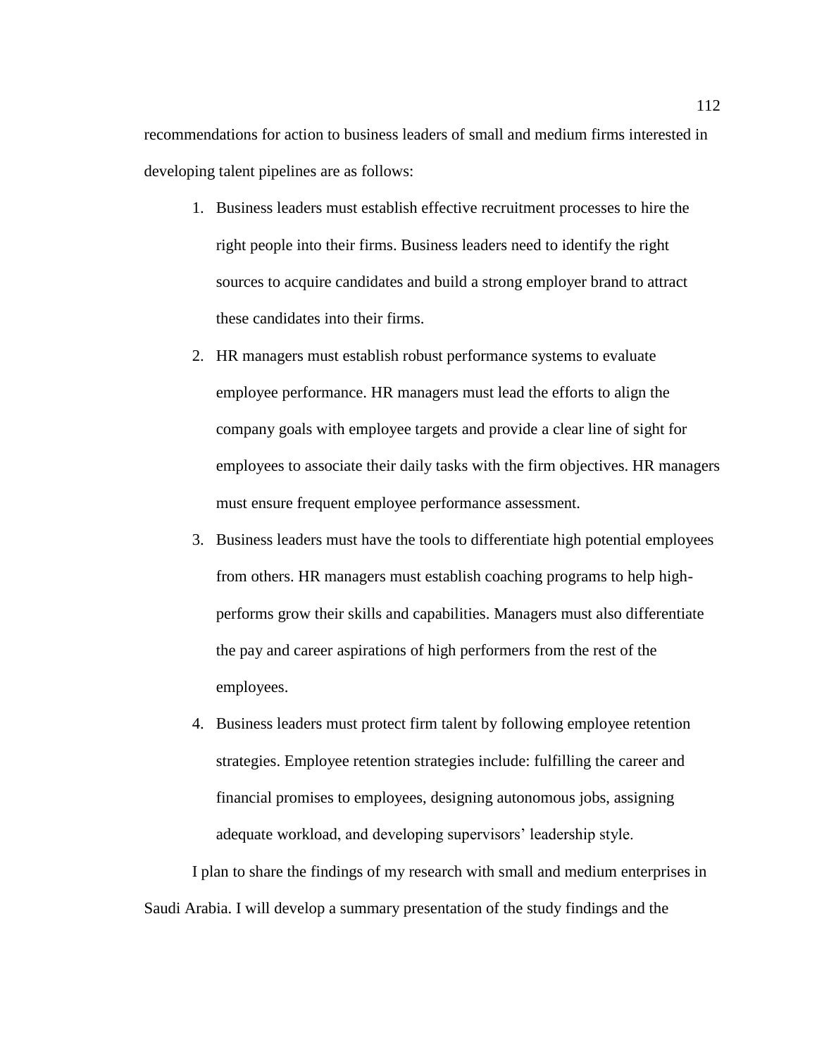recommendations for action to business leaders of small and medium firms interested in developing talent pipelines are as follows:

1. Business leaders must establish effective recruitment processes to hire the right people into their firms. Business leaders need to identify the right sources to acquire candidates and build a strong employer brand to attract these candidates into their firms.
2. HR managers must establish robust performance systems to evaluate employee performance. HR managers must lead the efforts to align the company goals with employee targets and provide a clear line of sight for employees to associate their daily tasks with the firm objectives. HR managers must ensure frequent employee performance assessment.
3. Business leaders must have the tools to differentiate high potential employees from others. HR managers must establish coaching programs to help high-performs grow their skills and capabilities. Managers must also differentiate the pay and career aspirations of high performers from the rest of the employees.
4. Business leaders must protect firm talent by following employee retention strategies. Employee retention strategies include: fulfilling the career and financial promises to employees, designing autonomous jobs, assigning adequate workload, and developing supervisors' leadership style.

I plan to share the findings of my research with small and medium enterprises in Saudi Arabia. I will develop a summary presentation of the study findings and the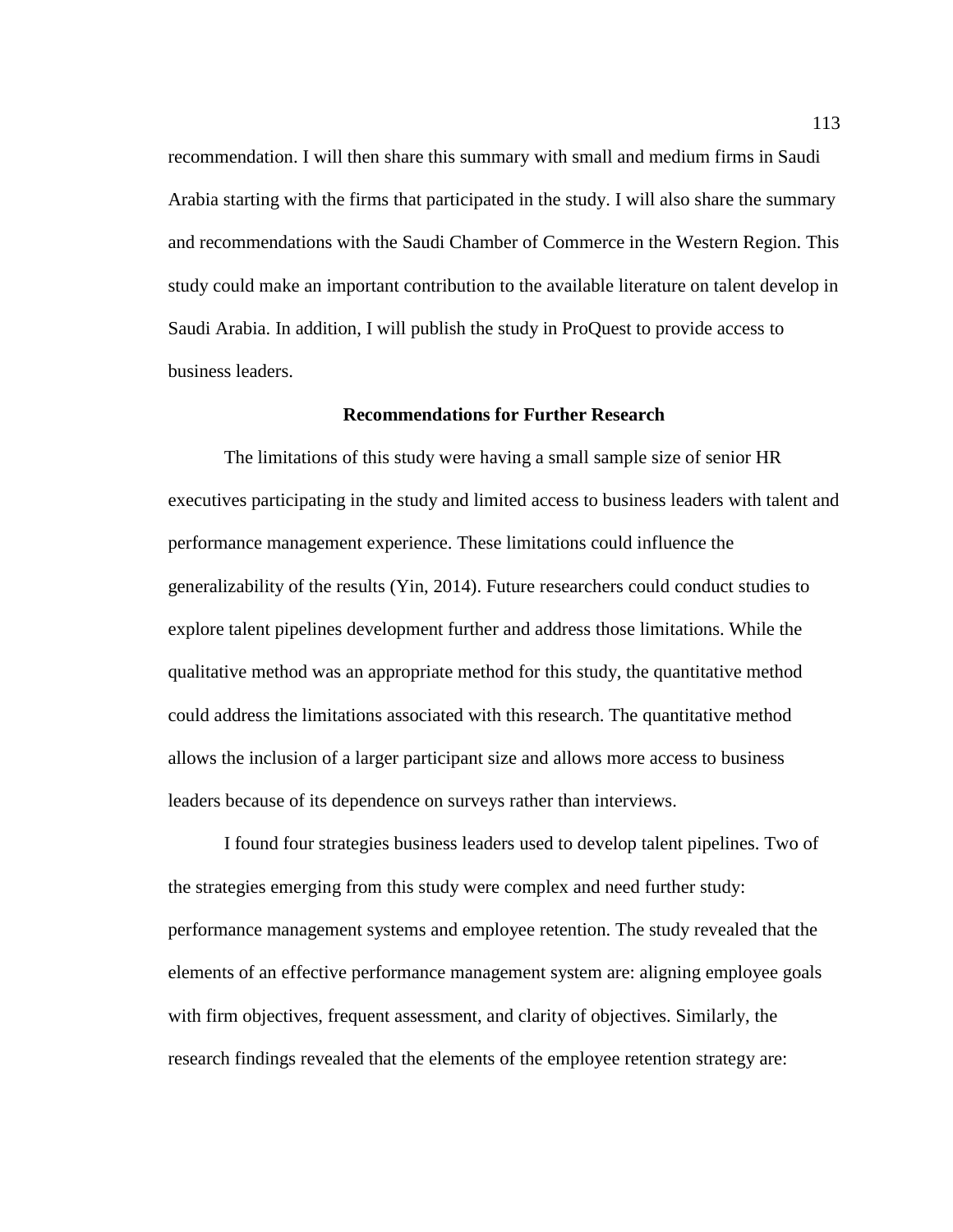recommendation. I will then share this summary with small and medium firms in Saudi Arabia starting with the firms that participated in the study. I will also share the summary and recommendations with the Saudi Chamber of Commerce in the Western Region. This study could make an important contribution to the available literature on talent develop in Saudi Arabia. In addition, I will publish the study in ProQuest to provide access to business leaders.

## Recommendations for Further Research

The limitations of this study were having a small sample size of senior HR executives participating in the study and limited access to business leaders with talent and performance management experience. These limitations could influence the generalizability of the results (Yin, 2014). Future researchers could conduct studies to explore talent pipelines development further and address those limitations. While the qualitative method was an appropriate method for this study, the quantitative method could address the limitations associated with this research. The quantitative method allows the inclusion of a larger participant size and allows more access to business leaders because of its dependence on surveys rather than interviews.

I found four strategies business leaders used to develop talent pipelines. Two of the strategies emerging from this study were complex and need further study: performance management systems and employee retention. The study revealed that the elements of an effective performance management system are: aligning employee goals with firm objectives, frequent assessment, and clarity of objectives. Similarly, the research findings revealed that the elements of the employee retention strategy are: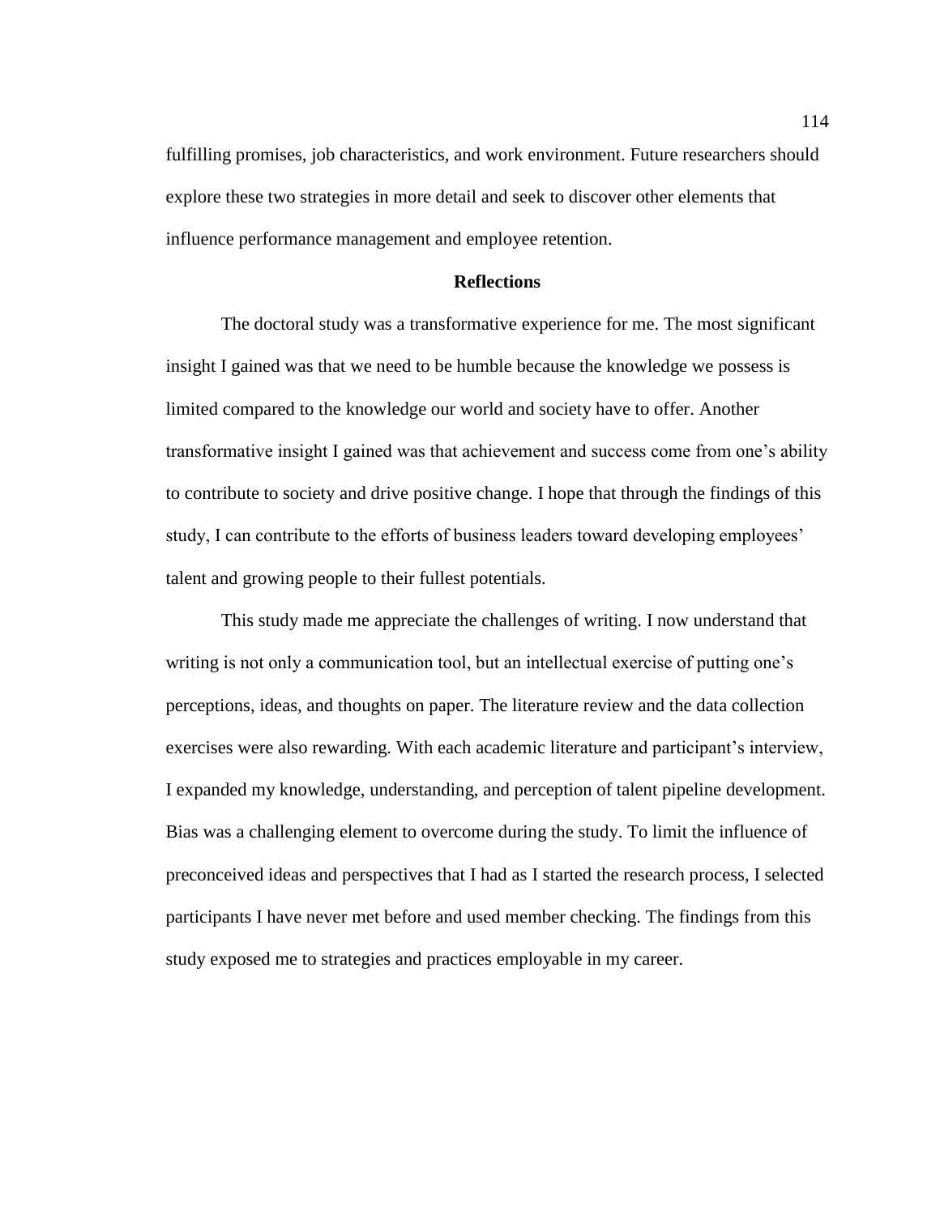fulfilling promises, job characteristics, and work environment. Future researchers should explore these two strategies in more detail and seek to discover other elements that influence performance management and employee retention.

## Reflections

The doctoral study was a transformative experience for me. The most significant insight I gained was that we need to be humble because the knowledge we possess is limited compared to the knowledge our world and society have to offer. Another transformative insight I gained was that achievement and success come from one's ability to contribute to society and drive positive change. I hope that through the findings of this study, I can contribute to the efforts of business leaders toward developing employees' talent and growing people to their fullest potentials.

This study made me appreciate the challenges of writing. I now understand that writing is not only a communication tool, but an intellectual exercise of putting one's perceptions, ideas, and thoughts on paper. The literature review and the data collection exercises were also rewarding. With each academic literature and participant's interview, I expanded my knowledge, understanding, and perception of talent pipeline development. Bias was a challenging element to overcome during the study. To limit the influence of preconceived ideas and perspectives that I had as I started the research process, I selected participants I have never met before and used member checking. The findings from this study exposed me to strategies and practices employable in my career.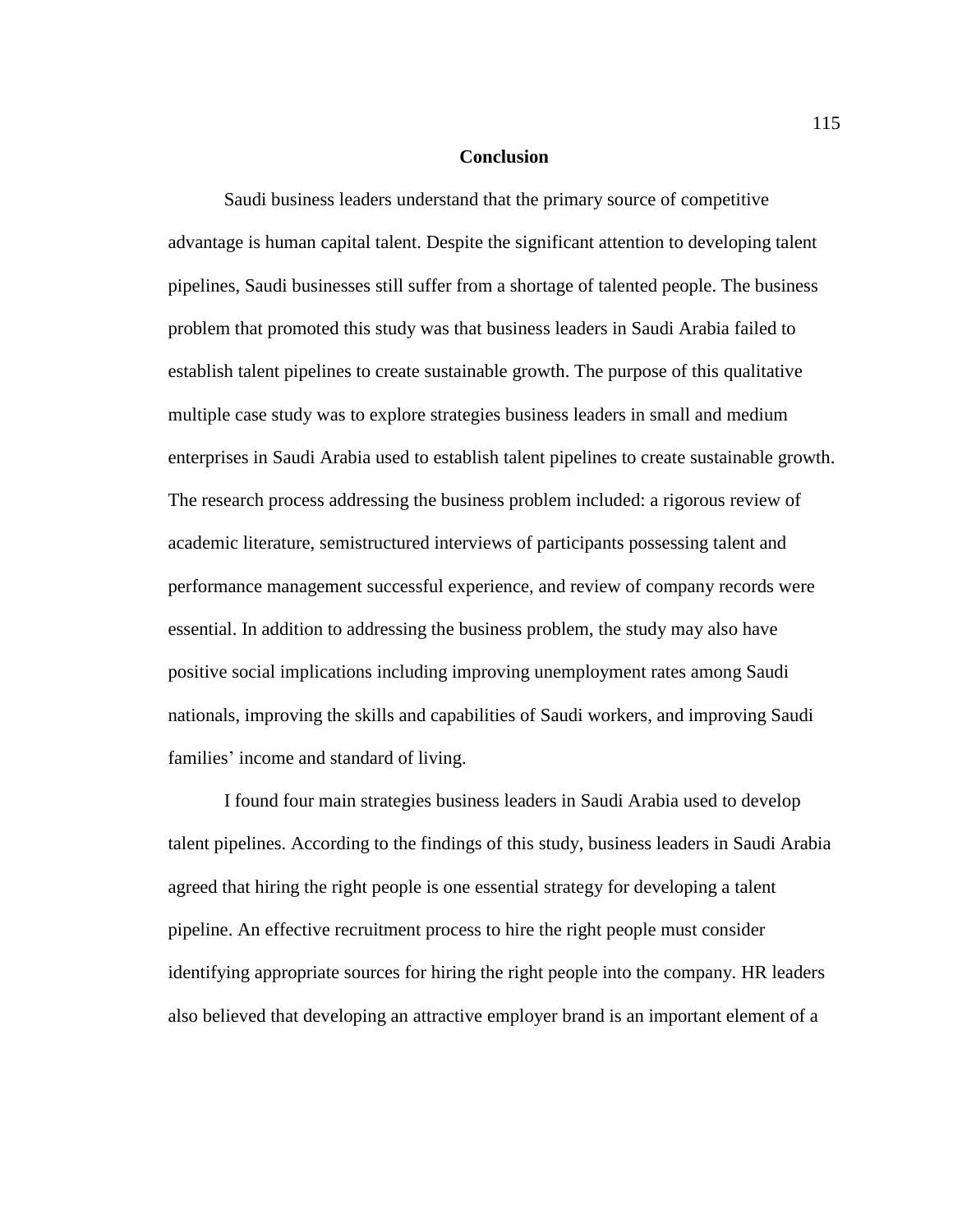## Conclusion

Saudi business leaders understand that the primary source of competitive advantage is human capital talent. Despite the significant attention to developing talent pipelines, Saudi businesses still suffer from a shortage of talented people. The business problem that promoted this study was that business leaders in Saudi Arabia failed to establish talent pipelines to create sustainable growth. The purpose of this qualitative multiple case study was to explore strategies business leaders in small and medium enterprises in Saudi Arabia used to establish talent pipelines to create sustainable growth. The research process addressing the business problem included: a rigorous review of academic literature, semistructured interviews of participants possessing talent and performance management successful experience, and review of company records were essential. In addition to addressing the business problem, the study may also have positive social implications including improving unemployment rates among Saudi nationals, improving the skills and capabilities of Saudi workers, and improving Saudi families' income and standard of living.

I found four main strategies business leaders in Saudi Arabia used to develop talent pipelines. According to the findings of this study, business leaders in Saudi Arabia agreed that hiring the right people is one essential strategy for developing a talent pipeline. An effective recruitment process to hire the right people must consider identifying appropriate sources for hiring the right people into the company. HR leaders also believed that developing an attractive employer brand is an important element of a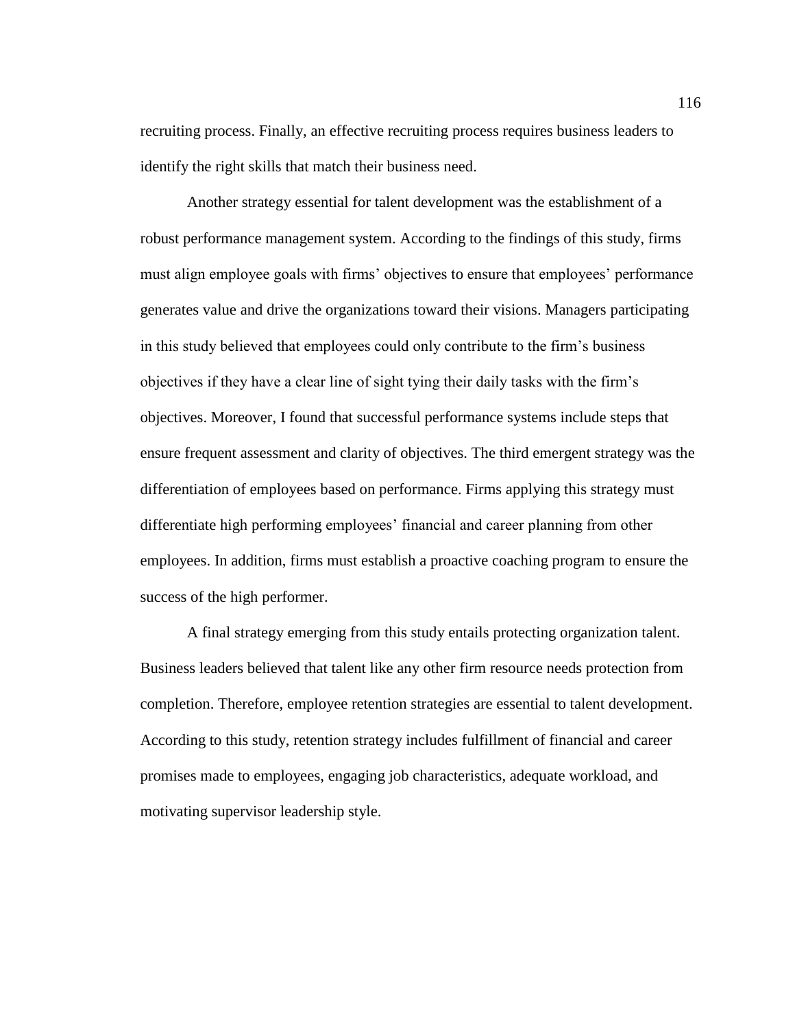recruiting process. Finally, an effective recruiting process requires business leaders to identify the right skills that match their business need.

Another strategy essential for talent development was the establishment of a robust performance management system. According to the findings of this study, firms must align employee goals with firms' objectives to ensure that employees' performance generates value and drive the organizations toward their visions. Managers participating in this study believed that employees could only contribute to the firm's business objectives if they have a clear line of sight tying their daily tasks with the firm's objectives. Moreover, I found that successful performance systems include steps that ensure frequent assessment and clarity of objectives. The third emergent strategy was the differentiation of employees based on performance. Firms applying this strategy must differentiate high performing employees' financial and career planning from other employees. In addition, firms must establish a proactive coaching program to ensure the success of the high performer.

A final strategy emerging from this study entails protecting organization talent. Business leaders believed that talent like any other firm resource needs protection from completion. Therefore, employee retention strategies are essential to talent development. According to this study, retention strategy includes fulfillment of financial and career promises made to employees, engaging job characteristics, adequate workload, and motivating supervisor leadership style.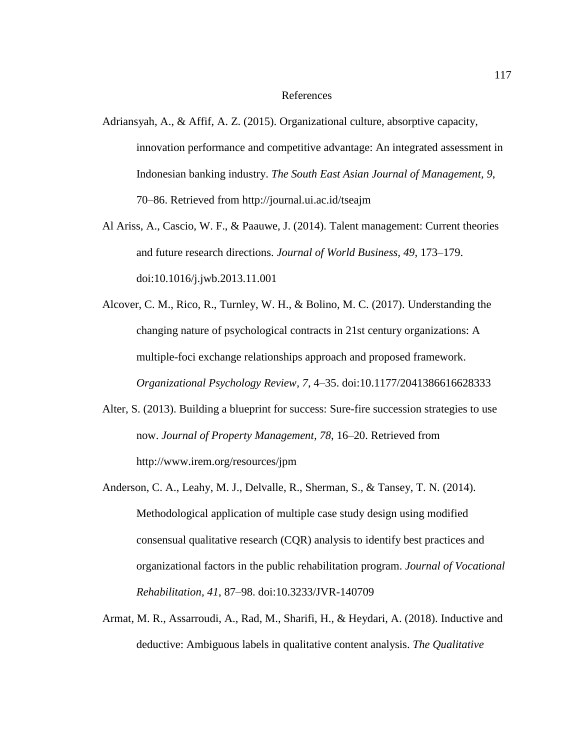# References

Adriansyah, A., & Affif, A. Z. (2015). Organizational culture, absorptive capacity, innovation performance and competitive advantage: An integrated assessment in Indonesian banking industry. *The South East Asian Journal of Management, 9*, 70–86. Retrieved from http://journal.ui.ac.id/tseajm

Al Ariss, A., Cascio, W. F., & Paauwe, J. (2014). Talent management: Current theories and future research directions. *Journal of World Business, 49*, 173–179. doi:10.1016/j.jwb.2013.11.001

Alcover, C. M., Rico, R., Turnley, W. H., & Bolino, M. C. (2017). Understanding the changing nature of psychological contracts in 21st century organizations: A multiple-foci exchange relationships approach and proposed framework. *Organizational Psychology Review, 7*, 4–35. doi:10.1177/2041386616628333

Alter, S. (2013). Building a blueprint for success: Sure-fire succession strategies to use now. *Journal of Property Management, 78*, 16–20. Retrieved from http://www.irem.org/resources/jpm

Anderson, C. A., Leahy, M. J., Delvalle, R., Sherman, S., & Tansey, T. N. (2014). Methodological application of multiple case study design using modified consensual qualitative research (CQR) analysis to identify best practices and organizational factors in the public rehabilitation program. *Journal of Vocational Rehabilitation, 41*, 87–98. doi:10.3233/JVR-140709

Armat, M. R., Assarroudi, A., Rad, M., Sharifi, H., & Heydari, A. (2018). Inductive and deductive: Ambiguous labels in qualitative content analysis. *The Qualitative*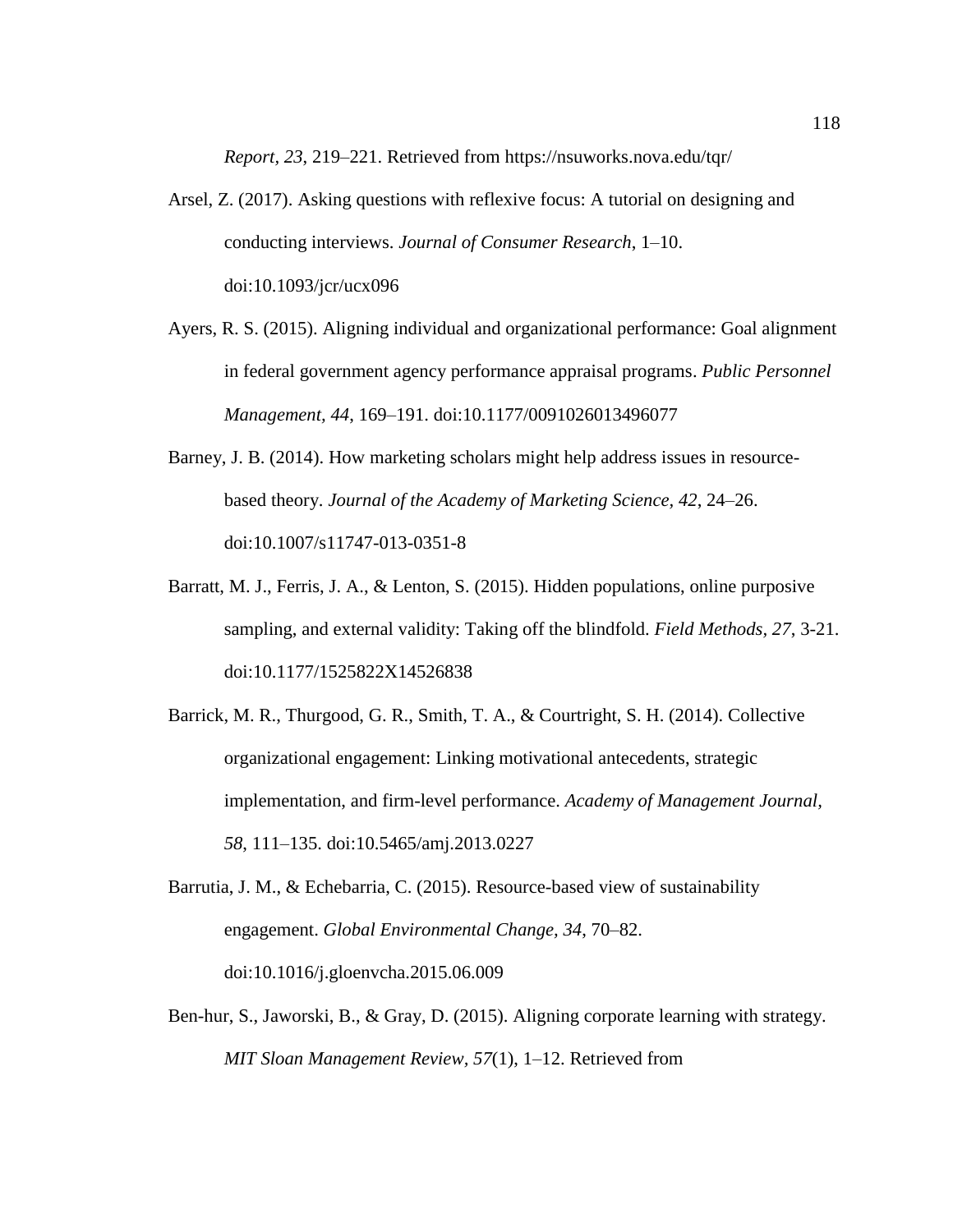*Report*, *23*, 219–221. Retrieved from https://nsuworks.nova.edu/tqr/

Arsel, Z. (2017). Asking questions with reflexive focus: A tutorial on designing and conducting interviews. *Journal of Consumer Research*, 1–10. doi:10.1093/jcr/ucx096

Ayers, R. S. (2015). Aligning individual and organizational performance: Goal alignment in federal government agency performance appraisal programs. *Public Personnel Management*, *44*, 169–191. doi:10.1177/0091026013496077

Barney, J. B. (2014). How marketing scholars might help address issues in resource-based theory. *Journal of the Academy of Marketing Science*, *42*, 24–26. doi:10.1007/s11747-013-0351-8

Barratt, M. J., Ferris, J. A., & Lenton, S. (2015). Hidden populations, online purposive sampling, and external validity: Taking off the blindfold. *Field Methods, 27*, 3-21. doi:10.1177/1525822X14526838

Barrick, M. R., Thurgood, G. R., Smith, T. A., & Courtright, S. H. (2014). Collective organizational engagement: Linking motivational antecedents, strategic implementation, and firm-level performance. *Academy of Management Journal, 58*, 111–135. doi:10.5465/amj.2013.0227

Barrutia, J. M., & Echebarria, C. (2015). Resource-based view of sustainability engagement. *Global Environmental Change, 34*, 70–82. doi:10.1016/j.gloenvcha.2015.06.009

Ben-hur, S., Jaworski, B., & Gray, D. (2015). Aligning corporate learning with strategy. *MIT Sloan Management Review, 57*(1), 1–12. Retrieved from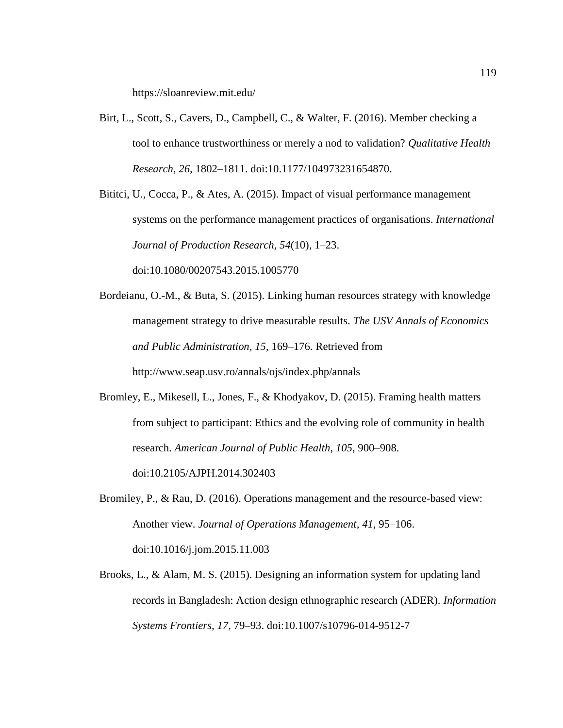https://sloanreview.mit.edu/

Birt, L., Scott, S., Cavers, D., Campbell, C., & Walter, F. (2016). Member checking a tool to enhance trustworthiness or merely a nod to validation? *Qualitative Health Research, 26*, 1802–1811. doi:10.1177/104973231654870.

Bititci, U., Cocca, P., & Ates, A. (2015). Impact of visual performance management systems on the performance management practices of organisations. *International Journal of Production Research, 54*(10), 1–23. doi:10.1080/00207543.2015.1005770

Bordeianu, O.-M., & Buta, S. (2015). Linking human resources strategy with knowledge management strategy to drive measurable results. *The USV Annals of Economics and Public Administration, 15*, 169–176. Retrieved from http://www.seap.usv.ro/annals/ojs/index.php/annals

Bromley, E., Mikesell, L., Jones, F., & Khodyakov, D. (2015). Framing health matters from subject to participant: Ethics and the evolving role of community in health research. *American Journal of Public Health, 105*, 900–908. doi:10.2105/AJPH.2014.302403

Bromiley, P., & Rau, D. (2016). Operations management and the resource-based view: Another view. *Journal of Operations Management, 41*, 95–106. doi:10.1016/j.jom.2015.11.003

Brooks, L., & Alam, M. S. (2015). Designing an information system for updating land records in Bangladesh: Action design ethnographic research (ADER). *Information Systems Frontiers, 17*, 79–93. doi:10.1007/s10796-014-9512-7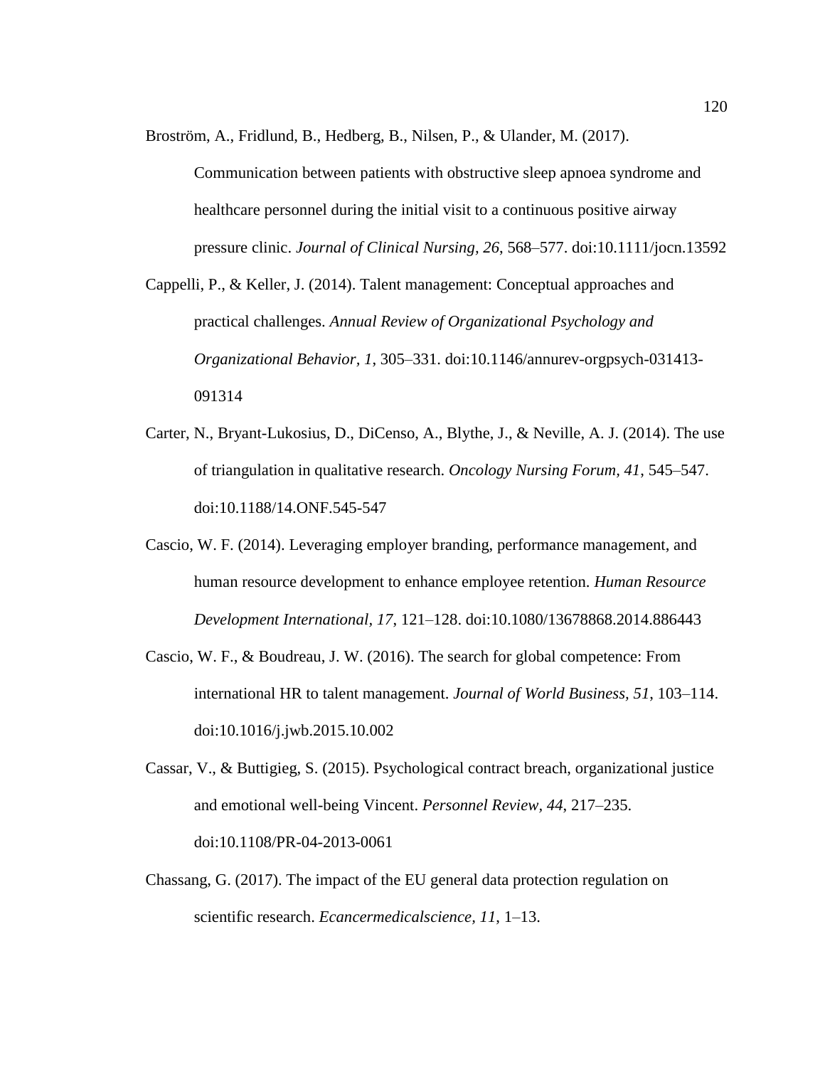Broström, A., Fridlund, B., Hedberg, B., Nilsen, P., & Ulander, M. (2017). Communication between patients with obstructive sleep apnoea syndrome and healthcare personnel during the initial visit to a continuous positive airway pressure clinic. *Journal of Clinical Nursing*, *26*, 568–577. doi:10.1111/jocn.13592

Cappelli, P., & Keller, J. (2014). Talent management: Conceptual approaches and practical challenges. *Annual Review of Organizational Psychology and Organizational Behavior*, *1*, 305–331. doi:10.1146/annurev-orgpsych-031413-091314

Carter, N., Bryant-Lukosius, D., DiCenso, A., Blythe, J., & Neville, A. J. (2014). The use of triangulation in qualitative research. *Oncology Nursing Forum*, *41*, 545–547. doi:10.1188/14.ONF.545-547

Cascio, W. F. (2014). Leveraging employer branding, performance management, and human resource development to enhance employee retention. *Human Resource Development International*, *17*, 121–128. doi:10.1080/13678868.2014.886443

Cascio, W. F., & Boudreau, J. W. (2016). The search for global competence: From international HR to talent management. *Journal of World Business*, *51*, 103–114. doi:10.1016/j.jwb.2015.10.002

Cassar, V., & Buttigieg, S. (2015). Psychological contract breach, organizational justice and emotional well-being Vincent. *Personnel Review*, *44*, 217–235. doi:10.1108/PR-04-2013-0061

Chassang, G. (2017). The impact of the EU general data protection regulation on scientific research. *Ecancermedicalscience*, *11*, 1–13.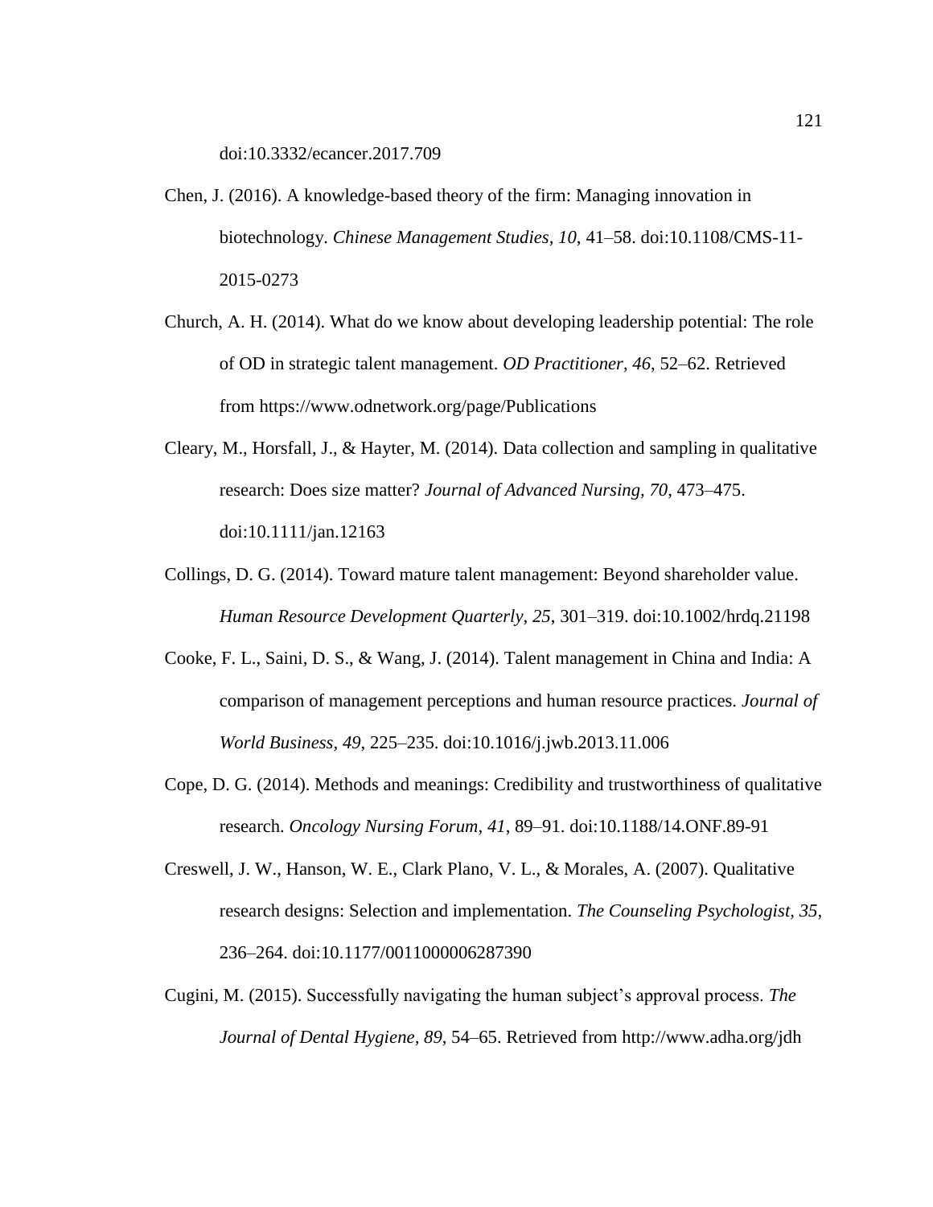doi:10.3332/ecancer.2017.709

Chen, J. (2016). A knowledge-based theory of the firm: Managing innovation in biotechnology. *Chinese Management Studies, 10*, 41–58. doi:10.1108/CMS-11-2015-0273

Church, A. H. (2014). What do we know about developing leadership potential: The role of OD in strategic talent management. *OD Practitioner, 46*, 52–62. Retrieved from https://www.odnetwork.org/page/Publications

Cleary, M., Horsfall, J., & Hayter, M. (2014). Data collection and sampling in qualitative research: Does size matter? *Journal of Advanced Nursing, 70*, 473–475. doi:10.1111/jan.12163

Collings, D. G. (2014). Toward mature talent management: Beyond shareholder value. *Human Resource Development Quarterly, 25*, 301–319. doi:10.1002/hrdq.21198

Cooke, F. L., Saini, D. S., & Wang, J. (2014). Talent management in China and India: A comparison of management perceptions and human resource practices. *Journal of World Business, 49*, 225–235. doi:10.1016/j.jwb.2013.11.006

Cope, D. G. (2014). Methods and meanings: Credibility and trustworthiness of qualitative research. *Oncology Nursing Forum, 41*, 89–91. doi:10.1188/14.ONF.89-91

Creswell, J. W., Hanson, W. E., Clark Plano, V. L., & Morales, A. (2007). Qualitative research designs: Selection and implementation. *The Counseling Psychologist, 35*, 236–264. doi:10.1177/0011000006287390

Cugini, M. (2015). Successfully navigating the human subject's approval process. *The Journal of Dental Hygiene, 89*, 54–65. Retrieved from http://www.adha.org/jdh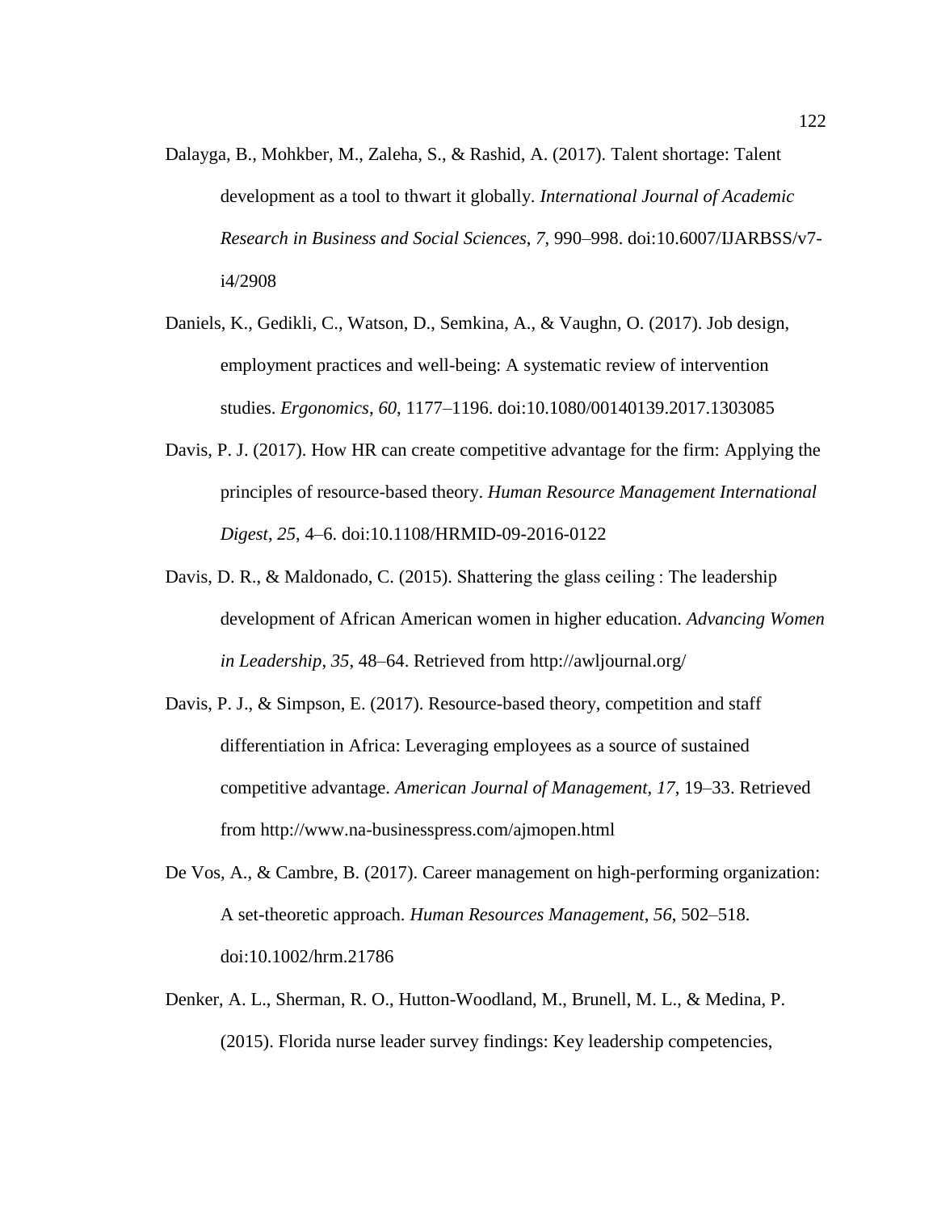Dalayga, B., Mohkber, M., Zaleha, S., & Rashid, A. (2017). Talent shortage: Talent development as a tool to thwart it globally. *International Journal of Academic Research in Business and Social Sciences*, *7*, 990–998. doi:10.6007/IJARBSS/v7-i4/2908

Daniels, K., Gedikli, C., Watson, D., Semkina, A., & Vaughn, O. (2017). Job design, employment practices and well-being: A systematic review of intervention studies. *Ergonomics*, *60*, 1177–1196. doi:10.1080/00140139.2017.1303085

Davis, P. J. (2017). How HR can create competitive advantage for the firm: Applying the principles of resource-based theory. *Human Resource Management International Digest*, *25*, 4–6. doi:10.1108/HRMID-09-2016-0122

Davis, D. R., & Maldonado, C. (2015). Shattering the glass ceiling : The leadership development of African American women in higher education. *Advancing Women in Leadership*, *35*, 48–64. Retrieved from http://awljournal.org/

Davis, P. J., & Simpson, E. (2017). Resource-based theory, competition and staff differentiation in Africa: Leveraging employees as a source of sustained competitive advantage. *American Journal of Management*, *17*, 19–33. Retrieved from http://www.na-businesspress.com/ajmopen.html

De Vos, A., & Cambre, B. (2017). Career management on high-performing organization: A set-theoretic approach. *Human Resources Management*, *56*, 502–518. doi:10.1002/hrm.21786

Denker, A. L., Sherman, R. O., Hutton-Woodland, M., Brunell, M. L., & Medina, P. (2015). Florida nurse leader survey findings: Key leadership competencies,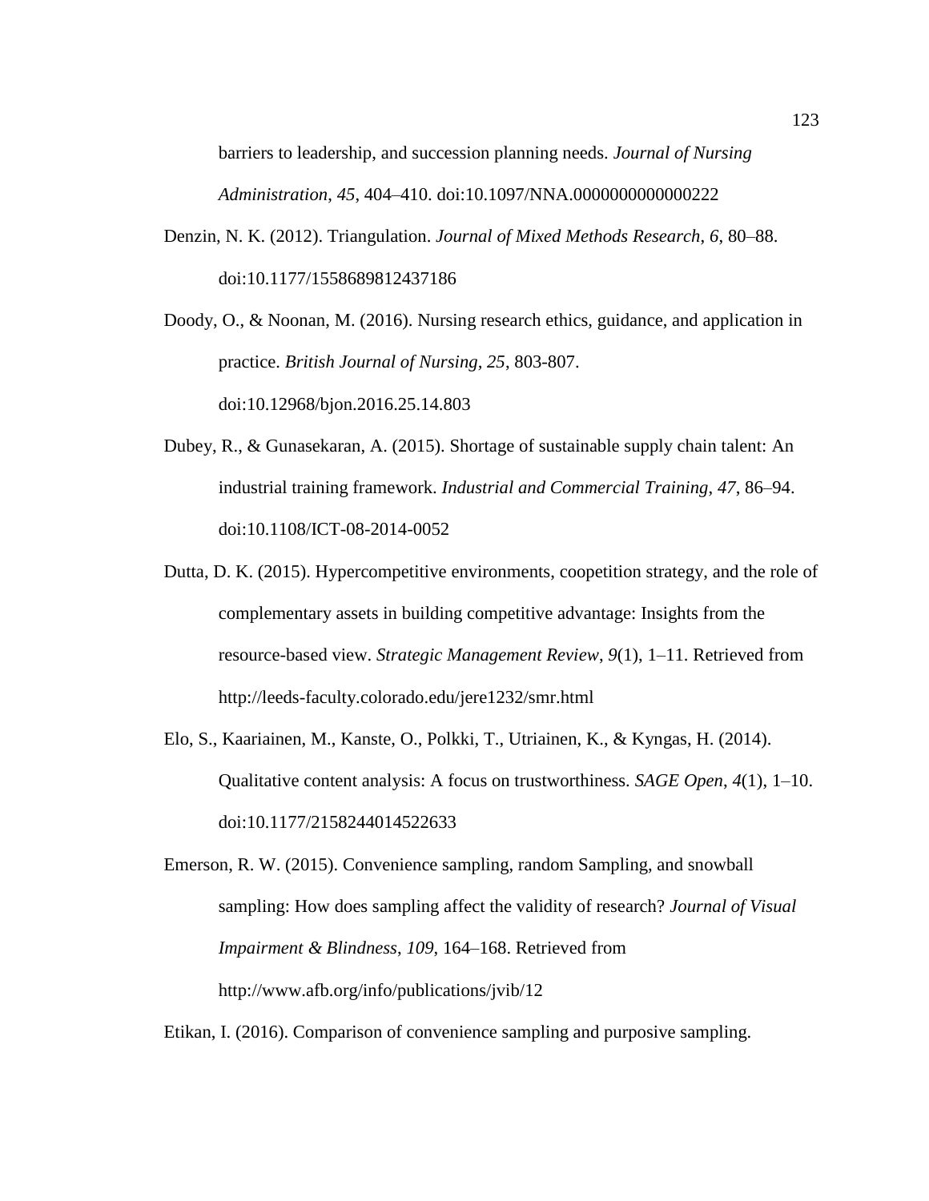barriers to leadership, and succession planning needs. *Journal of Nursing Administration*, *45*, 404–410. doi:10.1097/NNA.0000000000000222

Denzin, N. K. (2012). Triangulation. *Journal of Mixed Methods Research*, *6*, 80–88. doi:10.1177/1558689812437186

Doody, O., & Noonan, M. (2016). Nursing research ethics, guidance, and application in practice. *British Journal of Nursing, 25*, 803-807. doi:10.12968/bjon.2016.25.14.803

Dubey, R., & Gunasekaran, A. (2015). Shortage of sustainable supply chain talent: An industrial training framework. *Industrial and Commercial Training*, *47*, 86–94. doi:10.1108/ICT-08-2014-0052

Dutta, D. K. (2015). Hypercompetitive environments, coopetition strategy, and the role of complementary assets in building competitive advantage: Insights from the resource-based view. *Strategic Management Review*, *9*(1), 1–11. Retrieved from http://leeds-faculty.colorado.edu/jere1232/smr.html

Elo, S., Kaariainen, M., Kanste, O., Polkki, T., Utriainen, K., & Kyngas, H. (2014). Qualitative content analysis: A focus on trustworthiness. *SAGE Open*, *4*(1), 1–10. doi:10.1177/2158244014522633

Emerson, R. W. (2015). Convenience sampling, random Sampling, and snowball sampling: How does sampling affect the validity of research? *Journal of Visual Impairment & Blindness*, *109*, 164–168. Retrieved from http://www.afb.org/info/publications/jvib/12

Etikan, I. (2016). Comparison of convenience sampling and purposive sampling.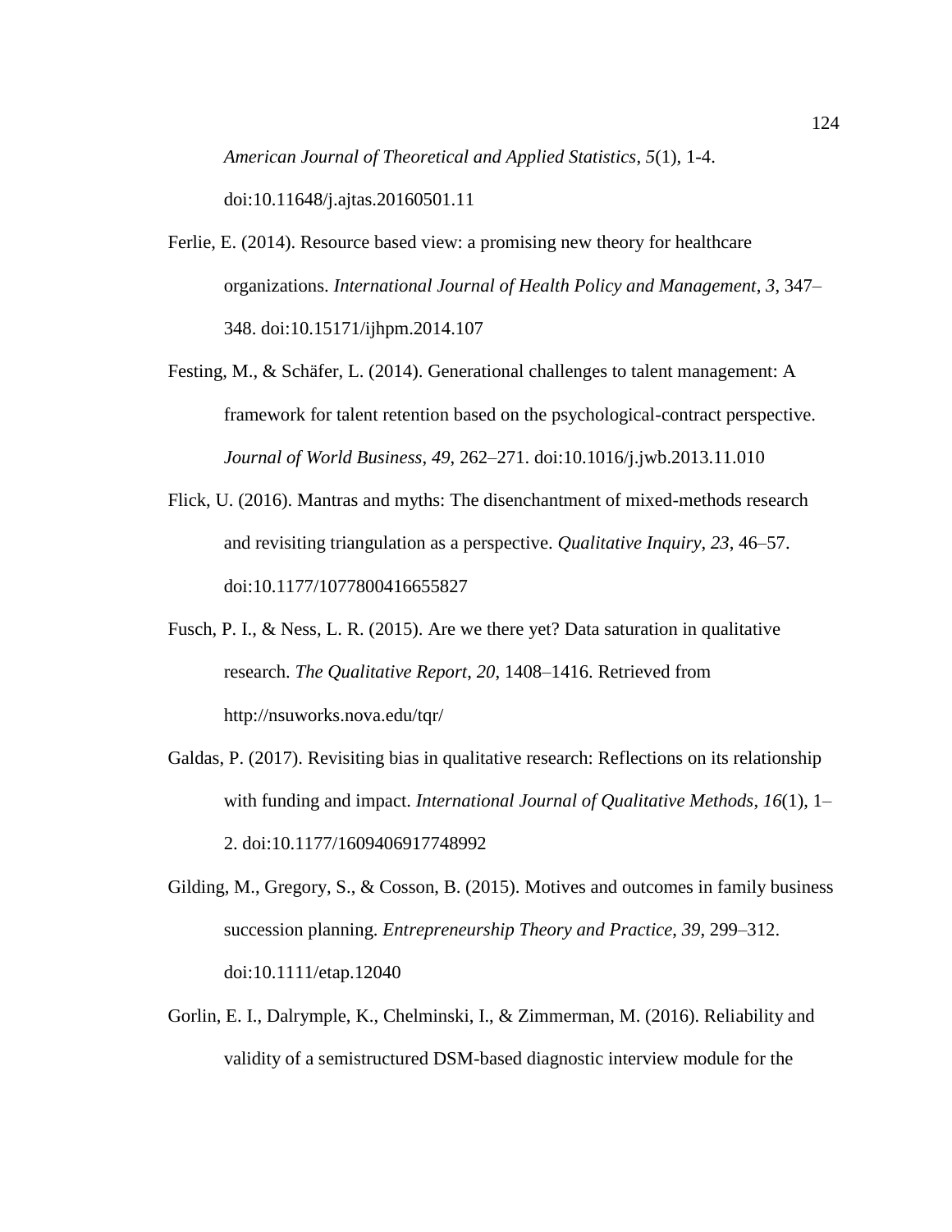*American Journal of Theoretical and Applied Statistics*, *5*(1), 1-4. doi:10.11648/j.ajtas.20160501.11

Ferlie, E. (2014). Resource based view: a promising new theory for healthcare organizations. *International Journal of Health Policy and Management*, *3*, 347–348. doi:10.15171/ijhpm.2014.107

Festing, M., & Schäfer, L. (2014). Generational challenges to talent management: A framework for talent retention based on the psychological-contract perspective. *Journal of World Business*, *49*, 262–271. doi:10.1016/j.jwb.2013.11.010

Flick, U. (2016). Mantras and myths: The disenchantment of mixed-methods research and revisiting triangulation as a perspective. *Qualitative Inquiry*, *23*, 46–57. doi:10.1177/1077800416655827

Fusch, P. I., & Ness, L. R. (2015). Are we there yet? Data saturation in qualitative research. *The Qualitative Report*, *20*, 1408–1416. Retrieved from http://nsuworks.nova.edu/tqr/

Galdas, P. (2017). Revisiting bias in qualitative research: Reflections on its relationship with funding and impact. *International Journal of Qualitative Methods*, *16*(1), 1–2. doi:10.1177/1609406917748992

Gilding, M., Gregory, S., & Cosson, B. (2015). Motives and outcomes in family business succession planning. *Entrepreneurship Theory and Practice*, *39*, 299–312. doi:10.1111/etap.12040

Gorlin, E. I., Dalrymple, K., Chelminski, I., & Zimmerman, M. (2016). Reliability and validity of a semistructured DSM-based diagnostic interview module for the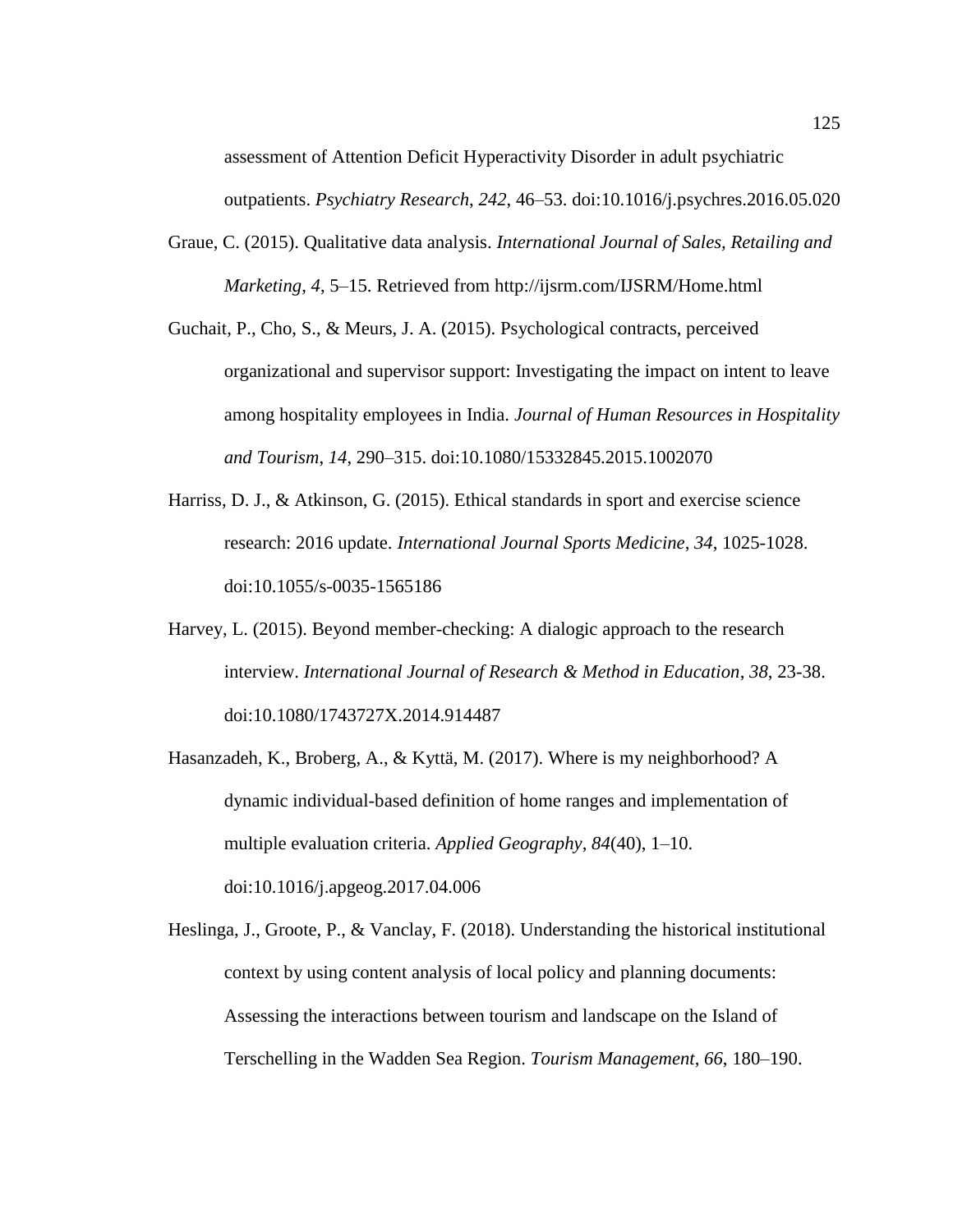assessment of Attention Deficit Hyperactivity Disorder in adult psychiatric outpatients. *Psychiatry Research*, *242*, 46–53. doi:10.1016/j.psychres.2016.05.020

Graue, C. (2015). Qualitative data analysis. *International Journal of Sales, Retailing and Marketing*, *4*, 5–15. Retrieved from http://ijsrm.com/IJSRM/Home.html

Guchait, P., Cho, S., & Meurs, J. A. (2015). Psychological contracts, perceived organizational and supervisor support: Investigating the impact on intent to leave among hospitality employees in India. *Journal of Human Resources in Hospitality and Tourism*, *14*, 290–315. doi:10.1080/15332845.2015.1002070

Harriss, D. J., & Atkinson, G. (2015). Ethical standards in sport and exercise science research: 2016 update. *International Journal Sports Medicine*, *34*, 1025-1028. doi:10.1055/s-0035-1565186

Harvey, L. (2015). Beyond member-checking: A dialogic approach to the research interview. *International Journal of Research & Method in Education*, *38*, 23-38. doi:10.1080/1743727X.2014.914487

Hasanzadeh, K., Broberg, A., & Kyttä, M. (2017). Where is my neighborhood? A dynamic individual-based definition of home ranges and implementation of multiple evaluation criteria. *Applied Geography*, *84*(40), 1–10. doi:10.1016/j.apgeog.2017.04.006

Heslinga, J., Groote, P., & Vanclay, F. (2018). Understanding the historical institutional context by using content analysis of local policy and planning documents: Assessing the interactions between tourism and landscape on the Island of Terschelling in the Wadden Sea Region. *Tourism Management*, *66*, 180–190.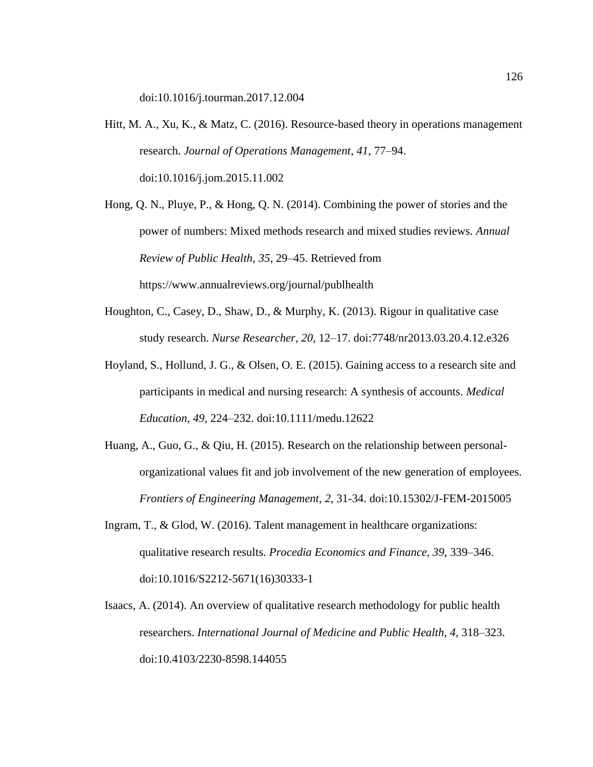doi:10.1016/j.tourman.2017.12.004

Hitt, M. A., Xu, K., & Matz, C. (2016). Resource-based theory in operations management research. *Journal of Operations Management*, *41*, 77–94. doi:10.1016/j.jom.2015.11.002

Hong, Q. N., Pluye, P., & Hong, Q. N. (2014). Combining the power of stories and the power of numbers: Mixed methods research and mixed studies reviews. *Annual Review of Public Health*, *35*, 29–45. Retrieved from https://www.annualreviews.org/journal/publhealth

Houghton, C., Casey, D., Shaw, D., & Murphy, K. (2013). Rigour in qualitative case study research. *Nurse Researcher*, *20*, 12–17. doi:7748/nr2013.03.20.4.12.e326

Hoyland, S., Hollund, J. G., & Olsen, O. E. (2015). Gaining access to a research site and participants in medical and nursing research: A synthesis of accounts. *Medical Education*, *49*, 224–232. doi:10.1111/medu.12622

Huang, A., Guo, G., & Qiu, H. (2015). Research on the relationship between personal-organizational values fit and job involvement of the new generation of employees. *Frontiers of Engineering Management*, *2*, 31-34. doi:10.15302/J-FEM-2015005

Ingram, T., & Glod, W. (2016). Talent management in healthcare organizations: qualitative research results. *Procedia Economics and Finance*, *39*, 339–346. doi:10.1016/S2212-5671(16)30333-1

Isaacs, A. (2014). An overview of qualitative research methodology for public health researchers. *International Journal of Medicine and Public Health*, *4*, 318–323. doi:10.4103/2230-8598.144055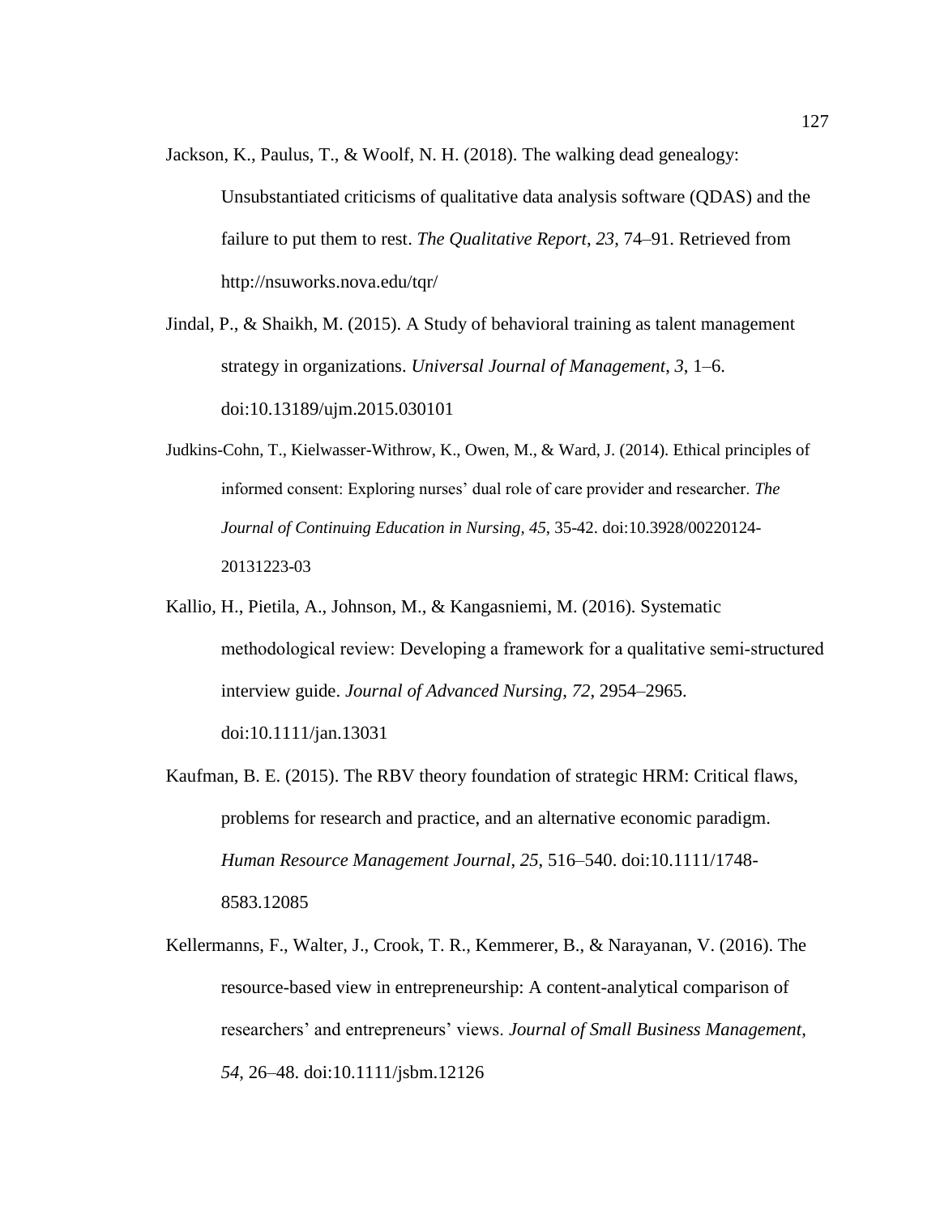Jackson, K., Paulus, T., & Woolf, N. H. (2018). The walking dead genealogy: Unsubstantiated criticisms of qualitative data analysis software (QDAS) and the failure to put them to rest. *The Qualitative Report*, *23*, 74–91. Retrieved from http://nsuworks.nova.edu/tqr/

Jindal, P., & Shaikh, M. (2015). A Study of behavioral training as talent management strategy in organizations. *Universal Journal of Management*, *3*, 1–6. doi:10.13189/ujm.2015.030101

Judkins-Cohn, T., Kielwasser-Withrow, K., Owen, M., & Ward, J. (2014). Ethical principles of informed consent: Exploring nurses' dual role of care provider and researcher. *The Journal of Continuing Education in Nursing*, *45*, 35-42. doi:10.3928/00220124-20131223-03

Kallio, H., Pietila, A., Johnson, M., & Kangasniemi, M. (2016). Systematic methodological review: Developing a framework for a qualitative semi-structured interview guide. *Journal of Advanced Nursing*, *72*, 2954–2965. doi:10.1111/jan.13031

Kaufman, B. E. (2015). The RBV theory foundation of strategic HRM: Critical flaws, problems for research and practice, and an alternative economic paradigm. *Human Resource Management Journal*, *25*, 516–540. doi:10.1111/1748-8583.12085

Kellermanns, F., Walter, J., Crook, T. R., Kemmerer, B., & Narayanan, V. (2016). The resource-based view in entrepreneurship: A content-analytical comparison of researchers' and entrepreneurs' views. *Journal of Small Business Management*, *54*, 26–48. doi:10.1111/jsbm.12126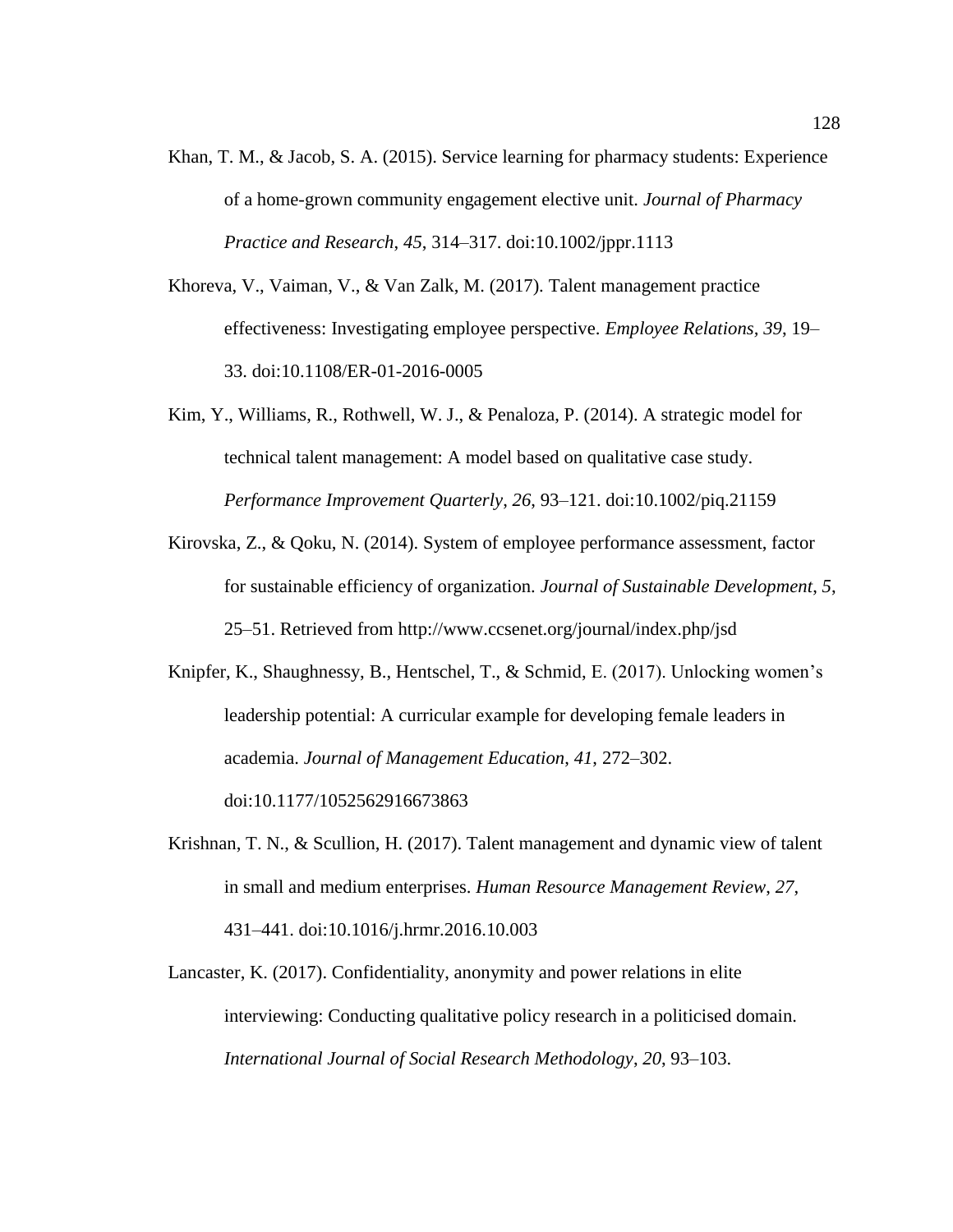Khan, T. M., & Jacob, S. A. (2015). Service learning for pharmacy students: Experience of a home-grown community engagement elective unit. *Journal of Pharmacy Practice and Research*, *45*, 314–317. doi:10.1002/jppr.1113

Khoreva, V., Vaiman, V., & Van Zalk, M. (2017). Talent management practice effectiveness: Investigating employee perspective. *Employee Relations*, *39*, 19–33. doi:10.1108/ER-01-2016-0005

Kim, Y., Williams, R., Rothwell, W. J., & Penaloza, P. (2014). A strategic model for technical talent management: A model based on qualitative case study. *Performance Improvement Quarterly*, *26*, 93–121. doi:10.1002/piq.21159

Kirovska, Z., & Qoku, N. (2014). System of employee performance assessment, factor for sustainable efficiency of organization. *Journal of Sustainable Development*, *5*, 25–51. Retrieved from http://www.ccsenet.org/journal/index.php/jsd

Knipfer, K., Shaughnessy, B., Hentschel, T., & Schmid, E. (2017). Unlocking women's leadership potential: A curricular example for developing female leaders in academia. *Journal of Management Education*, *41*, 272–302. doi:10.1177/1052562916673863

Krishnan, T. N., & Scullion, H. (2017). Talent management and dynamic view of talent in small and medium enterprises. *Human Resource Management Review*, *27*, 431–441. doi:10.1016/j.hrmr.2016.10.003

Lancaster, K. (2017). Confidentiality, anonymity and power relations in elite interviewing: Conducting qualitative policy research in a politicised domain. *International Journal of Social Research Methodology*, *20*, 93–103.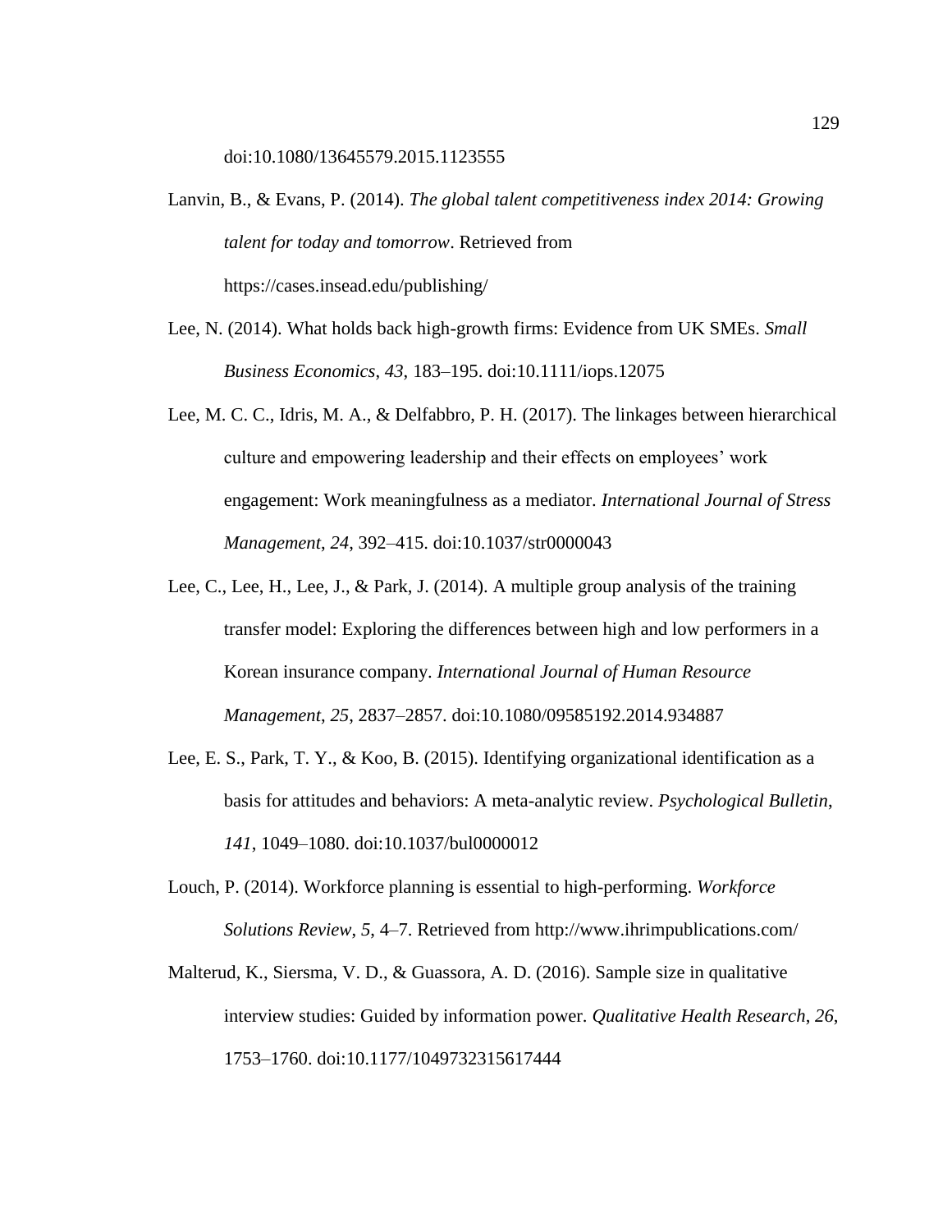doi:10.1080/13645579.2015.1123555

Lanvin, B., & Evans, P. (2014). *The global talent competitiveness index 2014: Growing talent for today and tomorrow*. Retrieved from https://cases.insead.edu/publishing/

Lee, N. (2014). What holds back high-growth firms: Evidence from UK SMEs. *Small Business Economics*, *43*, 183–195. doi:10.1111/iops.12075

Lee, M. C. C., Idris, M. A., & Delfabbro, P. H. (2017). The linkages between hierarchical culture and empowering leadership and their effects on employees' work engagement: Work meaningfulness as a mediator. *International Journal of Stress Management*, *24*, 392–415. doi:10.1037/str0000043

Lee, C., Lee, H., Lee, J., & Park, J. (2014). A multiple group analysis of the training transfer model: Exploring the differences between high and low performers in a Korean insurance company. *International Journal of Human Resource Management*, *25*, 2837–2857. doi:10.1080/09585192.2014.934887

Lee, E. S., Park, T. Y., & Koo, B. (2015). Identifying organizational identification as a basis for attitudes and behaviors: A meta-analytic review. *Psychological Bulletin*, *141*, 1049–1080. doi:10.1037/bul0000012

Louch, P. (2014). Workforce planning is essential to high-performing. *Workforce Solutions Review*, *5*, 4–7. Retrieved from http://www.ihrimpublications.com/

Malterud, K., Siersma, V. D., & Guassora, A. D. (2016). Sample size in qualitative interview studies: Guided by information power. *Qualitative Health Research*, *26*, 1753–1760. doi:10.1177/1049732315617444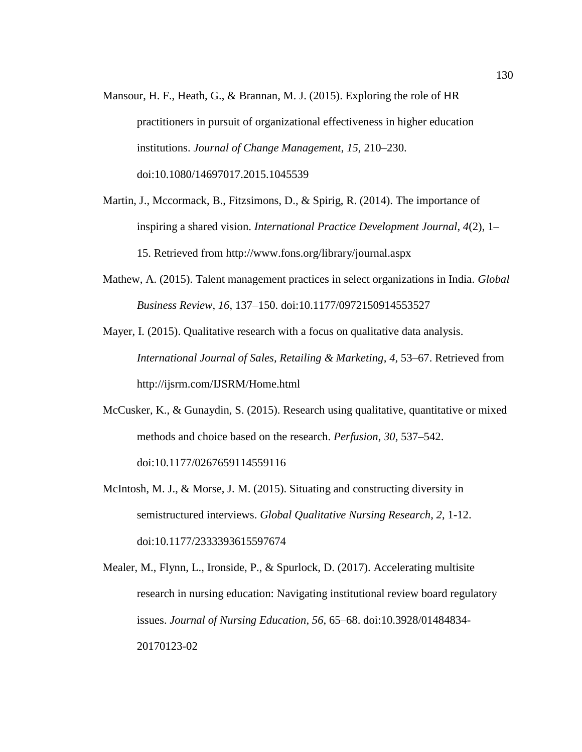Mansour, H. F., Heath, G., & Brannan, M. J. (2015). Exploring the role of HR practitioners in pursuit of organizational effectiveness in higher education institutions. *Journal of Change Management*, *15*, 210–230. doi:10.1080/14697017.2015.1045539

Martin, J., Mccormack, B., Fitzsimons, D., & Spirig, R. (2014). The importance of inspiring a shared vision. *International Practice Development Journal*, *4*(2), 1–15. Retrieved from http://www.fons.org/library/journal.aspx

Mathew, A. (2015). Talent management practices in select organizations in India. *Global Business Review*, *16*, 137–150. doi:10.1177/0972150914553527

Mayer, I. (2015). Qualitative research with a focus on qualitative data analysis. *International Journal of Sales, Retailing & Marketing*, *4*, 53–67. Retrieved from http://ijsrm.com/IJSRM/Home.html

McCusker, K., & Gunaydin, S. (2015). Research using qualitative, quantitative or mixed methods and choice based on the research. *Perfusion*, *30*, 537–542. doi:10.1177/0267659114559116

McIntosh, M. J., & Morse, J. M. (2015). Situating and constructing diversity in semistructured interviews. *Global Qualitative Nursing Research*, *2*, 1-12. doi:10.1177/2333393615597674

Mealer, M., Flynn, L., Ironside, P., & Spurlock, D. (2017). Accelerating multisite research in nursing education: Navigating institutional review board regulatory issues. *Journal of Nursing Education*, *56*, 65–68. doi:10.3928/01484834-20170123-02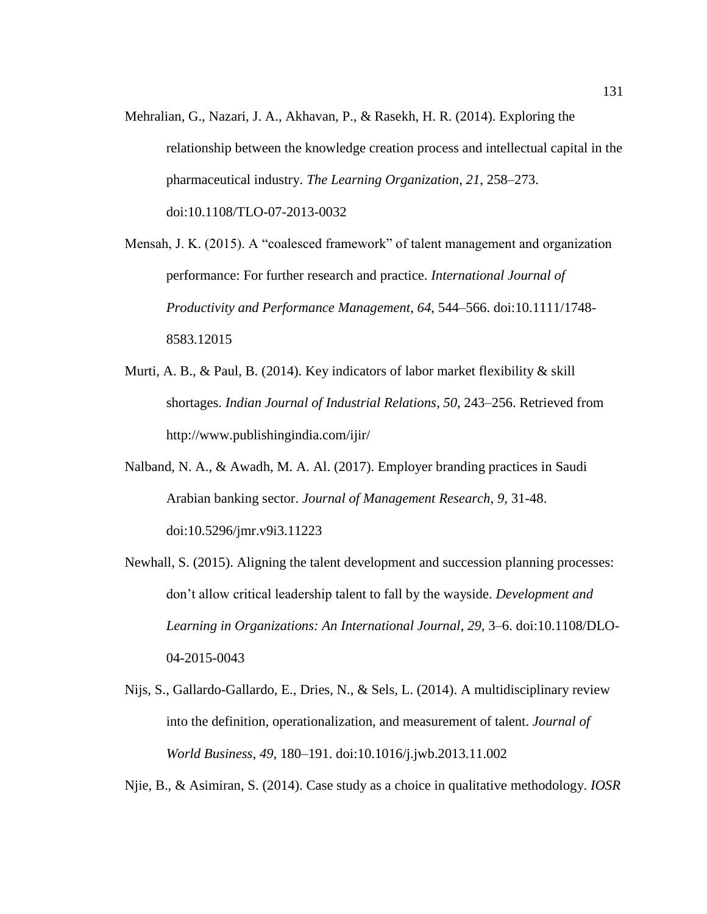Mehralian, G., Nazari, J. A., Akhavan, P., & Rasekh, H. R. (2014). Exploring the relationship between the knowledge creation process and intellectual capital in the pharmaceutical industry. *The Learning Organization*, *21*, 258–273. doi:10.1108/TLO-07-2013-0032

Mensah, J. K. (2015). A "coalesced framework" of talent management and organization performance: For further research and practice. *International Journal of Productivity and Performance Management*, *64*, 544–566. doi:10.1111/1748-8583.12015

Murti, A. B., & Paul, B. (2014). Key indicators of labor market flexibility & skill shortages. *Indian Journal of Industrial Relations*, *50*, 243–256. Retrieved from http://www.publishingindia.com/ijir/

Nalband, N. A., & Awadh, M. A. Al. (2017). Employer branding practices in Saudi Arabian banking sector. *Journal of Management Research, 9,* 31-48. doi:10.5296/jmr.v9i3.11223

Newhall, S. (2015). Aligning the talent development and succession planning processes: don't allow critical leadership talent to fall by the wayside. *Development and Learning in Organizations: An International Journal*, *29*, 3–6. doi:10.1108/DLO-04-2015-0043

Nijs, S., Gallardo-Gallardo, E., Dries, N., & Sels, L. (2014). A multidisciplinary review into the definition, operationalization, and measurement of talent. *Journal of World Business*, *49*, 180–191. doi:10.1016/j.jwb.2013.11.002

Njie, B., & Asimiran, S. (2014). Case study as a choice in qualitative methodology. *IOSR*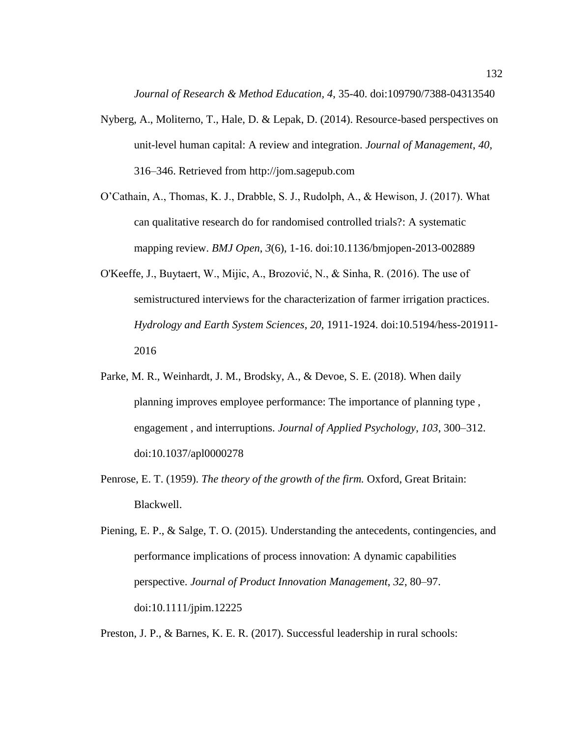*Journal of Research & Method Education*, *4*, 35-40. doi:109790/7388-04313540

Nyberg, A., Moliterno, T., Hale, D. & Lepak, D. (2014). Resource-based perspectives on unit-level human capital: A review and integration. *Journal of Management*, *40*, 316–346. Retrieved from http://jom.sagepub.com

O'Cathain, A., Thomas, K. J., Drabble, S. J., Rudolph, A., & Hewison, J. (2017). What can qualitative research do for randomised controlled trials?: A systematic mapping review. *BMJ Open*, *3*(6), 1-16. doi:10.1136/bmjopen-2013-002889

O'Keeffe, J., Buytaert, W., Mijic, A., Brozović, N., & Sinha, R. (2016). The use of semistructured interviews for the characterization of farmer irrigation practices. *Hydrology and Earth System Sciences*, *20*, 1911-1924. doi:10.5194/hess-201911-2016

Parke, M. R., Weinhardt, J. M., Brodsky, A., & Devoe, S. E. (2018). When daily planning improves employee performance: The importance of planning type , engagement , and interruptions. *Journal of Applied Psychology*, *103*, 300–312. doi:10.1037/apl0000278

Penrose, E. T. (1959). *The theory of the growth of the firm.* Oxford, Great Britain: Blackwell.

Piening, E. P., & Salge, T. O. (2015). Understanding the antecedents, contingencies, and performance implications of process innovation: A dynamic capabilities perspective. *Journal of Product Innovation Management*, *32*, 80–97. doi:10.1111/jpim.12225

Preston, J. P., & Barnes, K. E. R. (2017). Successful leadership in rural schools: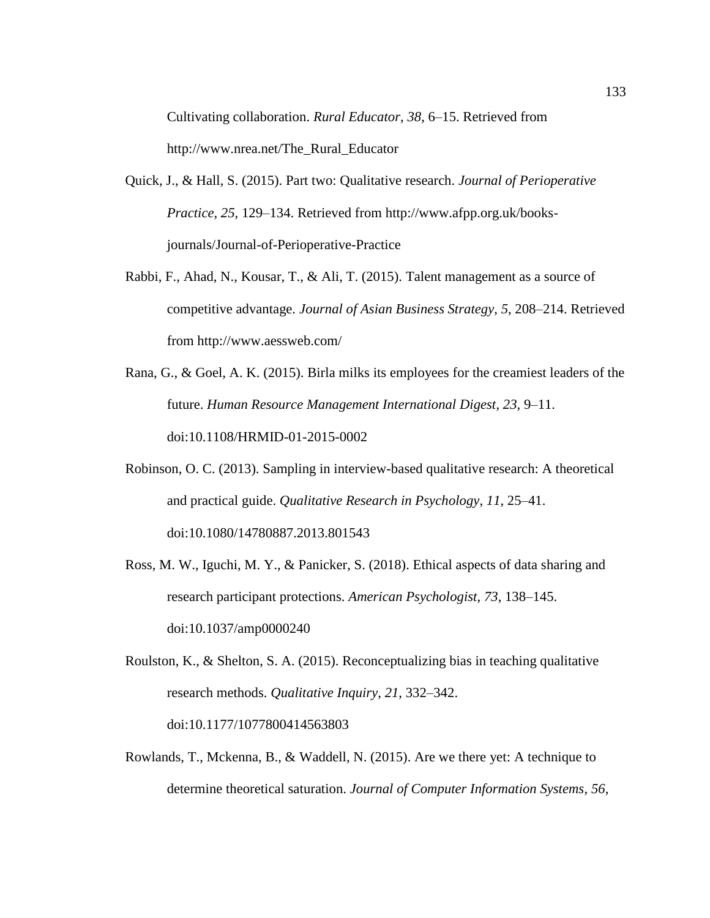Cultivating collaboration. *Rural Educator*, *38*, 6–15. Retrieved from http://www.nrea.net/The_Rural_Educator

Quick, J., & Hall, S. (2015). Part two: Qualitative research. *Journal of Perioperative Practice*, *25*, 129–134. Retrieved from http://www.afpp.org.uk/books-journals/Journal-of-Perioperative-Practice

Rabbi, F., Ahad, N., Kousar, T., & Ali, T. (2015). Talent management as a source of competitive advantage. *Journal of Asian Business Strategy*, *5*, 208–214. Retrieved from http://www.aessweb.com/

Rana, G., & Goel, A. K. (2015). Birla milks its employees for the creamiest leaders of the future. *Human Resource Management International Digest*, *23*, 9–11. doi:10.1108/HRMID-01-2015-0002

Robinson, O. C. (2013). Sampling in interview-based qualitative research: A theoretical and practical guide. *Qualitative Research in Psychology*, *11*, 25–41. doi:10.1080/14780887.2013.801543

Ross, M. W., Iguchi, M. Y., & Panicker, S. (2018). Ethical aspects of data sharing and research participant protections. *American Psychologist*, *73*, 138–145. doi:10.1037/amp0000240

Roulston, K., & Shelton, S. A. (2015). Reconceptualizing bias in teaching qualitative research methods. *Qualitative Inquiry*, *21*, 332–342. doi:10.1177/1077800414563803

Rowlands, T., Mckenna, B., & Waddell, N. (2015). Are we there yet: A technique to determine theoretical saturation. *Journal of Computer Information Systems*, *56*,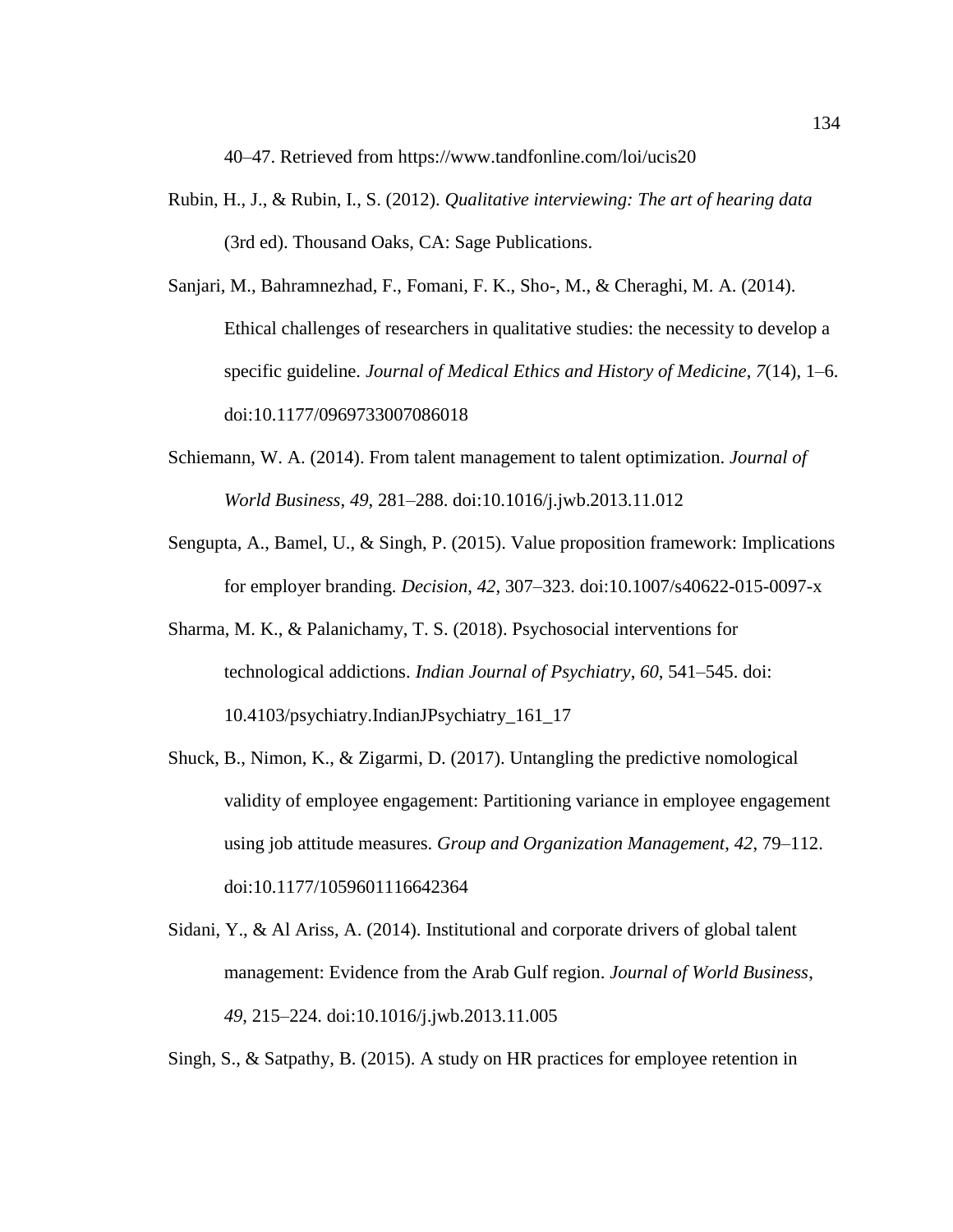40–47. Retrieved from https://www.tandfonline.com/loi/ucis20

Rubin, H., J., & Rubin, I., S. (2012). *Qualitative interviewing: The art of hearing data* (3rd ed). Thousand Oaks, CA: Sage Publications.

Sanjari, M., Bahramnezhad, F., Fomani, F. K., Sho-, M., & Cheraghi, M. A. (2014). Ethical challenges of researchers in qualitative studies: the necessity to develop a specific guideline. *Journal of Medical Ethics and History of Medicine*, *7*(14), 1–6. doi:10.1177/0969733007086018

Schiemann, W. A. (2014). From talent management to talent optimization. *Journal of World Business*, *49*, 281–288. doi:10.1016/j.jwb.2013.11.012

Sengupta, A., Bamel, U., & Singh, P. (2015). Value proposition framework: Implications for employer branding. *Decision*, *42*, 307–323. doi:10.1007/s40622-015-0097-x

Sharma, M. K., & Palanichamy, T. S. (2018). Psychosocial interventions for technological addictions. *Indian Journal of Psychiatry*, *60*, 541–545. doi: 10.4103/psychiatry.IndianJPsychiatry_161_17

Shuck, B., Nimon, K., & Zigarmi, D. (2017). Untangling the predictive nomological validity of employee engagement: Partitioning variance in employee engagement using job attitude measures. *Group and Organization Management*, *42*, 79–112. doi:10.1177/1059601116642364

Sidani, Y., & Al Ariss, A. (2014). Institutional and corporate drivers of global talent management: Evidence from the Arab Gulf region. *Journal of World Business*, *49*, 215–224. doi:10.1016/j.jwb.2013.11.005

Singh, S., & Satpathy, B. (2015). A study on HR practices for employee retention in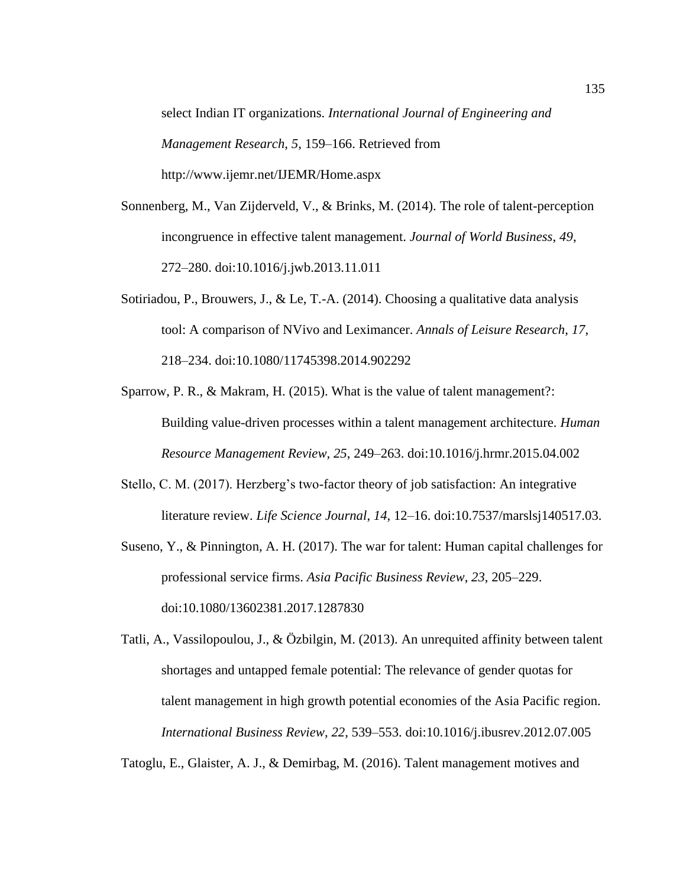select Indian IT organizations. *International Journal of Engineering and Management Research*, *5*, 159–166. Retrieved from http://www.ijemr.net/IJEMR/Home.aspx

Sonnenberg, M., Van Zijderveld, V., & Brinks, M. (2014). The role of talent-perception incongruence in effective talent management. *Journal of World Business*, *49*, 272–280. doi:10.1016/j.jwb.2013.11.011

Sotiriadou, P., Brouwers, J., & Le, T.-A. (2014). Choosing a qualitative data analysis tool: A comparison of NVivo and Leximancer. *Annals of Leisure Research*, *17*, 218–234. doi:10.1080/11745398.2014.902292

Sparrow, P. R., & Makram, H. (2015). What is the value of talent management?: Building value-driven processes within a talent management architecture. *Human Resource Management Review*, *25*, 249–263. doi:10.1016/j.hrmr.2015.04.002

Stello, C. M. (2017). Herzberg's two-factor theory of job satisfaction: An integrative literature review. *Life Science Journal*, *14*, 12–16. doi:10.7537/marslsj140517.03.

Suseno, Y., & Pinnington, A. H. (2017). The war for talent: Human capital challenges for professional service firms. *Asia Pacific Business Review*, *23*, 205–229. doi:10.1080/13602381.2017.1287830

Tatli, A., Vassilopoulou, J., & Özbilgin, M. (2013). An unrequited affinity between talent shortages and untapped female potential: The relevance of gender quotas for talent management in high growth potential economies of the Asia Pacific region. *International Business Review*, *22*, 539–553. doi:10.1016/j.ibusrev.2012.07.005

Tatoglu, E., Glaister, A. J., & Demirbag, M. (2016). Talent management motives and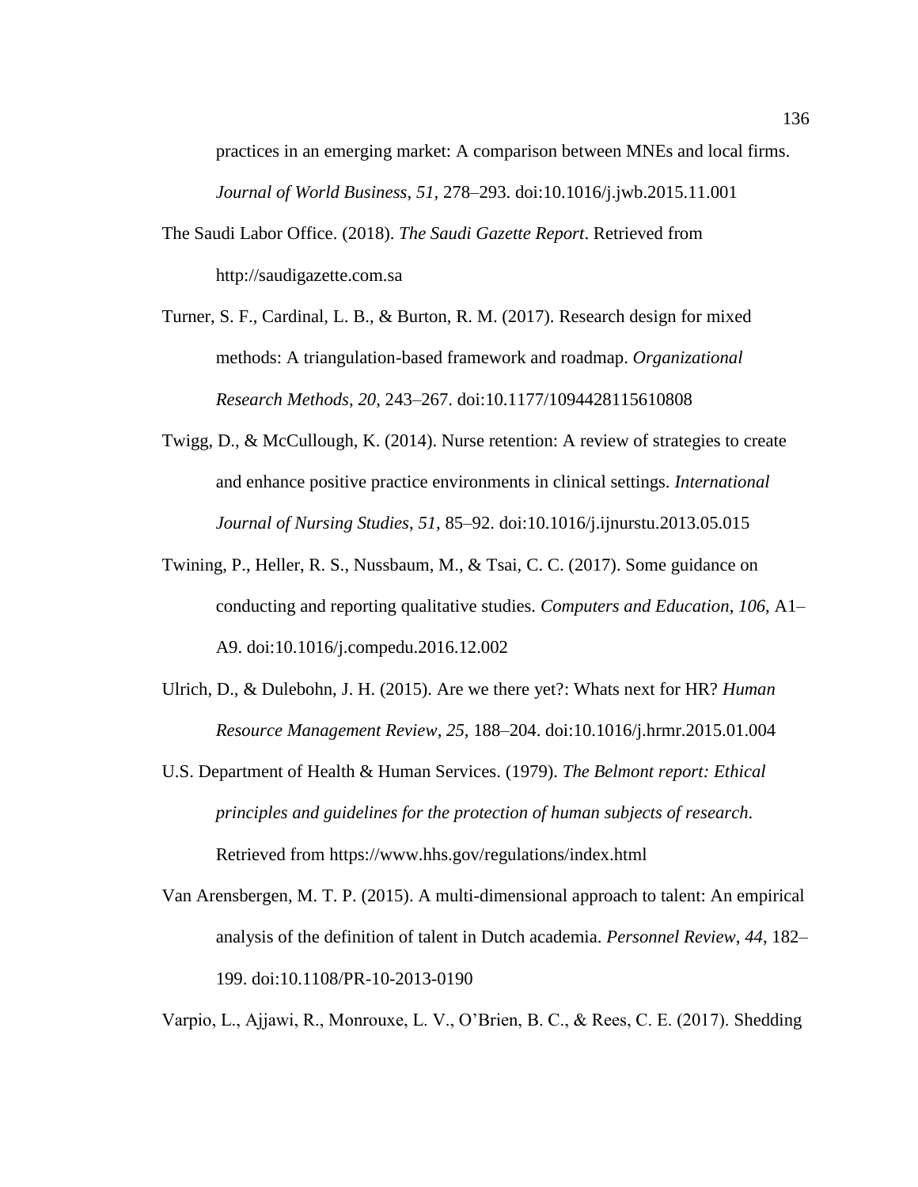practices in an emerging market: A comparison between MNEs and local firms. *Journal of World Business*, *51*, 278–293. doi:10.1016/j.jwb.2015.11.001

The Saudi Labor Office. (2018). *The Saudi Gazette Report*. Retrieved from http://saudigazette.com.sa

Turner, S. F., Cardinal, L. B., & Burton, R. M. (2017). Research design for mixed methods: A triangulation-based framework and roadmap. *Organizational Research Methods*, *20*, 243–267. doi:10.1177/1094428115610808

Twigg, D., & McCullough, K. (2014). Nurse retention: A review of strategies to create and enhance positive practice environments in clinical settings. *International Journal of Nursing Studies*, *51*, 85–92. doi:10.1016/j.ijnurstu.2013.05.015

Twining, P., Heller, R. S., Nussbaum, M., & Tsai, C. C. (2017). Some guidance on conducting and reporting qualitative studies. *Computers and Education*, *106*, A1–A9. doi:10.1016/j.compedu.2016.12.002

Ulrich, D., & Dulebohn, J. H. (2015). Are we there yet?: Whats next for HR? *Human Resource Management Review*, *25*, 188–204. doi:10.1016/j.hrmr.2015.01.004

U.S. Department of Health & Human Services. (1979). *The Belmont report: Ethical principles and guidelines for the protection of human subjects of research*. Retrieved from https://www.hhs.gov/regulations/index.html

Van Arensbergen, M. T. P. (2015). A multi-dimensional approach to talent: An empirical analysis of the definition of talent in Dutch academia. *Personnel Review*, *44*, 182–199. doi:10.1108/PR-10-2013-0190

Varpio, L., Ajjawi, R., Monrouxe, L. V., O'Brien, B. C., & Rees, C. E. (2017). Shedding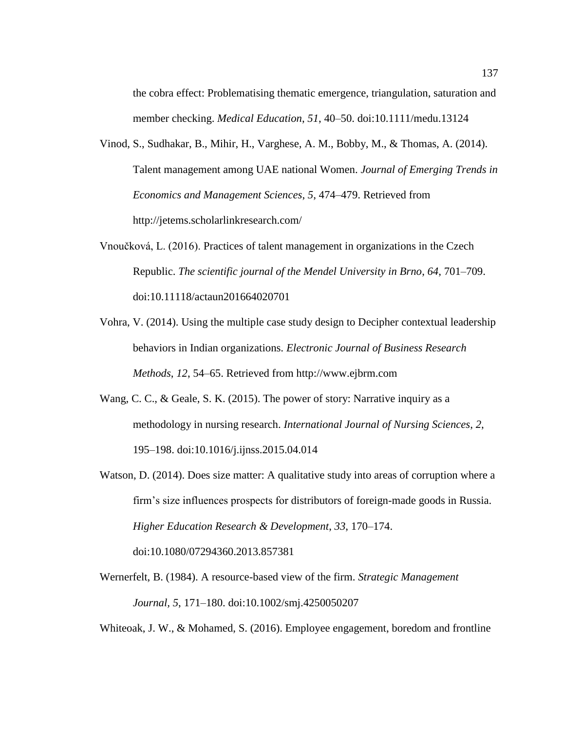the cobra effect: Problematising thematic emergence, triangulation, saturation and member checking. *Medical Education*, *51*, 40–50. doi:10.1111/medu.13124

Vinod, S., Sudhakar, B., Mihir, H., Varghese, A. M., Bobby, M., & Thomas, A. (2014). Talent management among UAE national Women. *Journal of Emerging Trends in Economics and Management Sciences*, *5*, 474–479. Retrieved from http://jetems.scholarlinkresearch.com/

Vnoučková, L. (2016). Practices of talent management in organizations in the Czech Republic. *The scientific journal of the Mendel University in Brno*, *64*, 701–709. doi:10.11118/actaun201664020701

Vohra, V. (2014). Using the multiple case study design to Decipher contextual leadership behaviors in Indian organizations. *Electronic Journal of Business Research Methods*, *12*, 54–65. Retrieved from http://www.ejbrm.com

Wang, C. C., & Geale, S. K. (2015). The power of story: Narrative inquiry as a methodology in nursing research. *International Journal of Nursing Sciences*, *2*, 195–198. doi:10.1016/j.ijnss.2015.04.014

Watson, D. (2014). Does size matter: A qualitative study into areas of corruption where a firm's size influences prospects for distributors of foreign-made goods in Russia. *Higher Education Research & Development*, *33*, 170–174. doi:10.1080/07294360.2013.857381

Wernerfelt, B. (1984). A resource-based view of the firm. *Strategic Management Journal*, *5*, 171–180. doi:10.1002/smj.4250050207

Whiteoak, J. W., & Mohamed, S. (2016). Employee engagement, boredom and frontline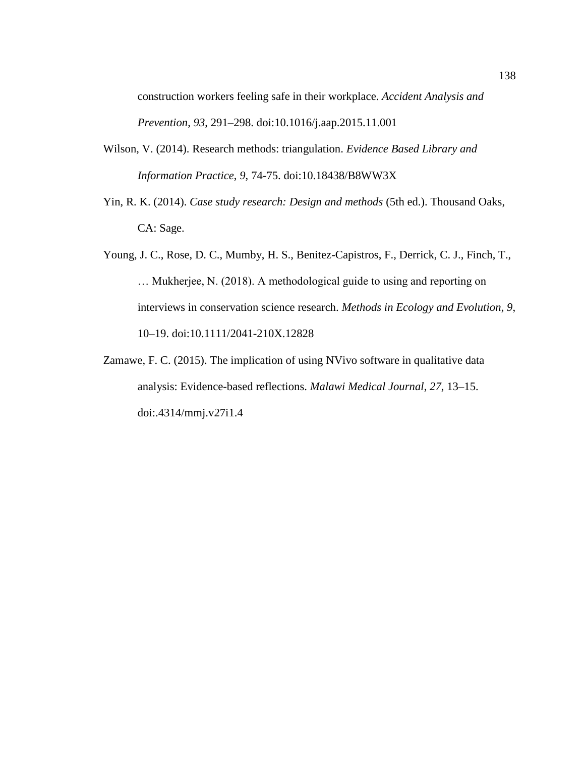construction workers feeling safe in their workplace. *Accident Analysis and Prevention*, *93*, 291–298. doi:10.1016/j.aap.2015.11.001

Wilson, V. (2014). Research methods: triangulation. *Evidence Based Library and Information Practice*, *9*, 74-75. doi:10.18438/B8WW3X

Yin, R. K. (2014). *Case study research: Design and methods* (5th ed.). Thousand Oaks, CA: Sage.

Young, J. C., Rose, D. C., Mumby, H. S., Benitez-Capistros, F., Derrick, C. J., Finch, T., … Mukherjee, N. (2018). A methodological guide to using and reporting on interviews in conservation science research. *Methods in Ecology and Evolution*, *9*, 10–19. doi:10.1111/2041-210X.12828

Zamawe, F. C. (2015). The implication of using NVivo software in qualitative data analysis: Evidence-based reflections. *Malawi Medical Journal*, *27*, 13–15. doi:.4314/mmj.v27i1.4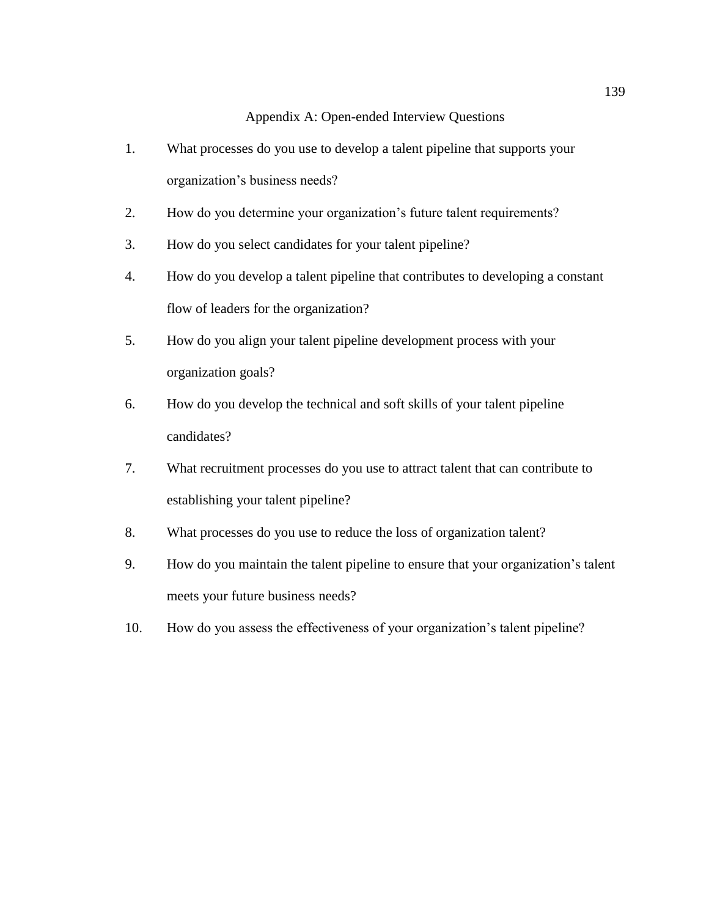# Appendix A: Open-ended Interview Questions

1. What processes do you use to develop a talent pipeline that supports your organization's business needs?
2. How do you determine your organization's future talent requirements?
3. How do you select candidates for your talent pipeline?
4. How do you develop a talent pipeline that contributes to developing a constant flow of leaders for the organization?
5. How do you align your talent pipeline development process with your organization goals?
6. How do you develop the technical and soft skills of your talent pipeline candidates?
7. What recruitment processes do you use to attract talent that can contribute to establishing your talent pipeline?
8. What processes do you use to reduce the loss of organization talent?
9. How do you maintain the talent pipeline to ensure that your organization's talent meets your future business needs?
10. How do you assess the effectiveness of your organization's talent pipeline?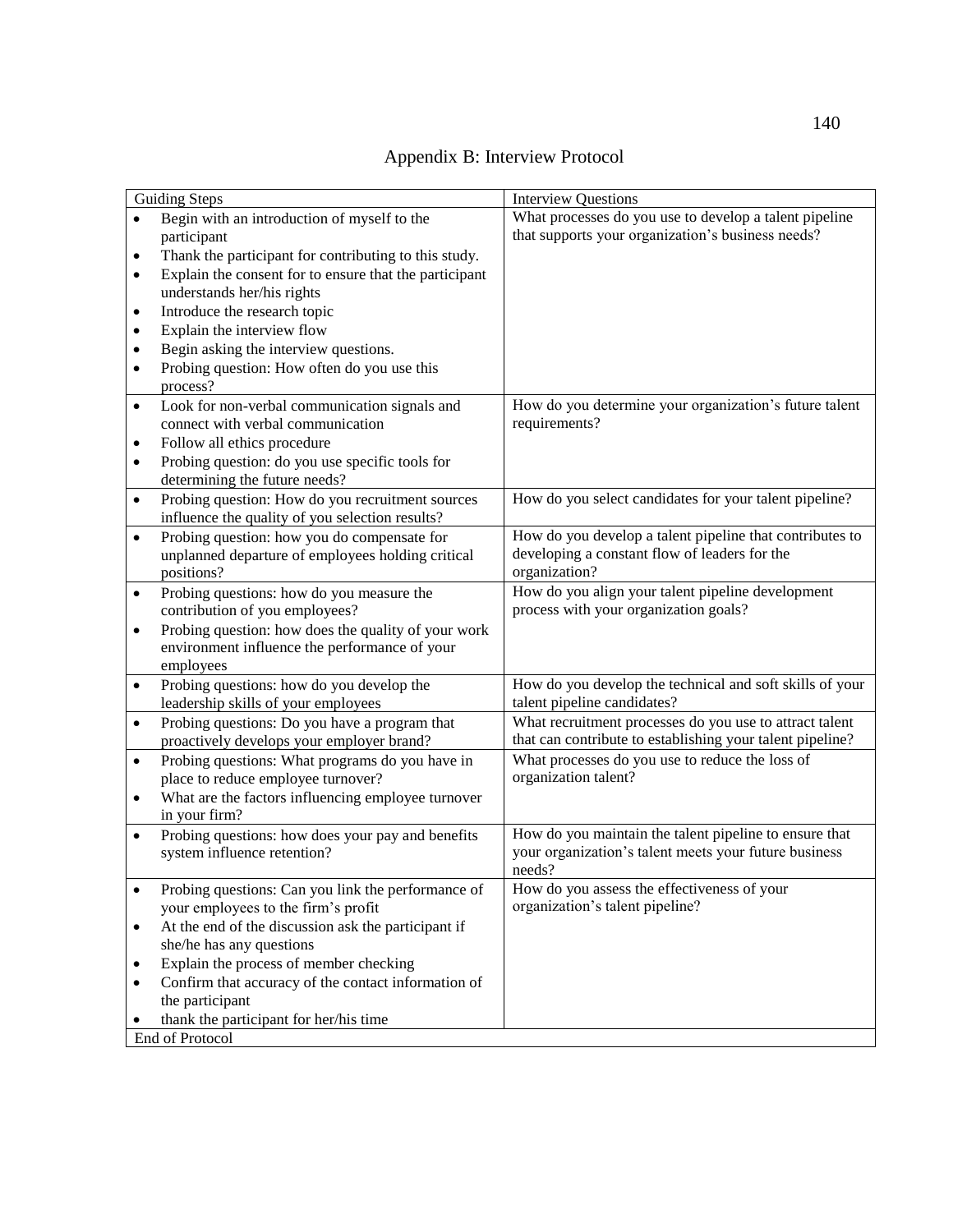# Appendix B: Interview Protocol

| Guiding Steps | Interview Questions |
|---|---|
| • Begin with an introduction of myself to the participant<br>• Thank the participant for contributing to this study.<br>• Explain the consent for to ensure that the participant understands her/his rights<br>• Introduce the research topic<br>• Explain the interview flow<br>• Begin asking the interview questions.<br>• Probing question: How often do you use this process? | What processes do you use to develop a talent pipeline that supports your organization's business needs? |
| • Look for non-verbal communication signals and connect with verbal communication<br>• Follow all ethics procedure<br>• Probing question: do you use specific tools for determining the future needs? | How do you determine your organization's future talent requirements? |
| • Probing question: How do you recruitment sources influence the quality of you selection results? | How do you select candidates for your talent pipeline? |
| • Probing question: how you do compensate for unplanned departure of employees holding critical positions? | How do you develop a talent pipeline that contributes to developing a constant flow of leaders for the organization? |
| • Probing questions: how do you measure the contribution of you employees?<br>• Probing question: how does the quality of your work environment influence the performance of your employees | How do you align your talent pipeline development process with your organization goals? |
| • Probing questions: how do you develop the leadership skills of your employees | How do you develop the technical and soft skills of your talent pipeline candidates? |
| • Probing questions: Do you have a program that proactively develops your employer brand? | What recruitment processes do you use to attract talent that can contribute to establishing your talent pipeline? |
| • Probing questions: What programs do you have in place to reduce employee turnover?<br>• What are the factors influencing employee turnover in your firm? | What processes do you use to reduce the loss of organization talent? |
| • Probing questions: how does your pay and benefits system influence retention? | How do you maintain the talent pipeline to ensure that your organization's talent meets your future business needs? |
| • Probing questions: Can you link the performance of your employees to the firm's profit<br>• At the end of the discussion ask the participant if she/he has any questions<br>• Explain the process of member checking<br>• Confirm that accuracy of the contact information of the participant<br>• thank the participant for her/his time | How do you assess the effectiveness of your organization's talent pipeline? |
| End of Protocol | |